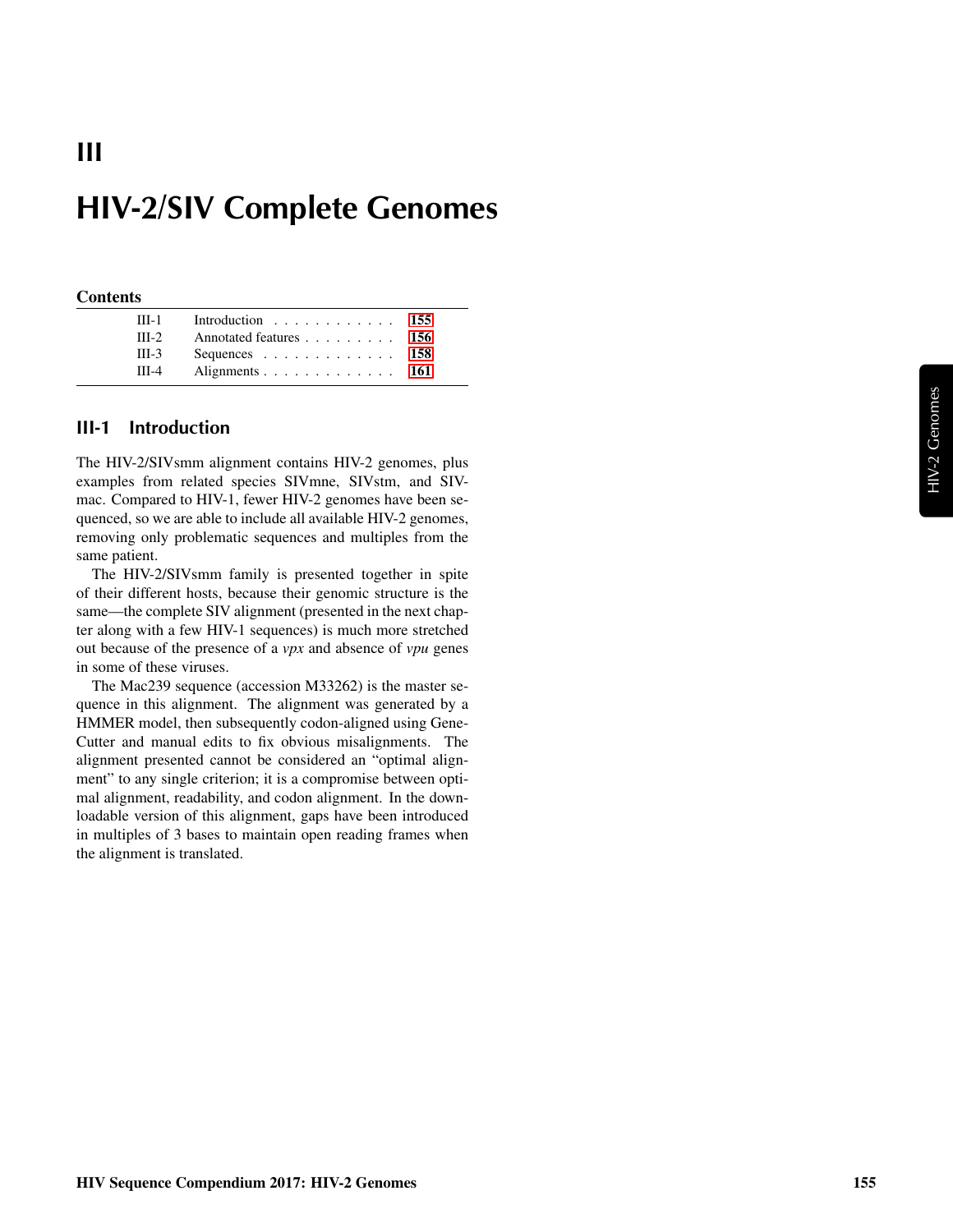# III

# HIV-2/SIV Complete Genomes

**Contents**

| | | |
|---|---|---|
| III-1 | Introduction | 155 |
| III-2 | Annotated features | 156 |
| III-3 | Sequences | 158 |
| III-4 | Alignments | 161 |

## III-1 Introduction

The HIV-2/SIVsmm alignment contains HIV-2 genomes, plus examples from related species SIVmne, SIVstm, and SIVmac. Compared to HIV-1, fewer HIV-2 genomes have been sequenced, so we are able to include all available HIV-2 genomes, removing only problematic sequences and multiples from the same patient.

The HIV-2/SIVsmm family is presented together in spite of their different hosts, because their genomic structure is the same—the complete SIV alignment (presented in the next chapter along with a few HIV-1 sequences) is much more stretched out because of the presence of a *vpx* and absence of *vpu* genes in some of these viruses.

The Mac239 sequence (accession M33262) is the master sequence in this alignment. The alignment was generated by a HMMER model, then subsequently codon-aligned using GeneCutter and manual edits to fix obvious misalignments. The alignment presented cannot be considered an "optimal alignment" to any single criterion; it is a compromise between optimal alignment, readability, and codon alignment. In the downloadable version of this alignment, gaps have been introduced in multiples of 3 bases to maintain open reading frames when the alignment is translated.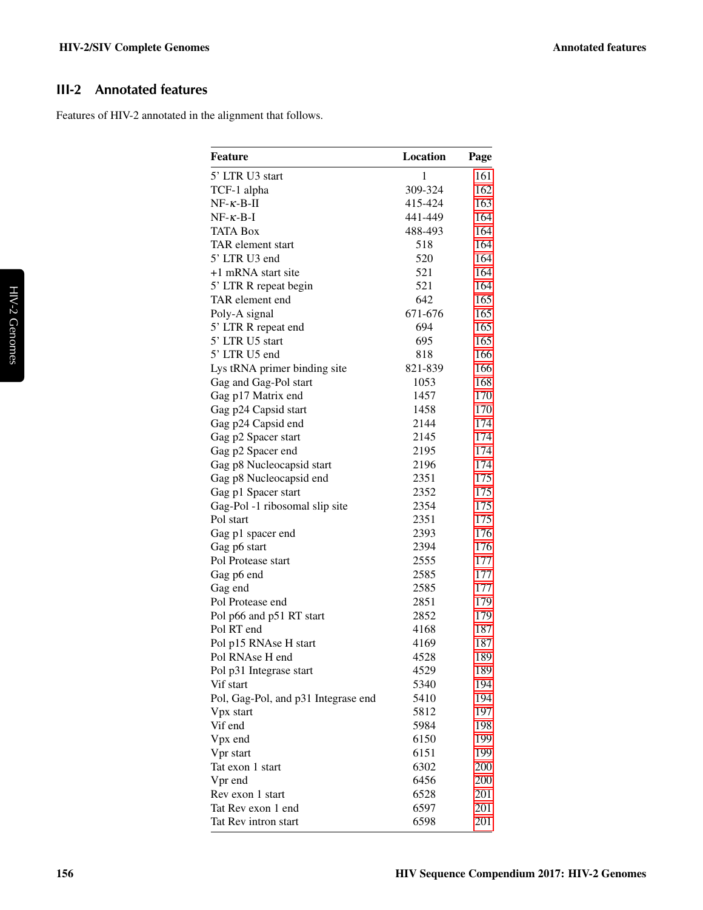## III-2 Annotated features

Features of HIV-2 annotated in the alignment that follows.

| Feature | Location | Page |
|---|---|---|
| 5' LTR U3 start | 1 | 161 |
| TCF-1 alpha | 309-324 | 162 |
| NF-$\kappa$-B-II | 415-424 | 163 |
| NF-$\kappa$-B-I | 441-449 | 164 |
| TATA Box | 488-493 | 164 |
| TAR element start | 518 | 164 |
| 5' LTR U3 end | 520 | 164 |
| +1 mRNA start site | 521 | 164 |
| 5' LTR R repeat begin | 521 | 164 |
| TAR element end | 642 | 165 |
| Poly-A signal | 671-676 | 165 |
| 5' LTR R repeat end | 694 | 165 |
| 5' LTR U5 start | 695 | 165 |
| 5' LTR U5 end | 818 | 166 |
| Lys tRNA primer binding site | 821-839 | 166 |
| Gag and Gag-Pol start | 1053 | 168 |
| Gag p17 Matrix end | 1457 | 170 |
| Gag p24 Capsid start | 1458 | 170 |
| Gag p24 Capsid end | 2144 | 174 |
| Gag p2 Spacer start | 2145 | 174 |
| Gag p2 Spacer end | 2195 | 174 |
| Gag p8 Nucleocapsid start | 2196 | 174 |
| Gag p8 Nucleocapsid end | 2351 | 175 |
| Gag p1 Spacer start | 2352 | 175 |
| Gag-Pol -1 ribosomal slip site | 2354 | 175 |
| Pol start | 2351 | 175 |
| Gag p1 spacer end | 2393 | 176 |
| Gag p6 start | 2394 | 176 |
| Pol Protease start | 2555 | 177 |
| Gag p6 end | 2585 | 177 |
| Gag end | 2585 | 177 |
| Pol Protease end | 2851 | 179 |
| Pol p66 and p51 RT start | 2852 | 179 |
| Pol RT end | 4168 | 187 |
| Pol p15 RNAse H start | 4169 | 187 |
| Pol RNAse H end | 4528 | 189 |
| Pol p31 Integrase start | 4529 | 189 |
| Vif start | 5340 | 194 |
| Pol, Gag-Pol, and p31 Integrase end | 5410 | 194 |
| Vpx start | 5812 | 197 |
| Vif end | 5984 | 198 |
| Vpx end | 6150 | 199 |
| Vpr start | 6151 | 199 |
| Tat exon 1 start | 6302 | 200 |
| Vpr end | 6456 | 200 |
| Rev exon 1 start | 6528 | 201 |
| Tat Rev exon 1 end | 6597 | 201 |
| Tat Rev intron start | 6598 | 201 |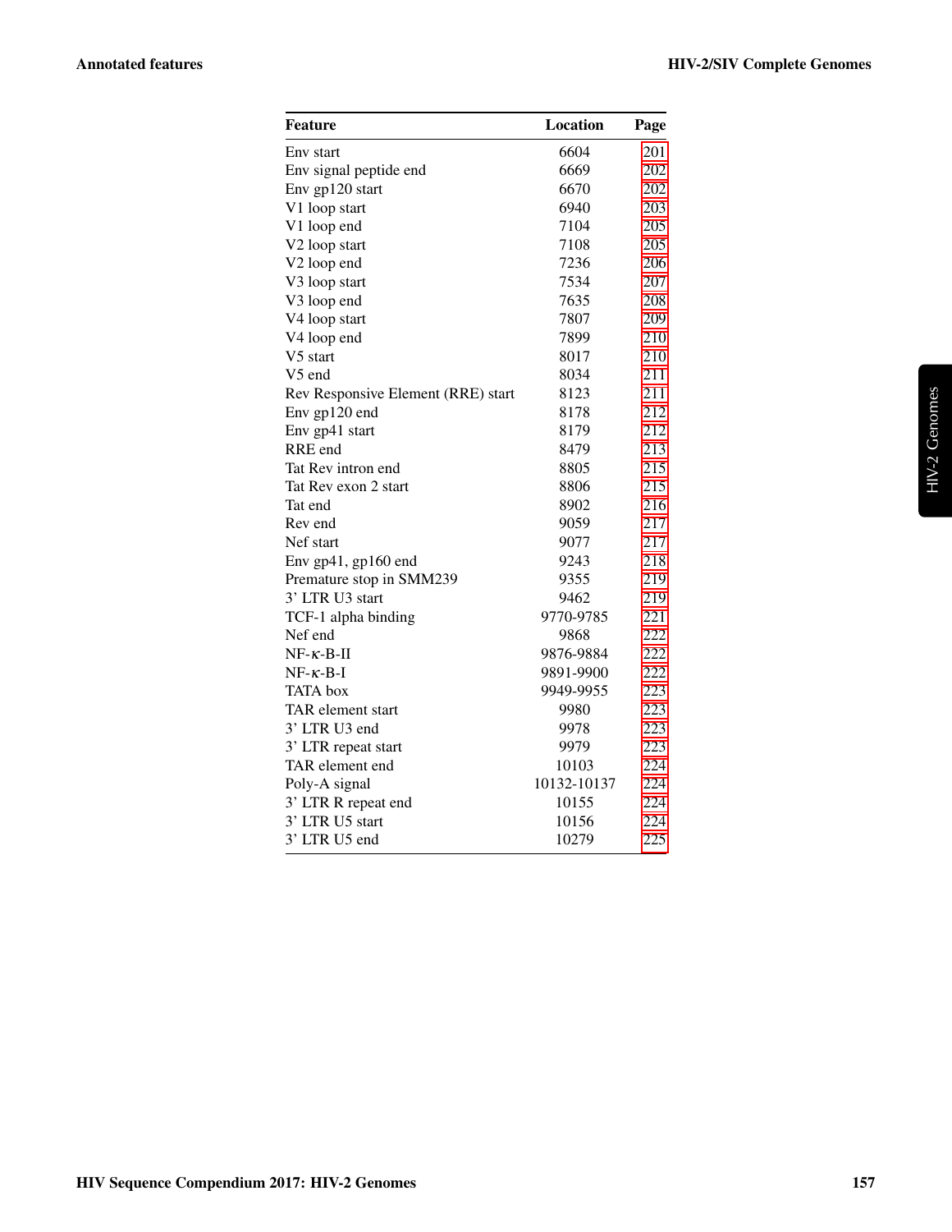| Feature | Location | Page |
|---|---|---|
| Env start | 6604 | 201 |
| Env signal peptide end | 6669 | 202 |
| Env gp120 start | 6670 | 202 |
| V1 loop start | 6940 | 203 |
| V1 loop end | 7104 | 205 |
| V2 loop start | 7108 | 205 |
| V2 loop end | 7236 | 206 |
| V3 loop start | 7534 | 207 |
| V3 loop end | 7635 | 208 |
| V4 loop start | 7807 | 209 |
| V4 loop end | 7899 | 210 |
| V5 start | 8017 | 210 |
| V5 end | 8034 | 211 |
| Rev Responsive Element (RRE) start | 8123 | 211 |
| Env gp120 end | 8178 | 212 |
| Env gp41 start | 8179 | 212 |
| RRE end | 8479 | 213 |
| Tat Rev intron end | 8805 | 215 |
| Tat Rev exon 2 start | 8806 | 215 |
| Tat end | 8902 | 216 |
| Rev end | 9059 | 217 |
| Nef start | 9077 | 217 |
| Env gp41, gp160 end | 9243 | 218 |
| Premature stop in SMM239 | 9355 | 219 |
| 3' LTR U3 start | 9462 | 219 |
| TCF-1 alpha binding | 9770-9785 | 221 |
| Nef end | 9868 | 222 |
| NF-$\kappa$-B-II | 9876-9884 | 222 |
| NF-$\kappa$-B-I | 9891-9900 | 222 |
| TATA box | 9949-9955 | 223 |
| TAR element start | 9980 | 223 |
| 3' LTR U3 end | 9978 | 223 |
| 3' LTR repeat start | 9979 | 223 |
| TAR element end | 10103 | 224 |
| Poly-A signal | 10132-10137 | 224 |
| 3' LTR R repeat end | 10155 | 224 |
| 3' LTR U5 start | 10156 | 224 |
| 3' LTR U5 end | 10279 | 225 |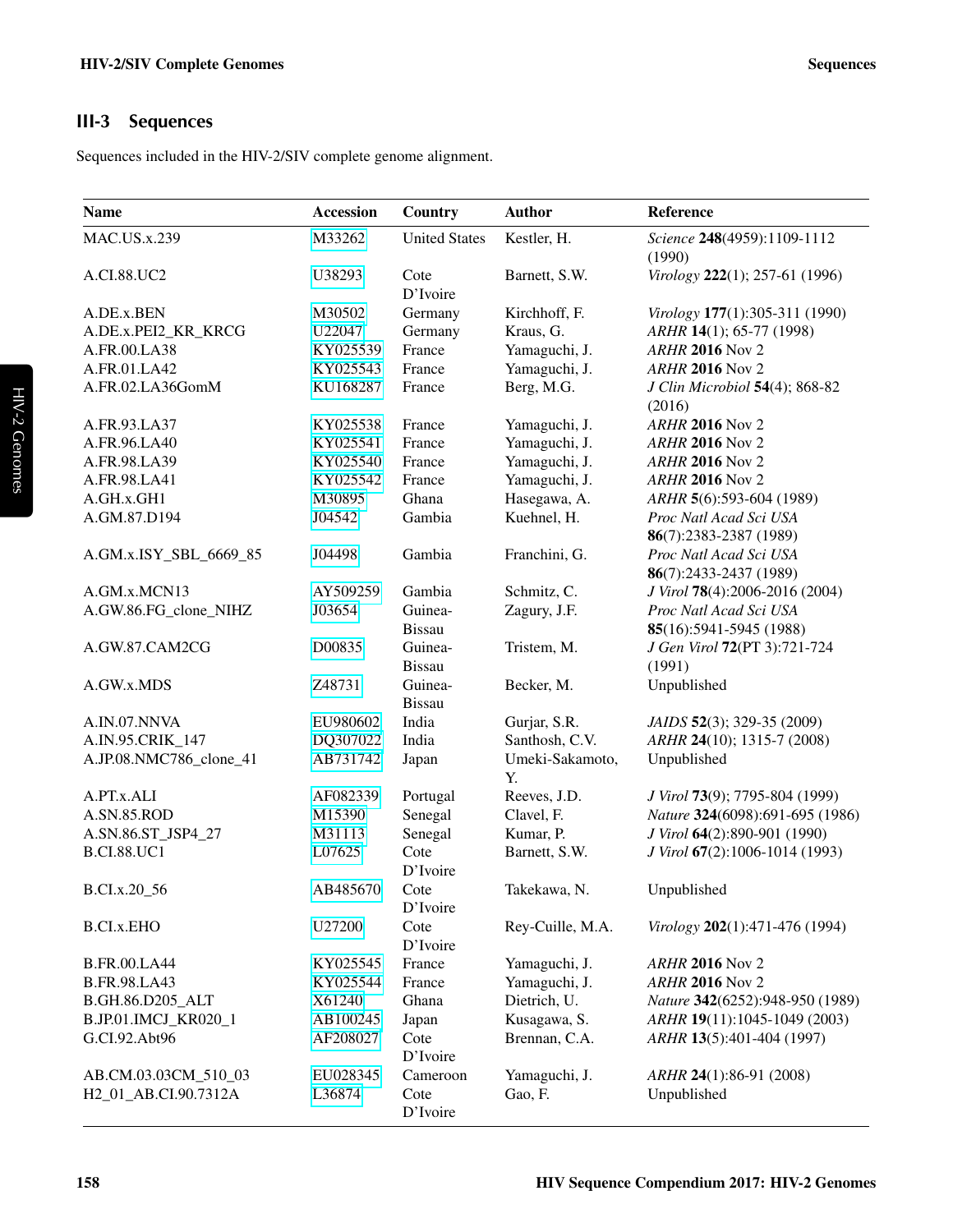## III-3 Sequences

Sequences included in the HIV-2/SIV complete genome alignment.

| Name | Accession | Country | Author | Reference |
|---|---|---|---|---|
| MAC.US.x.239 | M33262 | United States | Kestler, H. | *Science* **248**(4959):1109-1112 (1990) |
| A.CI.88.UC2 | U38293 | Cote D'Ivoire | Barnett, S.W. | *Virology* **222**(1); 257-61 (1996) |
| A.DE.x.BEN | M30502 | Germany | Kirchhoff, F. | *Virology* **177**(1):305-311 (1990) |
| A.DE.x.PEI2_KR_KRCG | U22047 | Germany | Kraus, G. | *ARHR* **14**(1); 65-77 (1998) |
| A.FR.00.LA38 | KY025539 | France | Yamaguchi, J. | *ARHR* **2016** Nov 2 |
| A.FR.01.LA42 | KY025543 | France | Yamaguchi, J. | *ARHR* **2016** Nov 2 |
| A.FR.02.LA36GomM | KU168287 | France | Berg, M.G. | *J Clin Microbiol* **54**(4); 868-82 (2016) |
| A.FR.93.LA37 | KY025538 | France | Yamaguchi, J. | *ARHR* **2016** Nov 2 |
| A.FR.96.LA40 | KY025541 | France | Yamaguchi, J. | *ARHR* **2016** Nov 2 |
| A.FR.98.LA39 | KY025540 | France | Yamaguchi, J. | *ARHR* **2016** Nov 2 |
| A.FR.98.LA41 | KY025542 | France | Yamaguchi, J. | *ARHR* **2016** Nov 2 |
| A.GH.x.GH1 | M30895 | Ghana | Hasegawa, A. | *ARHR* **5**(6):593-604 (1989) |
| A.GM.87.D194 | J04542 | Gambia | Kuehnel, H. | *Proc Natl Acad Sci USA* **86**(7):2383-2387 (1989) |
| A.GM.x.ISY_SBL_6669_85 | J04498 | Gambia | Franchini, G. | *Proc Natl Acad Sci USA* **86**(7):2433-2437 (1989) |
| A.GM.x.MCN13 | AY509259 | Gambia | Schmitz, C. | *J Virol* **78**(4):2006-2016 (2004) |
| A.GW.86.FG_clone_NIHZ | J03654 | Guinea-Bissau | Zagury, J.F. | *Proc Natl Acad Sci USA* **85**(16):5941-5945 (1988) |
| A.GW.87.CAM2CG | D00835 | Guinea-Bissau | Tristem, M. | *J Gen Virol* **72**(PT 3):721-724 (1991) |
| A.GW.x.MDS | Z48731 | Guinea-Bissau | Becker, M. | Unpublished |
| A.IN.07.NNVA | EU980602 | India | Gurjar, S.R. | *JAIDS* **52**(3); 329-35 (2009) |
| A.IN.95.CRIK_147 | DQ307022 | India | Santhosh, C.V. | *ARHR* **24**(10); 1315-7 (2008) |
| A.JP.08.NMC786_clone_41 | AB731742 | Japan | Umeki-Sakamoto, Y. | Unpublished |
| A.PT.x.ALI | AF082339 | Portugal | Reeves, J.D. | *J Virol* **73**(9); 7795-804 (1999) |
| A.SN.85.ROD | M15390 | Senegal | Clavel, F. | *Nature* **324**(6098):691-695 (1986) |
| A.SN.86.ST_JSP4_27 | M31113 | Senegal | Kumar, P. | *J Virol* **64**(2):890-901 (1990) |
| B.CI.88.UC1 | L07625 | Cote D'Ivoire | Barnett, S.W. | *J Virol* **67**(2):1006-1014 (1993) |
| B.CI.x.20_56 | AB485670 | Cote D'Ivoire | Takekawa, N. | Unpublished |
| B.CI.x.EHO | U27200 | Cote D'Ivoire | Rey-Cuille, M.A. | *Virology* **202**(1):471-476 (1994) |
| B.FR.00.LA44 | KY025545 | France | Yamaguchi, J. | *ARHR* **2016** Nov 2 |
| B.FR.98.LA43 | KY025544 | France | Yamaguchi, J. | *ARHR* **2016** Nov 2 |
| B.GH.86.D205_ALT | X61240 | Ghana | Dietrich, U. | *Nature* **342**(6252):948-950 (1989) |
| B.JP.01.IMCJ_KR020_1 | AB100245 | Japan | Kusagawa, S. | *ARHR* **19**(11):1045-1049 (2003) |
| G.CI.92.Abt96 | AF208027 | Cote D'Ivoire | Brennan, C.A. | *ARHR* **13**(5):401-404 (1997) |
| AB.CM.03.03CM_510_03 | EU028345 | Cameroon | Yamaguchi, J. | *ARHR* **24**(1):86-91 (2008) |
| H2_01_AB.CI.90.7312A | L36874 | Cote D'Ivoire | Gao, F. | Unpublished |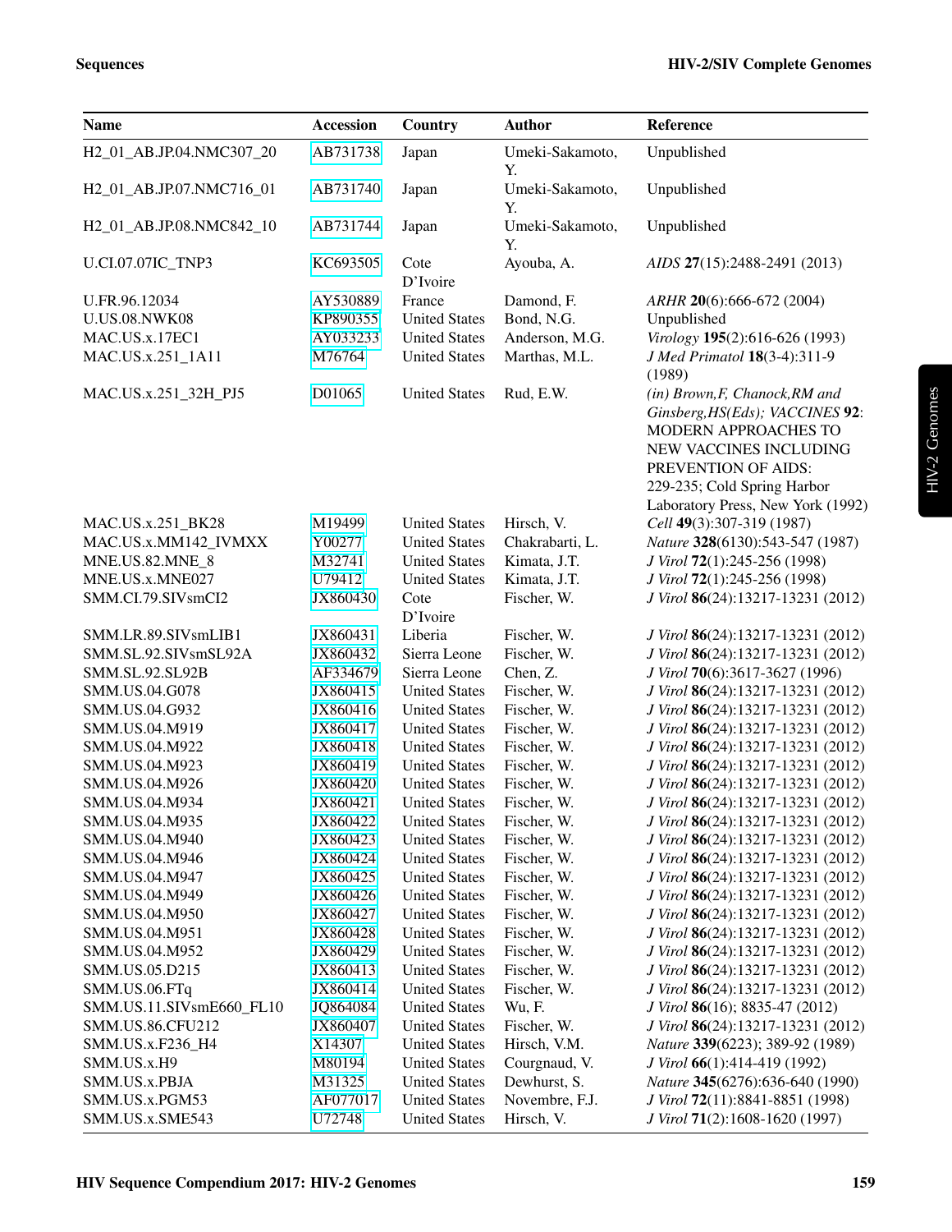| Name | Accession | Country | Author | Reference |
|---|---|---|---|---|
| H2_01_AB.JP.04.NMC307_20 | AB731738 | Japan | Umeki-Sakamoto, Y. | Unpublished |
| H2_01_AB.JP.07.NMC716_01 | AB731740 | Japan | Umeki-Sakamoto, Y. | Unpublished |
| H2_01_AB.JP.08.NMC842_10 | AB731744 | Japan | Umeki-Sakamoto, Y. | Unpublished |
| U.CI.07.07IC_TNP3 | KC693505 | Cote D'Ivoire | Ayouba, A. | *AIDS* **27**(15):2488-2491 (2013) |
| U.FR.96.12034 | AY530889 | France | Damond, F. | *ARHR* **20**(6):666-672 (2004) |
| U.US.08.NWK08 | KP890355 | United States | Bond, N.G. | Unpublished |
| MAC.US.x.17EC1 | AY033233 | United States | Anderson, M.G. | *Virology* **195**(2):616-626 (1993) |
| MAC.US.x.251_1A11 | M76764 | United States | Marthas, M.L. | *J Med Primatol* **18**(3-4):311-9 (1989) |
| MAC.US.x.251_32H_PJ5 | D01065 | United States | Rud, E.W. | *(in) Brown,F, Chanock,RM and Ginsberg,HS(Eds); VACCINES* **92**: MODERN APPROACHES TO NEW VACCINES INCLUDING PREVENTION OF AIDS: 229-235; Cold Spring Harbor Laboratory Press, New York (1992) |
| MAC.US.x.251_BK28 | M19499 | United States | Hirsch, V. | *Cell* **49**(3):307-319 (1987) |
| MAC.US.x.MM142_IVMXX | Y00277 | United States | Chakrabarti, L. | *Nature* **328**(6130):543-547 (1987) |
| MNE.US.82.MNE_8 | M32741 | United States | Kimata, J.T. | *J Virol* **72**(1):245-256 (1998) |
| MNE.US.x.MNE027 | U79412 | United States | Kimata, J.T. | *J Virol* **72**(1):245-256 (1998) |
| SMM.CI.79.SIVsmCI2 | JX860430 | Cote D'Ivoire | Fischer, W. | *J Virol* **86**(24):13217-13231 (2012) |
| SMM.LR.89.SIVsmLIB1 | JX860431 | Liberia | Fischer, W. | *J Virol* **86**(24):13217-13231 (2012) |
| SMM.SL.92.SIVsmSL92A | JX860432 | Sierra Leone | Fischer, W. | *J Virol* **86**(24):13217-13231 (2012) |
| SMM.SL.92.SL92B | AF334679 | Sierra Leone | Chen, Z. | *J Virol* **70**(6):3617-3627 (1996) |
| SMM.US.04.G078 | JX860415 | United States | Fischer, W. | *J Virol* **86**(24):13217-13231 (2012) |
| SMM.US.04.G932 | JX860416 | United States | Fischer, W. | *J Virol* **86**(24):13217-13231 (2012) |
| SMM.US.04.M919 | JX860417 | United States | Fischer, W. | *J Virol* **86**(24):13217-13231 (2012) |
| SMM.US.04.M922 | JX860418 | United States | Fischer, W. | *J Virol* **86**(24):13217-13231 (2012) |
| SMM.US.04.M923 | JX860419 | United States | Fischer, W. | *J Virol* **86**(24):13217-13231 (2012) |
| SMM.US.04.M926 | JX860420 | United States | Fischer, W. | *J Virol* **86**(24):13217-13231 (2012) |
| SMM.US.04.M934 | JX860421 | United States | Fischer, W. | *J Virol* **86**(24):13217-13231 (2012) |
| SMM.US.04.M935 | JX860422 | United States | Fischer, W. | *J Virol* **86**(24):13217-13231 (2012) |
| SMM.US.04.M940 | JX860423 | United States | Fischer, W. | *J Virol* **86**(24):13217-13231 (2012) |
| SMM.US.04.M946 | JX860424 | United States | Fischer, W. | *J Virol* **86**(24):13217-13231 (2012) |
| SMM.US.04.M947 | JX860425 | United States | Fischer, W. | *J Virol* **86**(24):13217-13231 (2012) |
| SMM.US.04.M949 | JX860426 | United States | Fischer, W. | *J Virol* **86**(24):13217-13231 (2012) |
| SMM.US.04.M950 | JX860427 | United States | Fischer, W. | *J Virol* **86**(24):13217-13231 (2012) |
| SMM.US.04.M951 | JX860428 | United States | Fischer, W. | *J Virol* **86**(24):13217-13231 (2012) |
| SMM.US.04.M952 | JX860429 | United States | Fischer, W. | *J Virol* **86**(24):13217-13231 (2012) |
| SMM.US.05.D215 | JX860413 | United States | Fischer, W. | *J Virol* **86**(24):13217-13231 (2012) |
| SMM.US.06.FTq | JX860414 | United States | Fischer, W. | *J Virol* **86**(24):13217-13231 (2012) |
| SMM.US.11.SIVsmE660_FL10 | JQ864084 | United States | Wu, F. | *J Virol* **86**(16); 8835-47 (2012) |
| SMM.US.86.CFU212 | JX860407 | United States | Fischer, W. | *J Virol* **86**(24):13217-13231 (2012) |
| SMM.US.x.F236_H4 | X14307 | United States | Hirsch, V.M. | *Nature* **339**(6223); 389-92 (1989) |
| SMM.US.x.H9 | M80194 | United States | Courgnaud, V. | *J Virol* **66**(1):414-419 (1992) |
| SMM.US.x.PBJA | M31325 | United States | Dewhurst, S. | *Nature* **345**(6276):636-640 (1990) |
| SMM.US.x.PGM53 | AF077017 | United States | Novembre, F.J. | *J Virol* **72**(11):8841-8851 (1998) |
| SMM.US.x.SME543 | U72748 | United States | Hirsch, V. | *J Virol* **71**(2):1608-1620 (1997) |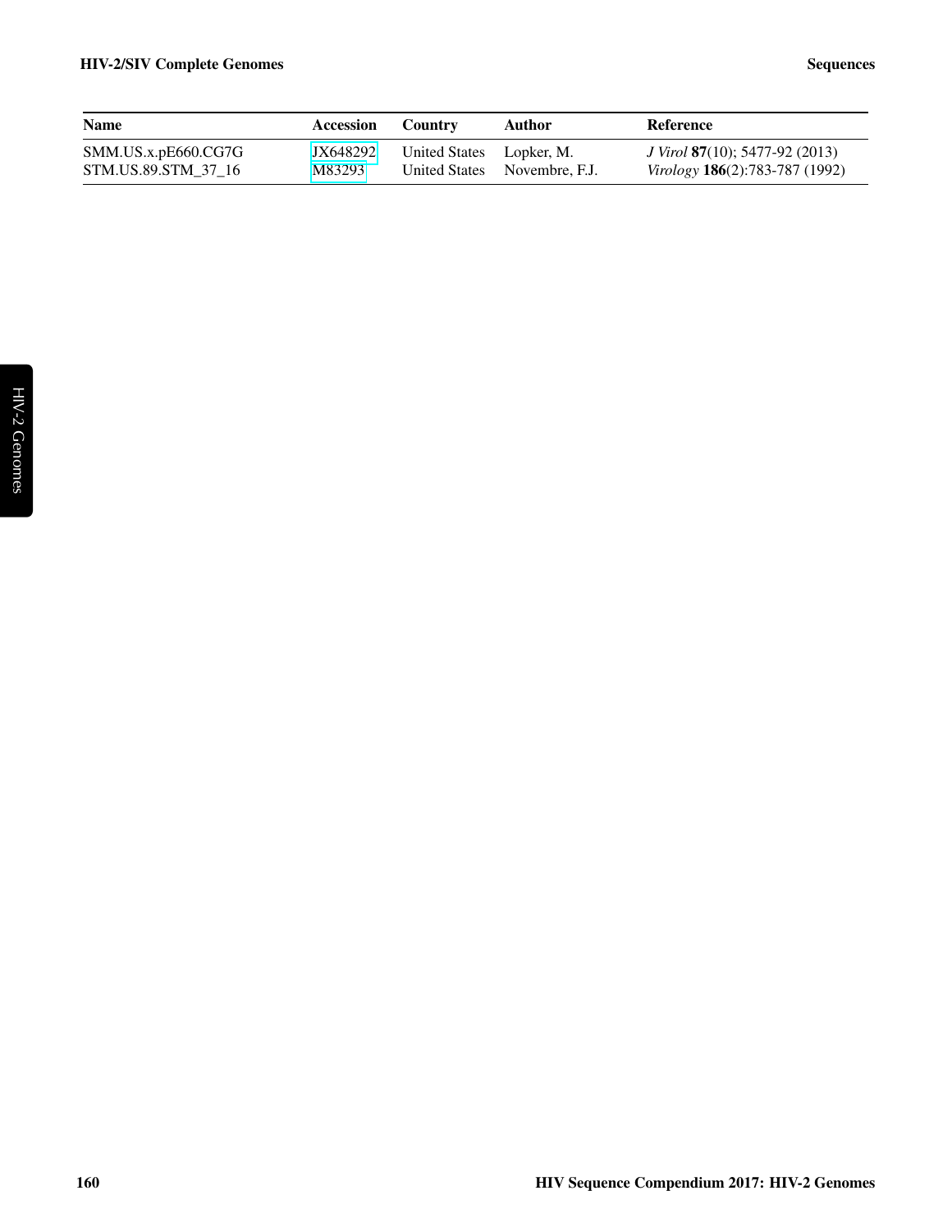| Name | Accession | Country | Author | Reference |
|---|---|---|---|---|
| SMM.US.x.pE660.CG7G | JX648292 | United States | Lopker, M. | *J Virol* **87**(10); 5477-92 (2013) |
| STM.US.89.STM_37_16 | M83293 | United States | Novembre, F.J. | *Virology* **186**(2):783-787 (1992) |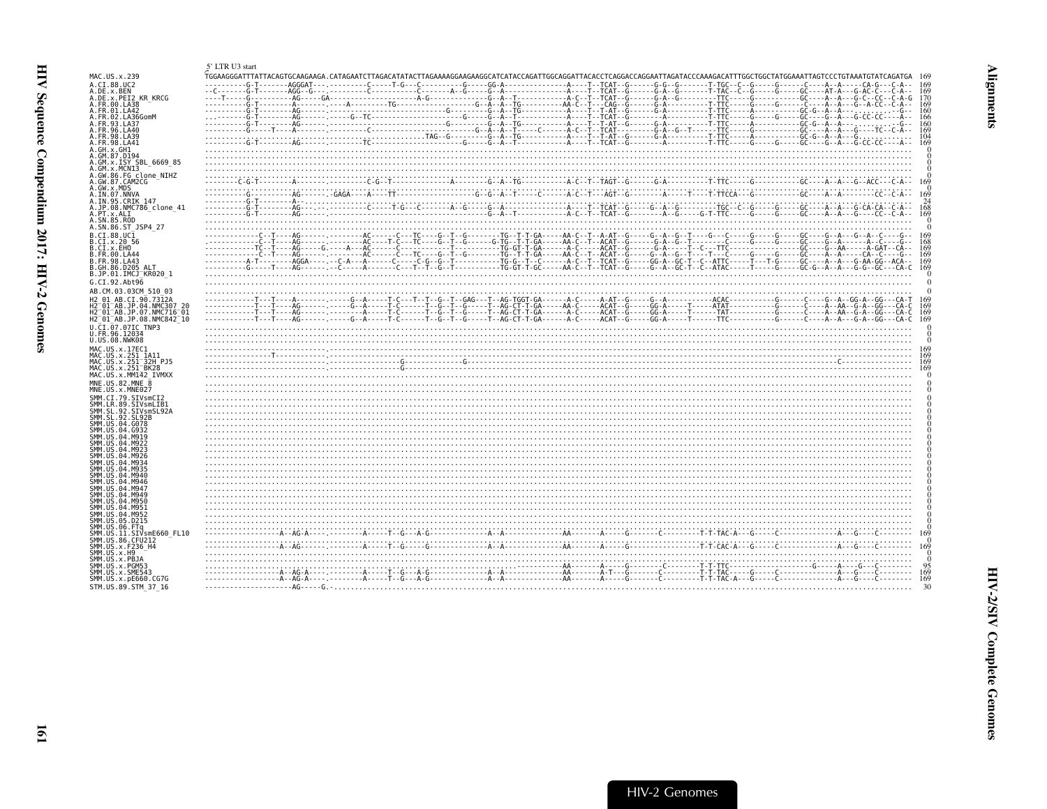5' LTR U3 start

```
MAC.US.x.239              TGGAAGGGATTTATTACAGTGCAAGAAGA.CATAGAATCTTAGACATATACTTAGAAAAGGAAGAAGGCATCATACCAGATTGGCAGGATTACACCTCAGGACCAGGAATTAGATACCCAAAGACATTTGGCTGGCTATGGAATTAGTCCCTGTAAATGTATCAGATGA  169
A.CI.88.UC2                  169
A.DE.x.BEN                   169
A.DE.x.PEI2_KR_KRCG          170
A.FR.00.LA38                 169
A.FR.01.LA42                 160
A.FR.02.LA36GomM             166
A.FR.93.LA37                 160
A.FR.96.LA40                 169
A.FR.98.LA39                 104
A.FR.98.LA41                 169
A.GH.x.GH1                     0
A.GM.87.D194                   0
A.GM.x.ISY_SBL_6669_85         0
A.GM.x.MCN13                   0
A.GW.86.FG_clone_NIHZ          0
A.GW.87.CAM2CG               169
A.GW.x.MDS                     0
A.IN.07.NNVA                 169
A.IN.95.CRIK_147              24
A.JP.08.NMC786_clone_41      168
A.PT.x.ALI                   169
A.SN.85.ROD                    0
A.SN.86.ST_JSP4_27             0
B.CI.88.UC1                  169
B.CI.x.20_56                 168
B.CI.x.EHO                   169
B.FR.00.LA44                 169
B.FR.98.LA43                 169
B.GH.86.D205_ALT             169
B.JP.01.IMCJ_KR020_1           0
G.CI.92.Abt96                  0
AB.CM.03.03CM_510_03           0
H2_01_AB.CI.90.7312A         169
H2_01_AB.JP.04.NMC307_20     169
H2_01_AB.JP.07.NMC716_01     169
H2_01_AB.JP.08.NMC842_10     169
U.CI.07.07IC_TNP3              0
U.FR.96.12034                  0
U.US.08.NWK08                  0
MAC.US.x.17EC1               169
MAC.US.x.251_1A11            169
MAC.US.x.251_32H_PJ5         169
MAC.US.x.251_BK28            169
MAC.US.x.MM142_IVMXX           0
MNE.US.82.MNE_8                0
MNE.US.x.MNE027                0
SMM.CI.79.SIVsmCI2             0
SMM.LR.89.SIVsmLIB1            0
SMM.SL.92.SIVsmSL92A           0
SMM.SL.92.SL92B                0
SMM.US.04.G078                 0
SMM.US.04.G932                 0
SMM.US.04.M919                 0
SMM.US.04.M922                 0
SMM.US.04.M923                 0
SMM.US.04.M926                 0
SMM.US.04.M934                 0
SMM.US.04.M935                 0
SMM.US.04.M940                 0
SMM.US.04.M946                 0
SMM.US.04.M947                 0
SMM.US.04.M949                 0
SMM.US.04.M950                 0
SMM.US.04.M951                 0
SMM.US.04.M952                 0
SMM.US.05.D215                 0
SMM.US.06.FTq                  0
SMM.US.11.SIVsmE660_FL10     169
SMM.US.86.CFU212               0
SMM.US.x.F236_H4             169
SMM.US.x.H9                    0
SMM.US.x.PBJA                  0
SMM.US.x.PGM53                95
SMM.US.x.SME543              169
SMM.US.x.pE660.CG7G          169
STM.US.89.STM_37_16           30
```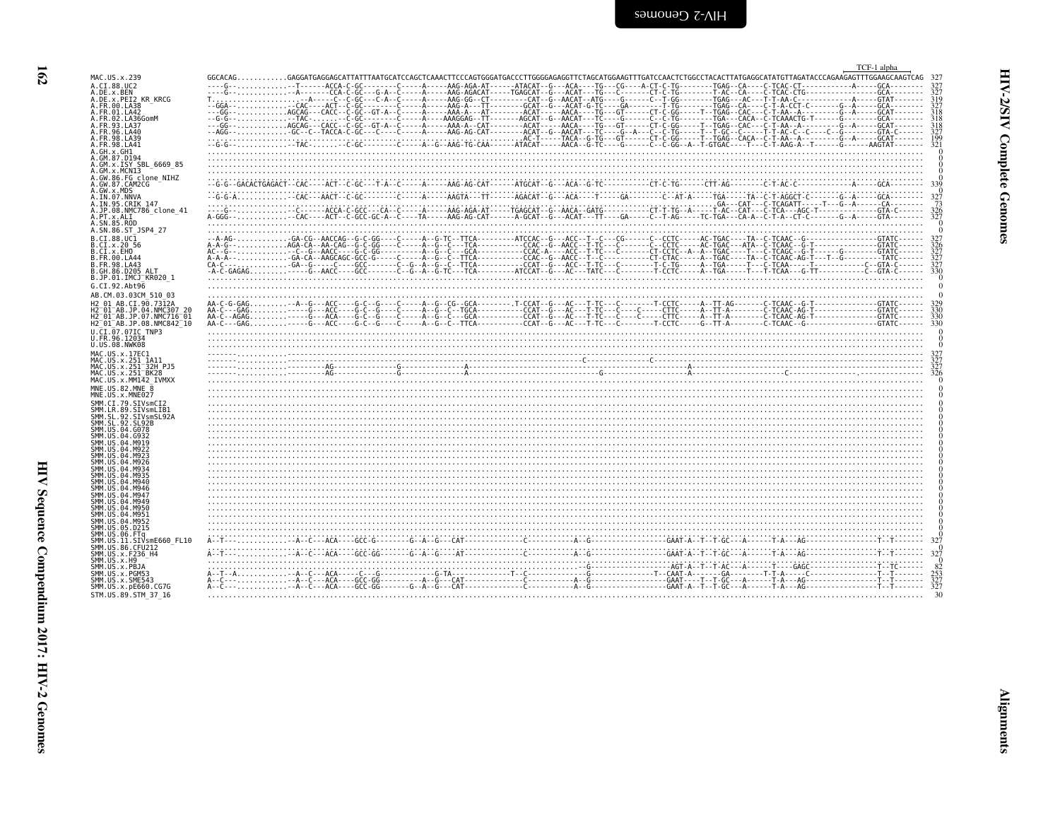```
                                                                                                                                                                                           TCF-1 alpha
MAC.US.x.239              GGCACAG............GAGGATGAGGAGCATTATTTAATGCATCCAGCTCAAACTTCCCAGTGGGATGACCCTTGGGGAGAGGTTCTAGCATGGAAGTTTGATCCAACTCTGGCCTACACTTATGAGGCATATGTTAGATACCCAGAAGAGTTTGGAAGCAAGTCAG  327
A.CI.88.UC2               ----G-..............-T------ACCA-C-GC--------C-----A-----AAG-AGA-AT------ATACAT--G---ACA----TG---CG----A-CT-C-TG--------TGAG--CA----C-TCAC-CT-----------A-----GCA--------  327
A.DE.x.BEN                ----G-..............-A------CCA-C-GC---G-A--C-----A-----AAG-AGACAT-----TGAGCAT--G---ACAT---TG---C-------CT-C-TG--------T-AC--CA----C-TCAC-CTG-----------------GCA--------  327
A.DE.x.PEI2_KR_KRCG       T...................A-----C--C-GC---C-A--C-----A-----AAG-GG--CT---------CAT--G--AACAT--ATG----G------C--T-GG--------TGAG---AC---T-T-AA-C------------A-----GTAT-------  319
A.FR.00.LA38              --GGA-...........--CAC----ACT--C-GC--------C-----A-----AAG-A---TT--------GCAT--G---ACAT-G-TC----GA--------T-TG--------TGAG--CA----C-T-A-CCT-C--------G--A-----GCA--------  327
A.FR.01.LA42              ---GG-............AGCAG---CACC--C-GC--GT-A--C-----A-----AAA-A---AT---------ACAT-----AACA----TG---GT-------CT-C-GG-----T--TGAG--CAC---C-T-AA--A----------G--A-----GCAT-------  318
A.FR.02.LA36GomM          --G-G-.............TAC.........C-GC--------C-----A----AAAGGAG--TT--------AGCAT--G--AACAT---TC-----G-------C--C-TG--------TGA---CACA--C-TCAAACTG-T---------G-----------GCA--------  318
A.FR.93.LA37              ---GG-............AGCAG---CACC--C-GC--GT-A--C-----A-----AAA-A--CAT---------ACAT-----AACA----TG---GT-------CT-C-GG-----T--TGAG--CAC---C-T-AA--A----------G--A-----GCAT-------  318
A.FR.96.LA40              ---AGG-............-GC--C--TACCA-C-GC----C----C-----A-----AAG-AG-CAT--------ACAT--G---AACAT---TC----G--A---C--C-TG-----T--T-GC--C----T-T-AC-C--C----C--G------GTA-C------  327
A.FR.98.LA39              .......................................................................AC-T-----TACA--G-TG---GT-----CT-C-GG-----T--TGAG--CACA--C-T-AA--A----------G--A-----GCAT-------  199
A.FR.98.LA41              --G-G-.............TAC.........C-GC---------C-----A--G--AAG-TG-CAA------ATACAT----AACA--G-TC----G-------C--C-GG--A--T-GTGAC-----T----C-T-AAG-A--T------G------AAGTAT-------  321
A.GH.x.GH1                .......................................................................................................................................................................    0
A.GM.87.D194              .......................................................................................................................................................................    0
A.GM.x.ISY_SBL_6669_85    .......................................................................................................................................................................    0
A.GM.x.MCN13              .......................................................................................................................................................................    0
A.GW.86.FG_clone_NIHZ     .......................................................................................................................................................................    0
A.GW.87.CAM2CG            --G-G--GACACTGAGACT--CAC----ACT--C-GC----T-A--C-----A-----AAG-AG-CAT------ATGCAT--G---ACA--G-TC----------CT-C-TG------CTT-AG--------C-T-AC-C------------A-----GCA--------  339
A.GW.x.MDS                .......................................................................................................................................................................    0
A.IN.07.NNVA              --G-G-A...........--CAC---AACT--C-GC--------C-----A-----AAGTA---TT------AGACAT--G---ACA----T-----GA--------C--AT-A------TGA-----TA--C-T-AGGCT-C---------G--A-----GCA--------  327
A.IN.95.CRIK_147          ...............................................................................................................GA---CAT---C-TCAGATT-----T---G--A------CA--------   73
A.JP.08.NMC786_clone_41   ----G-...........----C------ACCA-C-GCC---CA--C-----A-----AAG-AGA-AT-----TGAGCAT--G--AACA--GATG-----------CT-T-TG--A-----T-AC--CAT---C-TCA---AGC-T-------------GTA-C------  326
A.PT.x.ALI                A-GGG-.............--CAC----ACT--C-GCC-GC-A--C-----TA-----AAG-AG-CAT------A-GCAT--G---ACAT---TT----GA------C--T-AG------TC-TGA---CA-A--C-T-A--CT-C---------G--A-----GTA--------  327
A.SN.85.ROD               .......................................................................................................................................................................    0
A.SN.86.ST_JSP4_27        .......................................................................................................................................................................    0
B.CI.88.UC1               --A-AG-............-GA-CG--AACCAG--G-C-GG----C-----A--G-TC--TTCA---------ATCCAC--G---ACC--T--C---CG-------C--CCTC-----AC-TGAC----TA--C-TCAAC--G----------------GTATC------  327
B.CI.x.20_56              A-AG-.............AGA-CA--AA-CAG--G-C-GG----C-----A--G--C---TCA----------CCAC--G--AACC--T-TC-----C-------C--CCTC-----AC-TGAC---ATA---C-TCAAC--G-T--------------GTATC------  326
B.CI.x.EHO                AC--G-.............--C--G--AACC----G-C-GG----------A--G--C---GCA----------CCAC-A----ACC--T-TC-----C-------CT-CCTC--A--A--TGAC----T---C-TCAGC--G-T------G--------GTATC------  327
B.FR.00.LA44              A-A-A-.............-GA-CA--AAGCAGC-GCC-G-----C-----A--G--C--TTCA----------CCAC--G--AACC--T--C-------------CT-CTAC-----A--TGAC----TA--C-TCAAC-AG-T---T--G---------TATC------  327
B.FR.98.LA43              CA-C-..............-GA--G----C---GCC-------C--G--A--G--C--TTCA----------CCAT--G---ACC--T-TC----C------C--T-TG-----A--TGA-----T---C-TCAA-----T-----------C---GTA-C------  327
B.GH.86.D205_ALT          -A-C-GAGAG..........--G--AACC----GCC-------C--G--A--G-TC---TCA---------ATCCAT--G---AC---TATC----C-------T-CCTC-----A--TGA-----T---T-TCAA---G-TT------------C--GTA-C------  330
B.JP.01.IMCJ_KR020_1      .......................................................................................................................................................................    0
G.CI.92.Abt96             .......................................................................................................................................................................    0
AB.CM.03.03CM_510_03      .......................................................................................................................................................................    0
H2_01_AB.CI.90.7312A      AA-C-G-GAG..........-A--G---ACC----G-C--G----C-----A--G--CG--GCA---------.T-CCAT--G---AC---T-TC---C-------T-CCTC-----A--TT-AG--------C-TCAAC--G-T---------------GTATC------  329
H2_01_AB.JP.04.NMC307_20  AA-C---GAG..........--G---ACC----G-C--G----C-----A--G--C--TGCA----------CCAT--G---AC---T-TC---C-----C-----CTTC-----A--TT-A--------C-TCAAC-AG-T----------------GTATC------  330
H2_01_AB.JP.07.NMC716_01  AA-C--AGAG..........--G---ACA----G-C--G----C-----A--G--C---GCA----------CCAT--G---AC---T-TC---C-----C-----CTTC-----A--TT-A--------C-TCAAC-AG-T----------------GTATC------  330
H2_01_AB.JP.08.NMC842_10  AA-C---GAG..........--G---ACC----G-C--G----C-----A--G--C--TTCA----------CCAT--G---AC---T-TC---C-------T-CCTC-----G--TT-A--------C-TCAAC--G-----------------GTATC------  330
U.CI.07.07IC_TNP3         .......................................................................................................................................................................    0
U.FR.96.12034             .......................................................................................................................................................................    0
U.US.08.NWK08             .......................................................................................................................................................................    0
MAC.US.x.17EC1            -----------------------------------------------------------------------------------------------------------------------------------------------------------------------  327
MAC.US.x.251_1A11         ----------------------------------------------------------------------------------C---------------C--------------------------------------------------------------------  327
MAC.US.x.251_32H_PJ5      ----------------------AG--------------G-------------A-----------------------------------------------------A-------------------------------------------------------------  327
MAC.US.x.251_BK28         ----------------------AG--------------G-------------A--------------------------G-------------------------A--------------------------C----------------------------------  326
MAC.US.x.MM142_IVMXX      .......................................................................................................................................................................    0
MNE.US.82.MNE_8           .......................................................................................................................................................................    0
MNE.US.x.MNE027           .......................................................................................................................................................................    0
SMM.CI.79.SIVsmCI2        .......................................................................................................................................................................    0
SMM.LR.89.SIVsmLIB1       .......................................................................................................................................................................    0
SMM.SL.92.SIVsmSL92A      .......................................................................................................................................................................    0
SMM.SL.92.SL92B           .......................................................................................................................................................................    0
SMM.US.04.G078            .......................................................................................................................................................................    0
SMM.US.04.G932            .......................................................................................................................................................................    0
SMM.US.04.M919            .......................................................................................................................................................................    0
SMM.US.04.M922            .......................................................................................................................................................................    0
SMM.US.04.M923            .......................................................................................................................................................................    0
SMM.US.04.M926            .......................................................................................................................................................................    0
SMM.US.04.M934            .......................................................................................................................................................................    0
SMM.US.04.M935            .......................................................................................................................................................................    0
SMM.US.04.M940            .......................................................................................................................................................................    0
SMM.US.04.M946            .......................................................................................................................................................................    0
SMM.US.04.M947            .......................................................................................................................................................................    0
SMM.US.04.M949            .......................................................................................................................................................................    0
SMM.US.04.M950            .......................................................................................................................................................................    0
SMM.US.04.M951            .......................................................................................................................................................................    0
SMM.US.04.M952            .......................................................................................................................................................................    0
SMM.US.05.D215            .......................................................................................................................................................................    0
SMM.US.06.FTq             .......................................................................................................................................................................    0
SMM.US.11.SIVsmE660_FL10  A--T-..............-A--C---ACA----GCC-G--------G--A--G---CAT-------------C-----------A--G------------------GAAT-A--T--T-GC---A------T-A---AG----------------T--T-------  327
SMM.US.86.CFU212          .......................................................................................................................................................................    0
SMM.US.x.F236_H4          A--T-..............-A--C---ACA----GCC-GG-------G--A--G---AT--------------C-----------A--G------------------GAAT-A--T--T-GC---A------T-A---AG----------------T--T-------  327
SMM.US.x.H9               .......................................................................................................................................................................    0
SMM.US.x.PBJA             ....................................................................................-G--------------------AGT-A--T--T-AC---A------T----GAGC--------------T--TC------   82
SMM.US.x.PGM53            A--T--A............-A--C---ACA----C---G-----------G-TA--------------T--C-----------G-----------------T--CAAT-A------GA--------T-T-A-----C-----------------T--T-------  253
SMM.US.x.SME543           A--C-..............-A--C---ACA----GCC-GG--------A--G---CAT-------------C-----------A--G------------------GAAT-----T--T-GC---A------T-A---AG----------------T--T-------  327
SMM.US.x.pE660.CG7G       A--C-..............-A--C---ACA----GCC-GG-------G--A--G---CAT-------------C-----------A--G------------------GAAT-A--T--T-GC---A------T-A---AG----------------T--T-------  327
STM.US.89.STM_37_16       .......................................................................................................................................................................   30
```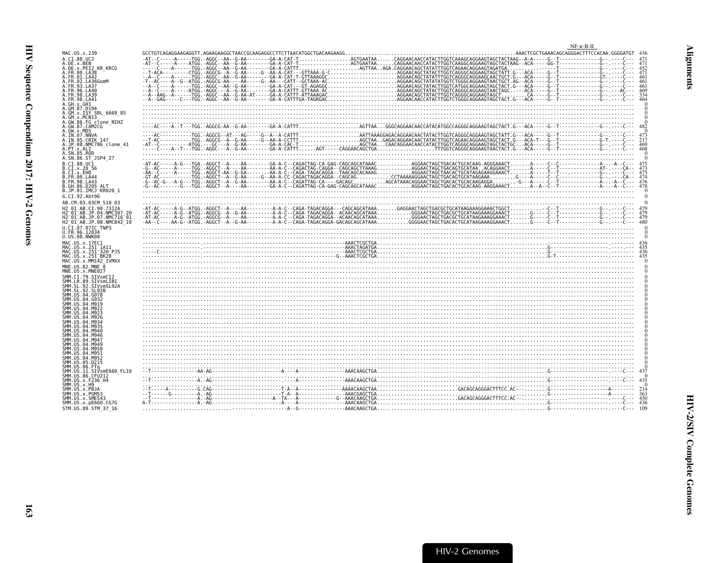NF-κ-B-II

```
MAC.US.x.239              GCCTGTCAGAGGAAGAGGTT.AGAAGAAGGCTAACCGCAAGAGGCCTTCTTAACATGGCTGACAAGAAGG.........................................................AAACTCGCTGAAACAGCAGGGACTTTCCACAA.GGGGATGT  436
A.CI.88.UC2               -AT--C-----A-----TGG.-AGGC--AA--G-AA--------GA-A-CAT-T.................AGTGAATAA......CAGGAACAACCATACTTGGTCAAAGCAGGAAGTAGCTACTAAG--A-A-----G--T-------------G--.-----C---  471
A.DE.x.BEN                -AT--C-----A---ATGG.-AGGC--AA--G-AA--------GA-A-CAT-T.................AGTGAATAA......CAGGAACAACCATACTTGGTCAAGGCAGGAAGTAGCTACTAAG--ACA-----GG-T-------------G--.-----C---  471
A.DE.x.PEI2_KR_KRCG       -----C----A-----TGG.-AGGC--AA--G-AA--------GA-A-CATTT.......................AGTTAA..AGA.CAGGAACAGCTATATTTGGTCAGAACAGGAAGTAGATGA.........-------T-------------G--.-----C---  452
A.FR.00.LA38              --T-ACA---------CTGG.-AGGCG--A--G-AA-----G--AA-A-CAT---GTTAAA-G-C........................AGGAACAGCTATACTTGGTCAGGGCAGGAAGTAGCTATT.G---ACA-----G--T-------------G--.-----C---  471
A.FR.01.LA42              --A--C----A------TGG.-AGGC--AA--G-AA--------GA-A-CAT-T-GTTAAAGGC.......................AGGAACAGCTATATTTGGTCAGGGCAGGAAGCAACTGCT.G---ACA-----G--T-------------GT-.-----C---  461
A.FR.02.LA36GomM          -T--AC----A--G--ATGG.-AGGCG-AA----AA-------G--AA-CATT--GCTAAA-AC......................AGGAACAGCTATATATTGGTCTGGGCAGGAAGTAACTGCT.AG--ACA-----G--T-------------G--.-----C---  461
A.FR.93.LA37              --A--C----A------TGG.-AGGC--AA--G-AA--------GA-A-CAT---GT-AGAGGC.......................AGGAACAGCTATACTTGGTCATGGCAGGAAGTAGCTACT.G---ACA-----G--T-------------G--.-----C---  461
A.FR.96.LA40              --A--C----A-----ATGG.-AGGC----A--G-AA--------GA-A-CATTT-GTTAAA-AC.......................AGGAACAGCTATACTTGGTCAGGGCAGGAAGTAACTAGC.----ACA-----G--T-------------G--.---AC---  469
A.FR.98.LA39              --A--AAG--A------TGG.-AGGC--AA--G-AA-AT-----GA-A-CATTT-ATTAAAGAC.......................AGGAACAGCTATACTTGGTCAGGGCAGGAAGTAGCT.........CA-----G--T-------------G--.-----C---  334
A.FR.98.LA41              --A--GAG----C---TGG.-AGGC--AA--G-AA--------GA-A-CATTTGA-TAGRGAC.......................AGGAACAACCATACTTGGTCTGGGCAGGAAGTAGCTACT.G--ACA-----G--T-------------G--.-----C---  464
A.GH.x.GH1                ................................................................................................................................................................  0
A.GM.87.D194              ................................................................................................................................................................  0
A.GM.x.ISY_SBL_6669_85    ................................................................................................................................................................  0
A.GM.x.MCN13              ................................................................................................................................................................  0
A.GW.86.FG_clone_NIHZ     ................................................................................................................................................................  0
A.GW.87.CAM2CG            ----AC----A--T---TGG.-AGGCG-AA--G-AA--------GA-A-CATTT.......................AGTTAA...GGGCAGGAACAACCATACATGGCCAGGGCAGGAAGTAGCTACT.G---ACA-----G--T-------------G--.-----C---  482
A.GW.x.MDS                ................................................................................................................................................................  0
A.IN.07.NNVA              ---AC----------TGG.-AGGCG--AT---AG-----G--A--A-CATTT.......................AATTAAAGGAGACAGGAACAACTATACTTGGTCAGGGCAGGAAGTAGCTATT.G---ACA-----G--T-------------G--.-----C---  473
A.IN.95.CRIK_147          --T-AC----------TGG.-AGGCG--A--G-AA-----G--AA-A-CCTTT.......................AGCTAA..GAGACAGGAACAACTATACTTGGTCAGAACAGGAAGTAGCTACT.G---ACA-T---G--T-------------G-T.-----C---  217
A.JP.08.NMC786_clone_41   -AT--C----------ATGG.----GC---A--G-AA--------GA-A-CAC-T.......................AGCTAA...CAACAGGAACAACCATACTTGGTCAGGGCAGGAAGTAGCTACTGC-.-ACA-----G--T-------------G--.-----C---  469
A.PT.x.ALI                -----C----A--T---TGG.-AGGC----A--G-AA--------GA-A-CATTT......AGT-----CAGGAACAGCTGA....................TTTGGTCAGGGCAGGAAGTAACTACT.G---ACA-----G--T-------------G--.-----C---  468
A.SN.85.ROD               ................................................................................................................................................................  0
A.SN.86.ST_JSP4_27        ................................................................................................................................................................  0
B.CI.88.UC1               -AT-AC-----A-G---TGA.-AGGCT--A----AA--------GA-A-C--CAGACTAG-CA-GAG-CAGCAGCATAAAC............AGGAACTAGCTGACACTGCACAAG.AGGGAAACT.......A-----C--C-------------A--.-A-C---  475
B.CI.x.20_56              -G--AC-----A-----TGG.-AGGCT--A----AA--------AA-A-C--CAGACTAG-CAGGA--CAGCAGCTTAAAG............AGGAACTAGCTGACAGTGCATAA..ACAGGAACT.......A-----C--T-------------AT-.-----CA--  473
B.CI.x.EHO                -AA--C-----A-----TGG.-AGGCT-AA--G-GA--------AA-A-C--CAGA-TAGACAGGA--TAACAGCACAAAG............AGGAACTAGCTAACACTGCATAGAGAAGGAAACT.......A-----T--T---------------G--.-----C---  475
B.FR.00.LA44              -GT-AC----------TGG.-AGGCT--A--G-AA-----G--AA-A-CC-CAGACTAGACAGGA--CAGCAG............CCTAAAAAGGAACTAGCTGACAGTGCATAAGAAA.........G-----A-----C--C-------------G--.-----CA--  474
B.FR.98.LA43              -G--AC-G--A-G---TGG.-AGGCT--A--G-AA--------AA-A-C--CAGATTAG-CA-----CAGCAGC.........AGCATAAACAGGAACTAGCTGACACTGCACAAGAGGA.........G-----A-----C--T-------------A--.-A-C---  476
B.GH.86.D205_ALT          -G--AC---------G---TGG.-AGGCT--A----AA--------GA-A-C--CAGATTAG-CA-GAG-CAGCAGCATAAAC............AGGAACTAGCTGACACTGCACAAG.AAGGAAACT.......A--A--C--T-------------A--.-A-C---  478
B.JP.01.IMCJ_KR020_1      ................................................................................................................................................................  0
G.CI.92.Abt96             ................................................................................................................................................................  0
AB.CM.03.03CM_510_03      ................................................................................................................................................................  0
H2_01_AB.CI.90.7312A      -AT-AC-----A-G--ATGG.-AGGCT--A----AA--------A-A-C--CAGA-TAGACAGGA---CAGCAGCATAAA.......GAGGAACTAGCTGACGCTGCATAAGAAAGGAAACTGGCT.........--C--T-------------G--.-----C---  479
H2_01_AB.JP.04.NMC307_20  -AT-AC-----A-G--ATGG.-AGGCG--A--G-AA--------A-A-C--CAGA-TAGACAGGA--ACAACAGCATAAA............GGGAACTAGCTGACGCTGCATAAGAAAGGAAACT.......G-----C--T-------------G--.-----C---  479
H2_01_AB.JP.07.NMC716_01  -AT-AC-----A-G--ATGG.-AGGCT--A----AA--------A-A-C--CAGA-TAGACAGGA--ACAACAGCATAAA............GGGAACTAGCTGACGCTGCATAAGAAAGGAAACT.......G-----C--T-------------G--.-----C---  479
H2_01_AB.JP.08.NMC842_10  -AA--C-----AA-G--ATGG.-AGGCT--A--G-AA--------A-A-C--CAGA-TAGACAGGA-GACAGCAGCATAAA...........GGGGAACTAGCTGACACTGCATAAGAAAGGAAACT.......G-----C--T-------------G--.-----C---  480
U.CI.07.07IC_TNP3         ................................................................................................................................................................  0
U.FR.96.12034             ................................................................................................................................................................  0
U.US.08.NWK08             ................................................................................................................................................................  0
MAC.US.x.17EC1            -------------------.------------------------------------------------AAACTCGCTGA..................................................................-----------------------.--------  436
MAC.US.x.251_1A11         -------------------.------------------------------------------------AAACTAGATGA..........................................................G--------------------.--------  435
MAC.US.x.251_32H_PJ5      -----C-------------.------------------------------------------------AAACTCGCTGA..................................................................---------------------.--------  436
MAC.US.x.251_BK28         -------------------.----------------------------------------------G-AAACTCGCTGA..........................................................G-T------------------.--------  435
MAC.US.x.MM142_IVMXX      ................................................................................................................................................................  0
MNE.US.82.MNE_8           ................................................................................................................................................................  0
MNE.US.x.MNE027           ................................................................................................................................................................  0
SMM.CI.79.SIVsmCI2        ................................................................................................................................................................  0
SMM.LR.89.SIVsmLIB1       ................................................................................................................................................................  0
SMM.SL.92.SIVsmSL92A      ................................................................................................................................................................  0
SMM.SL.92.SL92B           ................................................................................................................................................................  0
SMM.US.04.G078            ................................................................................................................................................................  0
SMM.US.04.G932            ................................................................................................................................................................  0
SMM.US.04.M919            ................................................................................................................................................................  0
SMM.US.04.M922            ................................................................................................................................................................  0
SMM.US.04.M923            ................................................................................................................................................................  0
SMM.US.04.M926            ................................................................................................................................................................  0
SMM.US.04.M934            ................................................................................................................................................................  0
SMM.US.04.M935            ................................................................................................................................................................  0
SMM.US.04.M940            ................................................................................................................................................................  0
SMM.US.04.M946            ................................................................................................................................................................  0
SMM.US.04.M947            ................................................................................................................................................................  0
SMM.US.04.M949            ................................................................................................................................................................  0
SMM.US.04.M950            ................................................................................................................................................................  0
SMM.US.04.M951            ................................................................................................................................................................  0
SMM.US.04.M952            ................................................................................................................................................................  0
SMM.US.05.D215            ................................................................................................................................................................  0
SMM.US.06.FTq             ................................................................................................................................................................  0
SMM.US.11.SIVsmE660_FL10  --T----------------AA-AG------------------------A----A--------------AAACAAGCTGA..........................................................G--------------------.-----C---  437
SMM.US.86.CFU212          ................................................................................................................................................................  0
SMM.US.x.F236_H4          --T----------------A.-AG-----------------------------A----------------AAACAAGCTGA..........................................................G--------------------.-----C---  435
SMM.US.x.H9               ................................................................................................................................................................  0
SMM.US.x.PBJA             --T-----A----------G.CAG-----------------------T-A--A---------------AAAACAAGCTAA...........................GACAGCAGGGACTTTCC.AC-----------G--------------------A-------  214
SMM.US.x.PGM53            --T-----G---------A.-AG-----------------------T-A--A-----------------AAACGAGCTGA..........................................................G--------------------A-------  363
SMM.US.x.SME543           --T----------------A.-AG--------------------A--TA---A------------G--AAACAAGCTGA...........................GACAGCAGGGACTTTCC.AC-----------------------------.-----C---  450
SMM.US.x.pE660.CG7G       A-T----------------A.-AG-----------------------A----A----------------AAACAAGCTGA..........................................................G--------------------.-----C---  436
STM.US.89.STM_37_16       ..........................................................A--G--------------AAACAAGCTGA..........................................................G--------------------.-----C---  109
```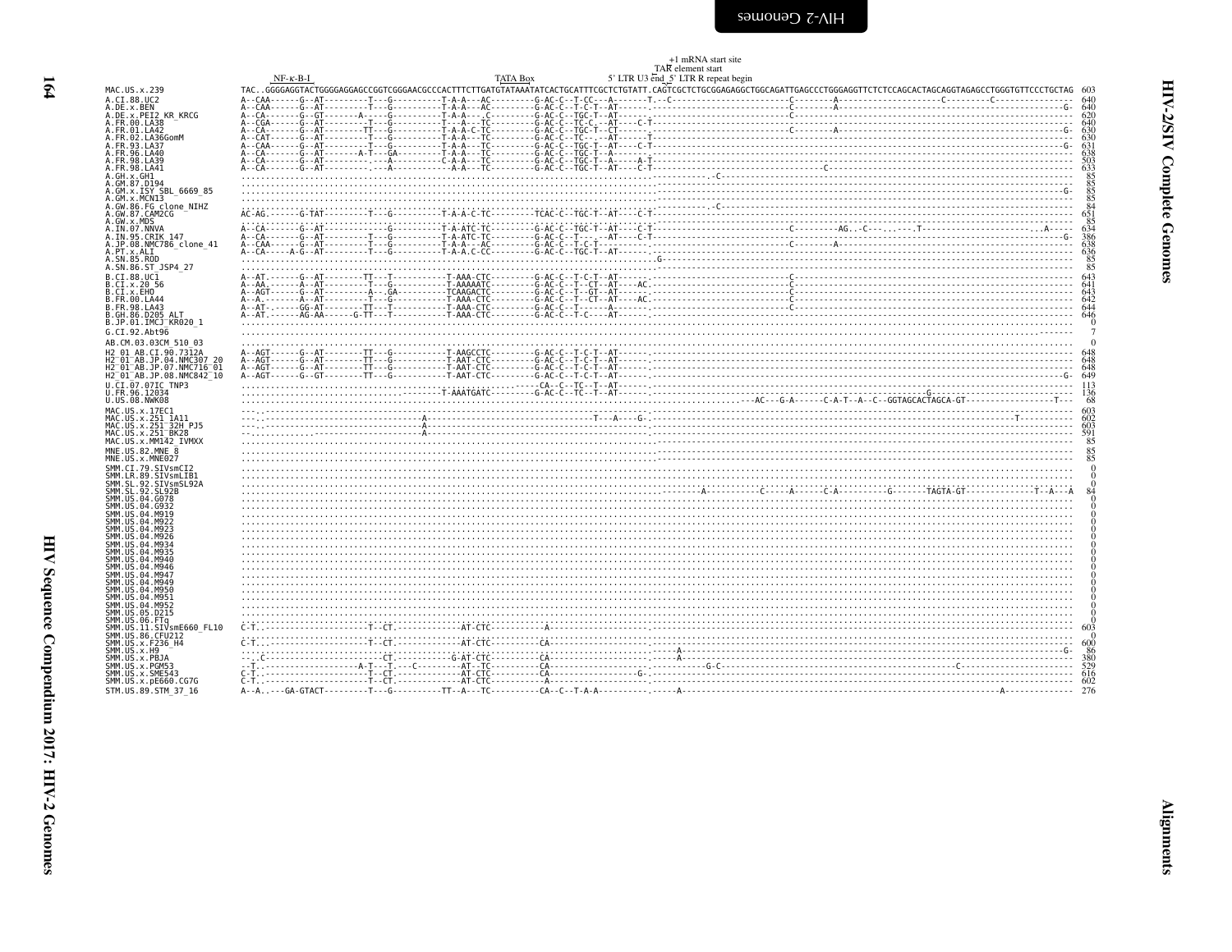+1 mRNA start site
TAR element start
NF-κ-B-I　　　　TATA Box　　　5' LTR U3 end 5' LTR R repeat begin

```
MAC.US.x.239                TAC..GGGGAGGTACTGGGGAGGAGCCGGTCGGGAACGCCCACTTTCTTGATGTATAAATATCACTGCATTTCGCTCTGTATT.CAGTCGCTCTGCGGAGAGGCTGGCAGATTGAGCCCTGGGAGGTTCTCTCCAGCACTAGCAGGTAGAGCCTGGGTGTTCCCTGCTAG  603
A.CI.88.UC2                 A--CAA------G--AT---------T---G----------T-A-A---AC---------G-AC-C--T-CC---A-------T.--C----------------------C--------A--------------------C---------C--------------  640
A.DE.x.BEN                  A--CAA------G--AT---------T---G----------T-A-A---AC---------G-AC-C--T-C-T--AT------.------------------------C--------A-----------------------------------------G-  640
A.DE.x.PEI2_KR_KRCG         A--CA-------G--GT--------A----G----------T-A-A---.C---------G-AC-C--TGC-T--AT------.------------------------C-----------------------------------------------------  620
A.FR.00.LA38                A--CGA------G--AT---------T---G----------T---A---TC---------G-AC-C--TC-C---AT-----C-T-------------------------------------------------------------------------  640
A.FR.01.LA42                A--CA-------G--AT--------TT---G----------T-A-A-C-TC---------G-AC-C--TGC-T--CT------.------------------------C--------A-----------------------------------------G-  630
A.FR.02.LA36GomM            A--CAT------G--AT---------T---G----------T-A-A---TC---------G-AC-C--TC-----AT------.----T-----------------------------------------------------------------------  630
A.FR.93.LA37                A--CAA------G--AT---------T---G----------T-A-A---TC---------G-AC-C--TGC-T--AT----C-T-----------------------------------------------------------------------G-  631
A.FR.96.LA40                A--CA-------G--AT-------A-T---GA---------T-A-A---TC---------G-AC-C--TGC-T--A-------.-----------------------------------------------------------------------  638
A.FR.98.LA39                A--CA-------G--AT---------.---A----------C-A-A---TC---------G-AC-C--TGC-T--A-----A-T-------------------------------------------------------------------------  503
A.FR.98.LA41                A--CA-------G--AT---------.---A----------A-A---TC---------G-AC-C--TGC-T--AT----C-T--------------------------------C-------------------------------------------  633
A.GH.x.GH1                  ..................................................................................--------------.C-------------------------------------------------------  85
A.GM.87.D194                ..................................................................................-------------------------------------------------------------------------  85
A.GM.x.ISY_SBL_6669_85      ..................................................................................-----------------------------------------------------------------------G-  85
A.GM.x.MCN13                ..................................................................................-------------------------------------------------------------------------  85
A.GW.86.FG_clone_NIHZ       ..................................................................................--------------.C-------------------------------------------------------  84
A.GW.87.CAM2CG              AC-AG.------G-TAT---------T---G----------T-A-A-C-TC---------TCAC-C--TGC-T--AT----C-T-------------------------------------------------------------------------  651
A.GW.x.MDS                  ..................................................................................-------------------------------------------------------------------------  85
A.IN.07.NNVA                A--CA-------G--AT-------------G----------T-A-ATC-TC---------G-AC-C--TGC-T--AT----C-T-----------------C--------AG..-C--..-..T-----------------------...A-----  634
A.IN.95.CRIK_147            A--CA-------G--AT---------T---G----------T-A-ATC-TC---------G-AC-C--T---.--AT----C-T-----------------------------------------------------------------------G-  386
A.JP.08.NMC786_clone_41     A--CAA------G--AT---------T---G----------T-A-A---AC---------G-AC-C--T-C-T-------.------------------------C--------A-----------------------------------------  638
A.PT.x.ALI                  A--CA-----A-G--AT---------T---G----------T-A-A-C-CC---------G-AC-C--TGC-T--AT------.------------------------------------------------------------------------  636
A.SN.85.ROD                 ..................................................................................G------------------------------------------------------------------------  85
A.SN.86.ST_JSP4_27          ..................................................................................-------------------------------------------------------------------------  85
B.CI.88.UC1                 A--AT.------G--AT--------TT---T----------T-AAA-CTC----------G-AC-C--T-C-T--AT------.------------------------C-----------------------------------------------------  643
B.CI.x.20_56                A--AA.------A--AT---------T---G----------T-AAAAATC----------G-AC-C--T--CT--AT-----AC.-----------------------C-----------------------------------------------------  641
B.CI.x.EHO                  A--AGT------G--AT---------A---GA---------TCAAGACTC----------G-AC-C--T--GT--AT------.------------------------C-----------------------------------------------------  643
B.FR.00.LA44                A--A.-------A--AT---------T---G----------T-AAA-CTC----------G-AC-C--T--CT--AT-----AC.-----------------------C-----------------------------------------------------  642
B.FR.98.LA43                A--AT------GG-AT---------TT---T----------T-AAA-CTC----------G-AC-C--T------A-------.------------------------C-----------------------------------------------------  644
B.GH.86.D205_ALT            A--AT.------AG-AA------G-TT---T----------T-AAA-CTC----------G-AC-C--T-C---AT------.------------------------------------------------------------------------  646
B.JP.01.IMCJ_KR020_1        ..................................................................................................................................................  0
G.CI.92.Abt96               .................................................................................................................................................------  7
AB.CM.03.03CM_510_03        ..................................................................................................................................................  0
H2_01_AB.CI.90.7312A        A--AGT------G--AT--------TT---G----------T-AAGCCTC----------G-AC-C--T-C-T--AT------.------------------------------------------------------------------------  648
H2_01_AB.JP.04.NMC307_20    A--AGT------G--AT--------TT---G----------T-AAT-CTC----------G-AC-C--T-C-T--AT------.------------------------------------------------------------------------  648
H2_01_AB.JP.07.NMC716_01    A--AGT------G--AT--------TT---G----------T-AAT-CTC----------G-AC-C--T-C-T--AT------.------------------------------------------------------------------------  648
H2_01_AB.JP.08.NMC842_10    A--AGT------G--GT--------TT---G----------T-AAT-CTC----------G-AC-C--T-C-T--AT------.-----------------------------------------------------------------------G-  649
U.CI.07.07IC_TNP3           ..............................................................CA--C--TC--T--AT------.------------------------------------------------------------------------  113
U.FR.96.12034               ..........................................T-AAATGATC---------G-AC-C--TC--T--AT------.-----------------------------------------------G-----------------------  136
U.US.08.NWK08               ......................................................................................................................AC---G-A------C-A-T--A--C--GGTAGCACTAGCA-GT--------------------T--  68
MAC.US.x.17EC1              ---.------------------------------------------------------------------------------.------------------------------------------------------------------------  603
MAC.US.x.251_1A11           ---.------------------------A------------------------------------T--A---G-.------------------------------------------------------T-----------  602
MAC.US.x.251_32H_PJ5        ---.------------------------A-----------------------------------------------.------------------------------------------------------------------------  603
MAC.US.x.251_BK28           ---.------------------------A-----------------------------------------------.------------------------------------------------------------------------  591
MAC.US.x.MM142_IVMXX        ..................................................................................-------------------------------------------------------------------------  85
MNE.US.82.MNE_8             ..................................................................................-------------------------------------------------------------------------  85
MNE.US.x.MNE027             ..................................................................................-------------------------------------------------------------------------  85
SMM.CI.79.SIVsmCI2          ..................................................................................................................................................  0
SMM.LR.89.SIVsmLIB1         ..................................................................................................................................................  0
SMM.SL.92.SIVsmSL92A        ..................................................................................................................................................  0
SMM.SL.92.SL92B             ..................................................................................-------A-----------C-----A------C-A---------G-------TAGTA-GT--------------T--A---A  84
SMM.US.04.G078              ..................................................................................................................................................  0
SMM.US.04.G932              ..................................................................................................................................................  0
SMM.US.04.M919              ..................................................................................................................................................  0
SMM.US.04.M922              ..................................................................................................................................................  0
SMM.US.04.M923              ..................................................................................................................................................  0
SMM.US.04.M926              ..................................................................................................................................................  0
SMM.US.04.M934              ..................................................................................................................................................  0
SMM.US.04.M935              ..................................................................................................................................................  0
SMM.US.04.M940              ..................................................................................................................................................  0
SMM.US.04.M946              ..................................................................................................................................................  0
SMM.US.04.M947              ..................................................................................................................................................  0
SMM.US.04.M949              ..................................................................................................................................................  0
SMM.US.04.M950              ..................................................................................................................................................  0
SMM.US.04.M951              ..................................................................................................................................................  0
SMM.US.04.M952              ..................................................................................................................................................  0
SMM.US.05.D215              ..................................................................................................................................................  0
SMM.US.06.FTq               ..................................................................................................................................................  0
SMM.US.11.SIVsmE660_FL10    C-T.---------------------T--CT.-----------AT-CTC-----------A-----------------------.------------------------------------------------------------------------  603
SMM.US.86.CFU212            ..................................................................................................................................................  0
SMM.US.x.F236_H4            C-T..--------------------T--CT.-----------AT-CTC-----------CA----------------------.------------------------------------------------------------------------  600
SMM.US.x.H9                 ..................................................................................-----A------------------------------------------------------------------G-  86
SMM.US.x.PBJA               --..C--------------------.--CT.---------G-AT-CTC-----------CA----------------------.----A-----------------------------------------------------------------  380
SMM.US.x.PGM53              --T.------------------A-T---T.---C--------AT--TC-----------CA----------------------.---------G-C-----------------------------C-----------------------------  529
SMM.US.x.SME543             C-T.---------------------T--CT.-----------AT-CTC-----------CA------------------G-.------------------------------------------------------------------------  616
SMM.US.x.pE660.CG7G         C-T.---------------------T--CT.-----------AT-CTC-----------A-----------------------.------------------------------------------------------------------------  602
STM.US.89.STM_37_16         A--A..---GA-GTACT---------T---G----------TT--A---TC----------CA--C--T-A-A-----------.-----A--------------------------------------------------A-------------  276
```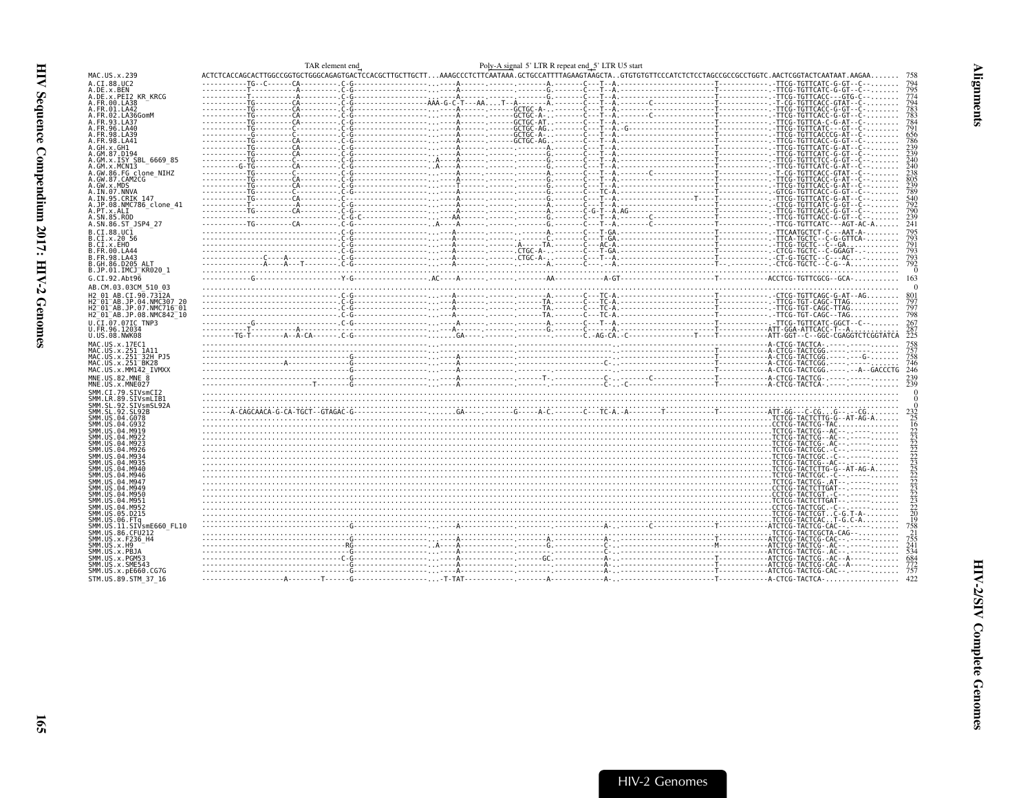TAR element end | Poly-A signal 5' LTR R repeat end 5' LTR U5 start

```
MAC.US.x.239               ACTCTCACCAGCACTTGGCCGGTGCTGGGCAGAGTGACTCCACGCTTGCTTGCTT...AAAGCCCTCTTCAATAAA.GCTGCCATTTTAGAAGTAAGCTA..GTGTGTGTTCCCATCTCTCCTAGCCGCCGCCTGGTC.AACTCGGTACTCAATAAT.AAGAA.......  758
A.CI.88.UC2                ----------TG--C------CA---------.C-G-----------------..----A-------.-------A.-------C---T--A.---------------------T-----------.-TTCG-TGTTCATC-G-GT--C--.......  794
A.DE.x.BEN                 ----------T----------A---------.C-G-----------------..----A-------.-------G.-------C---T--A.---------------------T-----------.-TTCG-TGTTCATC-G-GT--C--.......  795
A.DE.x.PEI2_KR_KRCG        ----------T----------A---------.C-G-----------------..----A-------.-------G.-------C---T--A.---------------------T-----------.-TTCG-TGTTCACC---GTG-C--.......  774
A.FR.00.LA38               ----------TG---------CA---------.C-G-----------------AAA-G-C-T---AA....T--A-------A.-------C---T--A.-------C-------------T-----------.-T-CG-TGTTCACC-GTAT--C--.......  794
A.FR.01.LA42               ----------TG---------CA---------.C-G-----------------..----A-------.-----GCTGC-A-.-------C---T--A.---------------------T-----------.-TTCG-TGTTCACC-G-GT--C--.......  783
A.FR.02.LA36GomM           ----------TG---------CA---------.C-G-----------------..----A-------.-----GCTGC-A-.-------C---T--A.-------C-------------T-----------.-TTCG-TGTTCACC-G-GT--C--.......  783
A.FR.93.LA37               ----------TG---------CA---------.C-G-----------------..----A-------.-----GCTGC-AT.-------C---T--A.---------------------T-----------.-TTCG-TGTTCA-C-G-AT--C--.......  784
A.FR.96.LA40               ----------TG---------C----------.C-G-----------------..----A-------.-----GCTGC-AG.-------C---T--A.-G-------------------T-----------.-TTCG-TGTTCATC---GT--C--.......  791
A.FR.98.LA39               ----------G----------C----------.C-G-----------------..----A-------.-----GCTGC-A-.-------C---T--A.---------------------T-----------.-TTCG-TGTTCACCG-AT--C--.......  656
A.FR.98.LA41               ----------TG---------CA---------.C-G-----------------..----A-------.-----GCTGC-AG.-------C---T--A.---------------------T-----------.-TTCG-TGTTCACC-G-GT--C--.......  786
A.GH.x.GH1                 ----------TG---------CA---------.C-G-----------------..----A-------.-------A.-------C---T--A.---------------------T-----------.-TTCG-TGTTCATC-G-AT--C--.......  239
A.GM.87.D194               ----------TG---------CA---------.C-G-----------------..----A-------.-------G.-------C---T--A.---------------------T-----------.-TTCG-TGTTCATC-G-GT--C--.......  239
A.GM.x.ISY_SBL_6669_85     ----------TG---------C----------.C-G-----------------.A----A-------.-------G.-------C---T--A.---------------------T-----------.-TTCG-TGTTCTCC-G-GT--C--.......  240
A.GM.x.MCN13               ---------G-TG--------CA---------.C-G-----------------.A----A-------.-------G.-------C---T--A.---------------------T-----------.-TTCG-TGTTCATC-G-AT--C--.......  240
A.GW.86.FG_clone_NIHZ      ----------TG---------CA---------.C-G-----------------..----A-------.-------A.-------C---T--A.-------C-------------T-----------.-T-CG-TGTTCACC-GTAT--C--.......  238
A.GW.87.CAM2CG             ----------TG---------CA---------.C-G-----------------..----A-------.-------G.-------C---T--A.---------------------T-----------.-TTCG-TGTTCACC-G-AT--C--.......  805
A.GW.x.MDS                 ----------TG---------CA---------.C-G-----------------..----T-------.-------G.-------C---T--A.---------------------T-----------.-TTCG-TGTTCACC-G-AT--C--.......  239
A.IN.07.NNVA               ----------TG---------C----------.C-G-----------------..----A-------.-------G.-------C---TC-A.---------------------T-----------.-GTCG-TGTTCACC-G-GT--C--.......  789
A.IN.95.CRIK_147           ----------TG---------CA---------.C-------------------..----A-------.-------G.-------C---T--A.------------T--------T-----------.-TTCG-TGTTCATC-G-AT--C--.......  540
A.JP.08.NMC786_clone_41    ----------T----------A----------.C-G-----------------..----A-------.-------A.-------C---T--A.---------------------T-----------.-CTCG-TGTTCATC-G-GT--C--.......  792
A.PT.x.ALI                 ----------TG---------CA---------.C-G-----------------.A----A-------.-------G.-------C-G-T--A.AG--------------------T-----------.-TTCG-TGTTCACC-G-GT--C--.......  790
A.SN.85.ROD                --------------------------------.C-G-C---------------..---AA-------.-------G.-------C---T--A.-------C-------------T-----------.-TTCG-TGTTCACC-G-GT--C--.......  239
A.SN.86.ST_JSP4_27         ----------TG---------CA---------.C-G-----------------.A----A-------.-------G.-------C---T--A.---------------------T-----------.-TTCG-TGTTCATC---AGT-AC-A.....  241
B.CI.88.UC1                --------------------------------.C-G-----------------..----A-------.-------A.-------C---T-GA.---------------------T-----------.-TTCAATGCTCT-C---AAT-A-.......  795
B.CI.x.20_56               --------------------------------.C-G-----------------..----A-------.-------G.-------C---T-GA.---------------------T-----------.-TTCA-TGCTC--C-G-GTTCA-......  793
B.CI.x.EHO                 --------------------------------.C-G-----------------..----A-------.-----A----TA.-------C---AC-A.---------------------T-----------.-TTCG-TGCTC--C--GA-........  791
B.FR.00.LA44               --------------------------------.C-G-----------------..----A-------.-----CTGC-A-.-------C---T-GA.---------------------T-----------.-CTCG-TGCTC--C-GGAGT-.......  793
B.FR.98.LA43               -------------C----A-------------.C-G-----------------..----A-------.-----CTGC-A-.-------C---T--A.---------------------T-----------.-CT-G-TGCTC--C---AC-.........  793
B.GH.86.D205_ALT           --------------A----A---T--------.C-G-----------------..----A-------.-------A.-------C---.--A.---------------------T--.-----------.-CTCG-TGCTC--C-G--A..........  792
B.JP.01.IMCJ_KR020_1       ..................................................................................................................................................  0
G.CI.92.Abt96              -----------G--------------------.Y-G-----------------.AC----A-------.-------AA.-----------A-GT-------------------T-----------ACCTCG-TGTTCGCG--GCA-..........  163
AB.CM.03.03CM_510_03       ..................................................................................................................................................  0
H2_01_AB.CI.90.7312A       --------------------------------.C-G-----------------..----A-------.-------A.-------C---TC-A.---------------------T-----------.-CTCG-TGTTCAGC-G-AT--AG.......  801
H2_01_AB.JP.04.NMC307_20   --------------------------------.C-G-----------------..----A-------.-------TA.-------C---TC-A.---------------------T-----------.-TTCG-TGT-CAGC-TTAG...........  797
H2_01_AB.JP.07.NMC716_01   --------------------------------.C-G-----------------..----A-------.-------TA.-------C---TC-A.---------------------T-----------.-TTCG-TGT-CAGC-TTAG...........  797
H2_01_AB.JP.08.NMC842_10   --------------------------------.C-G-----------------..----A-------.-------TA.-------C---TC-A.---------------------T-----------.-TTCG-TGT-CAGC--TAG...........  798
U.CI.07.07IC_TNP3          -----------G--------------------.C-G-----------------..----A-------.-------A.-------C---T--A.---------------------T-----------.-TTCG-TGTTCATC-GGCT--C--.......  267
U.FR.96.12034              ---------T---------A-------------C-G-----------------..--A---------.-------G.-------C---T--A.---------------------T-----------ATT-GGA-ATTCACC-T--A...........  287
U.US.08.NWK08              --------TG-T--------A--A-CA---------C-G-----------------...GA-------.-------.-------.C.-AG-CA.-C-----------T---T----------ATT-GGT--C--GGC-CGAGGTCTCGGTATCA  225
MAC.US.x.17EC1             --------------------------------..---------------------..---------.-------.-------.---------------------T-----------A-CTCG-TACTCA-...-..........  758
MAC.US.x.251_1A11          --------------------------------..---------------------..---------.-------.-------.---------------------T-----------A-CTCG-TACTCGG.----..-----.......  757
MAC.US.x.251_32H_PJ5       --------------------------------G-----------------..----A-------.-------.-------.---------------------T-----------A-CTCG-TACTCGG.----..---G-.......  758
MAC.US.x.251_BK28          --------------------------------G-----------------..----A-------.-------.-------C.---------------------T-----------A-CTCG-TACTCGG.----..-----.......  746
MAC.US.x.MM142_IVMXX       --------------------------------G-----------------..----A-------.-------.-------.---------------------T-----------A-CTCG-TACTCGG.----.--A--GACCCTG  246
MNE.US.82.MNE_8            --------------------------------G-----------------..----A-------.-------T-.------C-.-------C-----------T-----------A-CTCG-TACTCG-.----..-----.......  239
MNE.US.x.MNE027            --------------------T-----------G-----------------..----A-------.-------.-------C-..-C----------------T-----------A-CTCG-TACTCA-.----..-----.......  239
SMM.CI.79.SIVsmCI2         ..................................................................................................................................................  0
SMM.LR.89.SIVsmLIB1        ..................................................................................................................................................  0
SMM.SL.92.SIVsmSL92A       ..................................................................................................................................................  0
SMM.SL.92.SL92B            -------A-CAGCAACA-G-CA-TGCT--GTAGAC-G-----------------.GA------G----A-C--------C---TC-A.-A-------T---------T-----------ATT-GG---C-CG..G---.-CG.......  232
SMM.US.04.G078             ..............................................................................................................TCTCG-TACTCTTG-G--AT-AG-A......  25
SMM.US.04.G932             ..............................................................................................................CCTCG-TACTCG-TAC..............  16
SMM.US.04.M919             ..............................................................................................................TCTCG-TACTCG--AC--.-----.......  22
SMM.US.04.M922             ..............................................................................................................TCTCG-TACTCG--AC--.-----.......  23
SMM.US.04.M923             ..............................................................................................................TCTCG-TACTCG-.AC--.-----.......  22
SMM.US.04.M926             ..............................................................................................................TCTCG-TACTCGC.-C--.-----.......  22
SMM.US.04.M934             ..............................................................................................................TCTCG-TACTCGC.-C--.-----.......  22
SMM.US.04.M935             ..............................................................................................................TCTCG-TACTCG--AC--.-----.......  23
SMM.US.04.M940             ..............................................................................................................TCTCG-TACTCTTG-G--AT-AG-A......  25
SMM.US.04.M946             ..............................................................................................................TCTCG-TACTCGC.-C--.-----.......  22
SMM.US.04.M947             ..............................................................................................................TCTCG-TACTCG-.AT--.-----.......  22
SMM.US.04.M949             ..............................................................................................................CCTCG-TACTCTTGAT--.-----.......  23
SMM.US.04.M950             ..............................................................................................................CCTCG-TACTCGT.-C--.-----.......  22
SMM.US.04.M951             ..............................................................................................................TCTCG-TACTCTTGAT--.-----.......  23
SMM.US.04.M952             ..............................................................................................................CCTCG-TACTCGC.-C--.-----.......  22
SMM.US.05.D215             ..............................................................................................................TCTCG-TACTCGT..C-G.T-A-.......  20
SMM.US.06.FTq              ..............................................................................................................TCTCG-TACTCAC..T-G.C-A-.......  19
SMM.US.11.SIVsmE660_FL10   --------------------------------G-----------------..----A-------.-------.-------A-.-------C----------T-----------ATCTCG-TACTCG-CAC--.-----.......  758
SMM.US.86.CFU212           ..............................................................................................................TCTCG-TACTCGCTA-CAG-----.......  21
SMM.US.x.F236_H4           --------------------------------G-----------------..----A-------.-------A.-------A-.---------------------T-----------ATCTCG-TACTCG-CAC--.-----.......  755
SMM.US.x.H9                --------------------------------RG-----------------.A----A-------.-------G.-------C-.---------------------M-----------ATCTCG-TACTCG-.AC--.-----.......  241
SMM.US.x.PBJA              --------------------------------G-----------------..----A-------.-------.-------C-.---------------------T-----------ATCTCG-TACTCG-.AC--.-----.......  534
SMM.US.x.PGM53             --------------------------------C-G-----------------..----A-------.-----GC.-------A-.---------------------T-----------ATCTCG-TACTCG..AC--A-----.......  684
SMM.US.x.SME543            --------------------------------G-----------------..----A-------.-------.-------A-.---------------------T-----------ATCTCG-TACTCG-CAC--A-----.......  772
SMM.US.x.pE660.CG7G        --------------------------------G-----------------..----A-------.-------.-------A-.---------------------T-----------ATCTCG-TACTCG-CAC--.-----.......  757
STM.US.89.STM_37_16        -------------------A--------T------G-----------------...-T-TAT-------.-------A-.-------A-.---------------------T-----------A-CTCG-TACTCA-..................  422
```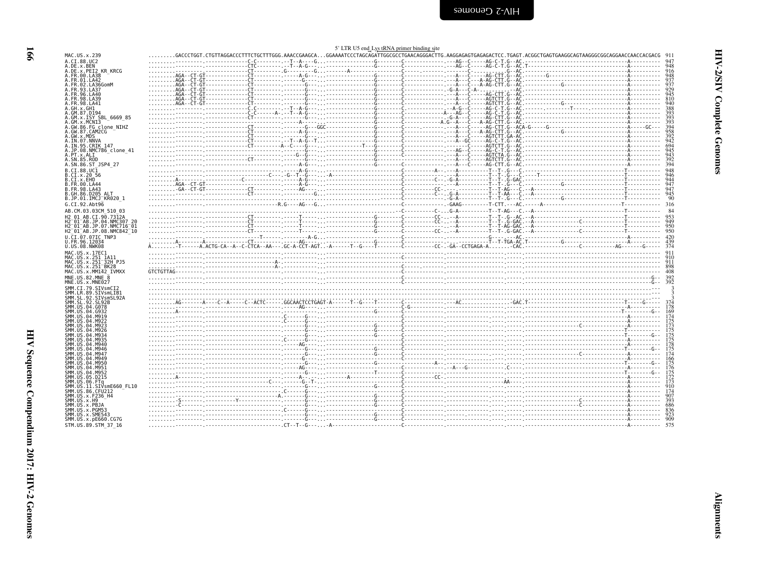5' LTR U5 end Lys tRNA primer binding site

```
MAC.US.x.239          .........GACCCTGGT.CTGTTAGGACCCTTTCTGCTTTGGG.AAACCGAAGCA...GGAAAATCCCTAGCAGATTGGCGCCTGAACAGGGACTTG.AAGGAGAGTGAGAGACTCC.TGAGT.ACGGCTGAGTGAAGGCAGTAAGGGCGGCAGGAACCAACCACGACG  911
A.CI.88.UC2                                                                                                                                                                                     947
A.DE.x.BEN                                                                                                                                                                                      948
A.DE.x.PEI2_KR_KRCG                                                                                                                                                                             916
A.FR.00.LA38                                                                                                                                                                                    948
A.FR.01.LA42                                                                                                                                                                                    937
A.FR.02.LA36GomM                                                                                                                                                                                937
A.FR.93.LA37                                                                                                                                                                                    929
A.FR.96.LA40                                                                                                                                                                                    945
A.FR.98.LA39                                                                                                                                                                                    810
A.FR.98.LA41                                                                                                                                                                                    940
A.GH.x.GH1                                                                                                                                                                                      388
A.GM.87.D194                                                                                                                                                                                    393
A.GM.x.ISY_SBL_6669_85                                                                                                                                                                          393
A.GM.x.MCN13                                                                                                                                                                                    393
A.GW.86.FG_clone_NIHZ                                                                                                                                                                           394
A.GW.87.CAM2CG                                                                                                                                                                                  958
A.GW.x.MDS                                                                                                                                                                                      392
A.IN.07.NNVA                                                                                                                                                                                    942
A.IN.95.CRIK_147                                                                                                                                                                                694
A.JP.08.NMC786_clone_41                                                                                                                                                                         945
A.PT.x.ALI                                                                                                                                                                                      943
A.SN.85.ROD                                                                                                                                                                                     392
A.SN.86.ST_JSP4_27                                                                                                                                                                              394
B.CI.88.UC1                                                                                                                                                                                     948
B.CI.x.20_56                                                                                                                                                                                    946
B.CI.x.EHO                                                                                                                                                                                      944
B.FR.00.LA44                                                                                                                                                                                    947
B.FR.98.LA43                                                                                                                                                                                    947
B.GH.86.D205_ALT                                                                                                                                                                                945
B.JP.01.IMCJ_KR020_1                                                                                                                                                                             90
G.CI.92.Abt96                                                                                                                                                                                   316
AB.CM.03.03CM_510_03                                                                                                                                                                             84
H2_01_AB.CI.90.7312A                                                                                                                                                                            953
H2_01_AB.JP.04.NMC307_20                                                                                                                                                                        949
H2_01_AB.JP.07.NMC716_01                                                                                                                                                                        950
H2_01_AB.JP.08.NMC842_10                                                                                                                                                                        950
U.CI.07.07IC_TNP3                                                                                                                                                                               420
U.FR.96.12034                                                                                                                                                                                   439
U.US.08.NWK08                                                                                                                                                                                   374
MAC.US.x.17EC1                                                                                                                                                                                  911
MAC.US.x.251_1A11                                                                                                                                                                               910
MAC.US.x.251_32H_PJ5                                                                                                                                                                            911
MAC.US.x.251_BK28                                                                                                                                                                               898
MAC.US.x.MM142_IVMXX                                                                                                                                                                            408
MNE.US.82.MNE_8                                                                                                                                                                                 392
MNE.US.x.MNE027                                                                                                                                                                                 392
SMM.CI.79.SIVsmCI2                                                                                                                                                                                3
SMM.LR.89.SIVsmLIB1                                                                                                                                                                               3
SMM.SL.92.SIVsmSL92A                                                                                                                                                                              3
SMM.SL.92.SL92B                                                                                                                                                                                 374
SMM.US.04.G078                                                                                                                                                                                  178
SMM.US.04.G932                                                                                                                                                                                  169
SMM.US.04.M919                                                                                                                                                                                  174
SMM.US.04.M922                                                                                                                                                                                  175
SMM.US.04.M923                                                                                                                                                                                  173
SMM.US.04.M926                                                                                                                                                                                  175
SMM.US.04.M934                                                                                                                                                                                  175
SMM.US.04.M935                                                                                                                                                                                  175
SMM.US.04.M940                                                                                                                                                                                  178
SMM.US.04.M946                                                                                                                                                                                  175
SMM.US.04.M947                                                                                                                                                                                  174
SMM.US.04.M949                                                                                                                                                                                  166
SMM.US.04.M950                                                                                                                                                                                  175
SMM.US.04.M951                                                                                                                                                                                  176
SMM.US.04.M952                                                                                                                                                                                  175
SMM.US.05.D215                                                                                                                                                                                  172
SMM.US.06.FTq                                                                                                                                                                                   173
SMM.US.11.SIVsmE660_FL10                                                                                                                                                                        910
SMM.US.86.CFU212                                                                                                                                                                                174
SMM.US.x.F236_H4                                                                                                                                                                                907
SMM.US.x.H9                                                                                                                                                                                     393
SMM.US.x.PBJA                                                                                                                                                                                   686
SMM.US.x.PGM53                                                                                                                                                                                  836
SMM.US.x.SME543                                                                                                                                                                                 923
SMM.US.x.pE660.CG7G                                                                                                                                                                             909
STM.US.89.STM_37_16                                                                                                                                                                             575
```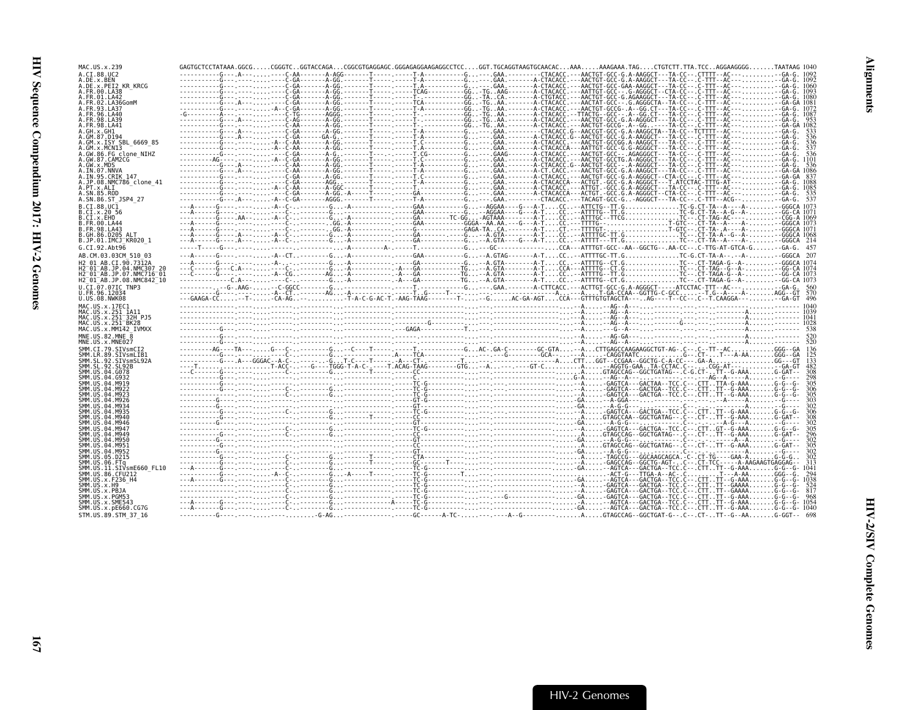```
MAC.US.x.239                GAGTGCTCCTATAAA.GGCG.....CGGGTC..GGTACCAGA...CGGCGTGAGGAGC.GGGAGAGGAAGAGGCCTCC....GGT.TGCAGGTAAGTGCAACAC...AAA.....AAAGAAA.TAG....CTGTCTT.TTA.TCC..AGGAAGGGG.......TAATAAG 1040
A.CI.88.UC2                 1092
A.DE.x.BEN                  1092
A.DE.x.PEI2_KR_KRCG         1060
A.FR.00.LA38                1093
A.FR.01.LA42                1080
A.FR.02.LA36GomM            1081
A.FR.93.LA37                1072
A.FR.96.LA40                1087
A.FR.98.LA39                953
A.FR.98.LA41                1082
A.GH.x.GH1                  533
A.GM.87.D194                536
A.GM.x.ISY_SBL_6669_85      536
A.GM.x.MCN13                537
A.GW.86.FG_clone_NIHZ       536
A.GW.87.CAM2CG              1101
A.GW.x.MDS                  536
A.IN.07.NNVA                1086
A.IN.95.CRIK_147            837
A.JP.08.NMC786_clone_41     1088
A.PT.x.ALI                  1085
A.SN.85.ROD                 535
A.SN.86.ST_JSP4_27          537
B.CI.88.UC1                 1073
B.CI.x.20_56                1071
B.CI.x.EHO                  1069
B.FR.00.LA44                1073
B.FR.98.LA43                1071
B.GH.86.D205_ALT            1068
B.JP.01.IMCJ_KR020_1        214
G.CI.92.Abt96               457
AB.CM.03.03CM_510_03        207
H2_01_AB.CI.90.7312A        1074
H2_01_AB.JP.04.NMC307_20    1074
H2_01_AB.JP.07.NMC716_01    1073
H2_01_AB.JP.08.NMC842_10    1073
U.CI.07.07IC_TNP3           560
U.FR.96.12034               570
U.US.08.NWK08               496
MAC.US.x.17EC1              1040
MAC.US.x.251_1A11           1039
MAC.US.x.251_32H_PJ5        1041
MAC.US.x.251_BK28           1028
MAC.US.x.MM142_IVMXX        538
MNE.US.82.MNE_8             520
MNE.US.x.MNE027             520
SMM.CI.79.SIVsmCI2          136
SMM.LR.89.SIVsmLIB1         125
SMM.SL.92.SIVsmSL92A        133
SMM.SL.92.SL92B             482
SMM.US.04.G078              308
SMM.US.04.G932              298
SMM.US.04.M919              305
SMM.US.04.M922              306
SMM.US.04.M923              305
SMM.US.04.M926              303
SMM.US.04.M934              302
SMM.US.04.M935              306
SMM.US.04.M940              308
SMM.US.04.M946              302
SMM.US.04.M947              305
SMM.US.04.M949              296
SMM.US.04.M950              302
SMM.US.04.M951              305
SMM.US.04.M952              302
SMM.US.05.D215              302
SMM.US.06.FTq               313
SMM.US.11.SIVsmE660_FL10    1041
SMM.US.86.CFU212            294
SMM.US.x.F236_H4            1038
SMM.US.x.H9                 524
SMM.US.x.PBJA               817
SMM.US.x.PGM53              968
SMM.US.x.SME543             1054
SMM.US.x.pE660.CG7G         1040
STM.US.89.STM_37_16         698
```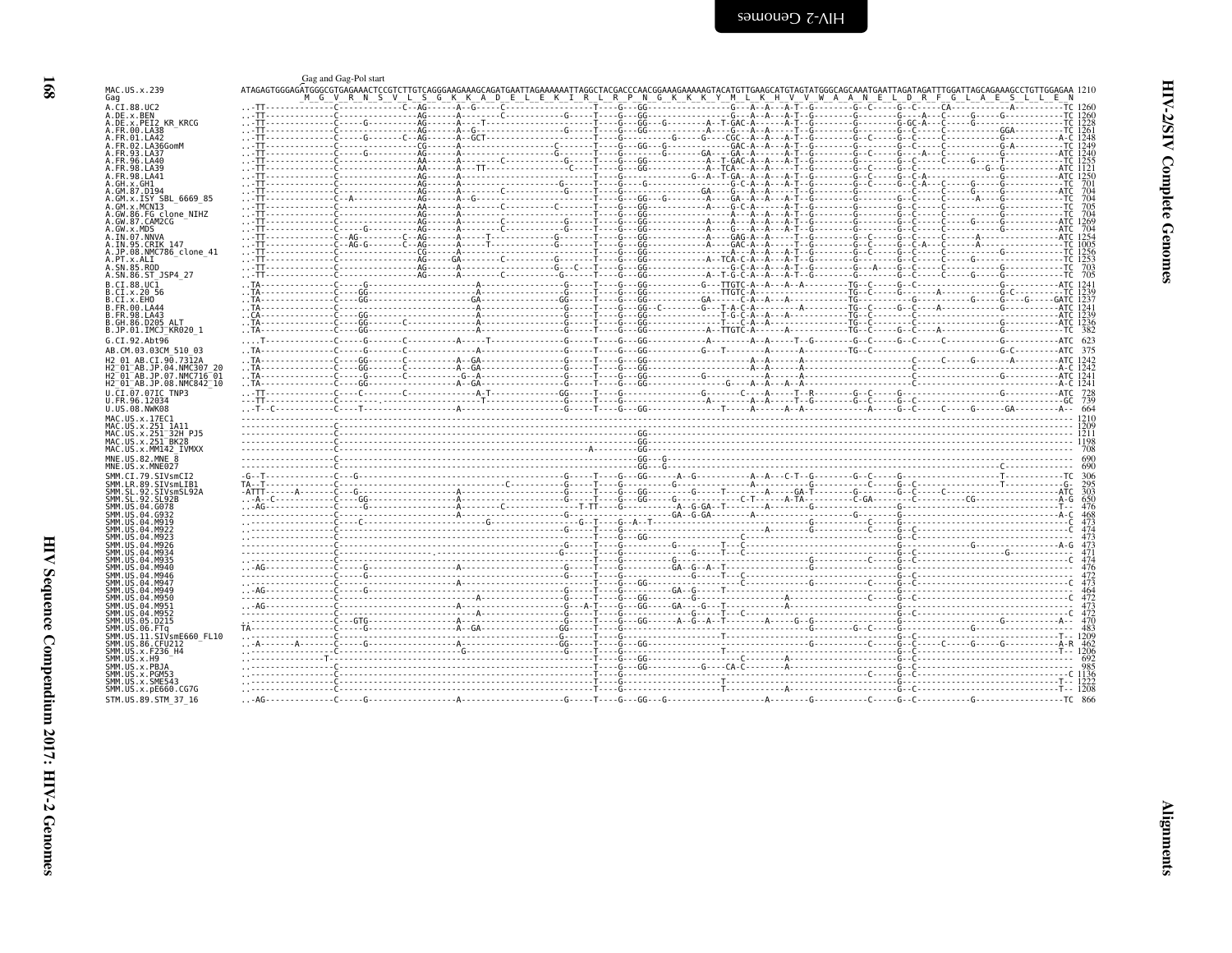Gag and Gag-Pol start

```
MAC.US.x.239                ATAGAGTGGGAGATGGGCGTGAGAAACTCCGTCTTGTCAGGGAAGAAAGCAGATGAATTAGAAAAAATTAGGCTACGACCCAACGGAAAGAAAAAGTACATGTTGAAGCATGTAGTATGGGCAGCAAATGAATTAGATAGATTTGGATTAGCAGAAAGCCTGTTGGAGAA 1210
Gag                                     M  G  V  R  N  S  V  L  S  G  K  K  A  D  E  L  E  K  I  R  L  R  P  N  G  K  K  K  Y  M  L  K  H  V  V  W  A  A  N  E  L  D  R  F  G  L  A  E  S  L  L  E  N
A.CI.88.UC2                                                                                                                                                                                   1260
A.DE.x.BEN                                                                                                                                                                                    1260
A.DE.x.PEI2_KR_KRCG                                                                                                                                                                           1228
A.FR.00.LA38                                                                                                                                                                                  1261
A.FR.01.LA42                                                                                                                                                                                  1248
A.FR.02.LA36GomM                                                                                                                                                                              1249
A.FR.93.LA37                                                                                                                                                                                  1240
A.FR.96.LA40                                                                                                                                                                                  1255
A.FR.98.LA39                                                                                                                                                                                  1121
A.FR.98.LA41                                                                                                                                                                                  1250
A.GH.x.GH1                                                                                                                                                                                    701
A.GM.87.D194                                                                                                                                                                                  704
A.GM.x.ISY_SBL_6669_85                                                                                                                                                                        704
A.GM.x.MCN13                                                                                                                                                                                  705
A.GW.86.FG_clone_NIHZ                                                                                                                                                                         704
A.GW.87.CAM2CG                                                                                                                                                                                1269
A.GW.x.MDS                                                                                                                                                                                    704
A.IN.07.NNVA                                                                                                                                                                                  1254
A.IN.95.CRIK_147                                                                                                                                                                              1005
A.JP.08.NMC786_clone_41                                                                                                                                                                       1256
A.PT.x.ALI                                                                                                                                                                                    1253
A.SN.85.ROD                                                                                                                                                                                   703
A.SN.86.ST_JSP4_27                                                                                                                                                                            705
B.CI.88.UC1                                                                                                                                                                                   1241
B.CI.x.20_56                                                                                                                                                                                  1239
B.CI.x.EHO                                                                                                                                                                                    1237
B.FR.00.LA44                                                                                                                                                                                  1241
B.FR.98.LA43                                                                                                                                                                                  1239
B.GH.86.D205_ALT                                                                                                                                                                              1236
B.JP.01.IMCJ_KR020_1                                                                                                                                                                          382
G.CI.92.Abt96                                                                                                                                                                                 623
AB.CM.03.03CM_510_03                                                                                                                                                                          375
H2_01_AB.CI.90.7312A                                                                                                                                                                          1242
H2_01_AB.JP.04.NMC307_20                                                                                                                                                                      1242
H2_01_AB.JP.07.NMC716_01                                                                                                                                                                      1241
H2_01_AB.JP.08.NMC842_10                                                                                                                                                                      1241
U.CI.07.07IC_TNP3                                                                                                                                                                             728
U.FR.96.12034                                                                                                                                                                                 739
U.US.08.NWK08                                                                                                                                                                                 664
MAC.US.x.17EC1                                                                                                                                                                                1210
MAC.US.x.251_1A11                                                                                                                                                                             1209
MAC.US.x.251_32H_PJ5                                                                                                                                                                          1211
MAC.US.x.251_BK28                                                                                                                                                                             1198
MAC.US.x.MM142_IVMXX                                                                                                                                                                          708
MNE.US.82.MNE_8                                                                                                                                                                               690
MNE.US.x.MNE027                                                                                                                                                                               690
SMM.CI.79.SIVsmCI2                                                                                                                                                                            306
SMM.LR.89.SIVsmLIB1                                                                                                                                                                           295
SMM.SL.92.SIVsmSL92A                                                                                                                                                                          303
SMM.SL.92.SL92B                                                                                                                                                                               650
SMM.US.04.G078                                                                                                                                                                                476
SMM.US.04.G932                                                                                                                                                                                468
SMM.US.04.M919                                                                                                                                                                                473
SMM.US.04.M922                                                                                                                                                                                474
SMM.US.04.M923                                                                                                                                                                                473
SMM.US.04.M926                                                                                                                                                                                473
SMM.US.04.M934                                                                                                                                                                                471
SMM.US.04.M935                                                                                                                                                                                474
SMM.US.04.M940                                                                                                                                                                                476
SMM.US.04.M946                                                                                                                                                                                472
SMM.US.04.M947                                                                                                                                                                                473
SMM.US.04.M949                                                                                                                                                                                464
SMM.US.04.M950                                                                                                                                                                                472
SMM.US.04.M951                                                                                                                                                                                473
SMM.US.04.M952                                                                                                                                                                                472
SMM.US.05.D215                                                                                                                                                                                470
SMM.US.06.FTq                                                                                                                                                                                 483
SMM.US.11.SIVsmE660_FL10                                                                                                                                                                      1209
SMM.US.86.CFU212                                                                                                                                                                              462
SMM.US.x.F236_H4                                                                                                                                                                              1206
SMM.US.x.H9                                                                                                                                                                                   692
SMM.US.x.PBJA                                                                                                                                                                                 985
SMM.US.x.PGM53                                                                                                                                                                                1136
SMM.US.x.SME543                                                                                                                                                                               1222
SMM.US.x.pE660.CG7G                                                                                                                                                                           1208
STM.US.89.STM_37_16                                                                                                                                                                           866
```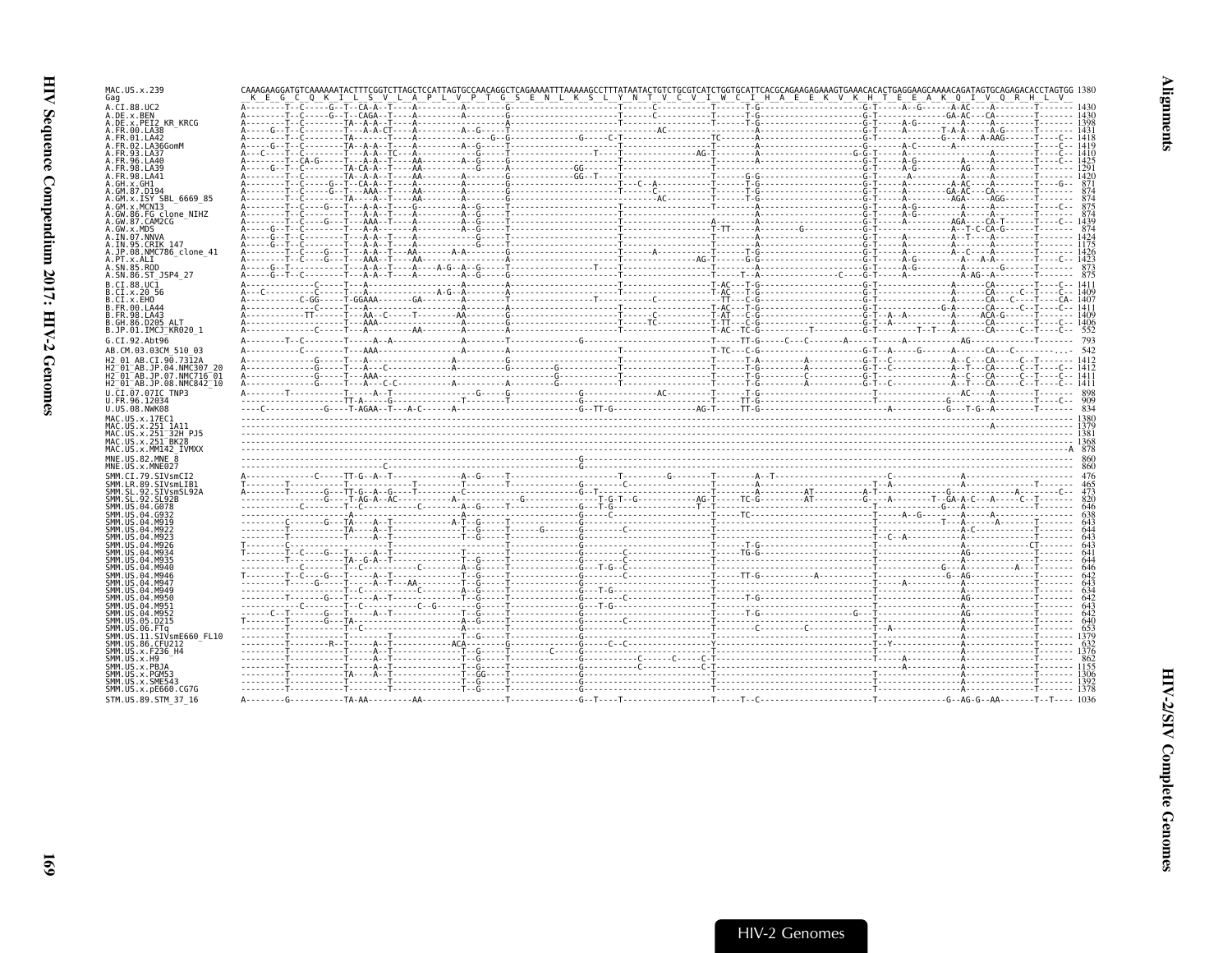```
MAC.US.x.239                CAAAGAAGGATGTCAAAAAATACTTTCGGTCTTAGCTCCATTAGTGCCAACAGGCTCAGAAAATTTAAAAAGCCTTTATAATACTGTCTGCGTCATCTGGTGCATTCACGCAGAAGAGAAAGTGAAACACACTGAGGAAGCAAAACAGATAGTGCAGAGACACCTAGTGG 1380
Gag                          K  E  G  C  Q  K  I  L  S  V  L  A  P  L  V  P  T  G  S  E  N  L  K  S  L  Y  N  T  V  C  V  I  W  C  I  H  A  E  E  K  V  K  H  T  E  E  A  K  Q  I  V  Q  R  H  L  V
A.CI.88.UC2                 1430
A.DE.x.BEN                  1430
A.DE.x.PEI2_KR_KRCG         1398
A.FR.00.LA38                1431
A.FR.01.LA42                1418
A.FR.02.LA36GomM            1419
A.FR.93.LA37                1410
A.FR.96.LA40                1425
A.FR.98.LA39                1291
A.FR.98.LA41                1420
A.GH.x.GH1                   871
A.GM.87.D194                 874
A.GM.x.ISY_SBL_6669_85       874
A.GM.x.MCN13                 875
A.GW.86.FG_clone_NIHZ        874
A.GW.87.CAM2CG              1439
A.GW.x.MDS                   874
A.IN.07.NNVA                1424
A.IN.95.CRIK_147            1175
A.JP.08.NMC786_clone_41     1426
A.PT.x.ALI                  1423
A.SN.85.ROD                  873
A.SN.86.ST_JSP4_27           875
B.CI.88.UC1                 1411
B.CI.x.20_56                1409
B.CI.x.EHO                  1407
B.FR.00.LA44                1411
B.FR.98.LA43                1409
B.GH.86.D205_ALT            1406
B.JP.01.IMCJ_KR020_1         552
G.CI.92.Abt96                793
AB.CM.03.03CM_510_03         542
H2_01_AB.CI.90.7312A        1412
H2_01_AB.JP.04.NMC307_20    1412
H2_01_AB.JP.07.NMC716_01    1411
H2_01_AB.JP.08.NMC842_10    1411
U.CI.07.07IC_TNP3            898
U.FR.96.12034                909
U.US.08.NWK08                834
MAC.US.x.17EC1              1380
MAC.US.x.251_1A11           1379
MAC.US.x.251_32H_PJ5        1381
MAC.US.x.251_BK28           1368
MAC.US.x.MM142_IVMXX         878
MNE.US.82.MNE_8              860
MNE.US.x.MNE027              860
SMM.CI.79.SIVsmCI2           476
SMM.LR.89.SIVsmLIB1          465
SMM.SL.92.SIVsmSL92A         473
SMM.SL.92.SL92B              820
SMM.US.04.G078               646
SMM.US.04.G932               638
SMM.US.04.M919               643
SMM.US.04.M922               644
SMM.US.04.M923               643
SMM.US.04.M926               643
SMM.US.04.M934               641
SMM.US.04.M935               644
SMM.US.04.M940               646
SMM.US.04.M946               642
SMM.US.04.M947               643
SMM.US.04.M949               634
SMM.US.04.M950               642
SMM.US.04.M951               643
SMM.US.04.M952               642
SMM.US.05.D215               640
SMM.US.06.FTq                653
SMM.US.11.SIVsmE660_FL10    1379
SMM.US.86.CFU212             632
SMM.US.x.F236_H4            1376
SMM.US.x.H9                  862
SMM.US.x.PBJA               1155
SMM.US.x.PGM53              1306
SMM.US.x.SME543             1392
SMM.US.x.pE660.CG7G         1378
STM.US.89.STM_37_16         1036
```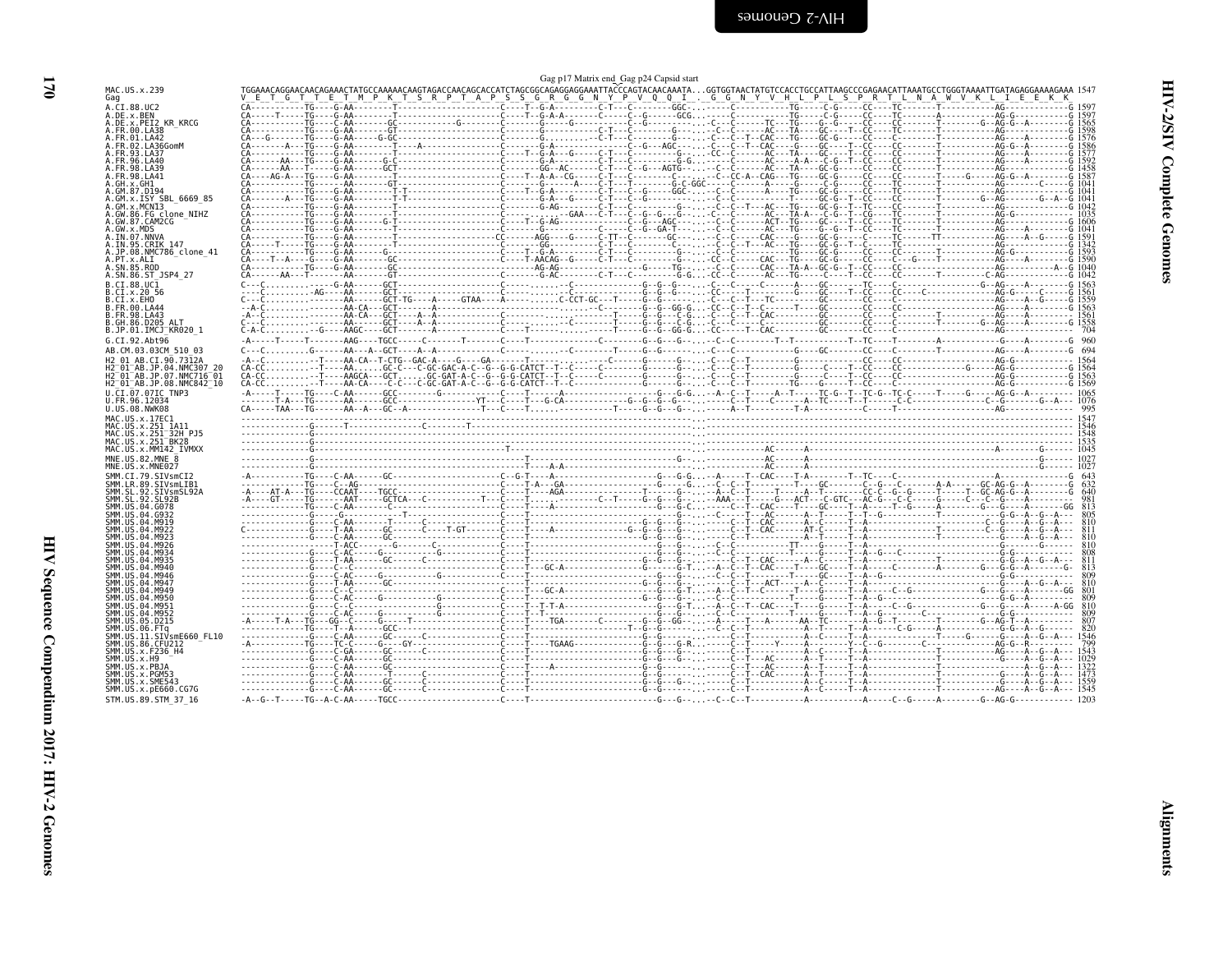Gag p17 Matrix end_Gag p24 Capsid start

```
MAC.US.x.239              TGGAAACAGGAACAACAGAAACTATGCCAAAAACAAGTAGACCAACAGCACCATCTAGCGGCAGAGGAGGAAATTACCCAGTACAACAAATA...GGTGGTAACTATGTCCACCTGCCATTAAGCCCGAGAACATTAAATGCCTGGGTAAAATTGATAGAGGAAAAGAAA 1547
Gag                       V  E  T  G  T  T  E  T  M  P  K  T  S  R  P  T  A  P  S  S  G  R  G  G  N  Y  P  V  Q  Q  I  .  G  G  N  Y  V  H  L  P  L  S  P  R  T  L  N  A  W  V  K  L  I  E  E  K  K
```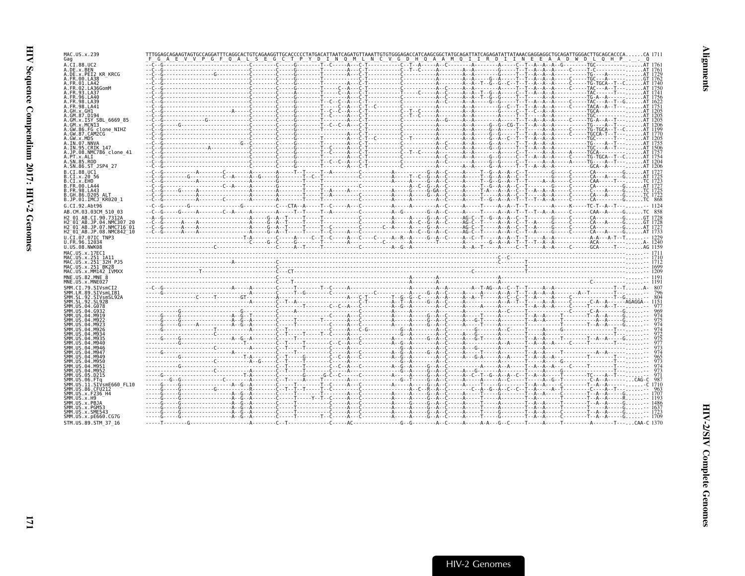```
MAC.US.x.239              TTTGGAGCAGAAGTAGTGCCAGGATTTCAGGCACTGTCAGAAGGTTGCACCCCCTATGACATTAATCAGATGTTAAATTGTGTGGGAGACCATCAAGCGGCTATGCAGATTATCAGAGATATTATAAACGAGGAGGCTGCAGATTGGGACTTGCAGCACCCA......CA 1711
Gag                        F  G  A  E  V  V  P  G  F  Q  A  L  S  E  G  C  T  P  Y  D  I  N  Q  M  L  N  C  V  G  D  H  Q  A  A  M  Q  I  I  R  D  I  I  N  E  E  A  A  D  W  D  L  Q  H  P  .  .  Q
A.CI.88.UC2
A.DE.x.BEN
A.DE.x.PEI2_KR_KRCG
A.FR.00.LA38
A.FR.01.LA42
A.FR.02.LA36GomM
A.FR.93.LA37
A.FR.96.LA40
A.FR.98.LA39
A.FR.98.LA41
A.GH.x.GH1
A.GM.87.D194
A.GM.x.ISY_SBL_6669_85
A.GM.x.MCN13
A.GW.86.FG_clone_NIHZ
A.GW.87.CAM2CG
A.GW.x.MDS
A.IN.07.NNVA
A.IN.95.CRIK_147
A.JP.08.NMC786_clone_41
A.PT.x.ALI
A.SN.85.ROD
A.SN.86.ST_JSP4_27
B.CI.88.UC1
B.CI.x.20_56
B.CI.x.EHO
B.FR.00.LA44
B.FR.98.LA43
B.GH.86.D205_ALT
B.JP.01.IMCJ_KR020_1
G.CI.92.Abt96
AB.CM.03.03CM_510_03
H2_01_AB.CI.90.7312A
H2_01_AB.JP.04.NMC307_20
H2_01_AB.JP.07.NMC716_01
H2_01_AB.JP.08.NMC842_10
U.CI.07.07IC_TNP3
U.FR.96.12034
U.US.08.NWK08
MAC.US.x.17EC1
MAC.US.x.251_1A11
MAC.US.x.251_32H_PJ5
MAC.US.x.251_BK28
MAC.US.x.MM142_IVMXX
MNE.US.82.MNE_8
MNE.US.x.MNE027
SMM.CI.79.SIVsmCI2
SMM.LR.89.SIVsmLIB1
SMM.SL.92.SIVsmSL92A
SMM.SL.92.SL92B
SMM.US.04.G078
SMM.US.04.G932
SMM.US.04.M919
SMM.US.04.M922
SMM.US.04.M923
SMM.US.04.M926
SMM.US.04.M934
SMM.US.04.M935
SMM.US.04.M940
SMM.US.04.M946
SMM.US.04.M947
SMM.US.04.M949
SMM.US.04.M950
SMM.US.04.M951
SMM.US.04.M952
SMM.US.05.D215
SMM.US.06.FTq
SMM.US.11.SIVsmE660_FL10
SMM.US.86.CFU212
SMM.US.x.F236_H4
SMM.US.x.H9
SMM.US.x.PBJA
SMM.US.x.PGM53
SMM.US.x.SME543
SMM.US.x.pE660.CG7G
STM.US.89.STM_37_16
```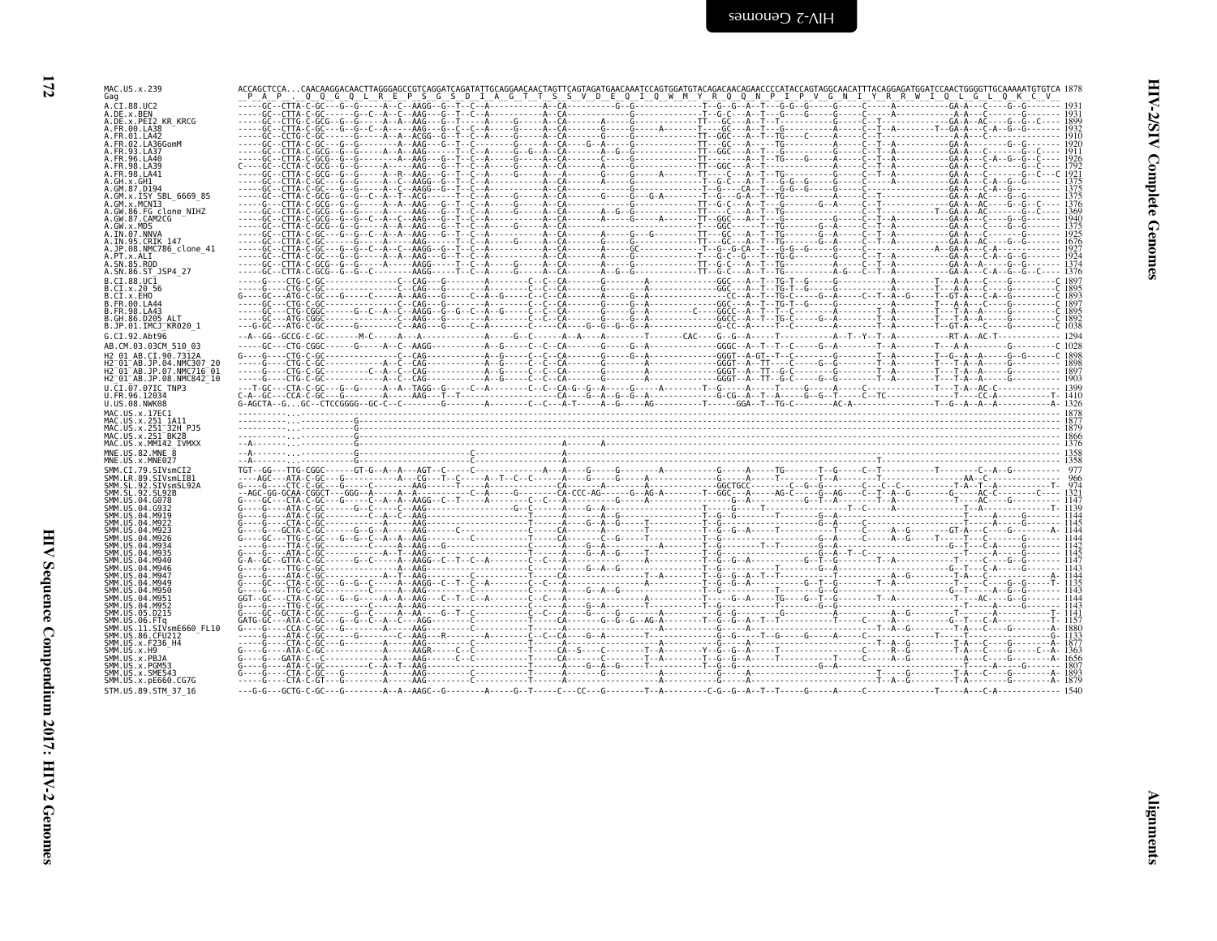```
MAC.US.x.239              ACCAGCTCCA...CAACAAGGACAACTTAGGGGAGCCGTCAGGATCAGATATTGCAGGAACAACTAGTTCAGTAGATGAACAAATCCAGTGGATGTACAGACAACAGAACCCCATACCAGTAGGCAACATTTACAGGAGATGGATCCAACTGGGGTTGCAAAAATGTGTCA 1878
Gag                        P  A  P  .   Q  Q  G  G  Q  L  R  E  P  S  G  S  D  I  A  G  T  T  S  S  V  D  E  Q  I  Q  W  M  Y  R  Q  Q  N  P  I  P  V  G  N  I  Y  R  R  W  I  Q  L  G  L  Q  K  C  V

A.CI.88.UC2                1931
A.DE.x.BEN                 1931
A.DE.x.PEI2_KR_KRCG        1899
A.FR.00.LA38               1932
A.FR.01.LA42               1910
A.FR.02.LA36GomM           1920
A.FR.93.LA37               1911
A.FR.96.LA40               1926
A.FR.98.LA39               1792
A.FR.98.LA41               1921
A.GH.x.GH1                 1375
A.GM.87.D194               1375
A.GM.x.ISY_SBL_6669_85     1375
A.GM.x.MCN13               1376
A.GW.86.FG_clone_NIHZ      1369
A.GW.87.CAM2CG             1940
A.GW.x.MDS                 1375
A.IN.07.NNVA               1925
A.IN.95.CRIK_147           1676
A.JP.08.NMC786_clone_41    1927
A.PT.x.ALI                 1924
A.SN.85.ROD                1374
A.SN.86.ST_JSP4_27         1376
B.CI.88.UC1                1897
B.CI.x.20_56               1895
B.CI.x.EHO                 1893
B.FR.00.LA44               1897
B.FR.98.LA43               1895
B.GH.86.D205_ALT           1892
B.JP.01.IMCJ_KR020_1       1038
G.CI.92.Abt96              1294
AB.CM.03.03CM_510_03       1028
H2_01_AB.CI.90.7312A       1898
H2_01_AB.JP.04.NMC307_20   1898
H2_01_AB.JP.07.NMC716_01   1897
H2_01_AB.JP.08.NMC842_10   1903
U.CI.07.07IC_TNP3          1399
U.FR.96.12034              1410
U.US.08.NWK08              1326
MAC.US.x.17EC1             1878
MAC.US.x.251_1A11          1877
MAC.US.x.251_32H_PJ5       1879
MAC.US.x.251_BK28          1866
MAC.US.x.MM142_IVMXX       1376
MNE.US.82.MNE_8            1358
MNE.US.x.MNE027            1358
SMM.CI.79.SIVsmCI2          977
SMM.LR.89.SIVsmLIB1         966
SMM.SL.92.SIVsmSL92A        974
SMM.SL.92.SL92B            1321
SMM.US.04.G078             1147
SMM.US.04.G932             1139
SMM.US.04.M919             1144
SMM.US.04.M922             1145
SMM.US.04.M923             1144
SMM.US.04.M926             1144
SMM.US.04.M934             1142
SMM.US.04.M935             1145
SMM.US.04.M940             1147
SMM.US.04.M946             1143
SMM.US.04.M947             1144
SMM.US.04.M949             1135
SMM.US.04.M950             1143
SMM.US.04.M951             1144
SMM.US.04.M952             1143
SMM.US.05.D215             1141
SMM.US.06.FTq              1157
SMM.US.11.SIVsmE660_FL10   1880
SMM.US.86.CFU212           1133
SMM.US.x.F236_H4           1877
SMM.US.x.H9                1363
SMM.US.x.PBJA              1656
SMM.US.x.PGM53             1807
SMM.US.x.SME543            1893
SMM.US.x.pE660.CG7G        1879
STM.US.89.STM_37_16        1540
```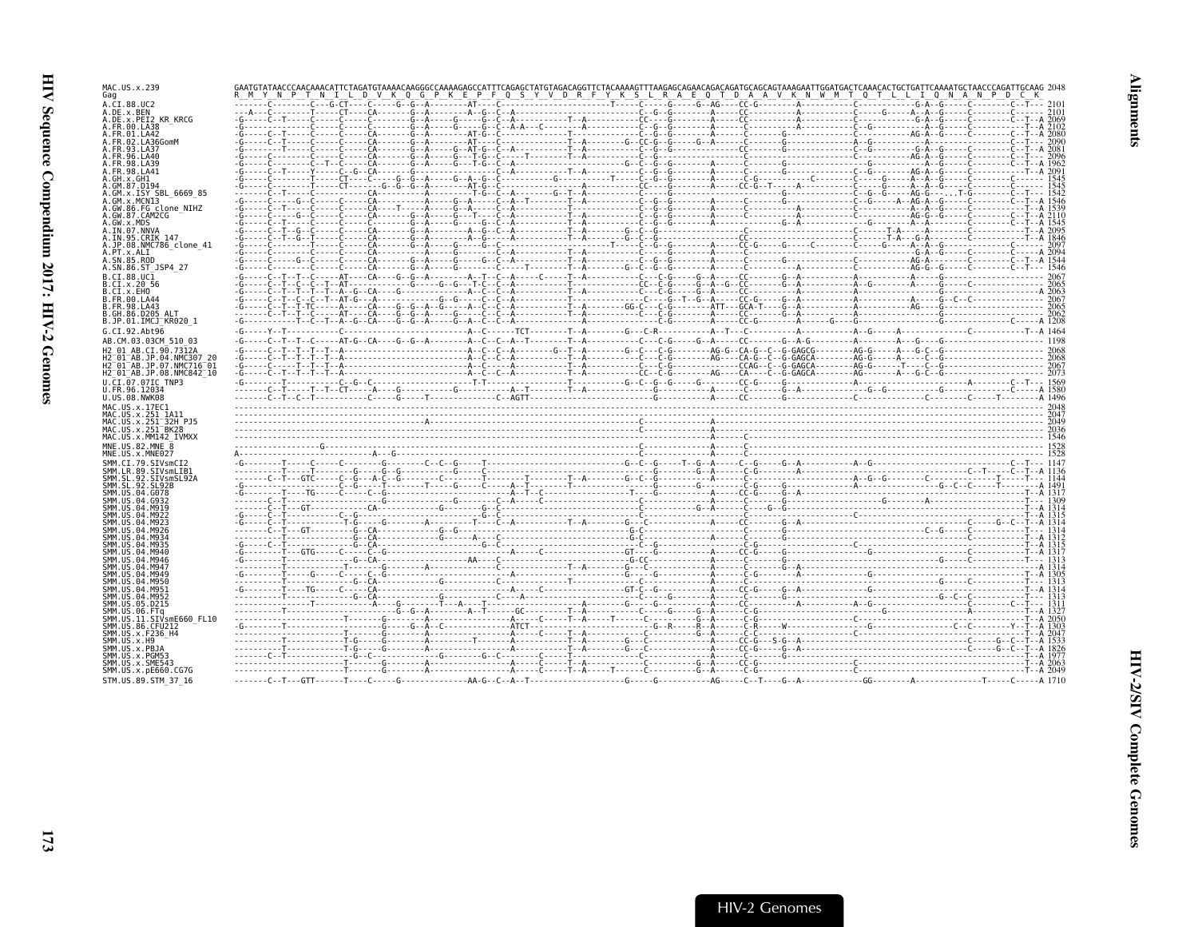```
MAC.US.x.239              GAATGTATAACCCAACAAACATTCTAGATGTAAAACAAGGGCCAAAAGAGCCATTTCAGAGCTATGTAGACAGGTTCTACAAAAGTTTAAGAGCAGAACAGACAGATGCAGCAGTAAAGAATTGGATGACTCAAACACTGCTGATTCAAAATGCTAACCCAGATTGCAAG 2048
Gag                       R  M  Y  N  P  T  N  I  L  D  V  K  Q  G  P  K  E  P  F  Q  S  Y  V  D  R  F  Y  K  S  L  R  A  E  Q  T  D  A  A  V  K  N  W  M  T  Q  T  L  L  I  Q  N  A  N  P  D  C  K

A.CI.88.UC2                    2101
A.DE.x.BEN                     2101
A.DE.x.PEI2_KR_KRCG            2069
A.FR.00.LA38                   2102
A.FR.01.LA42                   2080
A.FR.02.LA36GomM               2090
A.FR.93.LA37                   2081
A.FR.96.LA40                   2096
A.FR.98.LA39                   1962
A.FR.98.LA41                   2091
A.GH.x.GH1                     1545
A.GM.87.D194                   1545
A.GM.x.ISY_SBL_6669_85         1542
A.GM.x.MCN13                   1546
A.GW.86.FG_clone_NIHZ          1539
A.GW.87.CAM2CG                 2110
A.GW.x.MDS                     1545
A.IN.07.NNVA                   2095
A.IN.95.CRIK_147               1846
A.JP.08.NMC786_clone_41        2097
A.PT.x.ALI                     2094
A.SN.85.ROD                    1544
A.SN.86.ST_JSP4_27             1546
B.CI.88.UC1                    2067
B.CI.x.20_56                   2065
B.CI.x.EHO                     2063
B.FR.00.LA44                   2067
B.FR.98.LA43                   2065
B.GH.86.D205_ALT               2062
B.JP.01.IMCJ_KR020_1           1208
G.CI.92.Abt96                  1464
AB.CM.03.03CM_510_03           1198
H2_01_AB.CI.90.7312A           2068
H2_01_AB.JP.04.NMC307_20       2066
H2_01_AB.JP.07.NMC716_01       2067
H2_01_AB.JP.08.NMC842_10       2073
U.CI.07.07IC_TNP3              1569
U.FR.96.12034                  1580
U.US.08.NWK08                  1496
MAC.US.x.17EC1                 2048
MAC.US.x.251_1A11              2047
MAC.US.x.251_32H_PJ5           2049
MAC.US.x.251_BK28              2036
MAC.US.x.MM142_IVMXX           1546
MNE.US.82.MNE_8                1528
MNE.US.x.MNE027                1528
SMM.CI.79.SIVsmCI2             1147
SMM.LR.89.SIVsmLIB1            1136
SMM.SL.92.SIVsmSL92A           1144
SMM.SL.92.SL92B                1491
SMM.US.04.G078                 1317
SMM.US.04.G932                 1309
SMM.US.04.M919                 1314
SMM.US.04.M922                 1315
SMM.US.04.M923                 1314
SMM.US.04.M926                 1314
SMM.US.04.M934                 1312
SMM.US.04.M935                 1315
SMM.US.04.M940                 1317
SMM.US.04.M946                 1313
SMM.US.04.M947                 1314
SMM.US.04.M949                 1305
SMM.US.04.M950                 1313
SMM.US.04.M951                 1314
SMM.US.04.M952                 1313
SMM.US.05.D215                 1311
SMM.US.06.FTq                  1327
SMM.US.11.SIVsmE660_FL10       2050
SMM.US.86.CFU212               1303
SMM.US.x.F236_H4               2047
SMM.US.x.H9                    1533
SMM.US.x.PBJA                  1826
SMM.US.x.PGM53                 1977
SMM.US.x.SME543                2063
SMM.US.x.pE660.CG7G            2049
STM.US.89.STM_37_16            1710
```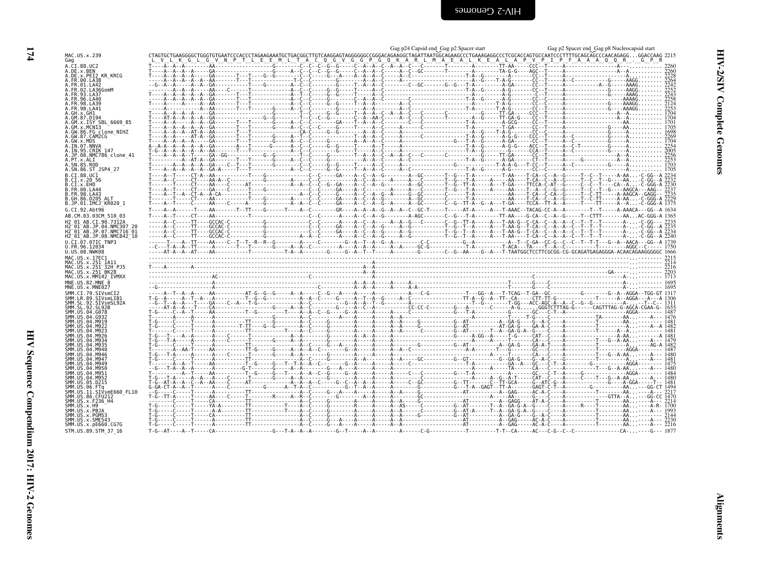# HIV-2/SIV Complete Genomes

## Alignments

```
                 Gag p24 Capsid end_Gag p2 Spacer start                    Gag p2 Spacer end_Gag p8 Nucleocapsid start
MAC.US.x.239     CTAGTGCTGAAGGGGCTGGGTGTGAATCCCACCCTAGAAGAAATGCTGACGGCTTGTCAAGGAGTAGGGGGGCCGGGACAGAAGGCTAGATTAATGGCAGAAGCCCTGAAAGAGGCCCTCGCACCAGTGCCAATCCCTTTTGCAGCAGCCCAACAGAGG...GGACCAAG 2215
Gag               L  V  L  K  G  L  G  V  N  P  T  L  E  E  M  L  T  A  C  Q  G  V  G  G  P  G  Q  K  A  R  L  M  A  E  A  L  K  E  A  L  A  P  V  P  I  P  F  A  A  A  Q  Q  R  .  G  P  R
A.CI.88.UC2                        2260
A.DE.x.BEN                         2260
A.DE.x.PEI2_KR_KRCG                2228
A.FR.00.LA38                       2264
A.FR.01.LA42                       2242
A.FR.02.LA36GomM                   2252
A.FR.93.LA37                       2243
A.FR.96.LA40                       2258
A.FR.98.LA39                       2124
A.FR.98.LA41                       2253
A.GH.x.GH1                         1704
A.GM.87.D194                       1704
A.GM.x.ISY_SBL_6669_85             1701
A.GM.x.MCN13                       1705
A.GW.86.FG_clone_NIHZ              1698
A.GW.87.CAM2CG                     2269
A.GW.x.MDS                         1704
A.IN.07.NNVA                       2254
A.IN.95.CRIK_147                   2005
A.JP.08.NMC786_clone_41            2256
A.PT.x.ALI                         2253
A.SN.85.ROD                        1703
A.SN.86.ST_JSP4_27                 1705
B.CI.88.UC1                        2234
B.CI.x.20_56                       2232
B.CI.x.EHO                         2230
B.FR.00.LA44                       2237
B.FR.98.LA43                       2235
B.GH.86.D205_ALT                   2229
B.JP.01.IMCJ_KR020_1               1375
G.CI.92.Abt96                      1634
AB.CM.03.03CM_510_03               1365
H2_01_AB.CI.90.7312A               2235
H2_01_AB.JP.04.NMC307_20           2235
H2_01_AB.JP.07.NMC716_01           2234
H2_01_AB.JP.08.NMC842_10           2240
U.CI.07.07IC_TNP3                  1739
U.FR.96.12034                      1750
U.US.08.NWK08                      1666
MAC.US.x.17EC1                     2215
MAC.US.x.251_1A11                  2214
MAC.US.x.251_32H_PJ5               2216
MAC.US.x.251_BK28                  2203
MAC.US.x.MM142_IVMXX               1713
MNE.US.82.MNE_8                    1695
MNE.US.x.MNE027                    1695
SMM.CI.79.SIVsmCI2                 1317
SMM.LR.89.SIVsmLIB1                1306
SMM.SL.92.SIVsmSL92A               1311
SMM.SL.92.SL92B                    1655
SMM.US.04.G078                     1487
SMM.US.04.G932                     1476
SMM.US.04.M919                     1481
SMM.US.04.M922                     1482
SMM.US.04.M923                     1481
SMM.US.04.M926                     1481
SMM.US.04.M934                     1479
SMM.US.04.M935                     1482
SMM.US.04.M940                     1487
SMM.US.04.M946                     1480
SMM.US.04.M947                     1481
SMM.US.04.M949                     1475
SMM.US.04.M950                     1480
SMM.US.04.M951                     1484
SMM.US.04.M952                     1480
SMM.US.05.D215                     1481
SMM.US.06.FTq                      1494
SMM.US.11.SIVsmE660_FL10           2217
SMM.US.86.CFU212                   1470
SMM.US.x.F236_H4                   2214
SMM.US.x.H9                        1700
SMM.US.x.PBJA                      1993
SMM.US.x.PGM53                     2144
SMM.US.x.SME543                    2230
SMM.US.x.pE660.CG7G                2216
STM.US.89.STM_37_16                1877
```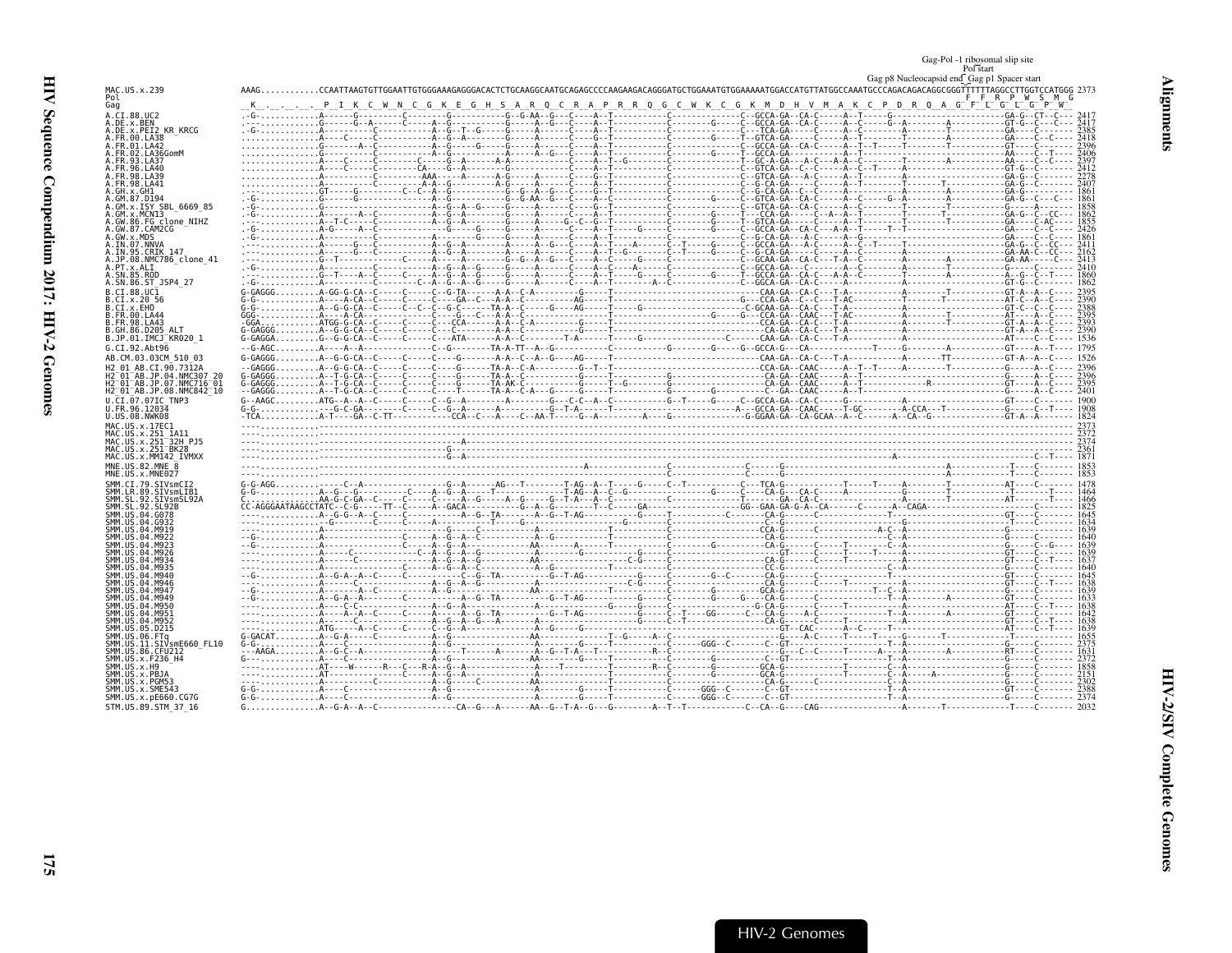```
                                                                                                                                                                              Gag-Pol -1 ribosomal slip site
                                                                                                                                                                                        Pol start
                                                                                                                                                              Gag p8 Nucleocapsid end  Gag p1 Spacer start
MAC.US.x.239       AAAG...........CCAATTAAGTGTTGGAATTGTGGGAAAGAGGGACACTCTGCAAGGCAATGCAGAGCCCCAAGAAGACAGGGATGCTGGAAATGTGGAAAAATGGACCATGTTATGGCCAAATGCCCAGACAGACAGGCGGGTTTTTTAGGCCTTGGTCCATGGG 2373
Pol                                                                                                                                                                                  F  F  R  P  W  S  M  G
Gag                _K_._._._._ P  I  K  C  W  N  C  G  K  E  G  H  S  A  R  Q  C  R  A  P  R  R  Q  G  C  W  K  C  G  K  M  D  H  V  M  A  K  C  P  D  R  Q  A  G  F  L  G  L  G  P  W
```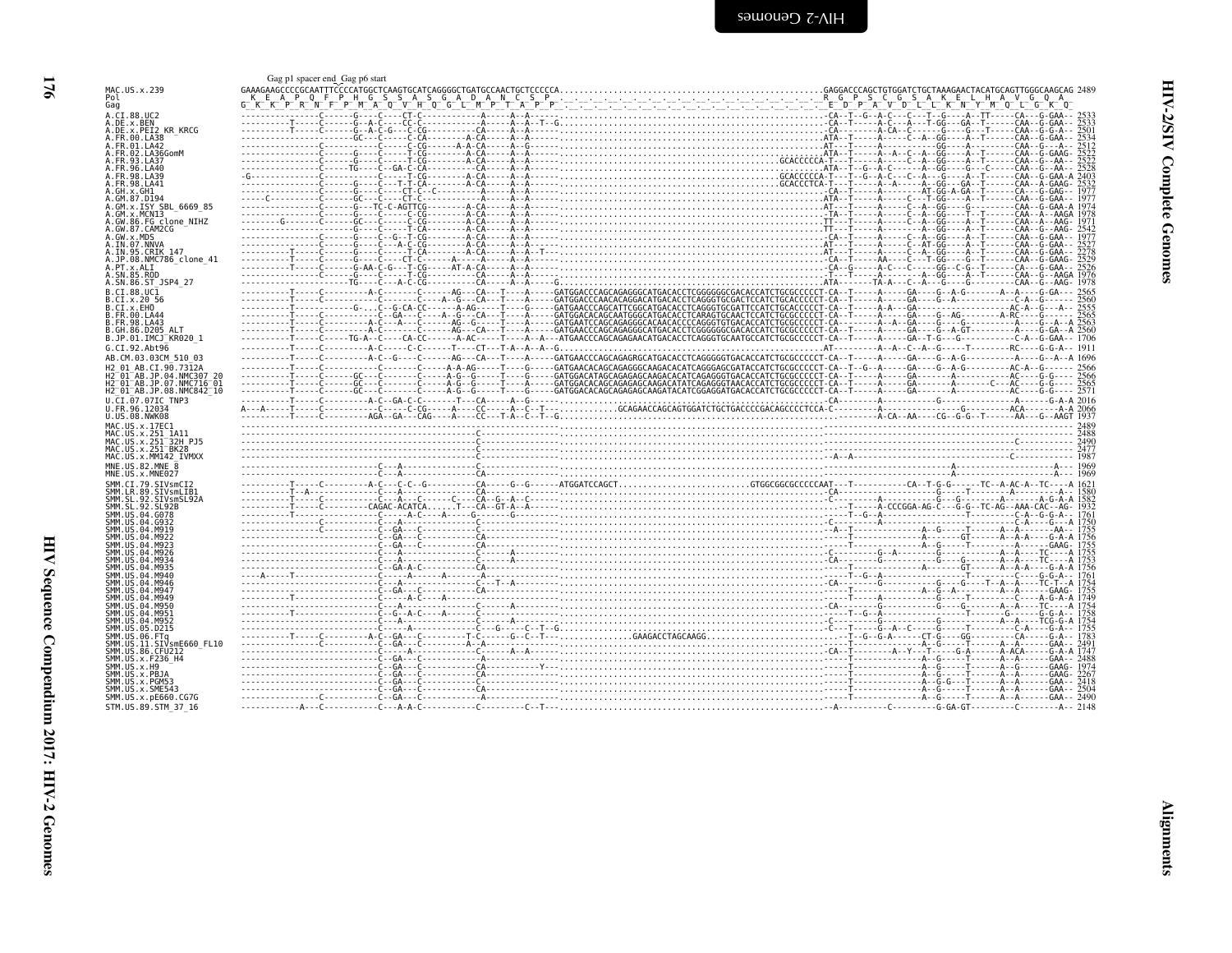Gag p1 spacer end_Gag p6 start

```
MAC.US.x.239          GAAAGAAGCCCCGCAATTTCCCCATGGCTCAAGTGCATCAGGGGCTGATGCCAACTGCTCCCCCA.......................................................GAGGACCCAGCTGTGGATCTGCTAAAGAACTACATGCAGTTGGGCAAGCAG 2489
Pol                    K  E  A  P  Q  F  P  H  G  S  S  A  S  G  A  D  A  N  C  S  P  .  .  .  .  .  .  .  .  .  .  .  .  .  .  .  .  .  .  R  G  P  S  C  G  S  A  K  E  L  H  A  V  G  Q  A
Gag                   G  K  K  P  R  N  F  P  M  A  Q  V  H  Q  G  L  M  P  T  A  P  P  .  .  .  .  .  .  .  .  .  .  .  .  .  .  .  .  .  .  E  D  P  A  V  D  L  L  K  N  Y  M  Q  L  G  K  Q
A.CI.88.UC2                                                                                                                                                                                       2533
A.DE.x.BEN                                                                                                                                                                                        2533
A.DE.x.PEI2_KR_KRCG                                                                                                                                                                               2501
A.FR.00.LA38                                                                                                                                                                                      2534
A.FR.01.LA42                                                                                                                                                                                      2512
A.FR.02.LA36GomM                                                                                                                                                                                  2522
A.FR.93.LA37                                                                                                                                                                                      2522
A.FR.96.LA40                                                                                                                                                                                      2528
A.FR.98.LA39                                                                                                                                                                                      2403
A.FR.98.LA41                                                                                                                                                                                      2532
A.GH.x.GH1                                                                                                                                                                                        1977
A.GM.87.D194                                                                                                                                                                                      1977
A.GM.x.ISY_SBL_6669_85                                                                                                                                                                            1974
A.GM.x.MCN13                                                                                                                                                                                      1978
A.GW.86.FG_clone_NIHZ                                                                                                                                                                             1971
A.GW.87.CAM2CG                                                                                                                                                                                    2542
A.GW.x.MDS                                                                                                                                                                                        1977
A.IN.07.NNVA                                                                                                                                                                                      2527
A.IN.95.CRIK_147                                                                                                                                                                                  2278
A.JP.08.NMC786_clone_41                                                                                                                                                                           2529
A.PT.x.ALI                                                                                                                                                                                        2526
A.SN.85.ROD                                                                                                                                                                                       1976
A.SN.86.ST_JSP4_27                                                                                                                                                                                1978
B.CI.88.UC1                                                                                                                                                                                       2565
B.CI.x.20_56                                                                                                                                                                                      2560
B.CI.x.EHO                                                                                                                                                                                        2555
B.FR.00.LA44                                                                                                                                                                                      2565
B.FR.98.LA43                                                                                                                                                                                      2563
B.GH.86.D205_ALT                                                                                                                                                                                  2560
B.JP.01.IMCJ_KR020_1                                                                                                                                                                              1706
G.CI.92.Abt96                                                                                                                                                                                     1911
AB.CM.03.03CM_510_03                                                                                                                                                                              1696
H2_01_AB.CI.90.7312A                                                                                                                                                                              2566
H2_01_AB.JP.04.NMC307_20                                                                                                                                                                          2566
H2_01_AB.JP.07.NMC716_01                                                                                                                                                                          2565
H2_01_AB.JP.08.NMC842_10                                                                                                                                                                          2571
U.CI.07.07IC_TNP3                                                                                                                                                                                 2016
U.FR.96.12034                                                                                                                                                                                     2066
U.US.08.NWK08                                                                                                                                                                                     1937
MAC.US.x.17EC1                                                                                                                                                                                    2489
MAC.US.x.251_1A11                                                                                                                                                                                 2488
MAC.US.x.251_32H_PJ5                                                                                                                                                                              2490
MAC.US.x.251_BK28                                                                                                                                                                                 2477
MAC.US.x.MM142_IVMXX                                                                                                                                                                              1987
MNE.US.82.MNE_8                                                                                                                                                                                   1969
MNE.US.x.MNE027                                                                                                                                                                                   1969
SMM.CI.79.SIVsmCI2                                                                                                                                                                                1621
SMM.LR.89.SIVsmLIB1                                                                                                                                                                               1580
SMM.SL.92.SIVsmSL92A                                                                                                                                                                              1582
SMM.SL.92.SL92B                                                                                                                                                                                   1932
SMM.US.04.G078                                                                                                                                                                                    1761
SMM.US.04.G932                                                                                                                                                                                    1750
SMM.US.04.M919                                                                                                                                                                                    1755
SMM.US.04.M922                                                                                                                                                                                    1756
SMM.US.04.M923                                                                                                                                                                                    1755
SMM.US.04.M926                                                                                                                                                                                    1755
SMM.US.04.M934                                                                                                                                                                                    1753
SMM.US.04.M935                                                                                                                                                                                    1756
SMM.US.04.M940                                                                                                                                                                                    1761
SMM.US.04.M946                                                                                                                                                                                    1754
SMM.US.04.M947                                                                                                                                                                                    1755
SMM.US.04.M949                                                                                                                                                                                    1749
SMM.US.04.M950                                                                                                                                                                                    1754
SMM.US.04.M951                                                                                                                                                                                    1758
SMM.US.04.M952                                                                                                                                                                                    1754
SMM.US.05.D215                                                                                                                                                                                    1755
SMM.US.06.FTq                                                                                                                                                                                     1783
SMM.US.11.SIVsmE660_FL10                                                                                                                                                                          2491
SMM.US.86.CFU212                                                                                                                                                                                  1747
SMM.US.x.F236_H4                                                                                                                                                                                  2488
SMM.US.x.H9                                                                                                                                                                                       1974
SMM.US.x.PBJA                                                                                                                                                                                     2267
SMM.US.x.PGM53                                                                                                                                                                                    2418
SMM.US.x.SME543                                                                                                                                                                                   2504
SMM.US.x.pE660.CG7G                                                                                                                                                                               2490
STM.US.89.STM_37_16                                                                                                                                                                               2148
```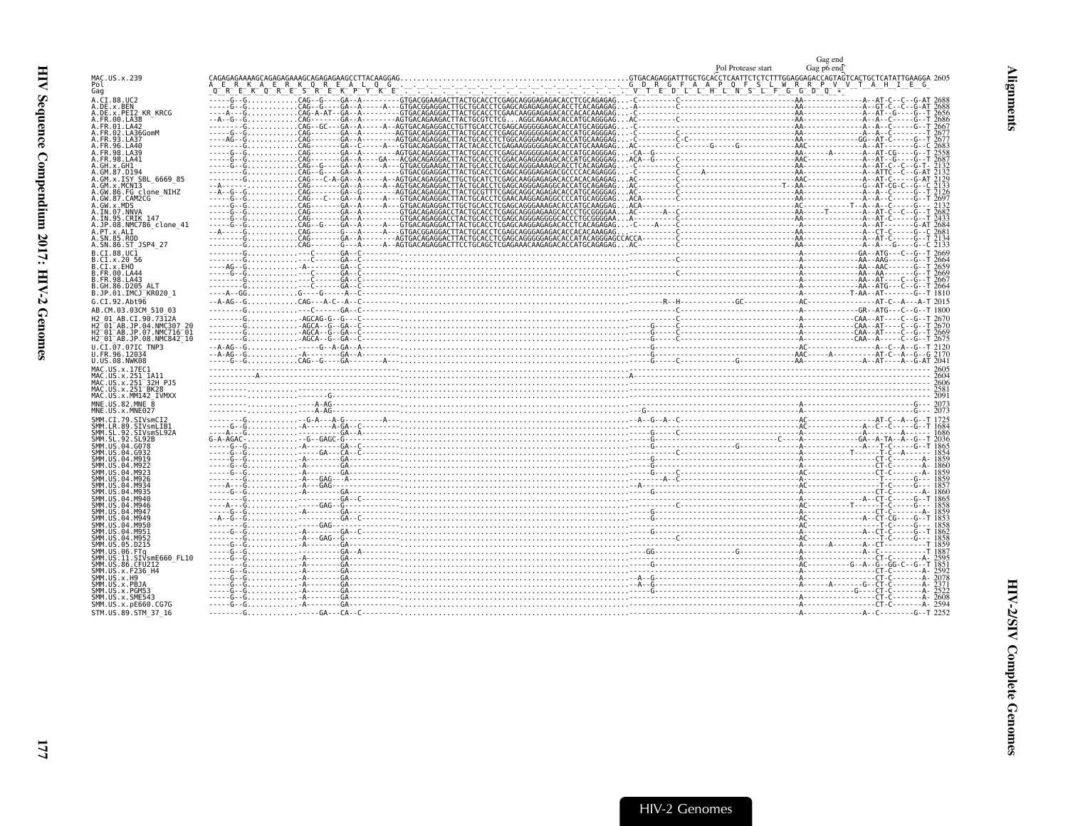```
                                                                                                                                            Gag end
                                                                                                                   Pol Protease start      Gag p6 end
MAC.US.x.239            CAGAGAGAAAAGCAGAGAGAAAGCAGAGAGAAGCCTTACAAGGAG...........................................GTGACAGAGGATTTGCTGCACCTCAATTCTCTCTTTGGAGGAGACCAGTAGTCACTGCTCATATTGAAGGA 2605
Pol                     A  E  R  K  A  E  R  K  Q  R  E  A  L  Q  G  .  .  .  .  .  .  .  .  .  .  .  .  .  .  .  G  D  R  G  F  A  A  P  Q  F  S  L  W  R  R  P  V  V  T  A  H  I  E  G
Gag                      Q  R  E  K  Q  R  E  S  R  E  K  P  Y  K  E  .  .  .  .  .  .  .  .  .  .  .  .  .  .  .  V  T  E  D  L  L  H  L  N  S  L  F  G  G  D  Q  *
A.CI.88.UC2             -----G--G...........CAG--G----GA--A---------GTGACGGAGAGACTTACTGCACCTCGAGCAGGGAGAGACACCTCGCAGAGAG...-C---------C-------------------------AA-------------A--AT-C--C--G-AT 2688
A.DE.x.BEN              -----G--G...........CAG--G----GA--A---------GTGACGGAGGACTTGCTGCACCTCGAGCAGAGAGAGACACCTCACAGAGAG...-A---------C-------------------------AA-------------A--GT-C--C--G-AT 2688
A.DE.x.PEI2_KR_KRCG     ----A---G...........CAG-A-AT--GA--A---------GTGACAGAGGACTTACTGCACCTCGAACAAGGAGAGACACCACACAAAGAG...-C-----------------------------------AA-------------A--AT--G-----G--T 2656
A.FR.00.LA38            --A--G--G...........CAG---------GA--A---------AGTGACAGAGACTTACTGCGTCTCG...AGGCAGAAACACCATGCAGGGAG...-C-----------------------------------AA-------------A--A--C-----G--T 2686
A.FR.01.LA42            -----G--G...........CAG--GC---GA--A-----A--AGTGACAGAGGACTTGTTGCACCTCGAGCAGGGGAGAGACACCATGCAGGGAG...-C-----------------------------------AA-------------A--A--C-----G--T 2667
A.FR.02.LA36GomM        -----G--G...........CAG---------GA--A---------AGTGACAGAGGACTTACTGCACCTCGAGCAGGGGAGAGACACCATGCAGGGAG...-C---------C-------------------------AA-------------A--A--C-----G--T 2677
A.FR.93.LA37            ----AG--G...........CAG---------GA--A---------AGTGACAGAGGACTTACTGCACCTCTGGCAGGGAGAGACACCATGCAAGGAG...-C---------C-C-----------------------AA-------------GG--AT-C-----G--T 2677
A.FR.96.LA40            -----G--G...........CAG---------GA--C-----A---GTGACAGAGGACTTACTACACCTCGAGAAGGGGGAGACACCATGCAAAGAG...AC---------C------G-----G------------AAC-------------A--AT-------G--C 2683
A.FR.98.LA39            -----G--G...........CAG---------GA--A---------AGTGACAGAGGACTTACTGCACCTCGAGCAGGGGAGAGACACCATGCAGGGAG...-CA--G----------------------------------AA------A-------A--AT-CG-----G--T 2558
A.FR.98.LA41            -----G--G...........CAG---------GA--A---GA----ACGACAGAGGACTTACTGCACCTCGGACAGGAGAGACACCATGCAAGGAG...ACA--G----C-------------------------AAC-------------A--AT--G-----G--T 2687
A.GH.x.GH1              -----G--G...........CAG--G----GA--A-----A---GTGACGGAGGACTTACTGCACCTCGAGCAGGGAAAAGCACCTCACAGAGAG...-C---------C-------------------------AA-------------A--AT-C--C--G-T- 2132
A.GM.87.D194            --------G...........CAG--G----GA--A---------GTGACGGAGGACTTACTGCACCTCGAGCAGGGAGAGACGCCCCACAGAGGG...-C---------C-----A-------------------AA-------------A--ATTC--C--G-AT 2132
A.GM.x.ISY_SBL_6669_85  --------G...........CAG---C-A-GA--A-----A--AGTGACAGAGGACTTGCTGCATCTCGAGCAAGGAGAGACACCACACAGAGAG...AC---------C-------------------------AAC-------------A--AT-C-----G-AT 2129
A.GM.x.MCN13            --A-----............CAG---------GA--A-----A--AGTGACAGAGGACTTACTGCACCTCGAGCAGGGAGAGGCACCATGCAGAGAG...AC---------C---------------------T--AA-------------G--AT-CG-C--G--C 2133
A.GW.86.FG_clone_NIHZ   --A--G--G...........CAG---------GA--G---------AGTGACAGAGGACTTACTGCGTTTCGAGCAGGCAGAGACACCATGCAGGGAG...AC---------C-------------------------AA-------------A--A--C-----G--T 2126
A.GW.87.CAM2CG          -----G--G...........CAG---C---GA--A-----A---GTGACAGAGGACTTACTGCACCTCGAACAAGGAGAGGCCCCATGCAGGGAG...AC---------C-------------------------AA-------------A--A--C-----G--T 2697
A.GW.x.MDS              -----G--G...........CAG---------GA--A-----A---GTGACAGAGGACTTACTGCACCTCGAGCAGGGAAAGACACCATGCAAGGAG...ACA--------C-------------------------AC----------T--A--A--C-----G--- 2132
A.IN.07.NNVA            -----G--G...........CAG---------GA--A---------GTGACAGAGGACCTACTGCACCTCGAGCAGGGAGAAGCACCCTGCGGGGAA...AC------A--C-------------------------AA----T---------A--AT-C--C--G--T 2682
A.IN.95.CRIK_147        -----G--G...........CAG---------GA--A---------GTGACAGAGGACCTACTGCACCTCGAGCAGGGAGGGCACCCTGCGGGGAA...A---------C-------------------------A-------------A--AT-C-----G--T 2433
A.JP.08.NMC786_clone_41 -----G--G...........CAG--G----GA--A-----A---GTGACAGAGGACTTACTGCACCTCGAGCAGGGAGAGACACCTCACAGAGAG...-C----A---C-------------------------A-------------A--AT-------G-AT 2684
A.PT.x.ALI              --A-----G...........CAG-------G----A-----A---GTGACGGAGGACTTACTGCACCTCGAGCAGGGAGAGACACCACACAAAGAG...-----------C-------------------------A-------------A--CT-C-----G--C 2681
A.SN.85.ROD             --------G...........CAG---------GA--A---------GTGACGGAGGACTTACTGCACCTCGAGCAGGGGAGAGACACCATACAGAGCCACCA------C-------------------------AA-------------A--AT--C-----G--T 2134
A.SN.86.ST_JSP4_27      --------G...........CAG-------G----A-----A--AGTGACAGAGGACTTCCTGCAGCTCGAGAAACAAGAGACACCATGCAGAGAG...AC---------C-------------------------A-------------A--A--G-----G--C 2133
B.CI.88.UC1             --------G...............C------GA--C--------------------------------------------------------------------------------------------------A-------------GA--ATG---C--G--T 2669
B.CI.x.20_56            --------G...............C------GA--C---------------------------------------------------------------C---------------------------------A-------------AA--AAG-----G--T 2664
B.CI.x.EHO              -----AG--G...........A--------GA--C--------------------------------------------------------------------------------------------------A-------------AA--AAC-----G--T 2659
B.FR.00.LA44            -----G--G...............C------GA--C---------------------------------------------------------------C---------------------------------A-------------AA--AA------G--T 2669
B.FR.98.LA43            --------G...............C------GA--C--------------------------------------------------------------------------------------------------A-------------AA--AT---C--G--T 2667
B.GH.86.D205_ALT        --------G...............C------GA--C--------------------------------------------------------------------------------------------------A-------------AA--ATG---C--G--T 2664
B.JP.01.IMCJ_KR020_1    ----A--GG...........G----G-----A--C--------------------------------------------------------------------------------------------------A-----------T-AA--AT-------G--T 1810
G.CI.92.Abt96           --A-AG--G...........CAG---A-C--A--C---------------------------------------------------------R--H-----------GC------------AC-------------AT-C--A---A-T 2015
AB.CM.03.03CM_510_03    --------G...............C------GA--C--------------------------------------------------------------------------------------------------A-------------GR--ATG---C--G--T 1800
H2_01_AB.CI.90.7312A    --------G..............AGCAG-G--G---C--------------------------------------------------------------C---------------------------------A-------------CAA--AT-----C--G--T 2670
H2_01_AB.JP.04.NMC307_20 -------G..............AGCA--G--GA--C--------------------------------------------------------------G-----C---------------------------------A-------------CAA--AT---C--G--T 2670
H2_01_AB.JP.07.NMC716_01 -------G..............AGCA--G--GA--C--------------------------------------------------------------G-----C---------------------------------A-------------CAA--AT---C--G--T 2669
H2_01_AB.JP.08.NMC842_10 -------G..............AGCA--G--GA--C--------------------------------------------------------------G-----C---------------------------------A-------------CAA--A---C--G--T 2675
U.CI.07.07IC_TNP3       --A-AG--G...............G--A-GA--A--------------------------------------------------------------G---------------------------------------A-------------A--C--A--G--T 2120
U.FR.96.12034           --A-AG--G...........A---------GA--A--------------------------------------------------------------G-----------------------------AAC-----A-----------AT-C--A--G--G 2170
U.US.08.NWK08           -----G--G...........CAG--G----GA--------A------------------------------------------------------G-----C--------------G--------------AA-------------A--AT----A--G-AT 2041
MAC.US.x.17EC1          ------------------------------------------------------------------------------------------------------------------------------------------------------------- 2605
MAC.US.x.251_1A11       ----------A-----------------------------------------------------------------------A---------------------------------------------------------------------------- 2604
MAC.US.x.251_32H_PJ5    ------------------------------------------------------------------------------------------------------------------------------------------------------------- 2606
MAC.US.x.251_BK28       ------------------------------------------------------------------------------------------------------------------------------------------------------------- 2581
MAC.US.x.MM142_IVMXX    ----------------------G------------------------------------------------------------------------------------------------------------------------------------ 2091
MNE.US.82.MNE_8         ---------...........A-AG----------------------------------------------------------------------------------------------------------------A---------------------G--- 2073
MNE.US.x.MNE027         ---------...........A-AG--------------------------------------------------------------------G-----------------------------------------A---------------------G--- 2073
SMM.CI.79.SIVsmCI2      --------G...........-G-A---A-G--------A-------------------------------------------------A--G--A--C------------------------------------AC-------------AT-C--A--G--T 1725
SMM.LR.89.SIVsmLIB1     -----G--G...........-A-----A-GA--C----------------------------------------------------------------------------------------------------AC-------------A--C--C-----G--T 1684
SMM.SL.92.SIVsmSL92A    ----A---G...............------GA--A---------------------------------------------------------G-----C-----------------------------------A-------------A-------A----- 1686
SMM.SL.92.SL92B         G-A-AGAC-...........-G--GAGC-G-------------------------------------------------------------G------------------------------C----A-------------GA--A-TA--A--G--T 2036
SMM.US.04.G078          -----G--G...........-A--------GA--C-----------------------------------------------------------G------------------G----------------------A-------------A--T-C-----G--T 1865
SMM.US.04.G932          -----G--G...............GA---CA--C------------------------------------------------------------------C----------------------------------A-----------T------T-C--A----- 1854
SMM.US.04.M919          -----G--G...........-A--------GA--------------------------------------------------------------G--------------------------------------AC-------------CT-C-------A- 1859
SMM.US.04.M922          -----G--G...........-A--------GA--------------------------------------------------------------G-------------------------------------AC-------------CT-C-------A- 1860
SMM.US.04.M923          -----G--G...........-A--------GA--------------------------------------------------------------G-----C------------------------------AC-------------CT-C-------A- 1859
SMM.US.04.M926          --------G...........-A---GAG---A--------------------------------------------------------------A--C---------------------------------AC-------------T------G--- 1859
SMM.US.04.M934          ----A---G...........-A---GAG---------------------------------------------------------------A------------------------------------------AC-------------T-C-----G--- 1857
SMM.US.04.M935          -----G--G...........-A--------GA--------------------------------------------------------------------------------------------------------AC-------------CT-C-------A- 1860
SMM.US.04.M940          --------G...................--GA--C---------------------------------------------------------G----------------------------------------A-----------A--CT-C-----G--T 1865
SMM.US.04.M946          ----A---G...............GAG-G------------------------------------------------------------------C-----------------------------------AC-----------T-----T-C-----G--- 1858
SMM.US.04.M947          -----G--G...........-A--------GA--------------------------------------------------------------G-----------------------------------------A-------------CT-C-------A- 1859
SMM.US.04.M949          --A--G--G...............------GA--C----------------------------------------------------------G--------------------------------------AC-------------A--CT-CG-----G--T 1853
SMM.US.04.M950          --------G...............GAG----------------------------------------------------------------------------------------------------------AC------------------T-C-----G--- 1858
SMM.US.04.M951          -----G--G...........-A--------GA--C-------------------------------------------------------G--------------------------------------AC-------------A--CT-C-----G--T 1862
SMM.US.04.M952          --------G...........-A---GAG-G---------------------------------------------------------------C-----------------------------------AC-------------T-C-----G--- 1858
SMM.US.05.D215          -----G--G...........-A--------GA--------------------------------------------------------------G--------------------------------------A--------A------A--CT-C-----G--T 1859
SMM.US.06.FTq           -----G--G...............------GA--A--------------------------------------------------------GG--------------G--------------------------A-------------A--C--------T 1887
SMM.US.11.SIVsmE660_FL10 -----G--G...........-A--------GA-------------------------------------------------------------G--------------------------------------A-------------CT-C-------A- 2595
SMM.US.86.CFU212        -----G--G...........-A--------GA--------------------------------------------------------------G--------------------------------------AC---------G--A--G--GG-C--G--T 1851
SMM.US.x.F236_H4        -----G--G...........-A--------GA---------------------------------------------------------------------------------------------------------A-------------CT-C-------A- 2592
SMM.US.x.H9             -----G--G...........-A--------GA--------------------------------------------------------A--G------------------------------------------A-------------A--CT-C-------A- 2078
SMM.US.x.PBJA           -----G--G...........-A--------GA--------------------------------------------------------A--G--------------------------------------------A------A-------G--CT-C-------A- 2371
SMM.US.x.PGM53          -----G--G...........-A--------GA--------------------------------------------------------G-------------------------------------------------------G----CT-C-------A- 2522
SMM.US.x.SME543         -----G--G...........-A--------GA---------------------------------------------------------------------------------------------------------A-------------CT-C-------A- 2608
SMM.US.x.pE660.CG7G     -----G--G...........-A--------GA---------------------------------------------------------------------------------------------------------A-------------CT-C-------A- 2594
STM.US.89.STM_37_16     --------G...............GA---CA--C-----------------------------------------------------------------------------------------------------A-------------A--C--------G--T 2252
```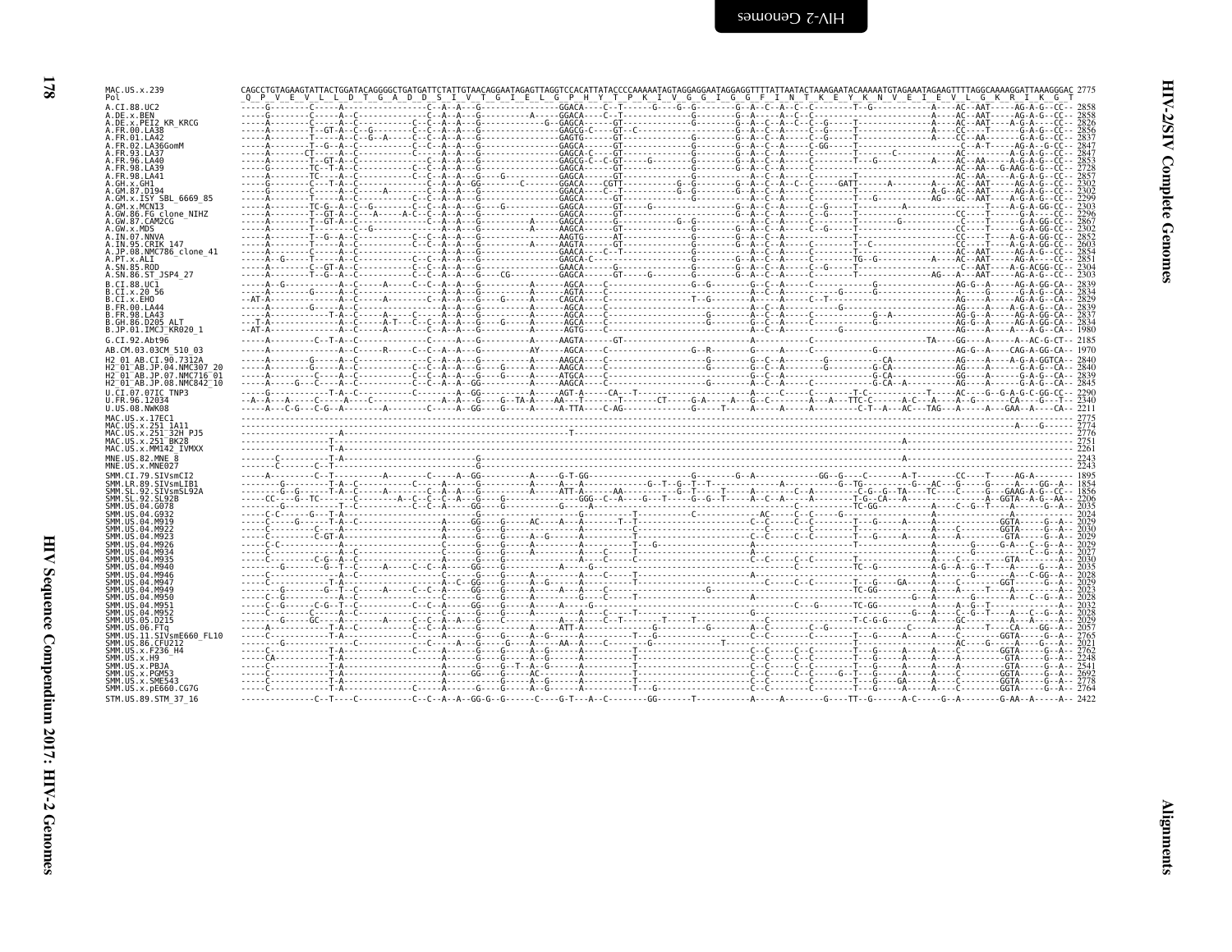```
MAC.US.x.239                CAGCCTGTAGAAGTATTACTGGATACAGGGGCTGATGATTCTATTGTAACAGGAATAGAGTTAGGTCCACATTATACCCCAAAAATAGTAGGAGGAATAGGAGGTTTTATTAATACTAAAGAATACAAAAATGTAGAAATAGAAGTTTTAGGCAAAAGGATTAAAGGGAC 2775
Pol                          Q  P  V  E  V  L  L  D  T  G  A  D  D  S  I  V  T  G  I  E  L  G  P  H  Y  T  P  K  I  V  G  G  I  G  G  F  I  N  T  K  E  Y  K  N  V  E  I  E  V  L  G  K  R  I  K  G  T
A.CI.88.UC2                                                                                                                                                                        2858
A.DE.x.BEN                                                                                                                                                                         2858
A.DE.x.PEI2_KR_KRCG                                                                                                                                                                1826
A.FR.00.LA38                                                                                                                                                                       2856
A.FR.01.LA42                                                                                                                                                                       2837
A.FR.02.LA36GomM                                                                                                                                                                   2847
A.FR.93.LA37                                                                                                                                                                       2847
A.FR.96.LA40                                                                                                                                                                       2853
A.FR.98.LA39                                                                                                                                                                       2728
A.FR.98.LA41                                                                                                                                                                       2857
A.GH.x.GH1                                                                                                                                                                         2302
A.GM.87.D194                                                                                                                                                                       2302
A.GM.x.ISY_SBL_6669_85                                                                                                                                                             2299
A.GM.x.MCN13                                                                                                                                                                       2303
A.GW.86.FG_clone_NIHZ                                                                                                                                                              2296
A.GW.87.CAM2CG                                                                                                                                                                     2867
A.GW.x.MDS                                                                                                                                                                         2302
A.IN.07.NNVA                                                                                                                                                                       2852
A.IN.95.CRIK_147                                                                                                                                                                   2603
A.JP.08.NMC786_clone_41                                                                                                                                                            2854
A.PT.x.ALI                                                                                                                                                                         2851
A.SN.85.ROD                                                                                                                                                                        2304
A.SN.86.ST_JSP4_27                                                                                                                                                                 2303
B.CI.88.UC1                                                                                                                                                                        2839
B.CI.x.20_56                                                                                                                                                                       2834
B.CI.x.EHO                                                                                                                                                                         2829
B.FR.00.LA44                                                                                                                                                                       2839
B.FR.98.LA43                                                                                                                                                                       2837
B.GH.86.D205_ALT                                                                                                                                                                   2834
B.JP.01.IMCJ_KR020_1                                                                                                                                                               1990
G.CI.92.Abt96                                                                                                                                                                      2185
AB.CM.03.03CM_510_03                                                                                                                                                               1970
H2_01_AB.CI.90.7312A                                                                                                                                                               2840
H2_01_AB.JP.04.NMC307_20                                                                                                                                                           2840
H2_01_AB.JP.07.NMC716_01                                                                                                                                                           2839
H2_01_AB.JP.08.NMC842_10                                                                                                                                                           2845
U.CI.07.07IC_TNP3                                                                                                                                                                  2290
U.FR.96.12034                                                                                                                                                                      2340
U.US.08.NWK08                                                                                                                                                                      2211
MAC.US.x.17EC1                                                                                                                                                                     2775
MAC.US.x.251_1A11                                                                                                                                                                  2774
MAC.US.x.251_32H_PJ5                                                                                                                                                               2776
MAC.US.x.251_BK28                                                                                                                                                                  2751
MAC.US.x.MM142_IVMXX                                                                                                                                                               2261
MNE.US.82.MNE_8                                                                                                                                                                    2243
MNE.US.x.MNE027                                                                                                                                                                    2243
SMM.CI.79.SIVsmCI2                                                                                                                                                                 1895
SMM.LR.89.SIVsmLIB1                                                                                                                                                                1854
SMM.SL.92.SIVsmSL92A                                                                                                                                                               1856
SMM.SL.92.SL92B                                                                                                                                                                    2206
SMM.US.04.G078                                                                                                                                                                     2035
SMM.US.04.G932                                                                                                                                                                     2024
SMM.US.04.M919                                                                                                                                                                     2029
SMM.US.04.M922                                                                                                                                                                     2030
SMM.US.04.M923                                                                                                                                                                     2029
SMM.US.04.M926                                                                                                                                                                     2029
SMM.US.04.M934                                                                                                                                                                     2027
SMM.US.04.M935                                                                                                                                                                     2030
SMM.US.04.M940                                                                                                                                                                     2035
SMM.US.04.M946                                                                                                                                                                     2028
SMM.US.04.M947                                                                                                                                                                     2029
SMM.US.04.M949                                                                                                                                                                     2023
SMM.US.04.M950                                                                                                                                                                     2028
SMM.US.04.M951                                                                                                                                                                     2032
SMM.US.04.M952                                                                                                                                                                     2028
SMM.US.05.D215                                                                                                                                                                     2029
SMM.US.06.FTq                                                                                                                                                                      2057
SMM.US.11.SIVsmE660_FL10                                                                                                                                                           2765
SMM.US.86.CFU212                                                                                                                                                                   2021
SMM.US.x.F236_H4                                                                                                                                                                   2762
SMM.US.x.H9                                                                                                                                                                        2248
SMM.US.x.PBJA                                                                                                                                                                      2541
SMM.US.x.PGM53                                                                                                                                                                     2692
SMM.US.x.SME543                                                                                                                                                                    2778
SMM.US.x.pE660.CG7G                                                                                                                                                                2764
STM.US.89.STM_37_16                                                                                                                                                                2422
```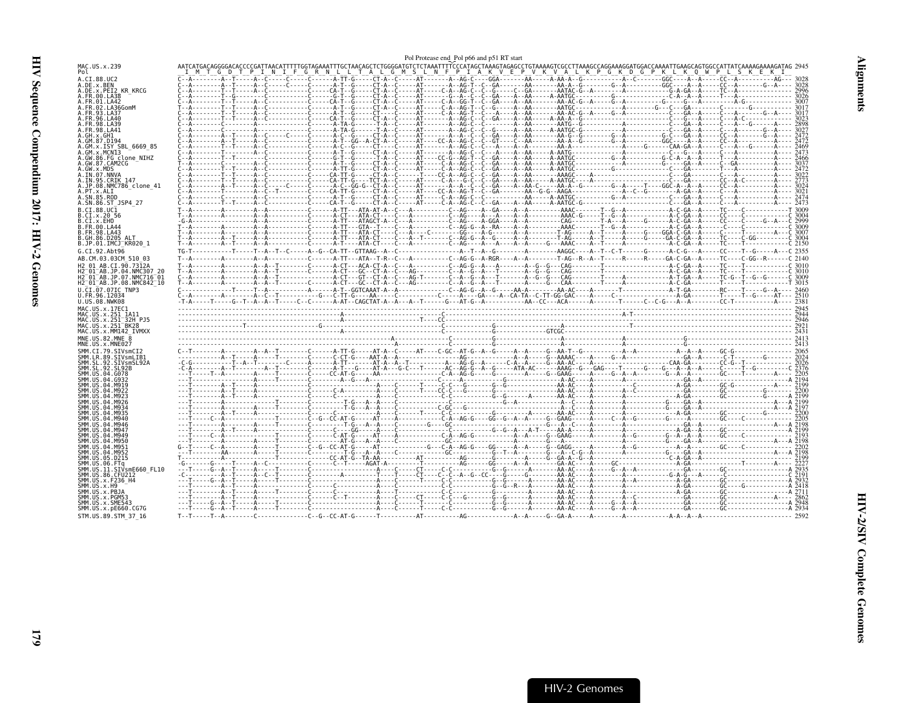Pol Protease end_Pol p66 and p51 RT start

```
MAC.US.x.239               AATCATGACAGGGGACACCCCGATTAACATTTTTGGTAGAAATTTGCTAACAGCTCTGGGGATGTCTCTAAATTTTCCCATAGCTAAAGTAGAGCCTGTAAAAGTCGCCTTAAAGCCAGGAAAGGATGGACCAAAATTGAAGCAGTGGCCATTATCAAAAGAAAAGATAG 2945
Pol                         I  M  T  G  D  T  P  I  N  I  F  G  R  N  L  L  T  A  L  G  M  S  L  N  F  P  I  A  K  V  E  P  V  K  V  A  L  K  P  G  K  D  G  P  K  L  K  Q  W  P  L  S  K  E  K  I
A.CI.88.UC2                                                                                                                                                                                          3028
A.DE.x.BEN                                                                                                                                                                                           3028
A.DE.x.PEI2_KR_KRCG                                                                                                                                                                                  2996
A.FR.00.LA38                                                                                                                                                                                         3026
A.FR.01.LA42                                                                                                                                                                                         3007
A.FR.02.LA36GomM                                                                                                                                                                                     3017
A.FR.93.LA37                                                                                                                                                                                         3017
A.FR.96.LA40                                                                                                                                                                                         3023
A.FR.98.LA39                                                                                                                                                                                         2898
A.FR.98.LA41                                                                                                                                                                                         3027
A.GH.x.GH1                                                                                                                                                                                           2472
A.GM.87.D194                                                                                                                                                                                         2472
A.GM.x.ISY_SBL_6669_85                                                                                                                                                                               2469
A.GW.x.MCN13                                                                                                                                                                                         2473
A.GW.86.FG_clone_NIHZ                                                                                                                                                                                2466
A.GW.87.CAM2CG                                                                                                                                                                                       3037
A.GW.x.MDS                                                                                                                                                                                           2472
A.IN.07.NNVA                                                                                                                                                                                         3022
A.IN.95.CRIK_147                                                                                                                                                                                     2773
A.JP.08.NMC786_clone_41                                                                                                                                                                              3024
A.PT.x.ALI                                                                                                                                                                                           3021
A.SN.85.ROD                                                                                                                                                                                          2474
A.SN.86.ST_JSP4_27                                                                                                                                                                                   2473
B.CI.88.UC1                                                                                                                                                                                          3009
B.CI.x.20_56                                                                                                                                                                                         3004
B.CI.x.EHO                                                                                                                                                                                           2999
B.FR.00.LA44                                                                                                                                                                                         3009
B.FR.98.LA43                                                                                                                                                                                         3007
B.GH.86.D205_ALT                                                                                                                                                                                     3004
B.JP.01.IMCJ_KR020_1                                                                                                                                                                                 2150
G.CI.92.Abt96                                                                                                                                                                                        2355
AB.CM.03.03CM_510_03                                                                                                                                                                                 2140
H2_01_AB.CI.90.7312A                                                                                                                                                                                 3010
H2_01_AB.JP.04.NMC307_20                                                                                                                                                                             3010
H2_01_AB.JP.07.NMC716_01                                                                                                                                                                             3009
H2_01_AB.JP.08.NMC842_10                                                                                                                                                                             3015
U.CI.07.07IC_TNP3                                                                                                                                                                                    2460
U.FR.96.12034                                                                                                                                                                                        2510
U.US.08.NWK08                                                                                                                                                                                        2381
MAC.US.x.17EC1                                                                                                                                                                                       2945
MAC.US.x.251_1A11                                                                                                                                                                                    2944
MAC.US.x.251_32H_PJ5                                                                                                                                                                                 2946
MAC.US.x.251_BK28                                                                                                                                                                                    2921
MAC.US.x.MM142_IVMXX                                                                                                                                                                                 2431
MNE.US.82.MNE_8                                                                                                                                                                                      2413
MNE.US.x.MNE027                                                                                                                                                                                      2413
SMM.CI.79.SIVsmCI2                                                                                                                                                                                   2065
SMM.LR.89.SIVsmLIB1                                                                                                                                                                                  2024
SMM.SL.92.SIVsmSL92A                                                                                                                                                                                 2026
SMM.SL.92.SL92B                                                                                                                                                                                      2376
SMM.US.04.G078                                                                                                                                                                                       2205
SMM.US.04.G932                                                                                                                                                                                       2194
SMM.US.04.M919                                                                                                                                                                                       2199
SMM.US.04.M922                                                                                                                                                                                       2200
SMM.US.04.M923                                                                                                                                                                                       2199
SMM.US.04.M926                                                                                                                                                                                       2199
SMM.US.04.M934                                                                                                                                                                                       2197
SMM.US.04.M935                                                                                                                                                                                       2200
SMM.US.04.M940                                                                                                                                                                                       2205
SMM.US.04.M946                                                                                                                                                                                       2198
SMM.US.04.M947                                                                                                                                                                                       2199
SMM.US.04.M949                                                                                                                                                                                       2193
SMM.US.04.M950                                                                                                                                                                                       2198
SMM.US.04.M951                                                                                                                                                                                       2202
SMM.US.04.M952                                                                                                                                                                                       2198
SMM.US.05.D215                                                                                                                                                                                       2199
SMM.US.06.FTq                                                                                                                                                                                        2227
SMM.US.11.SIVsmE660_FL10                                                                                                                                                                             2935
SMM.US.86.CFU212                                                                                                                                                                                     2191
SMM.US.x.F236_H4                                                                                                                                                                                     2932
SMM.US.x.H9                                                                                                                                                                                          2418
SMM.US.x.PBJA                                                                                                                                                                                        2711
SMM.US.x.PGM53                                                                                                                                                                                       2862
SMM.US.x.SME543                                                                                                                                                                                      2948
SMM.US.x.pE660.CG7G                                                                                                                                                                                  2934
STM.US.89.STM_37_16                                                                                                                                                                                  2592
```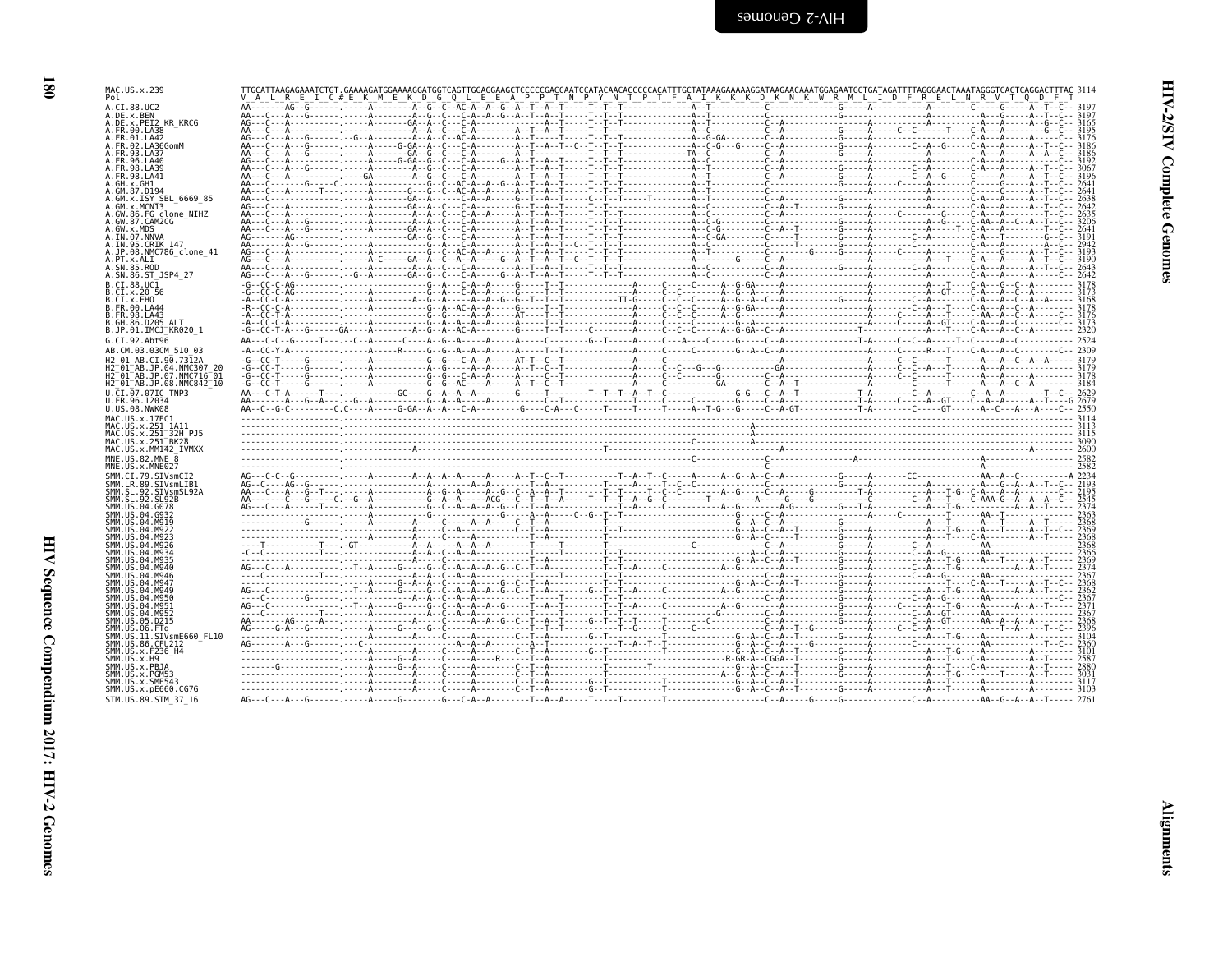```
MAC.US.x.239              TTGCATTAAGAGAAATCTGT.GAAAAGATGGAAAAGGATGGTCAGTTGGAGGAAGCTCCCCCGACCAATCCATACAACACCCCCACATTTGCTATAAAGAAAAAGGATAAGAACAAATGGAGAATGCTGATAGATTTTAGGGAACTAAATAGGGTCACTCAGGACTTTAC 3114
Pol                        V  A  L  R  E  I  C  #  E  K  M  E  K  D  G  Q  L  E  E  A  P  P  T  N  P  Y  N  T  P  T  F  A  I  K  K  K  D  K  N  K  W  R  M  L  I  D  F  R  E  L  N  R  V  T  Q  D  F  T

A.CI.88.UC2               3197
A.DE.x.BEN                3197
A.DE.x.PEI2_KR_KRCG       3165
A.FR.00.LA38              3195
A.FR.01.LA42              3176
A.FR.02.LA36GomM          3186
A.FR.93.LA37              3186
A.FR.96.LA40              3192
A.FR.98.LA39              3067
A.FR.98.LA41              3196
A.GH.x.GH1                2641
A.GM.87.D194              2641
A.GM.x.ISY_SBL_6669_85    2638
A.GM.x.MCN13              2642
A.GW.86.FG_clone_NIHZ     2635
A.GW.87.CAM2CG            3206
A.GW.x.MDS                2641
A.IN.07.NNVA              3191
A.IN.95.CRIK_147          2942
A.JP.08.NMC786_clone_41   3193
A.PT.x.ALI                3190
A.SN.85.ROD               2643
A.SN.86.ST_JSP4_27        2642
B.CI.88.UC1               3178
B.CI.x.20_56              3173
B.CI.x.EHO                3168
B.FR.00.LA44              3178
B.FR.98.LA43              3176
B.GH.86.D205_ALT          3173
B.JP.01.IMCJ_KR020_1      2320
G.CI.92.Abt96             2524
AB.CM.03.03CM_510_03      2309
H2_01_AB.CI.90.7312A      3179
H2_01_AB.JP.04.NMC307_20  3179
H2_01_AB.JP.07.NMC716_01  3178
H2_01_AB.JP.08.NMC842_10  3184
U.CI.07.07IC_TNP3         2629
U.FR.96.12034             2679
U.US.08.NWK08             2550
MAC.US.x.17EC1            3114
MAC.US.x.251_1A11         3113
MAC.US.x.251_32H_PJ5      3115
MAC.US.x.251_BK28         3090
MAC.US.x.MM142_IVMXX      2600
MNE.US.82.MNE_8           2582
MNE.US.x.MNE027           2582
SMM.CI.79.SIVsmCI2        2234
SMM.LR.89.SIVsmLIB1       2193
SMM.SL.92.SIVsmSL92A      2195
SMM.SL.92.SL92B           2545
SMM.US.04.G078            2374
SMM.US.04.G932            2363
SMM.US.04.M919            2368
SMM.US.04.M922            2369
SMM.US.04.M923            2368
SMM.US.04.M926            2368
SMM.US.04.M934            2366
SMM.US.04.M935            2369
SMM.US.04.M940            2374
SMM.US.04.M946            2367
SMM.US.04.M947            2368
SMM.US.04.M949            2362
SMM.US.04.M950            2367
SMM.US.04.M951            2371
SMM.US.04.M952            2367
SMM.US.05.D215            2368
SMM.US.06.FTq             2396
SMM.US.11.SIVsmE660_FL10  3104
SMM.US.86.CFU212          2360
SMM.US.x.F236_H4          3101
SMM.US.x.H9               2587
SMM.US.x.PBJA             2880
SMM.US.x.PGM53            3031
SMM.US.x.SME543           3117
SMM.US.x.pE660.CG7G       3103
STM.US.89.STM_37_16       2761
```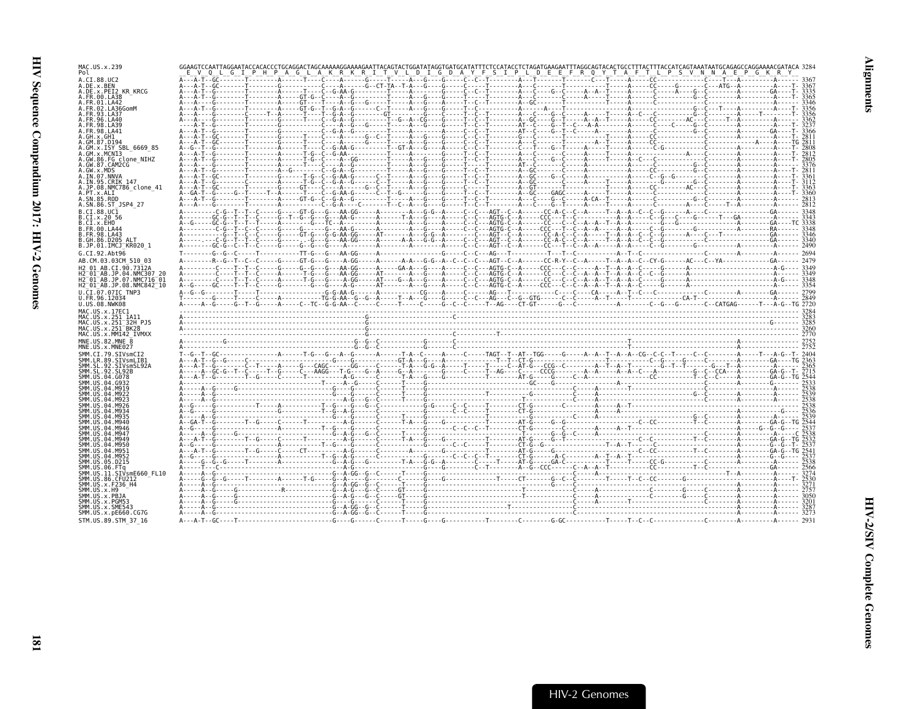```
MAC.US.x.239            GGAAGTCCAATTAGGAATACCACACCCTGCAGGACTAGCAAAAAGGAAAAGAATTACAGTACTGGATATAGGTGATGCATATTTCTCCATACCTCTAGATGAAGAATTTAGGCAGTACACTGCCTTTACTTTACCATCAGTAAATAATGCAGAGCCAGGAAAACGATACA 3284
Pol                      E  V  Q  L  G  I  P  H  P  A  G  L  A  K  R  K  R  I  T  V  L  D  I  G  D  A  Y  F  S  I  P  L  D  E  E  F  R  Q  Y  T  A  F  T  L  P  S  V  N  N  A  E  P  G  K  R  Y
A.CI.88.UC2                                                                                                                                                                                    3367
A.DE.x.BEN                                                                                                                                                                                     3367
A.DE.x.PEI2_KR_KRCG                                                                                                                                                                            3335
A.FR.00.LA38                                                                                                                                                                                   3365
A.FR.01.LA42                                                                                                                                                                                   3346
A.FR.02.LA36GomM                                                                                                                                                                               3356
A.FR.93.LA37                                                                                                                                                                                   3356
A.FR.96.LA40                                                                                                                                                                                   3362
A.FR.98.LA39                                                                                                                                                                                   3237
A.FR.98.LA41                                                                                                                                                                                   3366
A.GH.x.GH1                                                                                                                                                                                     2811
A.GM.87.D194                                                                                                                                                                                   2811
A.GM.x.ISY_SBL_6669_85                                                                                                                                                                         2808
A.GM.x.MCN13                                                                                                                                                                                   2812
A.GW.86.FG_clone_NIHZ                                                                                                                                                                          2805
A.GW.87.CAM2CG                                                                                                                                                                                 3376
A.GW.x.MDS                                                                                                                                                                                     2811
A.IN.07.NNVA                                                                                                                                                                                   3361
A.IN.95.CRIK_147                                                                                                                                                                               3112
A.JP.08.NMC786_clone_41                                                                                                                                                                        3363
A.PT.x.ALI                                                                                                                                                                                     3360
A.SN.85.ROD                                                                                                                                                                                    2813
A.SN.86.ST_JSP4_27                                                                                                                                                                             2812
B.CI.88.UC1                                                                                                                                                                                    3348
B.CI.x.20_56                                                                                                                                                                                   3343
B.CI.x.EHO                                                                                                                                                                                     3338
B.FR.00.LA44                                                                                                                                                                                   3348
B.FR.98.LA43                                                                                                                                                                                   3346
B.GH.86.D205_ALT                                                                                                                                                                               3340
B.JP.01.IMCJ_KR020_1                                                                                                                                                                           2490
G.CI.92.Abt96                                                                                                                                                                                  2694
AB.CM.03.03CM_510_03                                                                                                                                                                           2479
H2_01_AB.CI.90.7312A                                                                                                                                                                           3349
H2_01_AB.JP.04.NMC307_20                                                                                                                                                                       3349
H2_01_AB.JP.07.NMC716_01                                                                                                                                                                       3348
H2_01_AB.JP.08.NMC842_10                                                                                                                                                                       3354
U.CI.07.07IC_TNP3                                                                                                                                                                              2799
U.FR.96.12034                                                                                                                                                                                  2849
U.US.08.NWK08                                                                                                                                                                                  2720
MAC.US.x.17EC1                                                                                                                                                                                 3284
MAC.US.x.251_1A11                                                                                                                                                                              3283
MAC.US.x.251_32H_PJ5                                                                                                                                                                           3285
MAC.US.x.251_BK28                                                                                                                                                                              3260
MAC.US.x.MM142_IVMXX                                                                                                                                                                           2770
MNE.US.82.MNE_8                                                                                                                                                                                2752
MNE.US.x.MNE027                                                                                                                                                                                2752
SMM.CI.79.SIVsmCI2                                                                                                                                                                             2404
SMM.LR.89.SIVsmLIB1                                                                                                                                                                            2363
SMM.SL.92.SIVsmSL92A                                                                                                                                                                           2365
SMM.SL.92.SL92B                                                                                                                                                                                2715
SMM.US.04.G078                                                                                                                                                                                 2544
SMM.US.04.G932                                                                                                                                                                                 2533
SMM.US.04.M919                                                                                                                                                                                 2538
SMM.US.04.M922                                                                                                                                                                                 2539
SMM.US.04.M923                                                                                                                                                                                 2538
SMM.US.04.M926                                                                                                                                                                                 2538
SMM.US.04.M934                                                                                                                                                                                 2536
SMM.US.04.M935                                                                                                                                                                                 2539
SMM.US.04.M940                                                                                                                                                                                 2544
SMM.US.04.M946                                                                                                                                                                                 2537
SMM.US.04.M947                                                                                                                                                                                 2538
SMM.US.04.M949                                                                                                                                                                                 2532
SMM.US.04.M950                                                                                                                                                                                 2537
SMM.US.04.M951                                                                                                                                                                                 2541
SMM.US.04.M952                                                                                                                                                                                 2537
SMM.US.05.D215                                                                                                                                                                                 2538
SMM.US.06.FTq                                                                                                                                                                                  2566
SMM.US.11.SIVsmE660_FL10                                                                                                                                                                       3274
SMM.US.86.CFU212                                                                                                                                                                               2530
SMM.US.x.F236_H4                                                                                                                                                                               3271
SMM.US.x.H9                                                                                                                                                                                    2757
SMM.US.x.PBJA                                                                                                                                                                                  3050
SMM.US.x.PGM53                                                                                                                                                                                 3201
SMM.US.x.SME543                                                                                                                                                                                3287
SMM.US.x.pE660.CG7G                                                                                                                                                                            3273
STM.US.89.STM_37_16                                                                                                                                                                            2931
```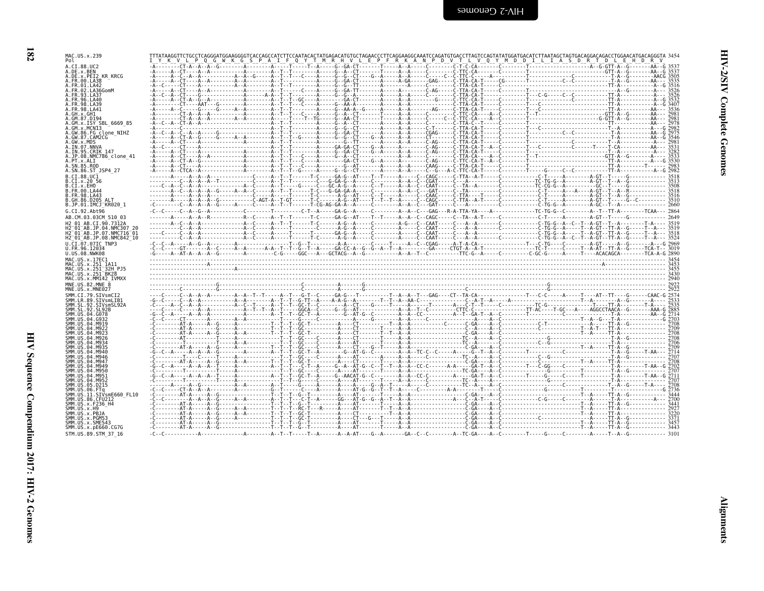```
MAC.US.x.239            TTTATAAGGTTCTGCCTCAGGGATGGAAGGGGTCACCAGCCATCTTCCAATACACTATGAGACATGTGCTAGAACCCTTCAGGAAGGCAAATCCAGATGTGACCTTAGTCCAGTATATGGATGACATCTTAATAGCTAGTAGCAGGACAGACCTGGAACATGACGGGTA 3454
Pol                     I  Y  K  V  L  P  Q  G  W  K  G  S  P  A  I  F  Q  Y  T  M  R  H  V  L  E  P  F  R  K  A  N  P  D  V  T  L  V  Q  Y  M  D  D  I  L  I  A  S  D  R  T  D  L  E  H  D  R  V
A.CI.88.UC2             -A--------CT-A--A--A--G--------A--------A-----T-----T--A-----G--GA-CT-------T-----A--A-----C--------C-T-C-CA-------C--------T--------------------A--G-GTT-A--G-------AA--G 3537
A.DE.x.BEN              -A-----A--CT----A--A-----------A--------A--T--T---------A-----G--A--CT-------T-----A--A-----C--------C-TTC-CA-------C--------T------------------------GTT-A--G-------AA--G 3537
A.DE.x.PEI2_KR_KRCG     -A-----A--C--A--A-----------A--A--G-----A--T--T---C-----A-----G--G--CT-----G--A-----A--A-----C-----C-C-TTC-C-----A--------T--------------C-------------T-A--G-------AACG 3505
A.FR.00.LA38            -A-----A--CT----A--A--------A--A--------A--T--T---------A-----G--GA-CT-------A-----A-GA-----GAG-----C-TTA-CA-T-----CG-------T--------------C--C-------T-A--G-------AA--- 3535
A.FR.01.LA42            -A--C--A--CT----A--A--------A--A--------A--T--T---------A-----G--G--TT-------A-----A--A-----C--------C-TTA-CA-T-----C--------------------------------TT-A--G-------A--G 3516
A.FR.02.LA36GomM        -A-----A--CT----A--A--------A--------A--T--T----C-----A-----G--GA-TT-------A-----A--A-----C-AG-----C-TTA-CA-T-----C--------T------------------------------A--G-------A--- 3526
A.FR.93.LA37            -A--C--A--CT-----G---------A-------A-A--T--T--------A-----G--G--A-------A-----A--A-----C--------C-TTA-CA-T-----C--------T---C-G-----C--C-----------TT-A------------A--- 3526
A.FR.96.LA40            -A-----A--CT-A--G-------------------A--T--T--GC-----A-----G--GA-CT-------T-----A--A-----C--------C-TTA-CA-T----A--C--------T-----------------------TT-A------------A--G 3532
A.FR.98.LA39            -A--------CT----AAT--G--------A--------A--T--T---C-----A-----G--AA-A-------A-----A--A-----C--------C-TTA-CA-T-----C--------T---C----------------------TT-A------------A--G 3407
A.FR.98.LA41            -A-----A--C-----G------G-----A--A--------A--T--T---------A-----G--AA-A--G-----A-----A--A---------AG-----C-TTA-CA-T-----C--------T---C----------------------TT-A------------AA--- 3536
A.GH.x.GH1              -A--------CT-A--A--A--------------A--T--T---C-----A-----G--A--CT-------T-----A--A-----C--------C-TTC-CA-------C--------T---T------------------GTT-A--G-------AA--- 2981
A.GM.87.D194            -A--------CT-A--A--A--------A--A--------A--T----T--TG-----G--AA-CT-------T-----A--A-----C-----C-C-TTC-CA----A--C--------T--------------------G-GTT-A--G-------AA--- 2981
A.GM.x.ISY_SBL_6669_85  -A--C--A--CT-A--A-------------------A--T--T---------A-----G--G--CT-------T-----A--A-----C--------C-TTA-C--T-----C--------T------------------------------AA--- 2978
A.GM.x.MCN13            -A--------A-----A-----------A--T--T---------A-----G--A--CT-------T-----A--A-----C-T-------C-TTA-CA-T-----C--------T---C-------------------T-A-----------A--G 2982
A.GW.86.FG_clone_NIHZ   -A--C--A--C--A--A-----G---------------A--T--T---------A-----G--GA-CT-------T-----A--A-----CGAG-----C-TTA-CA-T-----C--------T--------------C--C--------T-A--G-------AA--G 2975
A.GW.87.CAM2CG          -A-----A--CT-A--G-------G-----A--A--------A--T--T--G-----A-----G--G--CT-----G--A-----A--A-----CT------C-TTA-CA-T-----C--------T----------------------------T-A--G-------AA--G 3546
A.GW.x.MDS              -A-----A--CT----A-----------A-----A--T--T---------A-----G--TT-------A-----A--A-----C-AG-----C-TTA-CA-T-----C--------T------------------------------T-A-----------A--- 2981
A.IN.07.NNVA            -A--C-----CT----A-----------------A--T--T---------A-----GA-GA-CT-----G--A-----A--A-----C-AG-----C-TTA-CA-T--A--C--------T---C-------C------T----T-CA----------AA--- 3531
A.IN.95.CRIK_147        -A-----A--CT----A-----------A--------A--T--T---------A-----G--GA-CT-----G--A-----A--A-----C-AG-----C-TTA-CA-T-----C--------T---------------------------T--A-----------A--- 3282
A.JP.08.NMC786_clone_41 -A-----A--CT-A--A-----------A--------A--T--T---C-----A-----G--A--CT-------T-----A--A-----C--------C-TTC-CA-------C--------T---T------------------GTT-A--G-------A--- 3533
A.PT.x.ALI              -A-----A--CT-A--G-----------A--------A--T--T---C-----A-----GA-CT-----G--A-----A--A-----C-AG-----C-TTC-CA-T--A--C--------T----------------------------TT-A-----------A--G 3530
A.SN.85.ROD             -A-----A--CT----A-----------A--------A--T--T--C-----A-----G--AT-------A-----A--A-----CAAG-----C-TTA-CA-T-----C--------T----------------------------TT-A-------T------- 2983
A.SN.86.ST_JSP4_27      -A--------A--CTCA--A--A-----------A--------A--T--T--C-----A-----G--G--CT-------A-----A--A-----C--G---A-C-TTC-CA-T-----C--------T---G-----C--C-----------TT-A-----------A--G 2982
B.CI.88.UC1             -------A-----A--A--A---------C-----A--T--T------T-C-----GA-G--AT----T--T-----A--A--C--CAGC-----C-TTA--A-T-----C-----------C-T-----A--------A-GT--T-----G----------- 3518
B.CI.x.20_56            ----------C--A--A--A--T---------C-----A--T--T------C-----G-GA-G--A-----C-------A--A--C--CGAT-----C---A---------C---------TC-TG-G--A--------A-GT--T--A--G----------- 3513
B.CI.x.EHO              ---C--A--C--A--A--A--------A--C-----A--T--T------G-----C--GC-A-G--A-----C--T-----A--A--C--CAAT-----C---TA--A--------C---------TC-CG-G--A--------GC--T-----G----------- 3508
B.FR.00.LA44            -------A--C--A--A--A--G-----A--A--C-----A--T--T-----T-C--G-GA-GA-----C-------A--A--C--GAT-----C--TA-----------C---------C-T-----A--A-----A-GT--T--A--R----------- 3518
B.FR.98.LA43            -------A-----A--A--A---------C-----A--T--T------T-C-----A-G--AT-----C--T-----A--A--C--CAAC-----C-TTA----T-----C-----------C-T-----A--------A-GT--T--A--G----------- 3516
B.GH.86.D205_ALT        -------A-----A--A--A--G---------C-AGT-A--T-GT------T-C-----A-G--A--T--T--T--A--A--C--CAGC-----C-TTA--A-T-----C-----------C-T-----A--------A-GT--T-----G--C--------- 3510
B.JP.01.IMCJ_KR020_1    -C--------C--A--A--A--A--C-----A-----A--T--T------T-CG-AG-GA-A-----C-------A--A--C--GAT-----C--TC-A-------C---------C-TG-G--A--------A-GC--T--A----------------- 2660
G.CI.92.Abt96           -C--C-----C--A--G--A---------C--------T---------C-T--A-----GA-G--A-----C---------A--A--C--GAG---R-A-TTA-YA----A-----------TC-TG-G--C--------A--T--TT-A---------TCAA--- 2864
AB.CM.03.03CM_510_03    -------A-----A--A--R---------R--C-----A--T--T------T-C-----GA-G--AT----T--T-----A--A--C--CAGC-----C--TA--A-T-----C-----------C-T-----A--------A-GT--T-----G----------- 2649
H2_01_AB.CI.90.7312A    -------A--C--A--A---------A--C-----A--T--T------T-C-----A-G--A-----C---------A-G---C--CAAT-----C---A--A--------C---------C-TG-G--A--C--T--A-GT--T--A---------T-A--- 3519
H2_01_AB.JP.04.NMC307_20 ----------C--A--A---------A--C-----A-----T------T-C-----A-G--A-----C---------A-----C--CAAT-----C---A--A--------C---------C-TG-G--A-----T--A-GT--TT-A--G-------T--A--- 3519
H2_01_AB.JP.07.NMC716_01 ---C------C--A--A---------A--C-----A-----T------T-------GA-G--A-----C---------A-----C--CAAT-----C---A--A--------C---------C-TG-G--A-----T--A-GT--TT-A--G-------T--A--- 3518
H2_01_AB.JP.08.NMC842_10 ----------C--A--A---------A--C-----A-----T------T-C-----A-G--A-----C---------A-----C--CAAT-----C---A--A--------C---------C-TG-G--A--C--T--A-GT--TT-A--G-------T--A--- 3524
U.CI.07.07IC_TNP3       -C-C--A-----A--G--A---------A--------A-----T--G--T---------A-A-----C-----T-----A--A--C--CGAG-----A-T-A-CA----------T---C-TG-----C--------A-GT-----G-------A---G 2969
U.FR.96.12034           -C-C-----GT-----A--C-----A--A--------A-A--T--T--GC-T--A-----GA-CC-A--G--G--A--T--A--------GA----CTGT-A--A-T-----------TC-T-----C-------T--A-AT--TT-A--G-------TCA-T-- 3019
U.US.08.NWK08           -G-----A--AT-A--A--A--G---------A----------C-G-----GGC---A---GCTACG--A--G----------A--A--T--C----------TTC-G--A-----C---------C-GC-G-----A-----T----ACACAGCA--------TCA-A-G 2890
MAC.US.x.17EC1          ------------------------------------------------------------------------------------------------------------------------------------------------------------------------------- 3454
MAC.US.x.251_1A11       -------------------A---------------------------------------------------------------------------------------------------------------------A------------------------------ 3453
MAC.US.x.251_32H_PJ5    ------------------------------------------------------------------------------------------------------------------------------------------------------------------------------- 3455
MAC.US.x.251_BK28       ------------------------------------------------------------------------------------------------------------------------------------------------------------------------------- 3430
MAC.US.x.MM142_IVMXX    ------------------------------------------------------------------------------------------------------------------------------------------------------------------------------- 2940
MNE.US.82.MNE_8         ----------------G-----------------------------C-----------A-------G-------------------------------------------------G---------------------------------------------------- 2922
MNE.US.x.MNE027         ----------C-----G-----------------------------C-----------A-------G-------------------------------------------------G---------------------------------------------------- 2922
SMM.CI.79.SIVsmCI2      ----C-----C--A--A--A--------A--A--T--T-----A--T---G-T--C-----GA-G---T---------T--A--A--T---GAG----CT--TA-CA-----------T---C-C-----A-----T-----AT--TT-----G------CAAC-G 2574
SMM.LR.89.SIVsmLIB1     -G--C-----C--A--A-----------A--A--------A--T--T--G-TT--A-----A-A-G--A-----T--T--A--AA-C-----------C--A-T--A------A----------------T--A--------A--G-------A---- 2533
SMM.SL.92.SIVsmSL92A    -C-----A--C--A--A------------A--C--T-----A--T--T--GC-T--C-----A--CT----G--A--T-----A-----T-----A-----C-T--TA--C--------TC-G-----------------T-----TT-A---------T-A---- 2535
SMM.SL.92.SL92B         ----C-----C-----A--A--------A--T--T--A--T--T-----GGCA--C-----G--G--AT-----------A--A--T--C---------CTTC-C-----------------TT-AC----T-GC---A----AGGCCTAACA--G-------AAA-G 3885
SMM.US.04.G078          -G--C--A-----A--A--A--------A--------A--T--T--GC-T--A--------G--AT-G--C--------A--A--CC--------A--T--GA-T--A--C--------T--------C--------------T-A-----------AA--G 2714
SMM.US.04.G932          -C--C-----CT-----A--------A--A--------T-----T-----G-----C-----A---G--------A--A--C-------------C-------A--C-------------------------------T--A--G---T-A--------------G 2703
SMM.US.04.M919          -C--------AT-A-----A--G-----A--------T--T--T--GC-T--------A-----CT--------T--A--A-------C-----C-GA-----A--C-----------C-T---------------A-----TT-A--G----------- 2708
SMM.US.04.M922          -C--------AT-A-----G-----A--------T--T--T--GC------------A-----CT-------T-----A--A-------C-----C-A-----A--C-----------C--------------T--A-T---TT-A----------- 2709
SMM.US.04.M923          -C--------AT-A-----A--G--A--A-----------T--T--GC-T--------A-----CT-----T--T--A--A-------C-----C-GA-----A--C--------------------------T--A-----TT-A----------- 2708
SMM.US.04.M926          -C--------AT-----------T-----A-----------T--T--GC-----C-----A-----CT-------T-----A--A-------------TC--A-----A--C-----------G---------------------T--A--G----------- 2708
SMM.US.04.M934          -C--------T-----------T-----A--A--------T--T--GC-----C-----A-----AT-------T-----A--A-------------TC--A-----------------C-G--------------------T--A--G----------- 2706
SMM.US.04.M935          -C--------AT-A-----A--G-----A-----------T--T--GC-----------A-----CT----G--T--A--A-------------C-GA-----A--C--------------------------T--A-----TT-A--G----------- 2709
SMM.US.04.M940          -G--C--A-----A--A--A--G------A--------A--T--T--GC-T--A--------G--AT-G--C--------A--A--TC-C--C-----A----G--T--A--C--------T--------------C--------------T-A--G-----T-AA--- 2714
SMM.US.04.M946          -C--------T-----C-----T-----A--A--------T--T--GC-----C-----A-----AT-------A-----A--A-------C-----TC--A-----A--C-----------C--G--------------------T-A--G----------- 2707
SMM.US.04.M947          -C--------AT-A-----A--G-----A--A--------T--T--GC-T--------A-----CT-----T--T--A--A-------C-----C-GA-----A--C-----------C-------------T--A-----TT-A--G----------- 2708
SMM.US.04.M949          -G--C--A-----A--A--A--T-----A--------A--T--T--C-T--A-----G--A--AT-G--C--T--T--A--A--CC-C-----A-A-----GA-T--A--C--------T---C-GG-----C------------T-A---------T-AA--G 2702
SMM.US.04.M950          -C--------T-----------T-----A--------T--T--GC-----C-----A-----AT-------T-----A--A-------------TC-GA-----A--C-----------G--------------------T-A--G----------- 2707
SMM.US.04.M951          -G--C--A-----A--A--A--T-----A--------A--T--T--GC-T--A--------G--AACAT-G--C--------A--A--CC-C-----A-----GA-T--A--C--------T-----G-----C-----T-----T-A---------T-AA--G 2711
SMM.US.04.M952          -C--------T-----------T-----A--------T--T--G-----C-----A-----AT-------T-----A--A-------C-----TC--A-----A--C-----------G--------------------T-A----------- 2707
SMM.US.05.D215          -C-----A-----A--G--------A--A--------T--T--G-----A-----A-----CT--G--A--T-----A--A-------C-----TC--A-----A--C--------------C----------------T--A--G------T-A--- 2708
SMM.US.06.FTq           -C--C-----CT-A--A--A--------A--------G--T--------C-----A-----AT-G--G--T--T--A--A-------C-----A-A-----T--------C--------------G-----------T-----------T-----------G 2736
SMM.US.11.SIVsmE660_FL10 -C--------AT-A-----A--G-----------T--T--T--G--T--------A-----AT-------T-----A--A-------------C-GA-----A--C--------------------------T--A-----TT-A--G----------- 3444
SMM.US.86.CFU212        -C-C-----A--A--A--A--G-----A--A--------A--T--T--C-T--A-----GG--AT-G--G--A--T--A--A-------------A--C--A-T-----A--C--------------C-G-----C-----A-----T-A------------A--- 2700
SMM.US.x.F236_H4        -C--------AT-A-----A--G-----------T--T--T--G--T--------A-----AT-------T-----A--A-------------C-GA-----A--C--------------------------T--A-----TT-A--G----------- 3441
SMM.US.x.H9             -C--------AT-A-----A--G-----A--A--------T--T--T--RC-T---R-----A-----AT-------T--T--A--A-------------C-GA-----A--C--------------------------T--A-----TT-A----------- 2927
SMM.US.x.PBJA           -C--------AT-A-----A--G-----A--A--------T--T--T--GC-T--------A-----CT-------T-----A--A-------------C-GA-----A--C--------------------------T--A-----TT-A----------- 3220
SMM.US.x.PGM53          -C--------AT-A-----A--G-----------T--T--T--GC-T--------A-----CT--G--T--T-----A--A-------------C-GA-----A--C--------C--------------T--A-----TT-A--G----------- 3371
SMM.US.x.SME543         -C--------AT-A-----A--G-----------T--T--T--G--T--------A-----AT-------T-----A--A-------------C-GA-----A--C--------------------------T--A-----TT-A--G----------- 3457
SMM.US.x.pE660.CG7G     -C--------AT-A-----A--G-----------T--T--T--G--T--------A-----AT-------T-----A--A-------------C-GA-----A--C--------------------------T--A-----TT-A--G----------- 3443
STM.US.89.STM_37_16     -C--C----------A--------------A--------A--T--T-----T--A------A--A-AT----G--A--------GA--C--C--------A--TC-GA----A--C--------T-----G-----C--------A-----T--A--G----------- 3101
```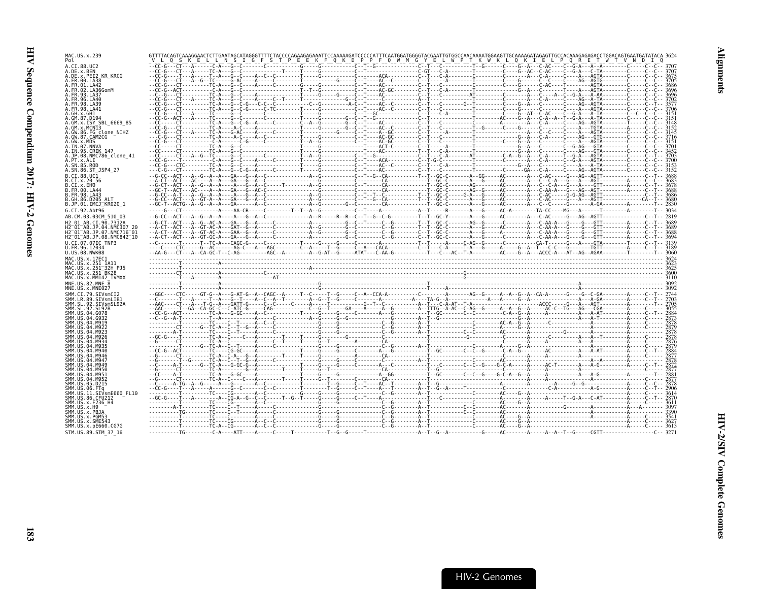```
MAC.US.x.239        GTTTTACAGTCAAAGGAACTCTTGAATAGCATAGGGTTTTCTACCCCAGAAGAGAAATTCCAAAAAGATCCCCCATTTCAATGGATGGGGTACGAATTGTGGCCAACAAAATGGAAGTTGCAAAAGATAGAGTTGCCACAAAGAGAGACCTGGACAGTGAATGATATACA 3624
Pol                  V  L  Q  S  K  E  L  L  N  S  I  G  F  S  T  P  E  E  K  F  Q  K  D  P  P  F  Q  W  M  G  Y  E  L  W  P  T  K  W  K  L  Q  K  I  E  L  P  Q  R  E  T  W  T  V  N  D  I  Q
A.CI.88.UC2                                                                                                                                                                          3707
A.DE.x.BEN                                                                                                                                                                           3707
A.DE.x.PEI2_KR_KRCG                                                                                                                                                                  3675
A.FR.00.LA38                                                                                                                                                                         3705
A.FR.01.LA42                                                                                                                                                                         3686
A.FR.02.LA36GomM                                                                                                                                                                     3696
A.FR.93.LA37                                                                                                                                                                         3696
A.FR.96.LA40                                                                                                                                                                         3702
A.FR.98.LA39                                                                                                                                                                         3577
A.FR.98.LA41                                                                                                                                                                         3706
A.GH.x.GH1                                                                                                                                                                           3151
A.GM.87.D194                                                                                                                                                                         3151
A.GM.x.ISY_SBL_6669_85                                                                                                                                                               3148
A.GM.x.MCN13                                                                                                                                                                         3152
A.GW.86.FG_clone_NIHZ                                                                                                                                                                3145
A.GW.87.CAM2CG                                                                                                                                                                       3716
A.GW.x.MDS                                                                                                                                                                           3151
A.IN.07.NNVA                                                                                                                                                                         3701
A.IN.95.CRIK_147                                                                                                                                                                     3452
A.JP.08.NMC786_clone_41                                                                                                                                                              3703
A.PT.x.ALI                                                                                                                                                                           3700
A.SN.85.ROD                                                                                                                                                                          3153
A.SN.86.ST_JSP4_27                                                                                                                                                                   3152
B.CI.88.UC1                                                                                                                                                                          3688
B.CI.x.20_56                                                                                                                                                                         3683
B.CI.x.EHO                                                                                                                                                                           3678
B.FR.00.LA44                                                                                                                                                                         3688
B.FR.98.LA43                                                                                                                                                                         3686
B.GH.86.D205_ALT                                                                                                                                                                     3680
B.JP.01.IMCJ_KR020_1                                                                                                                                                                 2830
G.CI.92.Abt96                                                                                                                                                                        3034
AB.CM.03.03CM_510_03                                                                                                                                                                 2819
H2_01_AB.CI.90.7312A                                                                                                                                                                 3689
H2_01_AB.JP.04.NMC307_20                                                                                                                                                             3689
H2_01_AB.JP.07.NMC716_01                                                                                                                                                             3688
H2_01_AB.JP.08.NMC842_10                                                                                                                                                             3694
U.CI.07.07IC_TNP3                                                                                                                                                                    3139
U.FR.96.12034                                                                                                                                                                        3189
U.US.08.NWK08                                                                                                                                                                        3060
MAC.US.x.17EC1                                                                                                                                                                       3624
MAC.US.x.251_1A11                                                                                                                                                                    3623
MAC.US.x.251_32H_PJ5                                                                                                                                                                 3625
MAC.US.x.251_BK28                                                                                                                                                                    3600
MAC.US.x.MM142_IVMXX                                                                                                                                                                 3110
MNE.US.82.MNE_8                                                                                                                                                                      3092
MNE.US.x.MNE027                                                                                                                                                                      3092
SMM.CI.79.SIVsmCI2                                                                                                                                                                   2744
SMM.LR.89.SIVsmLIB1                                                                                                                                                                  2703
SMM.SL.92.SIVsmSL92A                                                                                                                                                                 2705
SMM.SL.92.SL92B                                                                                                                                                                      3055
SMM.US.04.G078                                                                                                                                                                       2884
SMM.US.04.G932                                                                                                                                                                       2873
SMM.US.04.M919                                                                                                                                                                       2878
SMM.US.04.M922                                                                                                                                                                       2879
SMM.US.04.M923                                                                                                                                                                       2878
SMM.US.04.M926                                                                                                                                                                       2878
SMM.US.04.M934                                                                                                                                                                       2876
SMM.US.04.M935                                                                                                                                                                       2879
SMM.US.04.M940                                                                                                                                                                       2884
SMM.US.04.M946                                                                                                                                                                       2877
SMM.US.04.M947                                                                                                                                                                       2878
SMM.US.04.M949                                                                                                                                                                       2872
SMM.US.04.M950                                                                                                                                                                       2877
SMM.US.04.M951                                                                                                                                                                       2881
SMM.US.04.M952                                                                                                                                                                       2877
SMM.US.05.D215                                                                                                                                                                       2878
SMM.US.06.FTq                                                                                                                                                                        2906
SMM.US.11.SIVsmE660_FL10                                                                                                                                                             3614
SMM.US.86.CFU212                                                                                                                                                                     2870
SMM.US.x.F236_H4                                                                                                                                                                     3611
SMM.US.x.H9                                                                                                                                                                          3097
SMM.US.x.PBJA                                                                                                                                                                        3390
SMM.US.x.PGM53                                                                                                                                                                       3541
SMM.US.x.SME543                                                                                                                                                                      3627
SMM.US.x.pE660.CG7G                                                                                                                                                                  3613
STM.US.89.STM_37_16                                                                                                                                                                  3271
```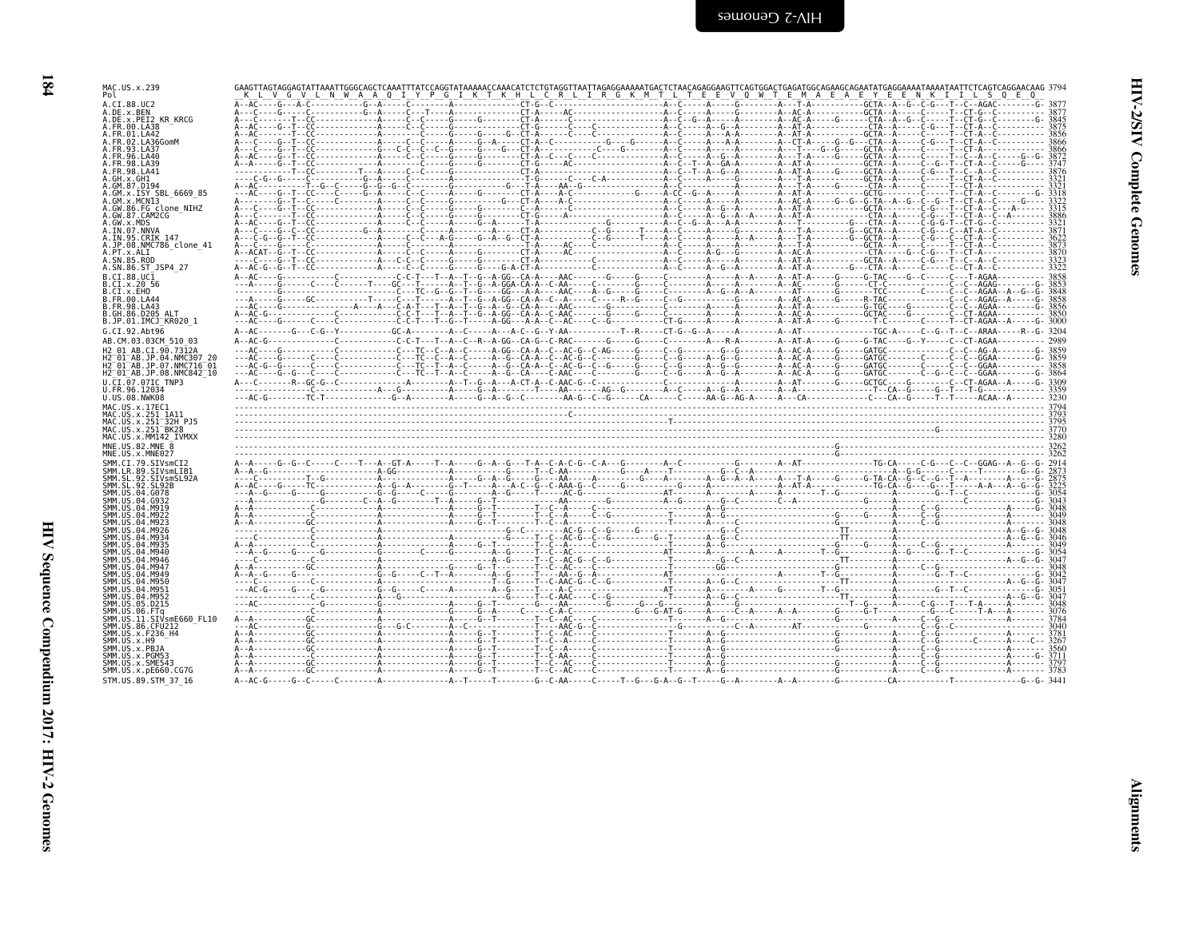```
MAC.US.x.239          GAAGTTAGTAGGAGTATTAAATTGGGCAGCTCAAATTTATCCAGGTATAAAAACCAAACATCTCTGTAGGTTAATTAGAGGAAAAATGACTCTAACAGAGGAAGTTCAGTGGCTGAGATGGCAGAAGCAGAATATGAGGAAAATAAAATAATTCTCAGTCAGGAACAAG 3794
Pol                    K  L  V  G  V  L  N  W  A  A  Q  I  Y  P  G  I  K  T  K  H  L  C  R  L  I  R  G  K  M  T  L  T  E  E  V  Q  W  T  E  M  A  E  A  E  Y  E  E  N  K  I  I  L  S  Q  E  Q
A.CI.88.UC2                                                                                                                                                                                  3877
A.DE.x.BEN                                                                                                                                                                                   3877
A.DE.x.PEI2_KR_KRCG                                                                                                                                                                          3845
A.FR.00.LA38                                                                                                                                                                                 3875
A.FR.01.LA42                                                                                                                                                                                 3856
A.FR.02.LA36GomM                                                                                                                                                                             3866
A.FR.93.LA37                                                                                                                                                                                 3866
A.FR.96.LA40                                                                                                                                                                                 3872
A.FR.98.LA39                                                                                                                                                                                 3747
A.FR.98.LA41                                                                                                                                                                                 3876
A.GH.x.GH1                                                                                                                                                                                   3321
A.GM.87.D194                                                                                                                                                                                 3321
A.GM.x.ISY_SBL_6669_85                                                                                                                                                                       3318
A.GM.x.MCN13                                                                                                                                                                                 3322
A.GW.86.FG_clone_NIHZ                                                                                                                                                                        3315
A.GW.87.CAM2CG                                                                                                                                                                               3886
A.GW.x.MDS                                                                                                                                                                                   3321
A.IN.07.NNVA                                                                                                                                                                                 3871
A.IN.95.CRIK_147                                                                                                                                                                             3622
A.JP.08.NMC786_clone_41                                                                                                                                                                      3873
A.PT.x.ALI                                                                                                                                                                                   3870
A.SN.85.ROD                                                                                                                                                                                  3323
A.SN.86.ST_JSP4_27                                                                                                                                                                           3322
B.CI.88.UC1                                                                                                                                                                                  3858
B.CI.x.20_56                                                                                                                                                                                 3853
B.CI.x.EHO                                                                                                                                                                                   3848
B.FR.00.LA44                                                                                                                                                                                 3858
B.FR.98.LA43                                                                                                                                                                                 3856
B.GH.86.D205_ALT                                                                                                                                                                             3850
B.JP.01.IMCJ_KR020_1                                                                                                                                                                         3000
G.CI.92.Abt96                                                                                                                                                                                3204
AB.CM.03.03CM_510_03                                                                                                                                                                         2989
H2_01_AB.CI.90.7312A                                                                                                                                                                         3859
H2_01_AB.JP.04.NMC307_20                                                                                                                                                                     3859
H2_01_AB.JP.07.NMC716_01                                                                                                                                                                     3858
H2_01_AB.JP.08.NMC842_10                                                                                                                                                                     3864
U.CI.07.07IC_TNP3                                                                                                                                                                            3309
U.FR.96.12034                                                                                                                                                                                3359
U.US.08.NWK08                                                                                                                                                                                3230
MAC.US.x.17EC1                                                                                                                                                                               3794
MAC.US.x.251_1A11                                                                                                                                                                            3793
MAC.US.x.251_32H_PJ5                                                                                                                                                                         3795
MAC.US.x.251_BK28                                                                                                                                                                            3770
MAC.US.x.MM142_IVMXX                                                                                                                                                                         3280
MNE.US.82.MNE_8                                                                                                                                                                              3262
MNE.US.x.MNE027                                                                                                                                                                              3262
SMM.CI.79.SIVsmCI2                                                                                                                                                                           2914
SMM.LR.89.SIVsmLIB1                                                                                                                                                                          2873
SMM.SL.92.SIVsmSL92A                                                                                                                                                                         2875
SMM.SL.92.SL92B                                                                                                                                                                              3225
SMM.US.04.G078                                                                                                                                                                               3054
SMM.US.04.G932                                                                                                                                                                               3043
SMM.US.04.M919                                                                                                                                                                               3048
SMM.US.04.M922                                                                                                                                                                               3049
SMM.US.04.M923                                                                                                                                                                               3048
SMM.US.04.M926                                                                                                                                                                               3048
SMM.US.04.M934                                                                                                                                                                               3046
SMM.US.04.M935                                                                                                                                                                               3049
SMM.US.04.M940                                                                                                                                                                               3054
SMM.US.04.M946                                                                                                                                                                               3047
SMM.US.04.M947                                                                                                                                                                               3048
SMM.US.04.M949                                                                                                                                                                               3042
SMM.US.04.M950                                                                                                                                                                               3047
SMM.US.04.M951                                                                                                                                                                               3051
SMM.US.04.M952                                                                                                                                                                               3047
SMM.US.05.D215                                                                                                                                                                               3048
SMM.US.06.FTq                                                                                                                                                                                3076
SMM.US.11.SIVsmE660_FL10                                                                                                                                                                     3784
SMM.US.86.CFU212                                                                                                                                                                             3040
SMM.US.x.F236_H4                                                                                                                                                                             3781
SMM.US.x.H9                                                                                                                                                                                  3267
SMM.US.x.PBJA                                                                                                                                                                                3560
SMM.US.x.PGM53                                                                                                                                                                               3711
SMM.US.x.SME543                                                                                                                                                                              3797
SMM.US.x.pE660.CG7G                                                                                                                                                                          3783
STM.US.89.STM_37_16                                                                                                                                                                          3441
```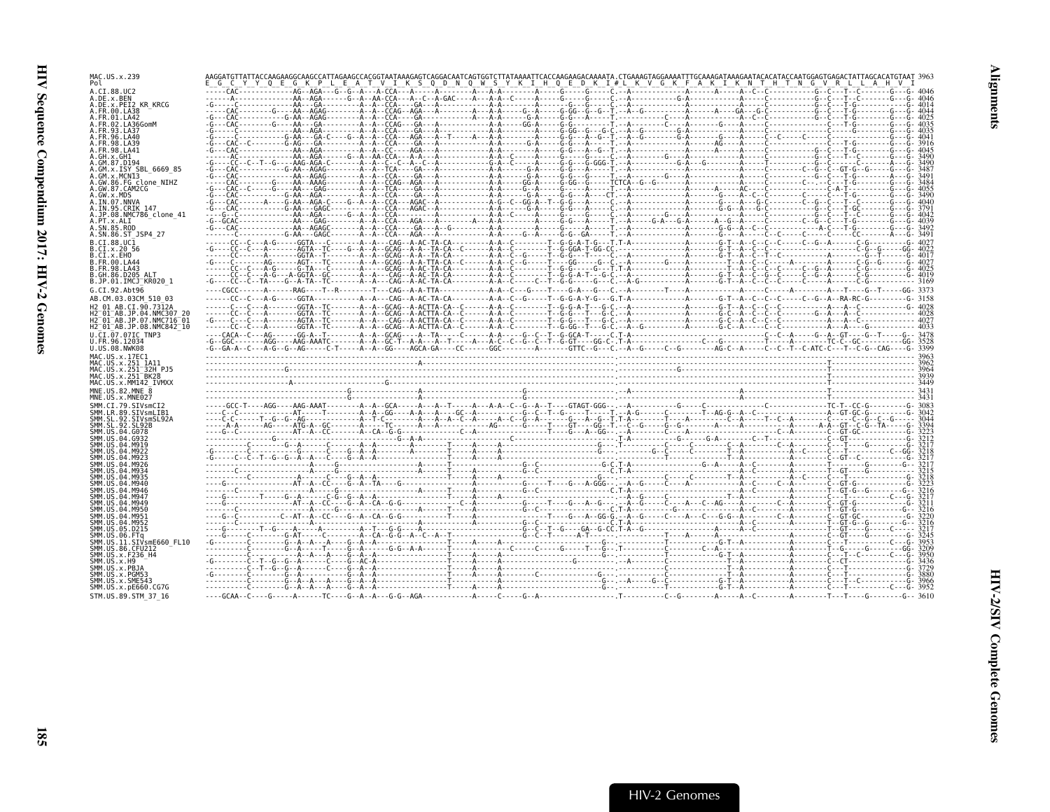```
MAC.US.x.239   AAGGATGTTATTACCAAGAAGGCAAGCCATTAGAAGCCACGGTAATAAAGAGTCAGGACAATCAGTGGTCTTATAAAATTCACCAAGAAGACAAAATA.CTGAAAGTAGGAAAATTTGCAAAGATAAAGAATACACATACCAATGGAGTGAGACTATTAGCACATGTAAT 3963
Pol            E  G  C  Y  Y  Q  E  G  K  P  L  E  A  T  V  I  K  S  Q  D  N  Q  W  S  Y  K  I  H  Q  E  D  K  I#L  K  V  G  K  F  A  K  I  K  N  T  H  T  N  G  V  R  L  L  A  H  V  I

A.CI.88.UC2                 4046
A.DE.x.BEN                  4046
A.DE.x.PEI2_KR_KRCG         4014
A.FR.00.LA38                4044
A.FR.01.LA42                4025
A.FR.02.LA36GomM            4035
A.FR.93.LA37                4035
A.FR.96.LA40                4041
A.FR.98.LA39                3916
A.FR.98.LA41                4045
A.GH.x.GH1                  3490
A.GM.87.D194                3490
A.GM.x.ISY_SBL_6669_85      3487
A.GM.x.MCN13                3491
A.GW.86.FG_clone_NIHZ       3484
A.GW.87.CAM2CG              4055
A.GW.x.MDS                  3490
A.IN.07.NNVA                4040
A.IN.95.CRIK_147            3791
A.JP.08.NMC786_clone_41     4042
A.PT.x.ALI                  4039
A.SN.85.ROD                 3492
A.SN.86.ST_JSP4_27          3491
B.CI.88.UC1                 4027
B.CI.x.20_56                4022
B.CI.x.EHO                  4017
B.FR.00.LA44                4027
B.FR.98.LA43                4025
B.GH.86.D205_ALT            4019
B.JP.01.IMCJ_KR020_1        3169
G.CI.92.Abt96               3373
AB.CM.03.03CM_510_03        3158
H2_01_AB.CI.90.7312A        4028
H2_01_AB.JP.04.NMC307_20    4028
H2_01_AB.JP.07.NMC716_01    4027
H2_01_AB.JP.08.NMC842_10    4033
U.CI.07.07IC_TNP3           3478
U.FR.96.12034               3528
U.US.08.NWK08               3399
MAC.US.x.17EC1              3963
MAC.US.x.251_1A11           3962
MAC.US.x.251_32H_PJ5        3964
MAC.US.x.251_BK28           3939
MAC.US.x.MM142_IVMXX        3449
MNE.US.82.MNE_8             3431
MNE.US.x.MNE027             3431
SMM.CI.79.SIVsmCI2          3083
SMM.LR.89.SIVsmLIB1         3042
SMM.SL.92.SIVsmSL92A        3044
SMM.SL.92.SL92B             3394
SMM.US.04.G078              3223
SMM.US.04.G932              3212
SMM.US.04.M919              3217
SMM.US.04.M922              3218
SMM.US.04.M923              3217
SMM.US.04.M926              3217
SMM.US.04.M934              3215
SMM.US.04.M935              3218
SMM.US.04.M940              3223
SMM.US.04.M946              3216
SMM.US.04.M947              3217
SMM.US.04.M949              3211
SMM.US.04.M950              3216
SMM.US.04.M951              3220
SMM.US.04.M952              3216
SMM.US.05.D215              3217
SMM.US.06.FTq               3245
SMM.US.11.SIVsmE660_FL10    3953
SMM.US.86.CFU212            3209
SMM.US.x.F236_H4            3950
SMM.US.x.H9                 3436
SMM.US.x.PBJA               3729
SMM.US.x.PGM53              3880
SMM.US.x.SME543             3966
SMM.US.x.pE660.CG7G         3952
STM.US.89.STM_37_16         3610
```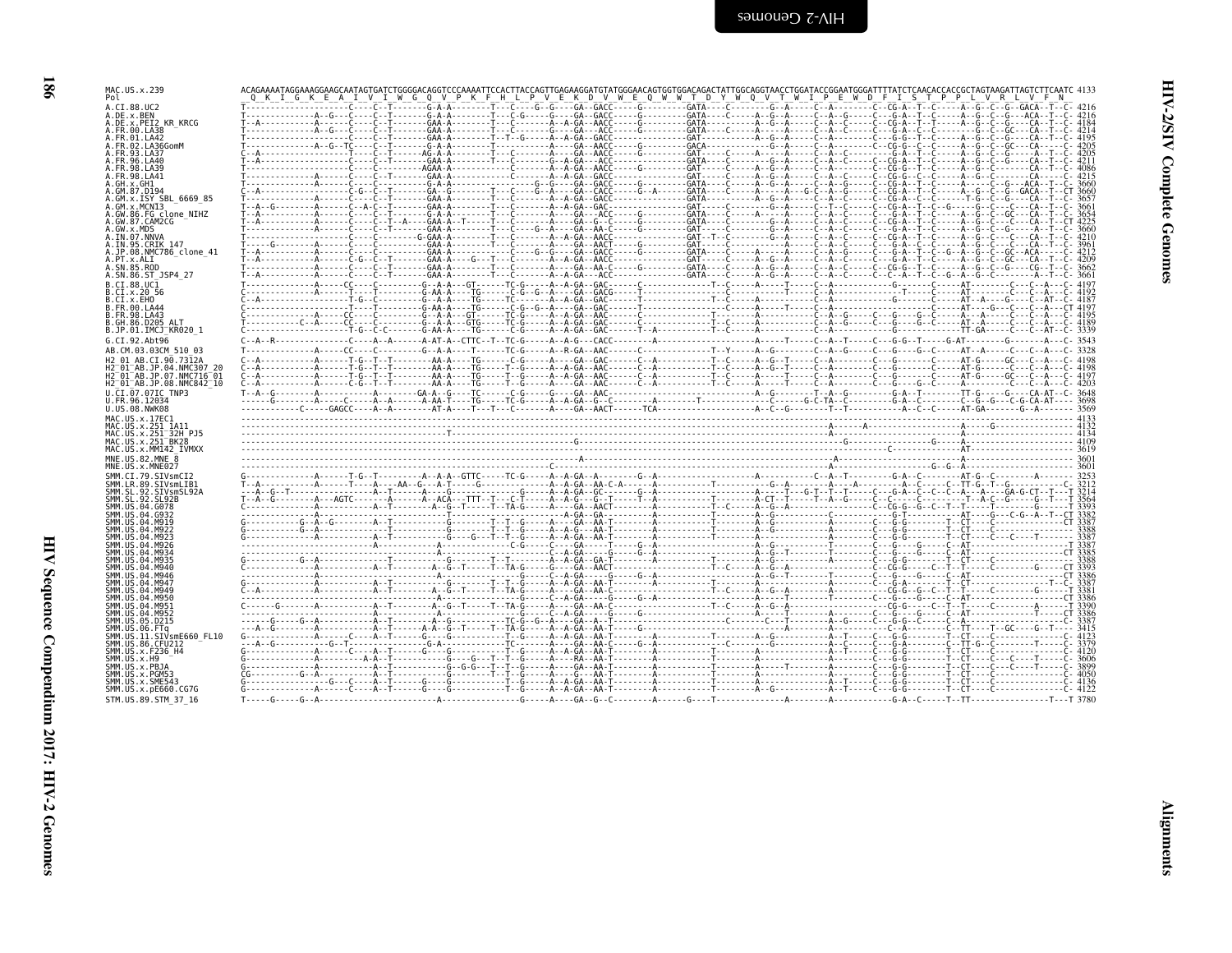# HIV-2/SIV Complete Genomes

```
MAC.US.x.239                ACAGAAAATAGGAAAGGAAGCAATAGTGATCTGGGGACAGGTCCCAAAATTCCACTTACCAGTTGAGAAGGATGTATGGGAACAGTGGTGGACAGACTATTGGCAGGTAACCTGGATACCGGAATGGGATTTTATCTCAACACCACCGCTAGTAAGATTAGTCTTCAATC 4133
Pol                          Q  K  I  G  K  E  A  I  V  I  W  G  Q  V  P  K  F  H  L  P  V  E  K  D  V  W  E  Q  W  W  T  D  Y  W  Q  V  T  W  I  P  E  W  D  F  I  S  T  P  P  L  V  R  L  V  F  N

A.CI.88.UC2                 T---------------------C-----C--T-------G-A-A---------T---C----G--G----GA--GACC-----G---------GATA----C---------G--A-----C--A--------C--CG-A--T--C------A--G--C--G--GACA--T--C- 4216
A.DE.x.BEN                  T-------------A--G---C-----C--T-------G-A-A---------T---C-G-----G----GA--GACC-----G---------GATA----C-----A--G--A-----C--A--G-----C---CG-A--T--C------A--G--C--G---ACA--T--C- 4216
A.DE.x.PEI2_KR_KRCG         T--A----------A------C-----C--T-------GAA-A---------T---C-------A--A-GA--AACC-----G---------GATA----------A--G--A-----C--A--C-----C--CG-A--T--T------A--G--C--G-----CA--T--C- 4184
A.FR.00.LA38                T-------------A--G---C-----C--T-------GAA-A---------T---C-------G----GA---ACC-----G---------GATA----C-----A-----A-----C--A--G-----C--G-A--C--C------A--G--C--GC---CA--T--C- 4214
A.FR.01.LA42                T---------------------C-----C--T-------GAA-A---------T--T--G----A--A-GA--GACC-----------------GAT-----------------A--G--A-----C--C-G--T--C------A--G--C--G-----CA--T--C- 4195
A.FR.02.LA36GomM            T-------------A--G--TC-----C--T-------G-A-A---------T-------------A----GA--AACC-----G---------GACA--------------G--A-----C--A--------C--CG-G--C--C------A--G--C--GC---CA--T--C- 4205
A.FR.93.LA37                C--A------------------T-----C--T-------AG-A-A--------T---C-------A----GA--AACC-----G---------GAT-----C-----A----A-----C--A--C--------G-A--T--C------A--G--C--G-------A--T--C- 4205
A.FR.96.LA40                C--A-----------------C-----C--T-------GAA-A---------T---C-------G--A-GA---ACC-----------------GATA----C-----A--G--A-----C--A--C-----C--CG-A--T--C------A--G--C--G-----CA--T--C- 4211
A.FR.98.LA39                T--------------------C-----C----------AGAA-A---------T---C-------A--A-GA--AACC-----G---------GAT-----C-----A--G--A-----C--A--------C--CG-G--T--C------A--G--C--G-------A--T--C- 4086
A.FR.98.LA41                T-------------A------C-----C--T-------GAA-A------------C--------A--A-GA--GACC-------------------GAT-----C-----A--G--A-----C--A--C-----C--CG-G--C--C------A--G--C--------CA-----C- 4215
A.GH.x.GH1                  T-------------A------C-----C--------G-A-A---------------------G--A-GA--GACC-----G---------GATA----C-----A--G--A-----C--A--G-----C--CG-A--T--C------A--G--C--G--ACA--T--C- 3660
A.GM.87.D194                C--A-----------------C-G---C--T-------GA--G---------T---C-----G--A-----GA--CACC-----G--A------GATA----C-----A----A---G-C--A--G-----C--CG-A--T--C------A--G--C--G--GACA--T--CT 3660
A.GM.x.ISY_SBL_6669_85      T-------------A------C-----C--T-------GAA-A---------T---C-------A--A-GA--GACC-----G---------GATA----------A--G--A-----C--A--C-----C--CG-A--C--C--------T-G--C--G-----CA--T--C- 3657
A.GM.x.MCN13                T--A--G-------A------C--A--C--T-------GAA-A---------T---C-------A--A-GA--GAC-------------------GAT-----C-----A--G--A-----C--A--G-----C--CG-A--T--C------A--G--C--G-----CA--T--C- 3661
A.GW.86.FG_clone_NIHZ       T--A----------A------C-----C--T-------G-A-A---------T---C-------A----GA---ACC-----G---------GATA----C-----A--G--A-----C--A--C-----C--G-A--T--C------A--G--C--GC---CA--T--C- 3654
A.GW.87.CAM2CG              T--A----------A------C-----C--T--A----GAA-A--T------T---C-------A----GA--G--C-----G---------GATA----C---------G--A-----C--A--C-----C--CG-A--T--C------A--G--C----C--CA--T--CT 4225
A.GW.x.MDS                  T--------------------C-----C--T-------GAA-A---------T---C--G----A--A-GA--AA-C-----G---------GAT-----C---------G--A-----C--A--C-----C--CG-A--T--C------A--G--C--G-----A--T--C- 3660
A.IN.07.NNVA                T-------------A------C-----C--------G-GAA-A---------T---C-------A--A-GA--AACC-------------------GAT--T--C---------G--A-----C--A--C-----C--CG-A--T--C------A--G--C-----CA--T--C- 4210
A.IN.95.CRIK_147            T-----G-------A------C-----C----------GAA-A---------T---C-------A----GA--AACT-----G---------GAT-----C---------A-----A-----C--A--C-----C--G-A--C--C------A--G--C--C---CA--T--C- 3961
A.JP.08.NMC786_clone_41     T--A----------A------C-----C----------GAA-A---------T---C--G--C--A----GA--GACC-----G---------GATA----C-----A--G--A-----C--A--C-----C--G-A--T--C--G--A--G--C--GC--ACA--T--C- 4212
A.PT.x.ALI                  T--A----------A------C-G---C--T-------GAA-A---G---T---C-------A--A-GA--AACC-------------------GAT-----C-----A--G--A-----C--A--C-----C--G-A--T--C------A--G--C--GC---CA--T--C- 4209
A.SN.85.ROD                 T-------------A------C-----C--T-------GAA-A---------T---C-------A----GA--AA-C-----G---------GATA----C-----A--G--A-----C--A--C-----C--CG-G--T--C------A--G--C--G-----CG--T--C- 3662
A.SN.86.ST_JSP4_27          T--A----------A------C-----C--T-------GAA-A---------T---C-------A--A-GA--ACC---------------------GATA----C-----A--G--A-----C--A--C-----C--C-A--T--C--G--A--G--C--G-----A--T--C- 3661
B.CI.88.UC1                 C-------------A------CC----C----------G--A-A---GT------TC-G-----A--A-GA--GAC-----C------------------T--C-----A-----T-----C--A------------------G-------AT---------C--C--A---C- 4197
B.CI.x.20_56                C-------------A------T-----T----------G-AA-A-----TG-------C-G--G--A----GA--GACG-----T-----------------------------------T-----C--A-----------T-----C-----AT---------C--C--A---C- 4192
B.CI.x.EHO                  C--A-----------------T-G--C----------G--A-A------TG-------TC-----A--A-GA--GAC-----T----------------T--C------A-----------C--A---------------G------C-----AT--A---C--C--AT--C- 4187
B.FR.00.LA44                C--------------------C--T-----------G-AA-A------TG------C--G--G--A--A-GA--AAC-----C------------------T--C-----A-----T-----C--A-------------------------AT----G--C--C--A---CT 4197
B.FR.98.LA43                C-------------A-----CC----C----------G--A-A---GT------TC-G-----A--A-GA--AAC-----C----------------T-----------A-----------C--A--G-----C--G-----G--C-----A---A-----C--C--A---C- 4195
B.GH.86.D205_ALT            T----------C--A-----CC----C----------G--A-A---GTG------TC-G-----A--A-GA--AAC-----C----------------T--C--------A-----------C--A--G-----C--G-----G--C-----AT--A-----C--C--A---C- 4189
B.JP.01.IMCJ_KR020_1        C-------------------T-G--C-C---------G-AA-A------TG-------C-G-----A--A-GA--AAC-----T--A------------T--C--------A-----------C--A--G--------------------TT-GA------C--C--AT--C- 3339
G.CI.92.Abt96               C--A--R---------------C-----A--A-----A-AT-A--CTTC--T--TC-G-----A--A-G---CACC---------A-------------------A------T-----C--A--T------C--G-G--T-----G-AT---------G------A---C- 3543
AB.CM.03.03CM_510_03        T-------------A------CC----C---------G--A-A----T------TC-G-----A--R-GA--AAC-----C------------T--Y-----A--G-------C--A--G-----C--G-----G--C-----AT--A-----C--C--A---C- 3328
H2_01_AB.CI.90.7312A        C--A-----------------T-G--T--T-------AA-A-----TG------C-G-----A----GA--GAC-----C--A-------------T--C-----A--G--T-----C--A--------C--G-----------AT-G-----GC---C--A---C- 4198
H2_01_AB.JP.04.NMC307_20    C--A-----------------T-G--T--T-------AA-A-----TG------C--G--A--A-GA--AAC-----C--A-------------T--C-----A--G--T-----C--A--------C--G-----------AT-G-----C--C--A---C- 4198
H2_01_AB.JP.07.NMC716_01    C--A-----------------T-G--T--T-------AA-A-----TG------T--G-----A--A-GA--AAC-----C--A-------------T--C-----A-----T-----C--A--------C--G-----------AT-G-----GC---C--A---C- 4197
H2_01_AB.JP.08.NMC842_10    C--A-----------------C-G--T--T-------AA-A-----TG------T--G-----A----GA--AAC-----C--A-------------T--C-----A-----------C--A--------C--G-----G--C------------C--C--A---C- 4203
U.CI.07.07IC_TNP3           T--A--G-------A------C-----A------GA-A--G----TC------C-G-----G----GA--GAC-----------------------A--G--------T--A--G---------G-A--T---------TT-G-----G-----CA-AT--C- 3648
U.FR.96.12034               ------G-------A----C----A--A-------A-AA-T----TG----TC-G------A--A-GA--A-C-----------A---------T-------C------G-C-TA--C--------G-A--C--------C--G--G--C-G-CA-AT---- 3698
U.US.08.NWK08               ------------C-----GAGCC----A--A-------AT-A----T----T--C-----G-----GA--AACT------TCA--------------------A--C--G--------T--T------------A--C--C------AT-GA--------G--A------- 3569
MAC.US.x.17EC1              -------------------------------------------------------------------------------------------------------------------------------------------------------------------------------- 4133
MAC.US.x.251_1A11           -------------------------------------------------------------------------------------------------------A--------A--------------------------A------G------------- 4132
MAC.US.x.251_32H_PJ5        ----------------------------------------T------------------------------------------------------------------------------------------------------------------------- 4134
MAC.US.x.251_BK28           -------------------------------------------------------------G------------------------------------------G-----------------G-----A---------------------------------- 4109
MAC.US.x.MM142_IVMXX        --------------------------------------------------------------------------------------------------------------------------C-------------AT------------------------- 3619
MNE.US.82.MNE_8             --------------------------------------------------------------A--------------------------------------A------------------------------A------------------------------ 3601
MNE.US.x.MNE027             ------------------------------------------------------------C--------------------------------------------------------------G--G--A------------------------------- 3601
SMM.CI.79.SIVsmCI2          G-------------A------T-G--T---------A--A-A--GTTC-----TC-G-----A--A-GA--A-------G--A------------------A-----------C--A--T--------G-A--C--------AT-G--C--------A------C- 3253
SMM.LR.89.SIVsmLIB1         T--A-------------T----A----AA--G---A-T----G----------A--A-GA--AA-C-A-----------T---------G--A-----A------A--------C--TT-G--T--G-----A--G--C- 3212
SMM.SL.92.SIVsmSL92A        ---A--G--T-------------A--T--------A----G----------G------A--A-GA--GC-----G--A-----------A------T--G-T--T--T--C---G-A--C--C--C--A----GA-G-CT--T--T 3214
SMM.SL.92.SL92B             T--A--G------A---AGTC-------A------A--ACA---TTT--T---C-T-----A--A-G---G--T-----T--A-----------T--------A-CT--T----T--A--G-----C--C-----C--------T--A-C--G------G--T---T 3564
SMM.US.04.G078              C-------------A------A--T--------A--G--T-----T--TA-G-----A----GA--AACT-------A---------T--C-----A--G--A----------C--CG-G--G--C--T--T-----T--------G------C-- 3393
SMM.US.04.G932              -------------------------A----------------T-------------A-----A--G--A---GA-------A-----------T--------A--G-----------C------------G-T---------AT---G---C-G--A--T--CT 3382
SMM.US.04.M919              G-----------G--A--G------A--T-----------G----------T--T--G----A----GA--AA-T-------A-----------T--------A--G-----------C------C--G-G--------T--CT----C------------CT 3387
SMM.US.04.M922              G-----------G--A---------------------G--------T--T--G----A--G--A---GA--AA-T-------A-----------T--------A--G-----------C------C--G-G--------T--CT----C----------------- 3388
SMM.US.04.M923              G-------------A----------A--T--------G-----G--T--T--G----A--A-GA--AA-T-------A-----------T--------A--G-----------C------C--G-G--------T--CT----C-----T------- 3387
SMM.US.04.M926              -------------------------A----------------A-----------C-G-----C---GA-----T-----G--A-----------------------A--G-----------T---------C--G-----G-----C--AT------------------T 3387
SMM.US.04.M934              -------------------------A----------------A-----------------C--A-GA----G--G--A-----------------------A--G--T-----------T---------C--G-----G-----C--AT---------------CT 3385
SMM.US.04.M935              G-----------G--A---------------T---------G-------T--T--------A--A-GA--GA-T-------A-----------T--------A--G-----------C------C--G-G--------T--CT----C----------------- 3388
SMM.US.04.M940              C-------------A----------A--T--------A--G--T-----T--TA-G-----G----GA--AACT-------------------T--C-----A--G--A----------C--CG-G--G--C--T--T-----T--------G------C-- 3393
SMM.US.04.M946              -------------------------A---------------A-----------G-----C--A-GA----G--G--A-----------------------A--G--T-----------T---------C--G-----G-----C--AT---------------CT 3386
SMM.US.04.M947              G-------------A----------A--T--------------G-------T--T--G----A--A-GA--AA-T-------A-----------T--------A--G-----------C------C--G-A--------T--CT----C------------T--C- 3387
SMM.US.04.M949              C--A----------A----------A--T--------A--G--T-----T--TA-G-----A----GA--AA-C-------A-----------T--C-----A--G--A----------CG-G--G--C--T--T-----C--------G-----T 3381
SMM.US.04.M950              -------------------------A------------------G-------------C--A-GA----G--G--A-----------------------A-----T-----------T---------C--G-----G-----C--AT---------------CT 3386
SMM.US.04.M951              C------G------A----------A--T--------A--G--T-----T--TA-G-----A--A-GA--AA-C-------A-----------T--C-----A--G--A----------CG-G-----C--T--T-----C--------A------CT 3390
SMM.US.04.M952              -------------------------A---------------------G-------C--A-GA----G--G-------------------------------A-----T-----------T---------C--G-----G-----C--AT-------------T----CT 3386
SMM.US.05.D215              -------G------G--A----------------A--------T----------TC-G--G--A----GA--A--T-------A---------C-----T--------A--G-----------C--G-G--G--C--A---------------------------T 3387
SMM.US.06.FTq               ---A--G-------A----------A--T--------A-A--G--T-----T--TA-G-----A--A-GA--AA-T----------------------------A-----------------C--A--C--TT-----T--GC----G--T---- 3415
SMM.US.11.SIVsmE660_FL10    G-------------A-----C----A--T--------G---G-----------T--G-----A--A-GA--AA-T-------A---------------------A--G-----------A--T-----C--G-----T--CT----C---------------C- 4123
SMM.US.86.CFU212            ---A--G-----------G--T-----------------G-A--------------TC-------A----GA--AA-C-----G--A-------------------C---------G-----------A--C-----C--G-A--------C--TT-G--C--------T--C- 3379
SMM.US.x.F236_H4            G-------------A------C---A--T--------G---G-----------T--G-----A--A-GA--AA-T-------A-----------T--------A-------------A--T-----C--G-G--------T--CT----C---------------C- 4120
SMM.US.x.H9                 G-------------A---------A-A--T----------G---G--T--T--G-----A----RA--AA-T-------A-----------T--------A----------------C------C--G-G--------T--CT----C---C-----T-----C- 3606
SMM.US.x.PBJA               G-------------A----------A--T------------G-G-G--T--T--G-----A----GA--AA-T-------A-----------T-----T--A--------------C------C--G-G--------T--CT----C---C-----T-----C- 3899
SMM.US.x.PGM53              CG---------G--A----------A--T-----------G-------T-----T--G-----A--A-GA--AA-T-------A-----------T--------A--G-----------C------C--G-G--------T--CT----C---------------C- 4050
SMM.US.x.SME543             G----------------G---C---A--T-----G----G-----------T--G-----A--A-GA--AA-T-------A-----------T--------A--------------A--T-----C--G-G--------T--CT----C---------------C- 4136
SMM.US.x.pE660.CG7G         G-------------A------C---A--T-----G----G-----------T--G-----A--A-GA--AA-T-------A-----------T--------A--G-----------A--T-----C--G-G--------T--CT----C---------------C- 4122
STM.US.89.STM_37_16         T-----G-----G--A-----------------------A----------------G-----A----GA--G--C--------A------G----T------------A-----------------G-A--C-----T--TT-----------------T---T 3780
```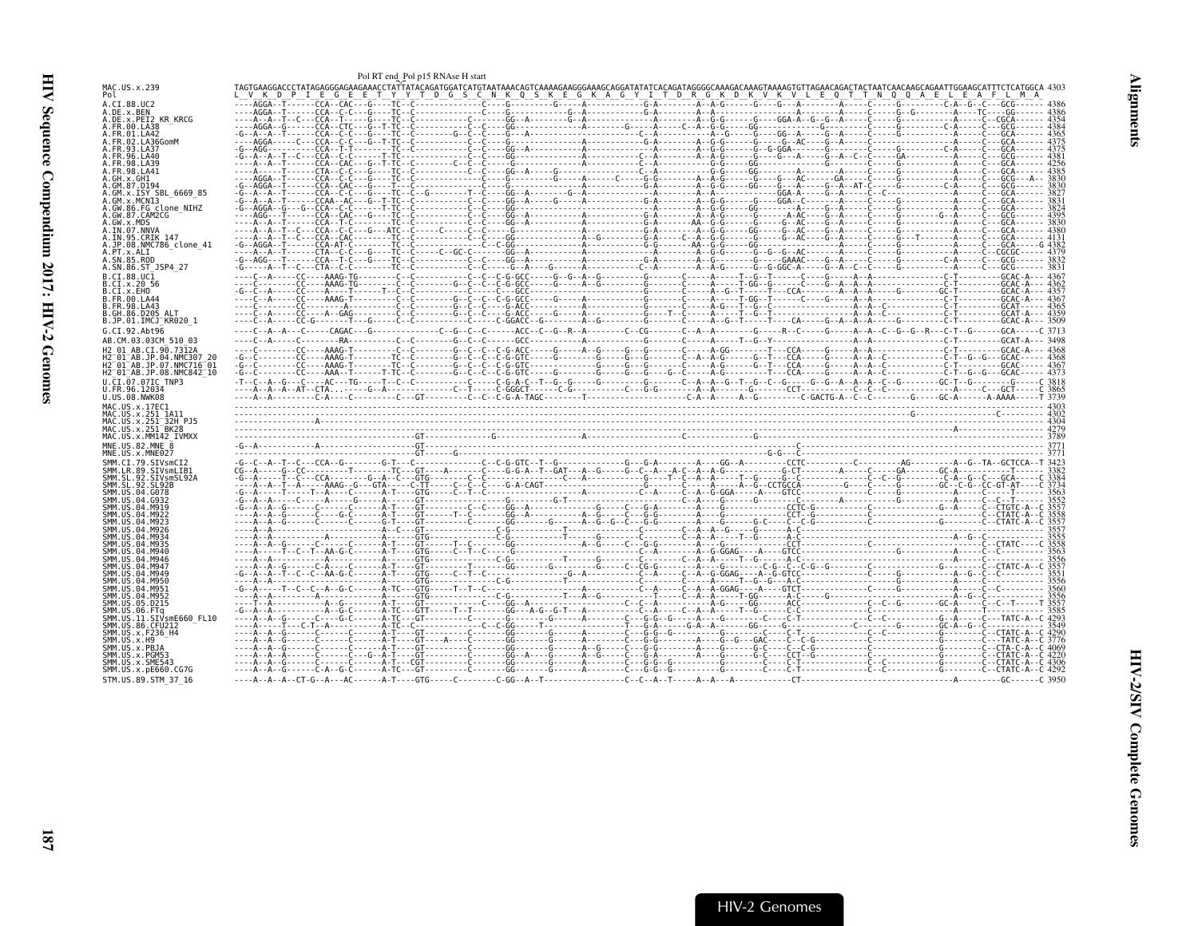# Alignments

## HIV-2/SIV Complete Genomes

```
                              Pol RT end_Pol p15 RNAse H start
MAC.US.x.239                  TAGTGAAGGACCCTATAGAGGGAGAAGAAACCTATTATACAGATGGATCATGTAATAAACAGTCAAAAGAAGGGAAAGCAGGATATATCACAGATAGGGGCAAAGACAAAGTAAAAGTGTTAGAACAGACTACTAATCAACAAGCAGAATTGGAAGCATTTCTCATGGCA 4303
Pol                            L  V  K  D  P  I  E  G  E  E  T  Y  Y  T  D  G  S  C  N  K  Q  S  K  E  G  K  A  G  Y  I  T  D  R  G  K  D  K  V  K  V  L  E  Q  T  T  N  Q  Q  A  E  L  E  A  F  L  M  A
A.CI.88.UC2                   ----AGGA--T------CCA--CAC---G----TC--C--------------C----G---------G-----A------------G-A--------A--A-G------G----G---A---------A------C-----G---------C-A--G--C---GCG------ 4386
A.DE.x.BEN                    ----AGGA--T------CCA--C-C---G----TC--C--------------C----G---------G--A-----------G-A--------A--A----------G----G---A---------A------C-----G--G---------A----TC----GG------ 4386
A.DE.x.PEI2_KR_KRCG           ----A--A--T--C---CCA--T-----G----TC--C-------------GG--A---------G--A-----------G-A--------A--A-G--------G-----GGA-A--G--G--A-----C-----G---------A-----C--CGCA------ 4354
A.FR.00.LA38                  ----AGGA--G------CCA--CTC---G--T-TC--C-------------C--C-----GG-----------A---------G-----A------C--A-G-G-----GG-----------------G------C-----G---------C-A------C---GCG------ 4384
A.FR.01.LA42                  -G--A--A--T------CCA--C-C---G----TC--C-----------G--C--C-----G---A-------------C--A--------A--G-----G---GG--A-----G--A----C--------G---------A------C---GCA------ 4365
A.FR.02.LA36GomM              ----AGGA-----C---CCA--C-C---G--T-TC--C-------------C--C-----G-------------A-----------G-A--------A--G-G------G----G--AC---G--A----C---------------A------C---GCA------ 4375
A.FR.93.LA37                  -G--AGG----------CCA--T-T--------TC--C-------------C--C-----GG--A----------A-----------A--------A--G-G------G--G-GGA-----G--------C-----G--------C-A------C---GCA------ 4375
A.FR.96.LA40                  -G--A--A--T--C---CCA--C-C---G--T-TC--C-------------C--C-----GG--------------A-----------C--A--------A--G-G------G----G---A--C--C---GA---------A------C---GCG------ 4381
A.FR.98.LA39                  ----A--A--T------CCA--CAC---G--T-TC--C---------C--C--------G---------A------------C--A--------A--G-G-----G----G---A---------A------C-----G---------A------C---GCA------ 4256
A.FR.98.LA41                  ----A-----T------CTA--C-C---G----TC--C-------------C--C-----GG--A-----G----------C--A--------G-G-----GG--------A---------A------C-----G---------A------C---GCA------ 4385
A.GH.x.GH1                    ----AGGA--T------CCA--C-C---G----TC--C-------------C--C-----G--------A------C------G-G--------A--A-G-----G---G--AC---GA----C---C-----G---------A------C---GCG----A-- 3830
A.GM.87.D194                  -G--AGGA--T------CCA--CAC---G----TC--C-------------C----G------------A-----------G-A--------G-G-----GG----G---A-----G--A----------G---------C-A------C---GCG------ 3830
A.GM.x.ISY_SBL_6669_85        -G--A--A--T------CCA--C-C---G----TC--C--G---------T--C-----GG--A-------G--A-----------A--------A--A---------GGA-A-----G--A-----C--C-----------------A------C---GCA------ 3827
A.GM.x.MCN13                  -G--A--A--T------CCAA--AC---G--T-TC--C-------------C--C-----GG--A----G-----A------------G-A--------A--G-G------G---GGA-C-----G--A-----C-----G---------A------C---GCA------ 3831
A.GM.86.FG_clone_NIHZ         -G--AGGA--G---G--CCA--C-C---G----T-TC--C-------------C--C-----GG-------------------G-A--------A--G-G-----GG-----G---A-----G--A-----C-----G---------A------C---GCA------ 3824
A.GW.87.CAM2CG                ----AGG---T------CCA--CAC---G----TC--C-------------C--C-----GG--A-----------A-----------G-A--------A--A-G------G-----A-AC---G--A-----C-----G-------G--A------C---GCG------ 4395
A.GW.x.MDS                    ----A--A--T------CCA--T-C---G----TC--C-------------C--C-----GG--A-----------A-----------G-A-------AA--G-G------G----G--AC---G--A-----C-----G---------A------C---GCA------ 3830
A.IN.07.NNVA                  ----A--A--T---C--CCA--C-C---G---ATC--C-----C-----C--C-----G-------------A-----------G-A--------A--G-G-----GG----G--AC---G--A-----C-----G---------A------C---GCA------ 4380
A.IN.95.CRIK_147              ----A--A--T--C---CCA--CAC--------TC--C-------------C--C-----GG-----------A--G------G-A-----C--A--G-G------G-----G--AC---G--A-----C-----G---T-------A------C---GCA------ 4131
A.JP.08.NMC786_clone_41       -G--AGGA--T------CCA-AT-C--------TC--C-------------C--C-----GG-----------A-----------G-A------AA--G-G-----GG---------------G--A-----C-----G---------A------C---GCA------G 4382
A.PT.x.ALI                    ----A--A--T------CTA--C-C---G----TC--C-----C--GC-C-----GG--A-----------A-----------A--------A--G-G-----G--G--G--AC---------------C-----G---------A------C--CGCGC------ 4379
A.SN.85.ROD                   -G--AGG---T------CCA--T-C---G----TC--C-------------C--C-----GG--A-----------A-----------G-A--------A--G-------G-----GAAAC----G--A-----C-----G--------C-A------C---GCG------ 3832
A.SN.86.ST_JSP4_27            -G--A--A--T--C---CTA--C-C---G----TC--C-------------C--C-----G---A----G-----A---------G-A--------A--A-G------G--G-GGC-A----G--A--C--C-----G---------A------C---GCC------ 3831
B.CI.88.UC1                   ----C--A-----CC---AAAG-TG--------C--C-------------C--C--C-G-GCC----G--G--A--G--------G------C-----A-----T--G--T------C-----G--A--A-A--------------C-T---------GCAC-A---- 4367
B.CI.x.20_56                  ----C--------CC---AAAG-TG--------C--C----------G--C--C--C-G-GCC-----A--G--------G------C-----A-----T-GG-G------C-----G--A--A-A--------------C-T---------GCAC-A---- 4362
B.CI.x.EHO                    -G-C--A------CC---A----T------T--C--C---------------C--C-----GCC----------A---------G------C-----A--G--T--T---CCA------A--A--A-----G--------GC-T---------GCAC-A---- 4357
B.FR.00.LA44                  ----C--------CC---AAAG-T---------C--C----------G--C--C--C-G-GCC-----G---------------G------C-----A-----T-GG-T------C-----G--A--A-A--------------C-T---------GCAC-A---- 4367
B.FR.98.LA43                  ----C--------CC---------A--------C--C----------G--C--C--G-ACC-----------A-----------G------C-----A-G--T--G--C------------------A--A--C-----------C-T---------GCAT----- 4365
B.GH.86.D205_ALT              ----C--A-----CC---A--GAG---------C--C----------G--C--C--C-G-ACC-----G--A-------------G------T--C-----A-----T--G--T------------------A--A--C----------C-T---------GCAT-A---- 4359
B.JP.01.IMCJ_KR020_1          ----C--A-----CC-G------T---G-----C--C--------------C--C-CGGACC--G----A--G--------G------C-----A--G--T--T---CA----G--A--A--A-----G--------C-T---------GCAC-A---- 1509
G.CI.92.Abt96                 ----C--A--A---C----CAGAC---G--------------C--G--C--C-------ACC--C--G--R--A---------C--CG-------C--A--A----------G-----R--C-----G-----A--A--C--G--G--R---C-T--G-------GCA-----C 3713
AB.CM.03.03CM_510_03          ----C--A-----C-------RA-----------C--C-------------G--C--C------GCC----------A--------------G------C-----A-----T--G--Y-----------------A--A------------C-T---------GCAT-A--- 3498
H2_01_AB.CI.90.7312A          ----C--------CC---AAAG-T---------C--C----------G--C--C-G-ACC-----G-----A--G-------G--G-------C-----A-GG-------T---CCA------G-----A--A--------------C-T---------GCAC-A---- 4368
H2_01_AB.JP.04.NMC307_20      -G-C---------CC---AAAG-T---------TC--C---------G--C--C-G-GTC-----G--------------G--G-------C--A--G----------G--T---CCA------G-----A--A--C-----------C-T--G--G--GCAC---- 4368
H2_01_AB.JP.07.NMC716_01      -G-C---------CC---AAAG-T---------TC--C---------G--C--C-G-GTC-----G--------------G--G-------C--A--G----------G--T---CCA------G-----A--A--C-----------C-T---------GCAC---- 4367
H2_01_AB.JP.08.NMC842_10      -G-C---------CC---AAA--T------T-TC--C---------G--C--C-G-GTC-----G---------G-----G--G-----G--C-----A-G----------T---CCA------G-----A--A--C-----------C-T--G--G--GCAC---- 4373
U.CI.07.07IC_TNP3             -T--C--A--G---C----AC---TG----T--C--C-------------C--C-G-A-C--T--G--G---------G------G--------C--A--A--G--T--G--C--G-----G--G--A--A--A--C--G--------GC-T--G-----------G-----C 3818
U.FR.96.12034                 ----A--A--AT--CTA------G--A----------C--T-----C-GGGCT----C-G------------C--G--------C--G-----G-G-----A---------G---CCT---------------C--C-------------A-----C--GCT------T 3865
U.US.08.NWK08                 ----A--A---------C-A---C-------C----GT---------C--C--C-G-A-TAGC-----------T----------------C-A--A-----A--G---------C-GACTG-A--C--C-------G-----GC-A-----A-AAAA-----T 3739
MAC.US.x.17EC1                --------------------------------------------------------------------------------------------------------------------------------------------------------------------------------- 4303
MAC.US.x.251_1A11             ------------------------------------------------------------------------------------------------------------------------------------------G-------------C----------- 4302
MAC.US.x.251_32H_PJ5          --------------A------------------------------------------------------------------------------------------------------------------------------------------------------------- 4304
MAC.US.x.251_BK28             ----------------------------------------------------------------------------------------------------------------------------------------------A---------------------- 4279
MAC.US.x.MM142_IVMXX          ------------------------------GT------------------G-------------------A----------------------G------------------------------------------------------------------------------ 3789
MNE.US.82.MNE_8               -G--A------------A-----------------GT-------------------------------------------------------------------C------------------------------------------------------------ 3771
MNE.US.x.MNE027               -----------------------------------GT-----G--------------------------------------------------G-G---C-------------------------------------------------------------------- 3771
SMM.CI.79.SIVsmCI2            -G--C--A--T--C---CCA--G--------G-T---C--------------C-C-G-GTC--T--G-------------G---G-A---------A----GG--A----------CCTC----------C---------AG---------A--G--TA--GCTCCA--T 3423
SMM.LR.89.SIVsmLIB1           CG--A------G--CC---------T--------TC---GT-----A------C----G-G-A--T--GAT---A--G-----G--C--A---A-C--A--A--G---------G-CT---------A-----C--GA-------GC-A--------------T----- 3382
SMM.SL.92.SIVsmSL92A          -G--A--A-----C---CCA----------G--A--C--GTG-----C----C--------------------C--A------------G---T--C--A--A---T--G----G--C---------C--C--G--------C--A--G-----GCA-------C 3384
SMM.SL.92.SL92B               ----A--A--T--A----AAAG--G--GTA-----C-TT-----C--C--C--G-A-CAGT----------G-----------C------A-----A--G--CCTGCCA---------G-----C-----G---------GC--C-G--CC-GT-AT----C 3734
SMM.US.04.G078                -G--A-----T-----T--A----C-----A-T---GTG-----C--T--C--------------------A--------------C--A-----C--A--G-GGA-----A----GTCC----------C-----G---------A--------C--T------ 3563
SMM.US.04.G932                -G--A--A-----C---A-----G------A----GT-----------C------------G-T-------------C--A--------G---G-----------------C-----A-------G--------A------C--C-T----- 3552
SMM.US.04.M919                -G--A--A--G------C-----C------A-T---GT-------C--C-----GG--A-------------G-----C--G--A--------------CCTC-G----------C--------------G--A------C--CTGTC-A--C 3557
SMM.US.04.M922                ----A--A--G------C----G-C-----A-T---GT-------T--C-----GG--A------------A--G------C--G------A--G-----------CCT-G------------------------------C--CTATC-A--C 3558
SMM.US.04.M923                ----A--A--G------C-----C------G-T---GT-------C------------GG-----G--A--G--C--G--G----------A--G--------G-C---C--C-G------------------G---------C--CTATC-A--C 3557
SMM.US.04.M926                ----A--A------------------------A--C--GT------------C-G---------T-----------C-------C--A--A--G---G-----A-C------------------------------------------------ 3557
SMM.US.04.M934                ----A--A------------A-----------A---GTG----------C-G----------T-----G---------C--A--A-----T--G-----A-C-------------------------A--G--C------------ 3555
SMM.US.04.M935                ----A--A--G--------C-----C------A-T---GT-------T--C-----GG------------A--G--C--G--------A-----------CCT-----------------------------------C--CTATC----C 3558
SMM.US.04.M940                ----A-----T--C--T--AA-G--C------A-T---GTG-----C--T--C-------------------C--A------A--G-GGAG----A----GTCC--------------------------C--C------------ 3563
SMM.US.04.M946                ----A--A---------A-----C------A-----GTG-------------C-G---------T-----G---------C--A-----A--T--G-----A-C-------------------------A--G--C------------ 3556
SMM.US.04.M947                ----A--A--G------C-A---C------A-T---GT-------T-------GG-----G------C--CG-G--------A--G---------C-G--C--C-G--G-------------G---------C--CTATC-A--C 3557
SMM.US.04.M949                -G--A--A--T--C--C--AA-G--C------A-T---GTG-----C--T--C--------------G--A---------C--A-----C--A--G-GGAG----A--G-GTCC-------C-----G---------A--G--C--C--------- 3551
SMM.US.04.M950                ----A--A------------A-----------A---GTG-------------C-G----------T-----------C-----A--------T--G--G---A-C--------------G--------------------------- 3556
SMM.US.04.M951                -G--A-----T--C--C--A--G-C-------A-TC---GTG-----T--T--C--------------------A--------C--A-----C--A--A-GGAG-----A----GTCT--------------C-----G---------A--------C--C--------- 3560
SMM.US.04.M952                ----A--A-------------A--------A-----GTG-------------C-G----------T----A--G--------T-----C--A--A-----T-GG-----A-C-----G--------------------A--G--C------------ 3556
SMM.US.05.D215                ----T--A-------------A--G-----A-T---GT-------------C--GG--A----------C--C--A---------A--G--------GG-----ACC-------------C--C--G--------GC-A------C--C--T-----T 3557
SMM.US.06.FTq                 -G--A--A-----------A--G-C-----A-TC---GTT-----T--T-------GG--A-G--G-T--A--------C--A-----C--A--A-----T--G-----C-C--------------------------A------T------------ 3585
SMM.US.11.SIVsmE660_FL10      ----A--A--G------C----G-C-----A-TC---GT-----------C----G--------G-----A-------C--G-G--G----A-----G-----C----C-T-------------C--C------------G--A-----C---TATC-A--C 4293
SMM.US.86.CFU212              ----A-----T---C-T--A------------A-TC--C-------------C--C-GG-------T--------------T--G--A-----G-A--A------GG----G------------C--C-------------GC-A--G--C----------- 3549
SMM.US.x.F236_H4              ----A--A--G------C-----C------A-T---GT-------------C-----GG-----G--A--------C--G-G--G-------A--------G-----C----C-T-------------C--C-------------------C--CTATC-A--C 4290
SMM.US.x.H9                   ----A--A--G------C-----C------A-T---GT----A----C--------GG-----G--A-----C--G-G--------A----G--G--GAC----C--C-G-------------------G-----------C---TATC-A--C 3776
SMM.US.x.PBJA                 ----A--A--G------C-----C------A-T---GT-------------C-----GGG----G--A--G--C--G-G---------A--G-------G-C---C--C-G-----------------G--------C--CTA-C-A--C 4069
SMM.US.x.PGM53                ----A--A--A------C-----C--G--A-T---GT-------------C-----GG--A---G--A--G--C--G--------A--G-------G-C---CCT--G-----------------G--------C--CTATC-A--C 4220
SMM.US.x.SME543               ----A--A--G------C-----C------A-T---CGT-----------C-----GG-----G--A-----C--G-G--G----------G-----C----C-T-------------C--C-------------G--------C--CTATC-A--C 4306
SMM.US.x.pE660.CG7G           ----A--A--G------C--A--G-C----A-TC---GT-----------C-----GG-----G--A-----C--G-G--G----------G-----C----C-T-------------C--C-------------G--------C--CTATC-A--C 4292
STM.US.89.STM_37_16           ----A--A--A--CT-G--A---AC------A-T----GTG-----C---------C-GG--A--T--------------C--C--A--T------A--A---A-----------CT---------------------------A---------GC------C 3950
```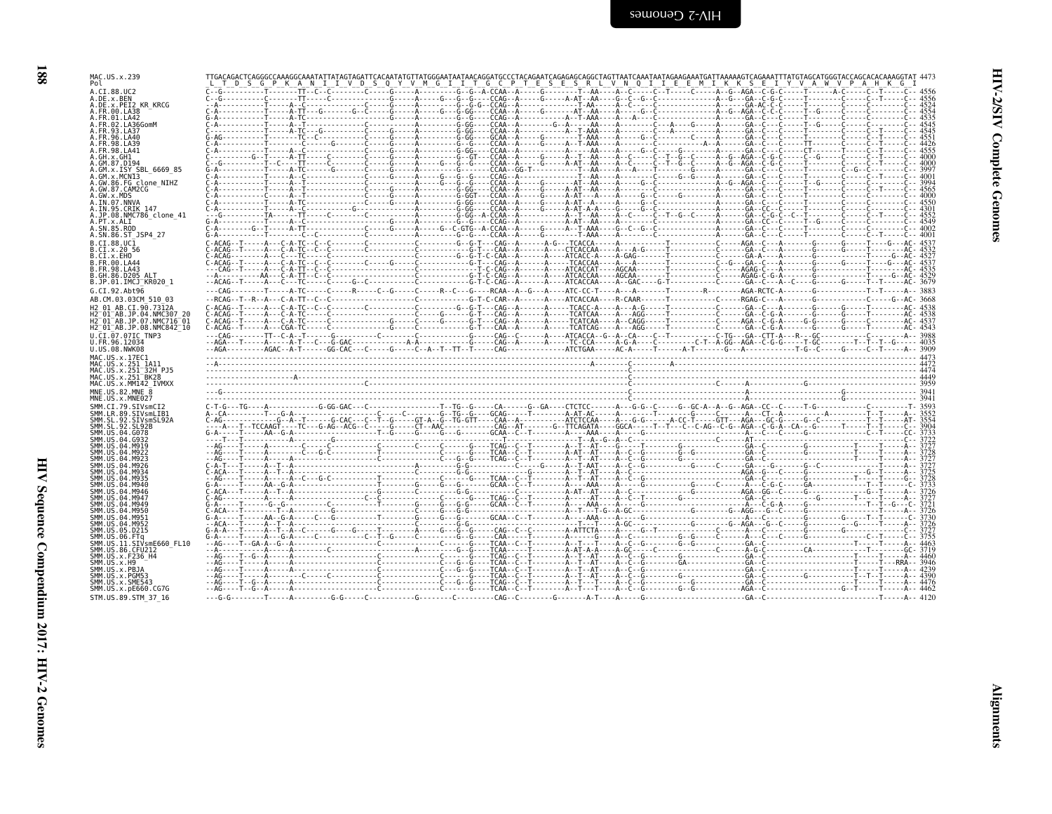```
MAC.US.x.239                TTGACAGACTCAGGGCCAAAGGCAAATATTATAGTAGATTCACAATATGTTATGGGAATAATAACAGGATGCCCTACAGAATCAGAGAGCAGGCTAGTTAATCAAATAATAGAAGAAATGATTAAAAAGTCAGAAATTTATGTAGCATGGGTACCAGCACACAAAGGTAT 4473
Pol                          L  T  D  S  G  P  K  A  N  I  I  V  D  S  Q  Y  V  M  G  I  I  T  G  C  P  T  E  S  E  S  R  L  V  N  Q  I  I  E  E  M  I  K  K  S  E  I  Y  V  A  W  V  P  A  H  K  G  I
A.CI.88.UC2                                                                                                                                                                   4556
A.DE.x.BEN                                                                                                                                                                    4556
A.DE.x.PEI2_KR_KRCG                                                                                                                                                           4524
A.FR.00.LA38                                                                                                                                                                  4554
A.FR.01.LA42                                                                                                                                                                  4535
A.FR.02.LA36GomM                                                                                                                                                              4545
A.FR.93.LA37                                                                                                                                                                  4545
A.FR.96.LA40                                                                                                                                                                  4551
A.FR.98.LA39                                                                                                                                                                  4426
A.FR.98.LA41                                                                                                                                                                  4555
A.GH.x.GH1                                                                                                                                                                    4000
A.GM.87.D194                                                                                                                                                                  4000
A.GM.x.ISY_SBL_6669_85                                                                                                                                                        3997
A.GM.x.MCN13                                                                                                                                                                  4001
A.GW.86.FG_clone_NIHZ                                                                                                                                                         3994
A.GW.87.CAM2CG                                                                                                                                                                4565
A.GW.x.MDS                                                                                                                                                                    4000
A.IN.07.NNVA                                                                                                                                                                  4550
A.IN.95.CRIK_147                                                                                                                                                              4301
A.JP.08.NMC786_clone_41                                                                                                                                                       4552
A.PT.x.ALI                                                                                                                                                                    4549
A.SN.85.ROD                                                                                                                                                                   4002
A.SN.86.ST_JSP4_27                                                                                                                                                            4001
B.CI.88.UC1                                                                                                                                                                   4537
B.CI.x.20_56                                                                                                                                                                  4532
B.CI.x.EHO                                                                                                                                                                    4527
B.FR.00.LA44                                                                                                                                                                  4537
B.FR.98.LA43                                                                                                                                                                  4535
B.GH.86.D205_ALT                                                                                                                                                              4529
B.JP.01.IMCJ_KR020_1                                                                                                                                                          3679
G.CI.92.Abt96                                                                                                                                                                 3883
AB.CM.03.03CM_510_03                                                                                                                                                          3668
H2_01_AB.CI.90.7312A                                                                                                                                                          4538
H2_01_AB.JP.04.NMC307_20                                                                                                                                                      4538
H2_01_AB.JP.07.NMC716_01                                                                                                                                                      4537
H2_01_AB.JP.08.NMC842_10                                                                                                                                                      4543
U.CI.07.07IC_TNP3                                                                                                                                                             3988
U.FR.96.12034                                                                                                                                                                 4035
U.US.08.NWK08                                                                                                                                                                 3909
MAC.US.x.17EC1                                                                                                                                                                4473
MAC.US.x.251_1A11                                                                                                                                                             4472
MAC.US.x.251_32H_PJ5                                                                                                                                                          4474
MAC.US.x.251_BK28                                                                                                                                                             4449
MAC.US.x.MM142_IVMXX                                                                                                                                                          3959
MNE.US.82.MNE_8                                                                                                                                                               3941
MNE.US.x.MNE027                                                                                                                                                               3941
SMM.CI.79.SIVsmCI2                                                                                                                                                            3593
SMM.LR.89.SIVsmLIB1                                                                                                                                                           3552
SMM.SL.92.SIVsmSL92A                                                                                                                                                          3554
SMM.SL.92.SL92B                                                                                                                                                               3904
SMM.US.04.G078                                                                                                                                                                3733
SMM.US.04.G932                                                                                                                                                                3722
SMM.US.04.M919                                                                                                                                                                3727
SMM.US.04.M922                                                                                                                                                                3728
SMM.US.04.M923                                                                                                                                                                3727
SMM.US.04.M926                                                                                                                                                                3727
SMM.US.04.M934                                                                                                                                                                3725
SMM.US.04.M935                                                                                                                                                                3728
SMM.US.04.M940                                                                                                                                                                3733
SMM.US.04.M946                                                                                                                                                                3726
SMM.US.04.M947                                                                                                                                                                3727
SMM.US.04.M949                                                                                                                                                                3721
SMM.US.04.M950                                                                                                                                                                3726
SMM.US.04.M951                                                                                                                                                                3730
SMM.US.04.M952                                                                                                                                                                3726
SMM.US.05.D215                                                                                                                                                                3727
SMM.US.06.FTq                                                                                                                                                                 3755
SMM.US.11.SIVsmE660_FL10                                                                                                                                                      4463
SMM.US.86.CFU212                                                                                                                                                              3719
SMM.US.x.F236_H4                                                                                                                                                              4460
SMM.US.x.H9                                                                                                                                                                   3946
SMM.US.x.PBJA                                                                                                                                                                 4239
SMM.US.x.PGM53                                                                                                                                                                4390
SMM.US.x.SME543                                                                                                                                                               4476
SMM.US.x.pE660.CG7G                                                                                                                                                           4462
STM.US.89.STM_37_16                                                                                                                                                           4120
```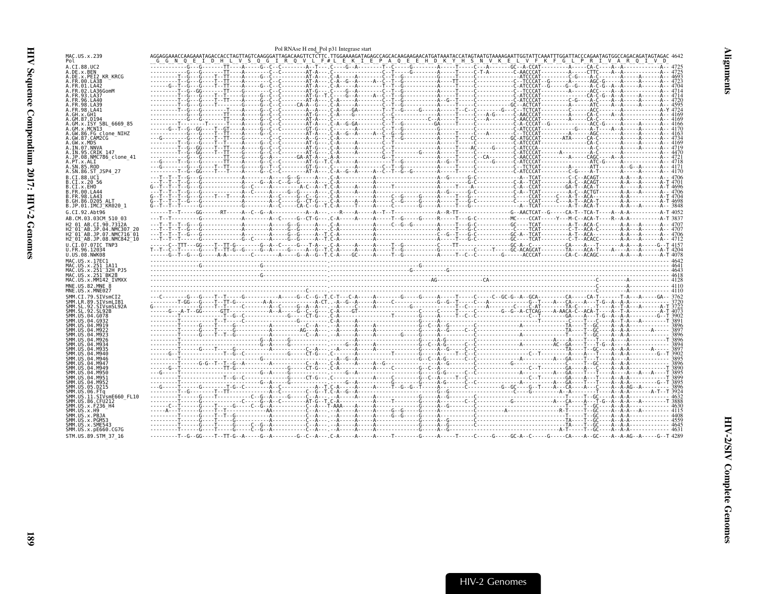Pol RNAse H end_Pol p31 Integrase start

```
MAC.US.x.239                AGGAGGAAACCAAGAAATAGACCACCTAGTTAGTCAAGGGATTAGACAAGTTCTCTTC.TTGGAAAAGATAGAGCCAGCACAAGAAGAACATGATAAATACCATAGTAATGTAAAAGAATTGGTATTCAAATTTGGATTACCCAGAATAGTGGCCAGACAGATAGTAGAC 4642
Pol                          G  G  N  Q  E  I  D  H  L  V  S  Q  G  I  R  Q  V  L  F #L  E  K  I  E  P  A  Q  E  E  H  D  K  Y  H  S  N  V  K  E  L  V  F  K  F  G  L  P  R  I  V  A  R  Q  I  V  D
A.CI.88.UC2                 ------------G---G-------TT----A-----G--C--C---------A--T---.C----G--A---------T--C-----G---------A-----T-----C---A-------GC--A-CCAT---------A-----CA-C----A--A-------------A-- 4725
A.DE.x.BEN                  ------------G---G-------TT----A-----------C--C---------AT-A---.C-----------------C--T-----G--------A-----T-----C-T-A--------C-AACCAT---------A-----CTTC-----A--A-------------A-- 4725
A.DE.x.PEI2_KR_KRCG         ---------T--G---G----T--TT----A-----G--C--C---------AT-A---.C-A-----A--------C--T--G-----------G------T-----C--------------ATCCCAT---------C-G----A-C-------A------A------A-- 4693
A.FR.00.LA38                ---------T--G---G----T--TT----A--------C--C---------AT-A---.C-A--G--A------A--C--T--G-----------A-----TT-----C------------C--TCCCAT--G------A-----AGC-G-----A------A------A-- 4723
A.FR.01.LA42                ------G--T--G---G----T--TT----A-----G--C--C---------AT-G---.C-A-----A--------T--T--G-----------A-----T-----C------------C-ATCCCAT--G------G--G----A-C-G--A------A------A-- 4704
A.FR.02.LA36GomM            ---------T--G--GG-------TT----G-----G--C--C---------AT-G---.C----G--A--------C--T--G-----------A-----T-----C------------C--TCCCAT---------A-----ACC----A--A-------------A-- 4714
A.FR.93.LA37                ---------T--G---G----T--T-----G-----G--C--C---------AT-G--T.C----G--A------A--C--T--G-----------A-----T-----C------------C-ATCCCAT---------------CA-C-G--A--A------A------A-- 4714
A.FR.96.LA40                ---------T--G---G----T--TT----A-----G--C--C---------AT-A---.C-A-----A--------C--T--G-----------A--G--T-----C------------C-ATCCCAT---------C-G----A-C----A--A------A------A-- 4720
A.FR.98.LA39                ---------T--G---G-------T-----G-----G--C--C-----CA-A---G---.C-A-----A--------C--T--G-----------A-----T-----C------------GC--ACTCAT---------A-----ATC----A--A------A------A-- 4595
A.FR.98.LA41                ---------T--G---G-------T-----A-----G--C--C---------A--A---.C-A-----GA---------T--T--G-----G-----A-----T--C--C-------G---C--TCTCAT---------C-----ACC-----A-------------A-Y 4724
A.GH.x.GH1                  ------------G---G-------TT----A-----G--C--C---------AT-A---.C-A-----G--------C--C-----------------A-----T-----A-G-------C-AACCCAT---------A-----CA-C----A--A-------------A-- 4169
A.GM.87.D194                ------------G---G-------TT----A-----G--C--C---------AT-A---.C-A--------------C--T--------C--A-----A-----T-----A--A-------C-AACCAT---------A-----CA-C----A--A-------------A-- 4169
A.GM.x.ISY_SBL_6669_85      ---------T---------T-----T----A-----G--C--C---------AT-A---.C-A--G-GA--------C--T--G--------GA-----T-----C------------C-A-CCCAT--G-------------ACC-G-----A------A------A-- 4166
A.GM.x.MCN13                ----G--T--G--GG----T--GT-----A-----G--C--C---------GT-G---.C------A----------C--T--G-----------A-----T-----C------------C-ATCCCAT---------G------A-T----A--A-------------A-- 4170
A.GW.86.FG_clone_NIHZ       ------------G---G----T--TT----A-----G--C--C---------AT-A---.C-A--G--A------A--C--G--G-----------A-----T-----C--A-------C--TCCCAT---------A-----AGC-----A--A-------------A-- 4163
A.GW.87.CAM2CG              --G---------G---G----T--TT----G-------C--C---------A--G---.C-A-------------------T--T--G-----------A-----T-----CC--------GC-ATGCCAT-------ATA------CA-C-----A------A------A-- 4734
A.GW.x.MDS                  ---------T--G---G----T--T-----A-----G--C--C---------AT-G---.C-A--------------C--T--------------A-----T-----C------------C-ATCCAT---------A-----CA-C-----A------A------A-- 4169
A.IN.07.NNVA                ---------T--G--GG----T--TT----A-----G--C--C---------AT-G---.C-A-----A--------C--T--------------A-----T-----AC-----G-----C-ATCCCA-----------------A-C-----A------A------A-- 4719
A.IN.95.CRIK_147            ---------T--G--GG----T--TT----G-----G--C--C---------AT-G---.C-A-----A--------C--T--------G-----A-----T-----C------------C-ATCCCAT------A--------A-C-----A-------------A-- 4470
A.JP.08.NMC786_clone_41     ------------G---G-------TT----A-----G--C--C---------GA-AT-A---.A-A----------------T--G-----------A-----T--C-CA---------C-AACCAT---------A-----CAGC----A--A-------------A-- 4721
A.PT.x.ALI                  ---G-----T--G---G-------TT----A-----G--C--C---------AT-G-T.C-A-----A-----------T--G-----------A--G--T-----C------G-----C-ATCCCAT------------------ATC-G----A-------------A-- 4718
A.SN.85.ROD                 --G---------G---G----T--TT----G-----G--T--C---------GT-G---.C-----A----------C--T--G-----------A-----T-----C------------C--TCTCAT---------A-----ATT-------A--G--A-----A-- 4171
A.SN.86.ST_JSP4_27          ---------T--G---G----T--T-----A-----G--C--C---------AT-A---.C-A--G--A--------C--T--G--G-----------A-----T-----C------------C-ATCCCAT---------C-G----A-T-------A------A------A-- 4170
B.CI.88.UC1                 ---T--T--T--G---G-------------A-----A--C---------G--G-----.C-A---------------A-------------A-G-----G-C------------C--A--TCAT---------C-C--ACAGT-------A-A----A------A-- 4706
B.CI.x.20_56                ---T--T--T--G---G-------------A-----G--A--C--G--G-----A---.C-A---------------A-------------A-------G-C------------C-A--TCAT---------A-C--ACAGT-------A-A----A------A-T 4701
B.CI.x.EHO                  G--T--T--T--G---G-----------G--C-------A-------A-C--A--T.C-A------A-------A------T--------------A-----T---A-----------C-A--CCAT---------GA-T--ACA-T-------A------A------A-T 4696
B.FR.00.LA44                ---T--T--T--G---G------------A--C------A----G--G------A---.C-A---------------A-------------A--G-----G-C------------C-A--TCAT---------A-C--ACTGT-------A-A----A------A-- 4706
B.FR.98.LA43                G--T--T--T--G---G----T---T----A-----A--C-----G--G--C---.C-A---------------A----C--G-----G-----A-----T--G-C------------C----CCAT------C---A-T--ACA-------A------A------A-T 4704
B.GH.86.D205_ALT            G--T--T--T--G---G-------------A-----A--C-----G--CT-G---.C-A-----A-----A------C--G-----G-----A-----T--G-C------------C----CCAT------C---A-T--ACA-T------A------A------A-T 4698
B.JP.01.IMCJ_KR020_1        G--T--T--T--G---G-------------G-----A--C-----CA-C--G--T.C-A-----T--------A----G--------------A-----T--G-C------------C----TCAT---------A-T--ACA-T------A------A------A-T 3848
G.CI.92.Abt96               ------T--T-----GG------RT-----A--C--G--A-----------A--A----.----R----A-----A--T--T-------------A-R-TT------------------G--AACTCAT--G------CA-T--TCA-T-----A--A-A-------A-T 4052
AB.CM.03.03CM_510_03        ---T--T---------G-----------A-------A--C-----G--CT-G---.C-A-----A-----A------T--G-----G-----R-----T--G-C----------MC-----CCAT------Y---M-C--ACA-T---R--A-A-------A-T 3837
H2_01_AB.CI.90.7312A        ---T--T--T--G---G-------------A-------A-----G--G-----A---.C-A---------------A----C--G--G-----------A-----T--G-C------------GC----TCAT---------A-T--ACA-C-------A-A----A------A-- 4707
H2_01_AB.JP.04.NMC307_20    ---T--T--T--G---G-------------A-------A-----G--G-----A---.C-A---------------A------------------------A-----T--G-C------------GC----TCAT---------C-T--ACA-C-------A-A----A------A-- 4707
H2_01_AB.JP.07.NMC716_01    ---T--T--T--G---G-------------A-------A-----G--G-----A-T.C-A---------------A------------------------C--G--T--G-C------------GC-A--TCAT---------A-T--ACA--------A-A----A------A-- 4706
H2_01_AB.JP.08.NMC842_10    ---T--T--T--G---G-----------G--C-------A-----G--G-----A-T.C-A---------------A-------------A-----T--G-C------------GC----TCAT---------C-T--ACACC-------A-A----A------A-- 4712
U.CI.07.07IC_TNP3           -------C--TTT---GG----T--TT-G---------G--A--C-----G-----T-A---.C-A-----A-----A------T--G-----------C-----TT------------GC-A--C----------CA-----A---T-----A-A----A------G--T 4157
U.FR.96.12034               T--T--C--T-----G----T--TT-G--C-----A-----G-----A--G--T.C-A-----A-----A------T--G-----------A-----C-----T-----GC-ACAGCAT---------TA-----ACA-T-----A------A------A-T 4204
U.US.08.NWK08               ------G--T--G---G-----A-A-------C-----------A-----G--A--G--T.C-A-----GC-----A-----T--G-----------A-----T--C--C-----------G------ACCCAT---------CA-C--ACAGC-------A-A----A------A-T 4078
MAC.US.x.17EC1              ------------------------------------------------------------.------------------------------------------------------------------------------------------------------------------------ 4642
MAC.US.x.251_1A11           ----------------G------------------------G------------------.----------------------------------------G---------------------------------------------------------------------------- 4641
MAC.US.x.251_32H_PJ5        ------------------------------------------------------------.--------------------------------G-------G-------------------------------------------------------------------------- 4643
MAC.US.x.251_BK28           ---------------------------------------G--------------------.------------------------------------------------------------------------------------------------------------------------ 4618
MAC.US.x.MM142_IVMXX        ------------------------------------------------------------.-----------------------------AG-----------------CA--------------------------------------------C-------A------------ 4128
MNE.US.82.MNE_8             ------------------------------------------------------------.----------------------------------------------------------------------------------------------C-------A------------ 4110
MNE.US.x.MNE027             ------------------------------------------------------------.----------------------------------------------------------------------------------------------C-------A------------ 4110
SMM.CI.79.SIVsmCI2          ---C--------G---G----T--T-----G-----------A-----G--C--G--T.C-T---C-A-----A--------G-----G-----A-----T-----C----C--GC-G--A--GCA---------CA-----CA-T---------T-A---A-----GA-- 3762
SMM.LR.89.SIVsmLIB1         -----------T-GG---G----T--TT-G------A-A------------A-CT.-A--G--A----A-----C-----------G--G--T-----C---A--------------G---T-----A---CA--A---T-G--A--A-A--------------- 3720
SMM.SL.92.SIVsmSL92A        G---------------G----T--T-----C--------A--C-----G--A--A---.--A-----C-----A-----------G----------T----C-----A---------C--C-AT--------TA-C------T-----A--T-A---A------A-T 3722
SMM.SL.92.SL92B             ------G---A-T--GG------GTT----------------A--A-----G--C--G---.C-A-----GT------------------C-----C-----T-----C-----G--G--A-CTCAG----A-AACA-C--ACA-T---A--T-A-------------A-T 4073
SMM.US.04.G078              ---------T---------------T--G--C----------------G-----CT-G---.C-A---------------T---------G------A-----T--C--C------------------C--T--------GA-----A-----T-G--A--A-A---------G--T 3902
SMM.US.04.G932              ---------T---------T--T-----C------------------------.C-A-----A--------------------------------A------------------------------T----------C-----T-----C---A--T--A-------A-- 3891
SMM.US.04.M919              ---------T------G---G----T--T-----G-----------A--------C--A---.--A-----A-----A-----------G--C--A--G------C--------------A------------TA----T--GC-----A--A-A---------------T 3896
SMM.US.04.M922              ---------T------G---G----T--T-----G-----------A--------AG---A---.--A-----A-----A-----------G-----A--G-----C-C-------------------------TA----T--GC-----A--A-A--------A---- 3897
SMM.US.04.M923              ---------T---------G---T-G----------------A------------C--A---.--A-----A-----A-----------G--C--A--------C--------------A------------T----T--GC-----A--A-A--------------- 3896
SMM.US.04.M926              ---------T-------------------------G--A-----G--------------.--------A--------------------G-----A-G-------C-----------------------------A-----A----T-----A--A-A------------T 3896
SMM.US.04.M934              ---------T-------------------------G--A-----G---------------.--G--A-------A----------------G--C--A-G-----C-C----------A------------AC--GA---T-G--A--A-A--------------------- 3894
SMM.US.04.M935              ---------T---------G---T-G------------------------C--A---.--A-----A-----A-----------G--C--A--G------C--------------A--------------TA----T--GC-----A--A-A--------------- 3897
SMM.US.04.M940              -----G--T---------------T-G--C--------------G-----CT-G---.C-A--------------T-----------G--------A-----T--C--C----------------C--T--------A-----A----T-----A--A-A--------G--T 3902
SMM.US.04.M946              ---------T-------------------------G-------A-----G-----------.--G--A-------A----------------G--C--A-G-----C-C--------------------------A-----A----T-----A--A-A-------------- 3895
SMM.US.04.M947              ---------T------G-G--T--T--G--A----------------C--A---.--A-----A-----A---G----------G-----A--G------C--------------G------------C----T--GC-----A--A-A--------------- 3896
SMM.US.04.M949              -----G--T---------------TT-G--------------G-----CT-G---.C-A------------A-----C-----------G--C--A-------C--------------------C--T--------GA-----A-----T-----A--A-A--------------T 3890
SMM.US.04.M950              ---G----T------------------------G--A------------------.--G--A-------A----------------G--G-G-----C-C--------------A--------------A--GA----T-----A--A-A---A--A----T 3895
SMM.US.04.M951              ---------T---------------T-G--C--------------G-----CT-G---.C-------------A-----C-----------G--C--A-----T--C--------------------C--T--------GA-----A-----T-----A--A-A---------------T 3899
SMM.US.04.M952              ---------T-------------------------G--A-----G--------------.--G--A-------A----------------G-----A-G-----C-C--------------A--------------A--GA----T-----T-----A--A-A--------G--T 3895
SMM.US.05.D215              ---------T------G-----G----T-G--C--------------A--C--------T.C-A--G--A-----A------T--G--G--T-----A-----C-----------G--GC----G--T---A---A--C-----A--A-AG--A-------T 3896
SMM.US.06.FTq               ---------T--G-----T-TT--------------A--C--------C--G--T.C-A--G--A------------------G--G--------------------------C-----G------A--A-----------T-----A--A-A-----------A-T--T 3924
SMM.US.11.SIVsmE660_FL10    ---------T------G----T-----------C--G--A---G-----C--A---.--A-----A-----A-----------G-----A--G-------C-----------------------------T-----T--GC-----A--A-A--------------- 4632
SMM.US.86.CFU212            ---------T---------------------C--G--G--A--C-----AT-G--T.C-A---------A-----A---T-------G-----A-----C-----C-----------A------------A--CA-----A---T-G--A--A-A-----A------T 3888
SMM.US.x.F236_H4            -----C--T-------G----T--T---C--G--A----------C--A---T-AAA------A-----A-----------G-----A--G-------C-----------------------------T-----T--GC-----A--A-A--------------- 4630
SMM.US.x.H9                 -----A---T-------G----T--T-------------AA-------------C--A---.--A-----A-----A-----G--G-----G-----A-----------C---------A--------------R-T------T--GC-----A--A-A---A-------------- 4115
SMM.US.x.PBJA               ---------T------G---T--T--G-----------A---------C--A---.--A-----A-----A------G--G-----G-----A-----------C-----------------------------T-----T--GC-----A--A-A--------------- 4408
SMM.US.x.PGM53              ---------T------G---G----T--G-----------A--------C--A---.--A-----A-----A-----------G-----A--G-------C------------------------------TA----T--GC-----A--A-A--------------- 4559
SMM.US.x.SME543             ---------T------G---T-----G-----C--G--A--------C--A---.--A-----A-----A-----------G-----A--G-------C------------------------------TA----T--GC-----A--A-A--------------- 4645
SMM.US.x.pE660.CG7G         ---------T------G---T-----G-----C--G--A--------C--A---.--A-----A-----A-----------G-----A--G-------C-----------------------A-T-----T--GC-----A--A-A--------------- 4631
STM.US.89.STM_37_16         ---------T--G--GG----T--TT-G--A-----G--A--------G--C--A---.C-A-----A-----A-----T--------G-----A-----T-----C-----G-----GC-A--C-----G-----CA----A--GC----A--A-AG--A-----G--T 4289
```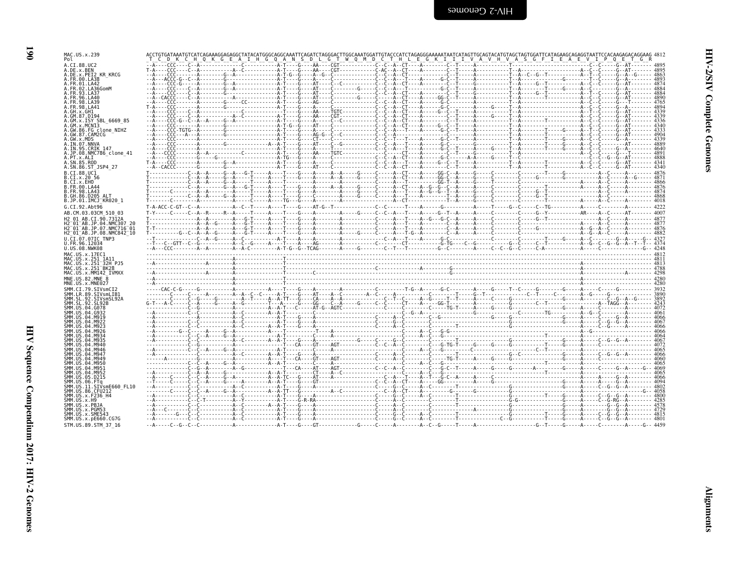```
MAC.US.x.239                 ACCTGTGATAAATGTCATCAGAAAGGAGAGGCTATACATGGGCAGGCAAATTCAGATCTAGGGACTTGGCAAATGGATTGTACCCATCTAGAGGGAAAAATAATCATAGTTGCAGTACATGTAGCTAGTGGATTCATAGAAGCAGAGGTAATTCCACAAGAGACAGGAAG 4812
Pol                           T  C  D  K  C  H  Q  K  G  E  A  I  H  G  Q  A  N  S  D  L  G  T  W  Q  M  D  C  T  H  L  E  G  K  I  I  I  V  A  V  H  V  A  S  G  F  I  E  A  E  V  I  P  Q  E  T  G  R
```

HIV Sequence Compendium 2017: HIV-2 Genomes

HIV-2/SIV Complete Genomes — Alignments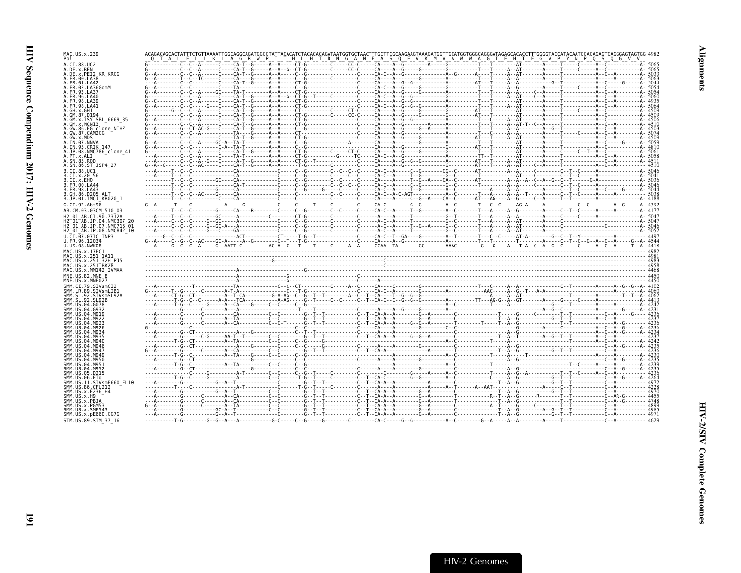```
MAC.US.x.239                 ACAGACAGCACTATTTCTGTTAAAATTGGCAGGCAGATGGCCTATTACACATCTACACACAGATAATGGTGCTAACTTTGCTTCGCAAGAAGTAAAGATGGTTGCATGGTGGGCAGGGATAGAGCACACCTTTGGGGTACCATACAATCCACAGAGTCAGGGAGTAGTGG 4982
Pol                           Q  T  A  L  F  L  L  K  L  A  G  R  W  P  I  T  H  L  H  T  D  N  G  A  N  F  A  S  Q  E  V  K  M  V  A  W  W  A  G  I  E  H  T  F  G  V  P  Y  N  P  Q  S  Q  G  V  V

A.CI.88.UC2                  5065
A.DE.x.BEN                   5065
A.DE.x.PEI2_KR_KRCG          5033
A.FR.00.LA38                 5063
A.FR.01.LA42                 5044
A.FR.02.LA36GomM             5054
A.FR.93.LA37                 5054
A.FR.96.LA40                 5060
A.FR.98.LA39                 4935
A.FR.98.LA41                 5064
A.GH.x.GH1                   4509
A.GM.87.D194                 4509
A.GM.x.ISY_SBL_6669_85       4506
A.GM.x.MCN13                 4510
A.GW.86.FG_clone_NIHZ        4503
A.GW.87.CAM2CG               5074
A.GW.x.MDS                   4509
A.IN.07.NNVA                 5059
A.IN.95.CRIK_147             4810
A.JP.08.NMC786_clone_41      5061
A.PT.x.ALI                   5058
A.SN.85.ROD                  4511
A.SN.86.ST_JSP4_27           4510
B.CI.88.UC1                  5046
B.CI.x.20_56                 5041
B.CI.x.EHO                   5036
B.FR.00.LA44                 5046
B.FR.98.LA43                 5044
B.GH.86.D205_ALT             5038
B.JP.01.IMCJ_KR020_1         4188
G.CI.92.Abt96                4392
AB.CM.03.03CM_510_03         4177
H2_01_AB.CI.90.7312A         5047
H2_01_AB.JP.04.NMC307_20     5047
H2_01_AB.JP.07.NMC716_01     5046
H2_01_AB.JP.08.NMC842_10     5052
U.CI.07.07IC_TNP3            4497
U.FR.96.12034                4544
U.US.08.NWK08                4418
MAC.US.x.17EC1               4982
MAC.US.x.251_1A11            4981
MAC.US.x.251_32H_PJ5         4983
MAC.US.x.251_BK28            4958
MAC.US.x.MM142_IVMXX         4468
MNE.US.82.MNE_8              4450
MNE.US.x.MNE027              4450
SMM.CI.79.SIVsmCI2           4102
SMM.LR.89.SIVsmLIB1          4060
SMM.SL.92.SIVsmSL92A         4062
SMM.SL.92.SL92B              4413
SMM.US.04.G078               4242
SMM.US.04.G932               4231
SMM.US.04.M919               4236
SMM.US.04.M922               4237
SMM.US.04.M923               4236
SMM.US.04.M926               4236
SMM.US.04.M934               4234
SMM.US.04.M935               4237
SMM.US.04.M940               4242
SMM.US.04.M946               4235
SMM.US.04.M947               4236
SMM.US.04.M949               4230
SMM.US.04.M950               4235
SMM.US.04.M951               4239
SMM.US.04.M952               4235
SMM.US.05.D215               4236
SMM.US.06.FTq                4264
SMM.US.11.SIVsmE660_FL10     4972
SMM.US.86.CFU212             4228
SMM.US.x.F236_H4             4970
SMM.US.x.H9                  4455
SMM.US.x.PBJA                4748
SMM.US.x.PGM53               4899
SMM.US.x.SME543              4985
SMM.US.x.pE660.CG7G          4971
STM.US.89.STM_37_16          4629
```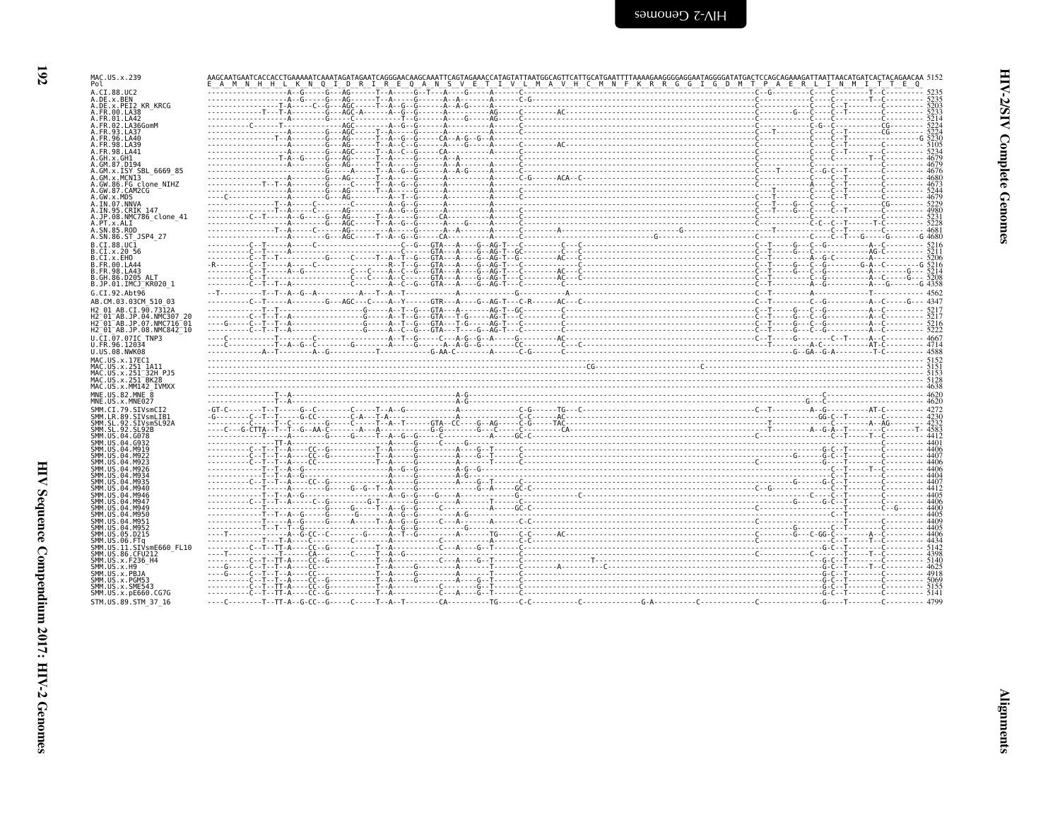```
MAC.US.x.239               AAGCAATGAATCACCACCTGAAAAATCAAATAGATAGAATCAGGGAACAAGCAAATTCAGTAGAAACCATAGTATTAATGGCAGTTCATTGCATGAATTTTAAAAGAAGGGGAGGAATAGGGGATATGACTCCAGCAGAAAGATTAATTAACATGATCACTACAGAACAA 5152
Pol                        E  A  M  N  H  H  L  K  N  Q  I  D  R  I  R  E  Q  A  N  S  V  E  T  I  V  L  M  A  V  H  C  M  N  F  K  R  R  G  G  I  G  D  M  T  P  A  E  R  L  I  N  M  I  T  T  E  Q

A.CI.88.UC2                -----------------A--G-----G---AG------T--A-----G--T---A----G-----A-----C---------------------------------------------------------------C--G---------C----C---------T--C--------- 5235
A.DE.x.BEN                 -----------------A--G-----G---AG------T--A-----G-----A--A-------A-----C-G------------------------------------------------------------C------------C----C---------T--C--------- 5235
A.DE.x.PEI2_KR_KRCG        ---------------T-A-----C--G---AGC-----T--A--G--G-----A--A-G-----A-----------------------------------------------------------------C------------C----C--T--------C--------- 5203
A.FR.00.LA38               -------------T---T-A----------G---AGC-A-------A--G--G-----A---------AG-----C--------AC-------------------------------------------C-----------G---C----C--T--------C--------- 5233
A.FR.01.LA42               -----------------A--------G---C-----------T--G-----G-----A---------AG-----C---------------------------------------------------------C------------C----C--T--------C--------- 5214
A.FR.02.LA36GomM           ---------C------T--------------AGC-------A--G--G-----A-----------A-----C---------------------------------------------------------C-----------C-G--C------------CG------- 5224
A.FR.93.LA37               -----------------A--------G---AGC-----T--A-----G-----A-----------A-----C---------------------------------------------------------C---T---------C----C--T--------CG------- 5224
A.FR.96.LA40               ---------------T--A--------G---AG------T--A--G--G-----CA--A-G--G--A-----------------------------------------------------------------C------------C----C--T----------------G 5230
A.FR.98.LA39               -----------------A--------G---AG------T--A--C--G-----A-----G-----A-----C--------AC-------------------------------------------C------------C----C--T--------C--------- 5105
A.FR.98.LA41               -----------------A--------G---AGC-----T--A--C--G-----CA----------A-----C---------------------------------------------------------C------------C----C--T--------C--------- 5234
A.GH.x.GH1                 ---------------T-A--G-----G---AG------T--A-----G-----A--A-------A-----C---------------------------------------------------------C------------C----C---------T--C--------- 4679
A.GM.87.D194               -----------------A--------G---AG------T--A-----G-----A-----------A-----C---------------------------------------------------------C------------C----C--------------C--------- 4679
A.GM.x.ISY_SBL_6669_85     -------------------------G-----A-----T--A--G--G-----A--A-G-----A-----C---------------------------------------------------------C-----T-------C--G--C--T--------C--------- 4676
A.GM.x.MCN13               -----------------A--------G---AG------T--A-----G-----A-----------A-----C-G------ACA--C--------------------------------------------C------------C----C--T--------C--------- 4680
A.GW.86.FG_clone_NIHZ      ------------T--T--A--------G---C------T--A--G--G-----A-----------A-----C---------------------------------------------------------C------------A----C--T--------C--------- 4673
A.GW.87.CAM2CG             -----------------A--------G---AG------T--A-----G-----A-----------A-----C-------------------------------------------------------T--------C----C--T--------C--------- 5244
A.GW.x.MDS                 ----C------------A--------G---AG------T--A-----G-----A-----------A-----C-------------------------------------------------------C--T---------C----C--T--------C--------- 4679
A.IN.07.NNVA               ---------------T--A------C-----------C-------A--G--G-----A-----------A-----C---------------------------------------------------------C---T--G---C----C------------CG------- 5229
A.IN.95.CRIK_147           ---------------T--A-----C-----AG------------A--G--G-----A-----------A-----C---------------------------------------------------------C---T--G---C----C--T--------C--------- 4980
A.JP.08.NMC786_clone_41    ----------C--T------A--G-----G---AG------T--A-----G-----CA----------A-----C---------------------------------------------------------C------------C----C--T--------C--------- 5231
A.PT.x.ALI                 -----------------A--------G---AGC-----T--A--G--G-----A-----G-----A-----C---------------------------------------------------------C-----------C-C--C--T-------T-C--------- 5228
A.SN.85.ROD                ---------------T--A-----C-----AG------------A-----G-----A--A-------A-----C----------A------------------------G---------------T--------------C--T--------C--------- 4681
A.SN.86.ST_JSP4_27         -----------------A--------G---AGC-----T--A--G--G-----CA----------A-----C----------------------------G-------------------------C------------C--T--G------G--------G 4680

B.CI.88.UC1                ----------C--T-----A-----C------------------------C--G---GTA----A----G--AG-T---C----------C--C-------------------------------C--T-----G---C--G----------A--C--------- 5216
B.CI.x.20_56               ----------C--T-----A---------------------------C-------GTA----A----G--AG-T--GC---------C--C-------------------------------C--T-----G---C--G----------AG-C--------- 5211
B.CI.x.EHO                 ----------C--T--T-------------G------C-----T--A--T--G---GTA----A----G--AG-T--G---------AC--C-------------------------------C--T--------A-G-C----------A--C--------- 5206
B.FR.00.LA44               -R--------C--T-----A-----C-------------R--T--G---GTA----A----G--AG-T---C----------C--C-------------------------------C--T--------G--C--G--------G-A--C--------G 5216
B.FR.98.LA43               ----------C--T-----A--G-----------C---C-----A--C--G---GTA----A----G--AG-T---C---------AC--C-------------------------------C--T-----G---C--G----------A--------G-- 5214
B.GH.86.D205_ALT           ----------C--T----------------C---C-----A--C-------GTA----A----G--AG-T---C---------AC--C-------------------------------C--T--------G--C--G----------A--C------G-- 5208
B.JP.01.IMCJ_KR020_1       ----------C--T--A--------------------------A--C--G---GTA----A----G--AG-T---C----------C--C-------------------------------C--T--------A--G----------A---G------G 4358

G.CI.92.Abt96              --T-----------T--T--A--G--A----------A---T--A--T----------A---------------G-----------A----------------------------------C--T---------A---------------T------------ 4562

AB.CM.03.03CM_510_03       ----------C--T-----A----------G---AGC---C-----A--Y-------GTR---A----G--AG-T---C-R------AC--C-------------------------------C--T--------C--G----------A--C----G--- 4347

H2_01_AB.CI.90.7312A       ----------T--T------------------------G-------A--T--G---GTA----A----------AG-T--GC---------C-------------------------------C--T-----G---C--G----------A--C--------- 5217
H2_01_AB.JP.04.NMC307_20   ----------C--T--T--A----------------------G-------A--T--G---GTA----T--G--AG-T---C---------C-------------------------------C--T-----G---C--G----------A--C--------- 5217
H2_01_AB.JP.07.NMC716_01   ----G-----C--T--T--A----------------------G-------A--T--G---GTA----T--G--AG-T---C---------C-------------------------------C--T-----G---C--G----------A--C--------- 5216
H2_01_AB.JP.08.NMC842_10   ----------C--T--T--A----------------------G-------A--C--G---GTA----T----G--AG-T---C---------C-------------------------------C--T-----G---C--G----------A--C--------- 5222

U.CI.07.07IC_TNP3          ----C-----------T------C---------------A--T--G-----C--A-G--G--A-----G---------AC--------------------------------------------C--T-----G---------C--T-----A--C--------- 4667
U.FR.96.12034              ----C-----------T--A--G-----------G-----A-----G-----A--A-G--G-----C---------AC--C-----------------------------------------T---------A-C---------AT-C--------- 4714
U.US.08.NWK08              ------------A--T--------A--G-----------T----------G-AA-C---------A-----C-G------C-----------------------------------------------G--GA--G-A---------T-C--------- 4588

MAC.US.x.17EC1             ---------------------------------------------------------------------------------------------------------------------------------------------------------------------- 5152
MAC.US.x.251_1A11          --------------------------------------------------------------------------------------------CG-----------------------C---------------------------------------------- 5151
MAC.US.x.251_32H_PJ5       ---------------------------------------------------------------------------------------------------------------------------------------------------------------------- 5153
MAC.US.x.251_BK28          ---------------------------------------------------------------------------------------------------------------------------------------------------------------------- 5128
MAC.US.x.MM142_IVMXX       ---------------------------------------------------------------------------------------------------------------------------------------------------------------------- 4638

MNE.US.82.MNE_8            ------------T--A-----------------------------A-G-------------------------------------------------------------------------------------C------------------------- 4620
MNE.US.x.MNE027            ------------T--A-----------------------------A-G-----------------------------------------------------------------------------------G---C------------------------- 4620

SMM.CI.79.SIVsmCI2         -GT-C--------T--T-----G--C--------C-----T--A--G-----------A-----------C-G------TG---C---------------------------------C--T---------A--G----------AT-C--------- 4272
SMM.LR.89.SIVsmLIB1        -G--------C--T--T------G-CC-------C-A---T-A----------------A-----------C-C------AC-------------------------------------------GG-C--T--------C--------- 4230
SMM.SL.92.SIVsmSL92A       ----------C------T--C-------G-----C-----T--A--T------GTA--CC----G--AG-----C-G------TAC--------------------------T-----------------C---------A--AG------- 4232
SMM.SL.92.SL92B            ----C---G-CTTA--T--T--G--AA-C-------A---A-----------G-G--------G---C-----C---------CA----------------------------T---------A--G-A--T---------C-------T- 4583
SMM.US.04.G078             ------------T--A---------G-----G-----A--G--G------C-----------A-----GC-C---------------------------------------------C-----------C--T-----T--C--------- 4412
SMM.US.04.G932             ------------TT-A---------------------A-----G-----C-----G---------------------------------------------------------------------------C--T--------C--------- 4401
SMM.US.04.M919             ----------C--T--T--A----CC--G-------------T--A--------G-----------A----G--T------C-----------------------------------------G-C--T--------C--------- 4406
SMM.US.04.M922             ----------C--T--T--A----CC--G-------------T--A--------G-----------A----G--T------C---------------------------------G------G-C--T--------C--------- 4407
SMM.US.04.M923             ----------C--T--T--A----CC------------------T--A--------G-----------A-----T------C-------------------------------------C-----------G--T--------C--------- 4406
SMM.US.04.M926             ------------T--T--A--G-------------------A--G--G-----A-G--G-------------------------------------------------------------C--T-----T--C--------- 4406
SMM.US.04.M934             ------------T--T--A--G-------------------A-----G-----A-G-------------------------------------------------------------------C--T--------C--------- 4404
SMM.US.04.M935             ----------C--T--T--A----CC--G-------------T--A--------G-----------A----G--T------C---------------------------------G------G-C--T--------C--------- 4407
SMM.US.04.M940             ------------T-----A--------G-----G--G--T--A-----G-----------G--A-----GC-C----------------------------------C--G-----------C--T--------C--------- 4412
SMM.US.04.M946             ------------T--T--A--G-------------------A--G--G-----G-----A-------------C-------------------------------------------C--T--------C--------- 4405
SMM.US.04.M947             ----------C--T--T--A-----C--G-----------G-T-------G-----------A-----T------C-----------------------------------G------G-C--T--------C--------- 4406
SMM.US.04.M949             ------------T-----------------G-----G-----T--A--G--G-----C-----------A-----GC-C-------------------------------C------------C--T--------C--G------ 4400
SMM.US.04.M950             ------------T--T--A--G-------G-----G-------A--G--G-----A-G--G--------------C-----------------------------------------C--T--------C--------- 4405
SMM.US.04.M951             ------------T-----A--G-----G-----A-----T--A--G--G-----C---A-----A-----C-C------------------------------------------C--T--------C--------- 4409
SMM.US.04.M952             ------------T--T--T--G-----------------A--G--G-----------G-------------------------------------------------G------C--T--------C--------- 4405
SMM.US.05.D215             ---T---------T-----A--G-CC--C---------G-----A--T--G-----------A---------TG-----C-C------AC------------------------C--------G---C-GG-C-------A--C--------- 4406
SMM.US.06.FTq              ------------T--T-A--C--------C-----------A-----G------------------A-----C-C----------------------------------------C-----------C--T-----T--C--------- 4434
SMM.US.11.SIVsmE660_FL10   ----------C--T--TT-A----CC--G-------------T--A--------C---A----G--T------C-------------------------------------------G-C--T--------C--------- 5142
SMM.US.86.CFU212           ---T-----------T----------CA-------C-----T--A--G---------------------C-------------------------------------------C-----------T--T--C--------- 4398
SMM.US.x.F236_H4           ----------C--T--TT-A----CC--G-------------T--A--------C---A----G--T------C-------T-------------------------------G-C--T--------C--------- 5140
SMM.US.x.H9                ----G-----C--T--T--A----CC-----------------T--A-----G-------A--------T------C--------A--------C------------------------G-C--T-----T--C--------- 4625
SMM.US.x.PBJA              ----G-----C--T--T--A----CC-----------------T--A-----G-------A--------T------C-------------------------------------------G-C--T--------C--------- 4918
SMM.US.x.PGM53             ----------C--T--T--A----CC--G-------------T--A-----G-------A----G--T------C-------------------------------------------G-C--T--------C--------- 5069
SMM.US.x.SME543            ----------C--T--TT-A----CC--G-------------T--A-----------C-------G--T------C-------------------------------------------G-C--T--------C--------- 5155
SMM.US.x.pE660.CG7G        ----------C--T--TT-A----CC--G-------------T--A-----------C---A---G--T------C-------------------------------------------G-C--T--------C--------- 5141

STM.US.89.STM_37_16        ----C--------T--TT-A--G-CC--G-----C-----T--A--T---------CA----------TG-----C-C-----------C--------------G-A----------C-------------C-------------G-----T---------C--------- 4799
```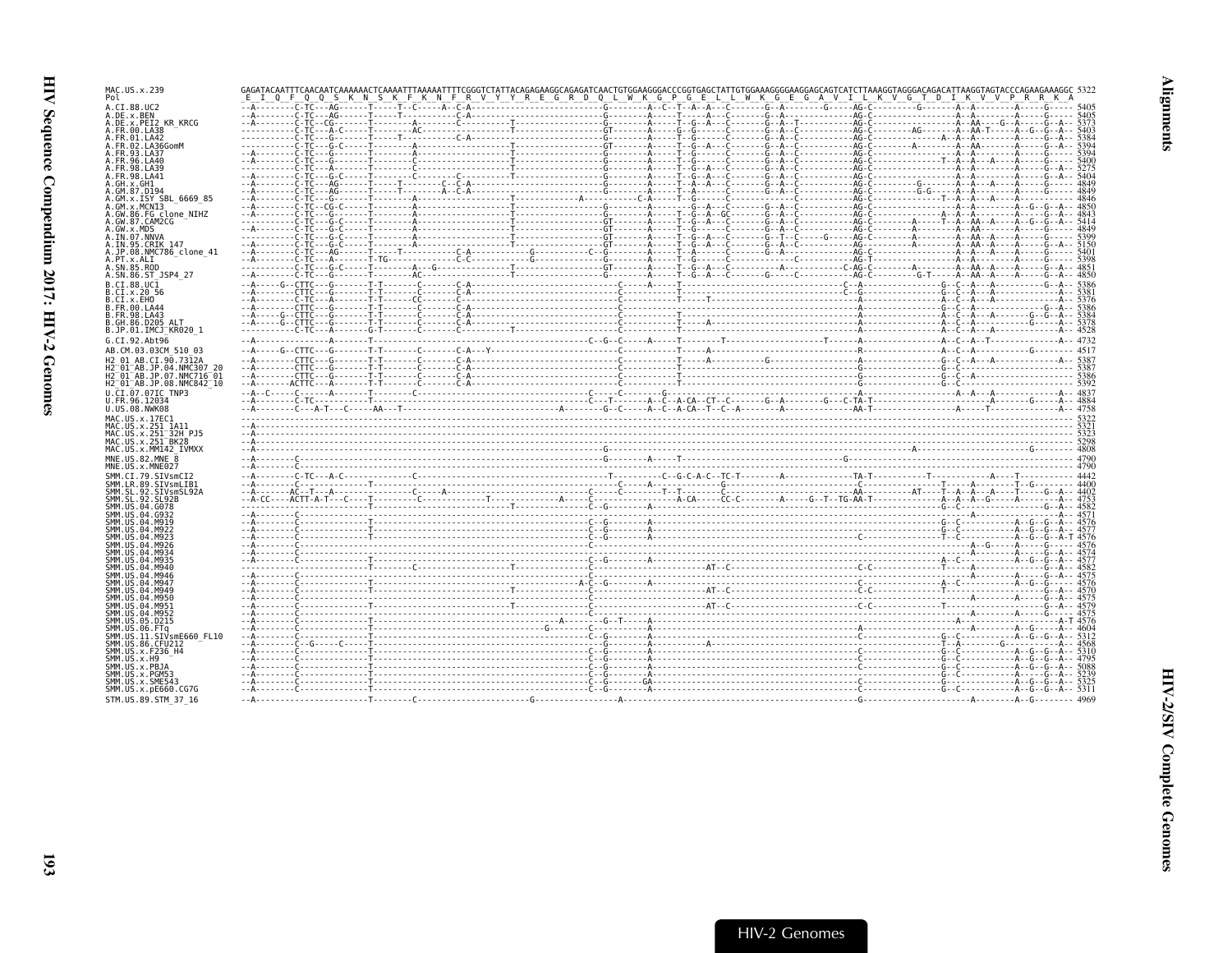```
MAC.US.x.239                GAGATACAATTTCAACAATCAAAAAACTCAAAATTTAAAAATTTTCGGGTCTATTACAGAGAAGGCAGAGATCAACTGTGGAAGGGACCCGGTGAGCTATTGTGGAAAGGGGAAGGAGCAGTCATCTTAAAGGTAGGGACAGACATTAAGGTAGTACCCAGAAGAAAGGC 5322
Pol                          E  I  Q  F  Q  Q  S  K  N  S  K  F  K  N  F  R  V  Y  Y  R  E  G  R  D  Q  L  W  K  G  P  G  E  L  L  W  K  G  E  G  A  V  I  L  K  V  G  T  D  I  K  V  V  P  R  R  K  A
A.CI.88.UC2                 5405
A.DE.x.BEN                  5405
A.DE.x.PEI2_KR_KRCG         5373
A.FR.00.LA38                5403
A.FR.01.LA42                5384
A.FR.02.LA36GomM            5394
A.FR.93.LA37                5394
A.FR.96.LA40                5400
A.FR.98.LA39                5275
A.FR.98.LA41                5404
A.GH.x.GH1                  4849
A.GM.87.D194                4849
A.GM.x.ISY_SBL_6669_85      4846
A.GM.x.MCN13                4850
A.GW.86.FG_clone_NIHZ       4843
A.GW.87.CAM2CG              5414
A.GW.x.MDS                  4849
A.IN.07.NNVA                5399
A.IN.95.CRIK_147            5150
A.JP.08.NMC786_clone_41     5401
A.PT.x.ALI                  5398
A.SN.85.ROD                 4851
A.SN.86.ST_JSP4_27          4850
B.CI.88.UC1                 5386
B.CI.x.20_56                5381
B.CI.x.EHO                  5376
B.FR.00.LA44                5386
B.FR.98.LA43                5384
B.GH.86.D205_ALT            5378
B.JP.01.IMCJ_KR020_1        4528
G.CI.92.Abt96               4732
AB.CM.03.03CM_510_03        4517
H2_01_AB.CI.90.7312A        5387
H2_01_AB.JP.04.NMC307_20    5387
H2_01_AB.JP.07.NMC716_01    5386
H2_01_AB.JP.08.NMC842_10    5392
U.CI.07.07IC_TNP3           4837
U.FR.96.12034               4884
U.US.08.NWK08               4758
MAC.US.x.17EC1              5322
MAC.US.x.251_1A11           5331
MAC.US.x.251_32H_PJ5        5323
MAC.US.x.251_BK28           5298
MAC.US.x.MM142_IVMXX        4808
MNE.US.82.MNE_8             4790
MNE.US.x.MNE027             4790
SMM.CI.79.SIVsmCI2          4442
SMM.LR.89.SIVsmLIB1         4400
SMM.SL.92.SIVsmSL92A        4402
SMM.SL.92.SL92B             4753
SMM.US.04.G078              4582
SMM.US.04.G932              4571
SMM.US.04.M919              4576
SMM.US.04.M922              4577
SMM.US.04.M923              4576
SMM.US.04.M926              4576
SMM.US.04.M934              4574
SMM.US.04.M935              4577
SMM.US.04.M940              4582
SMM.US.04.M946              4575
SMM.US.04.M947              4576
SMM.US.04.M949              4570
SMM.US.04.M950              4575
SMM.US.04.M951              4579
SMM.US.04.M952              4575
SMM.US.05.D215              4576
SMM.US.06.FTq               4604
SMM.US.11.SIVsmE660_FL10    5312
SMM.US.86.CFU212            4568
SMM.US.x.F236_H4            5310
SMM.US.x.H9                 4795
SMM.US.x.PBJA               5088
SMM.US.x.PGM53              5239
SMM.US.x.SME543             5325
SMM.US.x.pE660.CG7G         5311
STM.US.89.STM_37_16         4969
```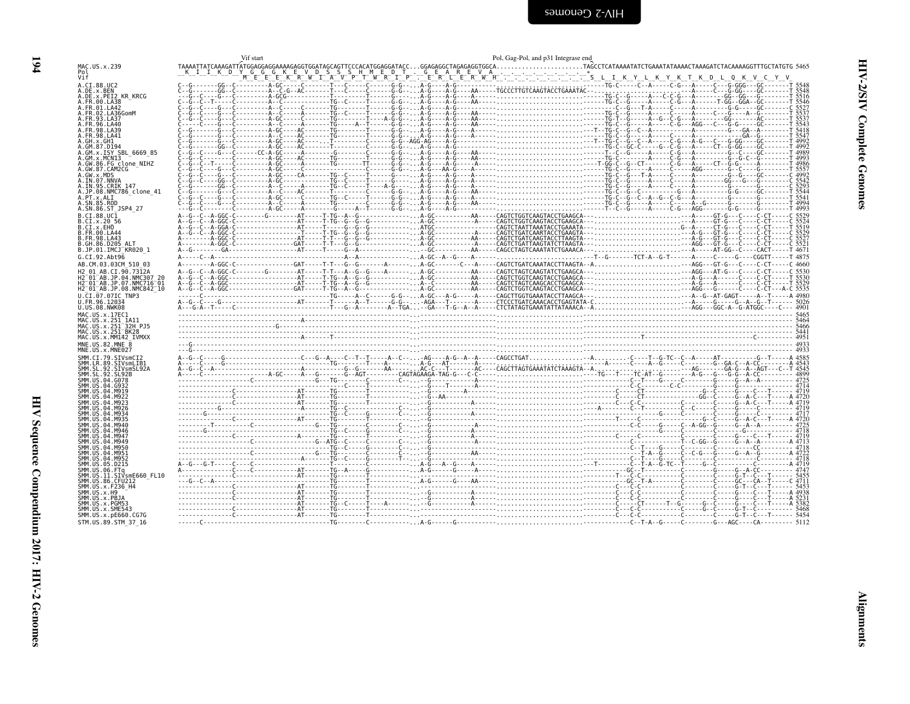```
                                Vif start                                                                              Pol, Gag-Pol, and p31 Integrase end
MAC.US.x.239                    TAAAATTATCAAAGATTATGGAGGAGGAAAAGAGGTGGATAGCAGTTCCCACATGGAGGATACC...GGAGAGGCTAGAGAGGTGGCA........................TAGCCTCATAAAATATCTGAAATATAAAACTAAAGATCTACAAAAGGTTTGCTATGTG 5465
Pol                              K  I  I  K  D  Y  G  G  G  K  E  V  D  S  S  S  H  M  E  D  T  .  G  E  A  R  E  V  A  .  .  .  .  .  .  .  .  *
Vif                                                M  E  E  E  K  R  W  I  A  V  P  T  W  R  I  P  .  E  R  L  E  R  W  H  .  .  .  .  .  .  .  .  .  S  L  I  K  Y  L  K  Y  K  T  K  D  L  Q  K  V  C  Y  V
```

A.CI.88.UC2 … STM.US.89.STM_37_16: HIV-2/SIV Vif start / Pol, Gag-Pol, and p31 Integrase end nucleotide alignment (sequence rows not legibly reproducible at this resolution).

Sequences shown: A.CI.88.UC2, A.DE.x.BEN, A.DE.x.PEI2_KR_KRCG, A.FR.00.LA38, A.FR.01.LA42, A.FR.02.LA36GomM, A.FR.93.LA37, A.FR.96.LA40, A.FR.98.LA39, A.FR.98.LA41, A.GH.x.GH1, A.GM.87.D194, A.GM.x.ISY_SBL_6669_85, A.GM.x.MCN13, A.GW.86.FG_clone_NIHZ, A.GW.87.CAM2CG, A.GW.x.MDS, A.IN.07.NNVA, A.IN.95.CRIK_147, A.JP.08.NMC786_clone_41, A.PT.x.ALI, A.SN.85.ROD, A.SN.86.ST_JSP4_27, B.CI.88.UC1, B.CI.x.20_56, B.CI.x.EHO, B.FR.00.LA44, B.FR.98.LA43, B.GH.86.D205_ALT, B.JP.01.IMCJ_KR020_1, G.CI.92.Abt96, AB.CM.03.03CM_510_03, H2_01_AB.CI.90.7312A, H2_01_AB.JP.04.NMC307_20, H2_01_AB.JP.07.NMC716_01, H2_01_AB.JP.08.NMC842_10, U.CI.07.07IC_TNP3, U.FR.96.12034, U.US.08.NWK08, MAC.US.x.17EC1, MAC.US.x.251_1A11, MAC.US.x.251_32H_PJ5, MAC.US.x.251_BK28, MAC.US.x.MM142_IVMXX, MNE.US.82.MNE_8, MNE.US.x.MNE027, SMM.CI.79.SIVsmCI2, SMM.LR.89.SIVsmLIB1, SMM.SL.92.SIVsmSL92A, SMM.SL.92.SL92B, SMM.US.04.G078, SMM.US.04.G932, SMM.US.04.M919, SMM.US.04.M922, SMM.US.04.M923, SMM.US.04.M926, SMM.US.04.M934, SMM.US.04.M935, SMM.US.04.M940, SMM.US.04.M946, SMM.US.04.M947, SMM.US.04.M949, SMM.US.04.M950, SMM.US.04.M951, SMM.US.04.M952, SMM.US.05.D215, SMM.US.06.FTq, SMM.US.11.SIVsmE660_FL10, SMM.US.86.CFU212, SMM.US.x.F236_H4, SMM.US.x.H9, SMM.US.x.PBJA, SMM.US.x.PGM53, SMM.US.x.SME543, SMM.US.x.pE660.CG7G, STM.US.89.STM_37_16

End positions (in order): 5548, 5548, 5516, 5546, 5527, 5537, 5537, 5543, 5418, 5547, 4992, 4992, 4989, 4993, 4986, 5557, 4992, 5542, 5293, 5544, 5541, 4994, 4993, 5529, 5524, 5519, 5529, 5527, 5521, 4671, 4875, 4660, 5530, 5530, 5529, 5535, 4980, 5026, 4901, 5465, 5464, 5466, 5441, 4951, 4933, 4933, 4585, 4543, 4545, 4899, 4725, 4714, 4719, 4720, 4719, 4719, 4717, 4720, 4725, 4718, 4719, 4713, 4718, 4722, 4718, 4719, 4747, 5455, 4711, 5453, 4938, 5231, 5382, 5468, 5454, 5112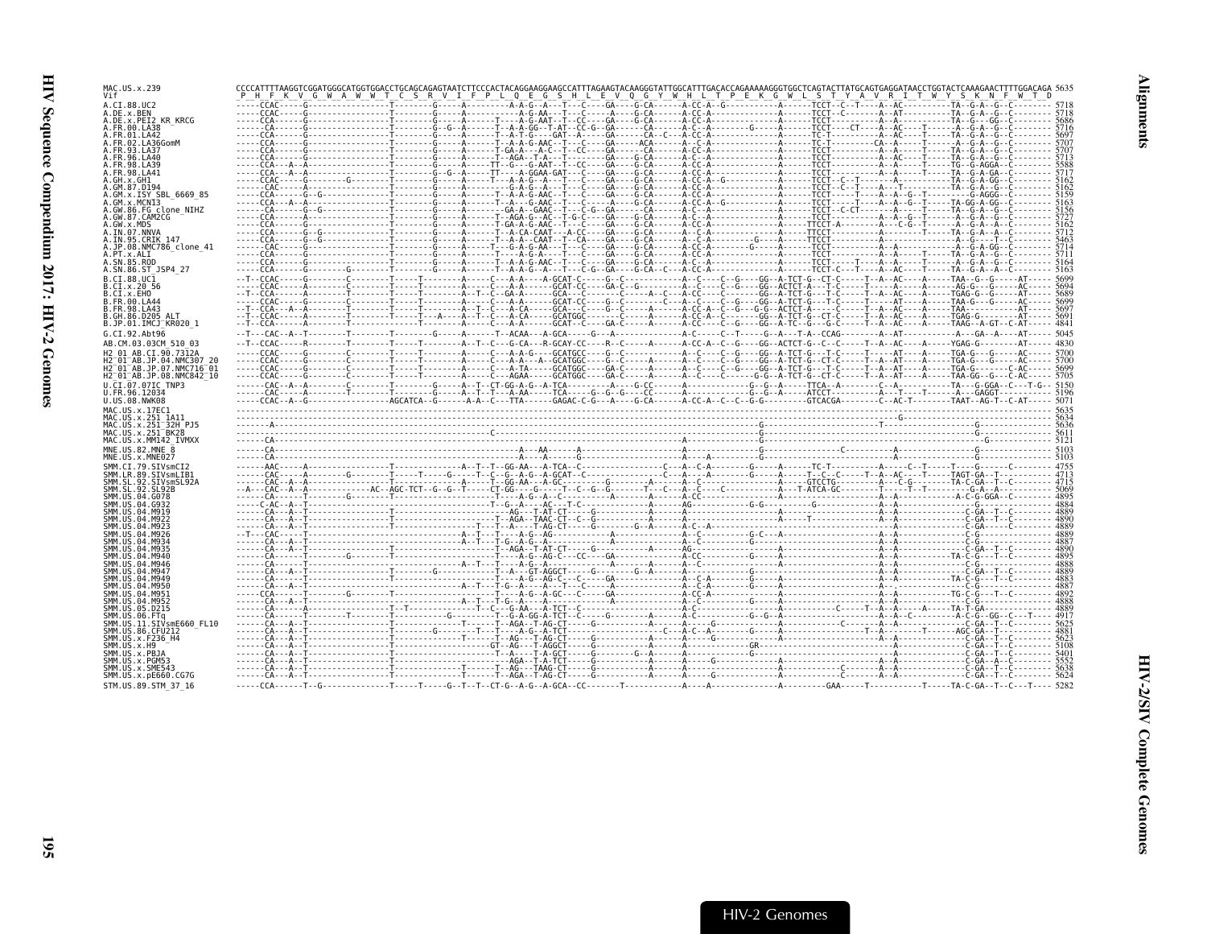```
MAC.US.x.239                CCCCATTTTAAGGTCGGATGGGCATGGTGGACCTGCAGCAGAGTAATCTTCCCACTACAGGAAGGAAGCCATTTAGAAGTACAAGGGTATTGGCATTTGACACCAGAAAAAGGGTGGCTCAGTACTTATGCAGTGAGGATAACCTGGTACTCAAAGAACTTTTGGACAGA 5635
Vif                          P  H  F  K  V  G  W  A  W  W  T  C  S  R  V  I  F  P  L  Q  E  G  S  H  L  E  V  Q  G  Y  W  H  L  T  P  E  K  G  W  L  S  T  Y  A  V  R  I  T  W  Y  S  K  N  F  W  T  D
A.CI.88.UC2                 -----CCAC-----G-----------------T--------G-----A---------A-A-G--A---T---C----GA----G-CA------A-CC-A--G-------------A------TCCT--C--T-----A--AC----------TA--G-A--G--C-------- 5718
A.DE.x.BEN                  -----CCAC-----G-----------------T--------G-----A---------A-G-AA---T---C----A----G-CA------A-CC-A-------------------A------TCCT--C-------A--AT----------TA--G-A--GG--C-------- 5718
A.DE.x.PEI2_KR_KRCG         -----CCA------G-----------------T--------G-----A---------T--A-G-AAT--T--CC----GA----G-CA------A-CC-A-------------------A------TCCT---------A--A-----------TA--G---GG--C-------- 5686
A.FR.00.LA38                ------CA------G-----------------T--------G-G--A------T--A-A-GG--T-AT--CC-G--GA------CA------A-C--A---------G-------A------TCCT-----CT-----A--AC----T------A--G-A--G--C-------- 5716
A.FR.01.LA42                -----CCA------G-----------------T--------G-----A---------T--A-T-G----GAT--A---GA-----CA--C---A-CC-A-------------------A------TC-T---------A--AC----T------TA--G-A--G--C-------- 5697
A.FR.02.LA36GomM            -----CCA------G-----------------T--------G-----A---------T--A-A-G-AAC--T---C----GA----ACA------A--C-A-------------------A------TC-T---------CA--A-----T------A--G-A--G--C-------- 5707
A.FR.93.LA37                -----CCA------G-----------------T--------G-----A---------T-GA-A---A-C--T--CC----GA-----CA------A-CC-A-------------------A------TCCT---------A--A-----T------TA--G-A--G--C-------- 5707
A.FR.96.LA40                -----CCA------G-----------------T--------G-----A---------T--AGA--T-A--C-------GA----G-CA------A-C--A-------------------A------TCCT---------A--A-----T------TA--G-A--G--C-------- 5713
A.FR.98.LA39                -----CCA--A---G-----------------T--------G-----A---------TT--G---G-AAT--T--CC----GA----G-CA------A-CC-A-------------------A------TCCT---------A--A-----T------TG--G-AGGA--C-------- 5588
A.FR.98.LA41                -----CCA--A---G-----------------T--------G-G--A------TT----A-GGAA-GAT---C----GA----G-CA------A-CC-A-------------------A------TCCT---------A--A-----T------TA--G-A-GA--C-------- 5717
A.GH.x.GH1                  -----CCAC-----G---------G-------T--------G-----A---------T--A-A-G-AAC--T---C----GA----G-CA------A-CC-A--G-------------A------TCCT--C--T-----A--A-----T------TA--G-A-GG--C-------- 5162
A.GM.87.D194                -----CAC------G-----------------T--------G-----A-----------G-A-G--A---T---C----GA----G-CA------A-CC-A-------------------A------TCCT--C--T----A---T--------TA--G-A--G--C-------- 5162
A.GM.x.ISY_SBL_6669_85      -----CCA------G--G--------------T--------G-----A---------T--A-A-G-AAC--T---C----GA----G-CA------A-CC-A-------------------A------TCCT-----T-----A--A--G--T----------G-AGGG--C-------- 5159
A.GM.x.MCN13                -----CCA--A---G-----------------T--------G-----A---------T--A---G-AAC--T---C----A----G-CA------A-CC-A--G-------------A------TCCT---------A--A--G--T------TA-GG-A-GG--C-------- 5163
A.GW.86.FG_clone_NIHZ       -----CCA------G--G--------------T--------G-----A---------GA-A--GAAC--T--C-G--GA-----CA------A-CC-A-------------------A------TCCT--C-CT-----A-----T------TA--G-A--G--C-------- 5156
A.GW.87.CAM2CG              -----CCA------A-----------------T--------G-----A---------T--AGA-G--AC--T-G-C----GA----G-CA------A-C--A-------------------A------TCCT---------A--A--G--T------A--G-A--G--C-------- 5727
A.GW.x.MDS                  -----CCA------G-----------------T--------G-----A---------T-GA-A-G-AAC--T---C----GA----G-CA------A-CC-A-------------------A------TTCCT-A------A---C-G--T------A--G-A--A--C-------- 5162
A.IN.07.NNVA                -----CCA------G--G--------------T--------G-----A---------T--A-CA-CAAT--A-CC----GA----G-CA------A--C-A-------------------A------TTCCT---------A--A-----T------TA--G-A--A--C-------- 5712
A.IN.95.CRIK_147            -----CCA------G--G--------------T--------G-----A---------T--A-A--CAAT--T-CA----GA----G-CA------A--C-A---------G----A------TTCCT--------------------------A--G----T--C-------- 5463
A.JP.08.NMC786_clone_41     -----CAC------G-----------------T--------G-----A------T----G-A-G-AA---T---C----GA----G-CA------A-CC-A----------G--------A------TCCT---------A--A-----------A--G-A-GG--C-------- 5714
A.PT.x.ALI                  -----CCA------G-----------------T--------G-----A---------T--A-A-G-AA---T---C----GA----G-CA------A-CC-A-------------------A------TCCT---------A--A-----T------TA--G-A--G--C-------- 5711
A.SN.85.ROD                 -----CCA------G-----------------T--------G-----A---------T--A-A-G-AAC--T---C----GA----G-CA------A-C--A-------------------A------TCCT-----T-----A--A-----T------A--G-A--G--C-------- 5164
A.SN.86.ST_JSP4_27          -----CCA------G---------G-------T--------G-----A---------T--A-A-G--A---T---C-G--GA----G-CA------A-C--A-------------------A------TCCT--C--T-----A--AC----T------TA--G-A--A--C-------- 5163
B.CI.88.UC1                 --T--CCAC-----G--------C--------T-----T--------A-----C---A-A----A-GCAT-C-----G--C--------------A--C-----C--G----GG--A-TCT-G--CT-C-----T--A--AC-----A-----TAA--G--G-----AT----- 5699
B.CI.x.20_56                -----CCAC-----A--------C--------T-----T--------A-----C---A--A-----GCAT-CC----GA-C--G----------A--C-----C--G----GG--ACTCT-A---T-C-----T--A--AC-----A-----AG-G---G-----AC----- 5694
B.CI.x.EHO                  --T--CCA------A--------T--------T-----T--------A--T--C--GA-A------GCA---C------A--C--A-CC-----C--G----GG--A-TCT-G--T-C-----T--A--AC-----A-----TGAG-G--G-----AT----- 5709
B.FR.00.LA44                -----CCA------G--------T--------T-----T--------A-----C---A------GCAT-CC----G--C-----C----------A--C-----C--G----GG--A-TCT-G--T-C-----T-----AT-----A-----TAA-G---G-----AC----- 5699
B.FR.98.LA43                --T--CCA---A--A--------T--------T-----T--------A--T--C---A-CA-----GCA---C----G--C-----A-------A-CC-A--C--G----G-G--ACTCT-A-----C-----T--A--AC-----A-----TAA-------------AT----- 5697
B.GH.86.D205_ALT            --T--CCAC-----A--------T--------T-----T---A----A--T--C---A-CA-----GCATGGC--------A--------------A-CC-A--C--G----GG--A-TCT-G--CT-C-----T--A--AC-----A-----TGAG-G-----------AT----- 5691
B.JP.01.IMCJ_KR020_1        -T--CCAC------A--------T--------T-----T--------A-----C---A-A-----GCAT---C----GA-C--A------------A--C-----C--G----GG--A-TC--G--CT-C-----T--A--AC-----A-----TAAG--A-GT--C-AT----- 4841
G.CI.92.Abt96               --T---CAC--A--T--------T--------T--------G-----A-----T--ACAA---A-GCA-----G---A--------------A-C-----C--T-----G--A---T-A--CCAG--------A--AT-----------A---GA--A----AT----- 5045
AB.CM.03.03CM_510_03        --T--CCAC------R--------T-------T-----T--------A--T--C---G-CA---R-GCAY-CC-----R--C-----A-------A-CC-A--C--G----GG--ACTCT-G--C--C-----T--A--AC-----A-----YGAG-G-----------AT----- 4830
H2_01_AB.CI.90.7312A        -----CCAC-----G--------C--------T-----T--------A-----C---A-A-G----GCATGCC----G--C-------------A--C-----C--G----GG--A-TCT-G--T-C-----T-----AT-----A-----TGA-G---G-----AC----- 5700
H2_01_AB.JP.04.NMC307_20    -----CCAC-----G--------C--------T-----T--------A-----A---A--GCATGGC----G--C---------------A--C-----C--G----GG--A-TCT-G--CT-C-----T--A--AT-----A-----TGA-G---G-----AC----- 5704
H2_01_AB.JP.07.NMC716_01    -----CCAC-----G--------C--------T-----T--------A-----C---A-TA-----GCATGGC----GA-C-----A-------A--C-----C--G----GG--A-TCT-G---T-C-----T--A--AT-----A-----TGA-G----------C-AC----- 5699
H2_01_AB.JP.08.NMC842_10    -----CCAC-----G--------C--------T-----T--------A-----C---AGAA-----GCATGGC----GA-C-----A-------A--C-----C--G----G-G--A-TCT-G--CT-C-----T--A--AT-----A-----TAA-GG--G--C-AC----- 5705
U.CI.07.07IC_TNP3           ------CAC--A--A--------C--------T--------G-----A--T--CT-GG-A-G--A-TCA---------A---G-CC------A---------------G--G--A-----TTCA--A--------C---A-----------TA---G-GGA--C---T-G-- 5150
U.FR.96.12034               -----CAC-----A---------T--------T--------G-----A--T--T---A-AA----TCA-----G--G--G---CC------A-CC-A-------------G--G--A-----ATCCT---------A--T-----T-----A----GAGGT---------- 5196
U.US.08.NWK08               -----CCAC--A--G----------------AGCATCA--G-----A-A--C---TTA------GAGAC-C-G---A----G-CA------A-CC-A--C--C--G-G------GTCACGA----------C--AC-T---------TAAT--AG-T--C-AT----- 5071
MAC.US.x.17EC1              ---------------------------------------------------------------------------------------------------------------------------------------------------------------------------------- 5635
MAC.US.x.251_1A11           ------------------------------------------------------------------------------------------------------------------------G------------------------------------------------------- 5634
MAC.US.x.251_32H_PJ5        ------A----------------------------------------------------------------------------------------------G-------------------------T-----------------------G------------------------ 5636
MAC.US.x.251_BK28           ----------------------------------------------C--------------------------------------------------------G-----------------------------------------------G-------------------- 5611
MAC.US.x.MM142_IVMXX        -----CA------------------------------------------------------------------------------------------G-----------------------------------------------------G------------------ 5121
MNE.US.82.MNE_8             -----CA------------------------------------------A----AA------A-------------------------A---------------------G-------------------C---------------------------------------- 5103
MNE.US.x.MNE027             -----CA------------------------------------------A------G-------------------------A-----A---------------------G---------------------------------------------------------------- 5103
SMM.CI.79.SIVsmCI2          ------AAC-----A-----------------T------------A--T--T--GG-AA---A-TCA--C--------------C----A--C-A--------G-----A------TC-T-----------A------C---T------T----G------C--------- 4755
SMM.LR.89.SIVsmLIB1         ------CAC-----A------G----------T-----T------G--T--C--G--A-G-A-GCAT--C----------C----A-----A--------G-----A------T--C--C-----T--A--AC----T-----TAGT-GA--T-------- 4713
SMM.SL.92.SIVsmSL92A        ------CAC--A--A-----------------T-----------A-----T--GG-AA---A-GC------G------A-----A---C-------------A------GTCCTG-------A------C--G---------TA-C-GA--T--C-------- 4715
SMM.SL.92.SL92B             --A---CAC--A--A--------------AC--AGC-TCT--G--G--T-----CT-GG-----G-----T--C--G--G-------T---C---A--C---C-----------A---T-ATCA-GC---------T-----T--T----------G-A--A---------- 5069
SMM.US.04.G078              ------CA------T----------G------T--------------A-----G--A-G--A--C----------A-----A--A--CC----------------A------------------A-----------------A-C-G-GGA--C-------- 4895
SMM.US.04.G932              -----C-AC--A--T-----------------T-----------------T--G--A---AC---T-C--------A-----AG--------G-G-----------G---------------A--A------------------G----------------- 4884
SMM.US.04.M919              ------CA---A--T-----------------T-----------------------AG---T-AT-CT----G-----------A-----A-------------A----------------------A--A------------C-GA--T--C-------- 4889
SMM.US.04.M922              ------CA---A--T-----------------T-----------------------AGA--TAAC-CT--C--G----------A------------------A------T---------------A--A------------C-GA--T--C-------- 4890
SMM.US.04.M923              ------CA---A--T-----------------T----------------T---A---T-AG-CT----G----G-A----A--C-A---------------A-------------------------A--A------------C-GA--------------- 4880
SMM.US.04.M926              --T---CAC-----T-----------------------A--T--T---A-G-AG------------A----------A--C----------G-C---A----------------------------A--A------------C-G---------------- 4889
SMM.US.04.M934              ------CA---A--T-----------------------A--T--T-G--A-G--A---------A----A-----------A--C---------------A-------------------------A--A------------C-G---------------- 4887
SMM.US.04.M935              ------CA---A--T-----------------T----------------AGA---T-AT-CT----G--------A------AG-----------------A------------------------A--A------------C-GA--T--C-------- 4890
SMM.US.04.M940              ------CA------T------G----------T-------------------T---A-G-AG-C---CC----GA----------A-CC---------G-----A----------------------A--A---------TA-C-G---T--C-------- 4895
SMM.US.04.M946              ------CA------T---------------------------A--T--T---A-----------A----A-----------A--C---------------A------------------------A--A------------C-G---------------- 4888
SMM.US.04.M947              ------CA---A--T---------------------G--------------T--A---GT-AGGCT---G-----G---A---A--C-------------G-----A-----------------------A--A------------C-GA--T--C-------- 4889
SMM.US.04.M949              ------CA---A--T-----------------T----------------T---A-G-AG-C--C----GA----------A--C-A-----------G-----A------------------------A--A---------TA-C-G---T--C-------- 4883
SMM.US.04.M950              ------CA---A--T-----------------------A--T--T-G--A------T--C------A----------A--C-A---------------A-------------------------A--A------------C-G---------------- 4887
SMM.US.04.M951              ------CCA------T-----G----------T---------------------T--A-G-A-GC---C----GA----------A-CC-A-------G-----A------------------------A--A-----------TG-C-G---T--C-------- 4892
SMM.US.04.M952              ------CA---A--T-----------------------A--T--T-G--A------------A----------A--C-------------G-----A----------------------------A--A------------C-G---------------- 4888
SMM.US.05.D215              ------CA------T-----------T-T----------------A--T--C--G-AA--TCT-C--------A-------------A--C----------------A----C--------T--A--A---A--A------TA-T-GA--------------- 4889
SMM.US.06.FTq               ------CA------T--------T--------T------G---------T--G-A-GG-A-TCT--C-----G----A-------A--C--------G--G--A----------------------A--A--C---------A-C-G--GG--C---T----- 4917
SMM.US.11.SIVsmE660_FL10    ------CA---A--T-----------------T-----------T------T--AGA--T-AG-CT------G------A-------A-----G---------------A-------C------A--A------------C-GA--T--C-------- 5625
SMM.US.86.CFU212            ------CA---A--T-----------------T------G------T--T--A---A-TCT-------------C--A-C-A-------G-----A---------------T--A---------AGC-GA--T--C-------- 4881
SMM.US.x.F236_H4            ------CA---A--T-----------------T-------------T---T--AG---T-AG-CT----G-----------A--------G-------------A------------------------A--A------------C-GA--T--C-------- 5623
SMM.US.x.H9                 ------CA---A--T---------------------------------GT--AG---T-AGGCT----G----------A-----A-----------GR-------------------------A--A------------C-GA--T--C-------- 5108
SMM.US.x.PBJA               ------CA---A--T-----------------T-------------T--A---T-A-GCT----G----G-A------A----------------G-----------------------------A--A------------C-GA--T--C-------- 5401
SMM.US.x.PGM53              ------CA---A--T-----------------T----------------AGA-T-A-TCT----G----------A-----A--------G-------------A------------------------A--A------------C-GA--A--C-------- 5552
SMM.US.x.SME543             ------CA---A--T-----------------T----------T--------T--AG---TAAG-CT----G----------A-----A----------------------A--------C-------A--A------------C-GA--T--C-------- 5638
SMM.US.x.pE660.CG7G         ------CA---A--T-----------------T----------T--------T--AGA--T-AG-CT----G----------A-----A----------------------A--------C-------A--A------------C-GA--T--C-------- 5624
STM.US.89.STM_37_16         -----CCA------T--G--------------T-----T-----G--T--T--CT-G--A-G--A-GCA--CC-------T-----------A----A--------------A--------GAA-----T-----------T-----TA-C-GA--T--C---T---- 5282
```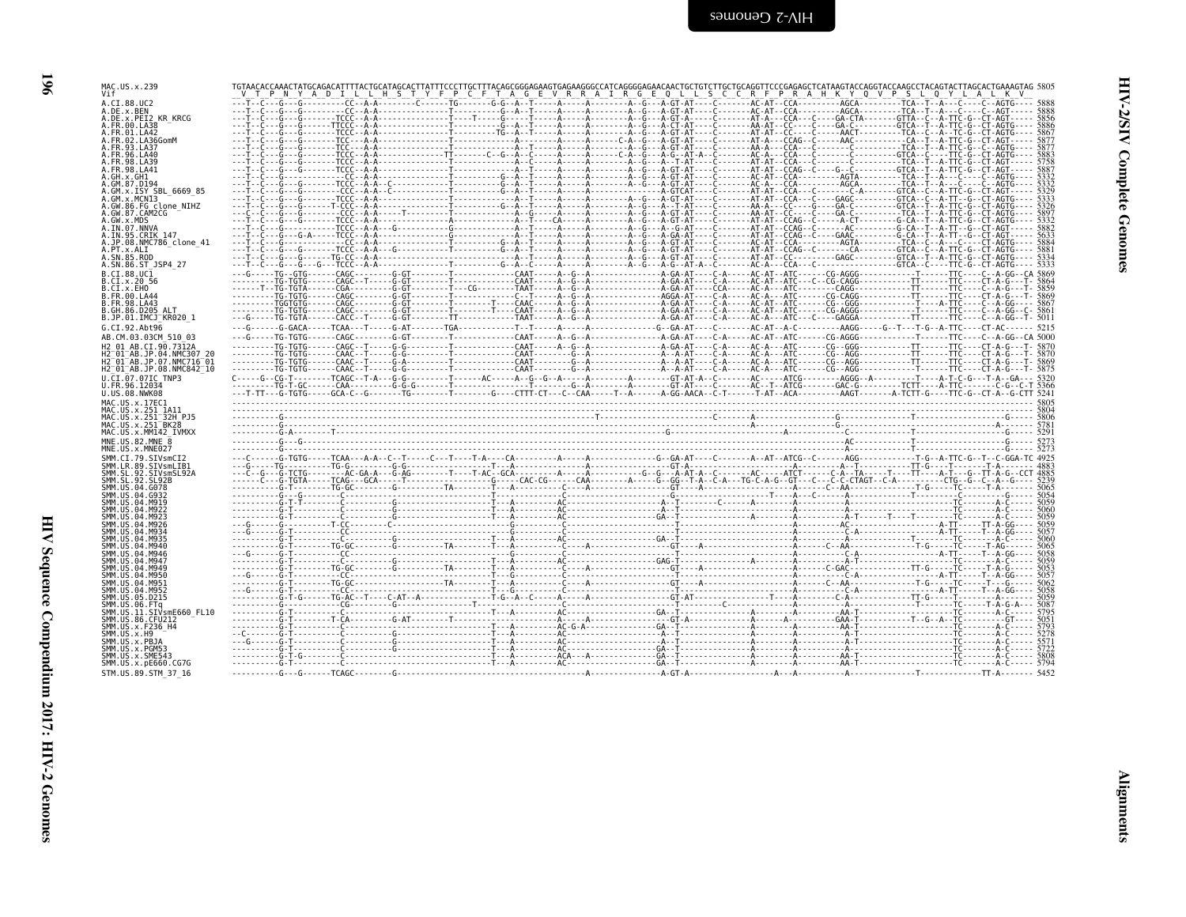```
MAC.US.x.239                TGTAACACCAAACTATGCAGACATTTTACTGCATAGCACTTATTTCCCTTGCTTTACAGCGGGAGAAGTGAGAAGGGCCATCAGGGGAGAACAACTGCTGTCTTGCTGCAGGTTCCCGAGAGCTCATAAGTACCAGGTACCAAGCCTACAGTACTTAGCACTGAAAGTAG 5805
Vif                          V  T  P  N  Y  A  D  I  L  L  H  S  T  Y  F  P  C  F  T  A  G  E  V  R  R  A  I  R  G  E  Q  L  L  S  C  C  R  F  P  R  A  H  K  Y  Q  V  P  S  L  Q  Y  L  A  L  K  V

A.CI.88.UC2                  5888
A.DE.x.BEN                   5888
A.DE.x.PEI2_KR_KRCG          5856
A.FR.00.LA38                 5886
A.FR.01.LA42                 5867
A.FR.02.LA36GomM             5877
A.FR.93.LA37                 5877
A.FR.96.LA40                 5883
A.FR.98.LA39                 5758
A.FR.98.LA41                 5887
A.GH.x.GH1                   5332
A.GM.87.D194                 5332
A.GM.x.ISY_SBL_6669_85       5329
A.GM.x.MCN13                 5313
A.GW.86.FG_clone_NIHZ        5326
A.GW.87.CAM2CG               5897
A.GW.x.MDS                   5332
A.IN.07.NNVA                 5882
A.IN.95.CRIK_147             5633
A.JP.08.NMC786_clone_41      5884
A.PT.x.ALI                   5881
A.SN.85.ROD                  5334
A.SN.86.ST_JSP4_27           5333
B.CI.88.UC1                  5869
B.CI.x.20_56                 5864
B.CI.x.EHO                   5859
B.FR.00.LA44                 5869
B.FR.98.LA43                 5867
B.GH.86.D205_ALT             5861
B.JP.01.IMCJ_KR020_1         5011
G.CI.92.Abt96                5215
AB.CM.03.03CM_510_03         5000
H2_01_AB.CI.90.7312A         5870
H2_01_AB.JP.04.NMC307_20     5870
H2_01_AB.JP.07.NMC716_01     5869
H2_01_AB.JP.08.NMC842_10     5875
U.CI.07.07IC_TNP3            5320
U.FR.96.12034                5366
U.US.08.NWK08                5241
MAC.US.x.17EC1               5805
MAC.US.x.251_1A11            5804
MAC.US.x.251_32H_PJ5         5806
MAC.US.x.251_BK28            5781
MAC.US.x.MM142_IVMXX         5291
MNE.US.82.MNE_8              5273
MNE.US.x.MNE027              5273
SMM.CI.79.SIVsmCI2           4925
SMM.LR.89.SIVsmLIB1          4883
SMM.SL.92.SIVsmSL92A         4885
SMM.SL.92.SL92B              5239
SMM.US.04.G078               5065
SMM.US.04.G932               5054
SMM.US.04.M919               5059
SMM.US.04.M922               5060
SMM.US.04.M923               5059
SMM.US.04.M926               5059
SMM.US.04.M934               5057
SMM.US.04.M935               5060
SMM.US.04.M940               5065
SMM.US.04.M946               5058
SMM.US.04.M947               5059
SMM.US.04.M949               5053
SMM.US.04.M950               5057
SMM.US.04.M951               5062
SMM.US.04.M952               5058
SMM.US.05.D215               5059
SMM.US.06.FTq                5087
SMM.US.11.SIVsmE660_FL10     5795
SMM.US.86.CFU212             5051
SMM.US.x.F236_H4             5793
SMM.US.x.H9                  5278
SMM.US.x.PBJA                5571
SMM.US.x.PGM53               5722
SMM.US.x.SME543              5808
SMM.US.x.pE660.CG7G          5794
STM.US.89.STM_37_16          5452
```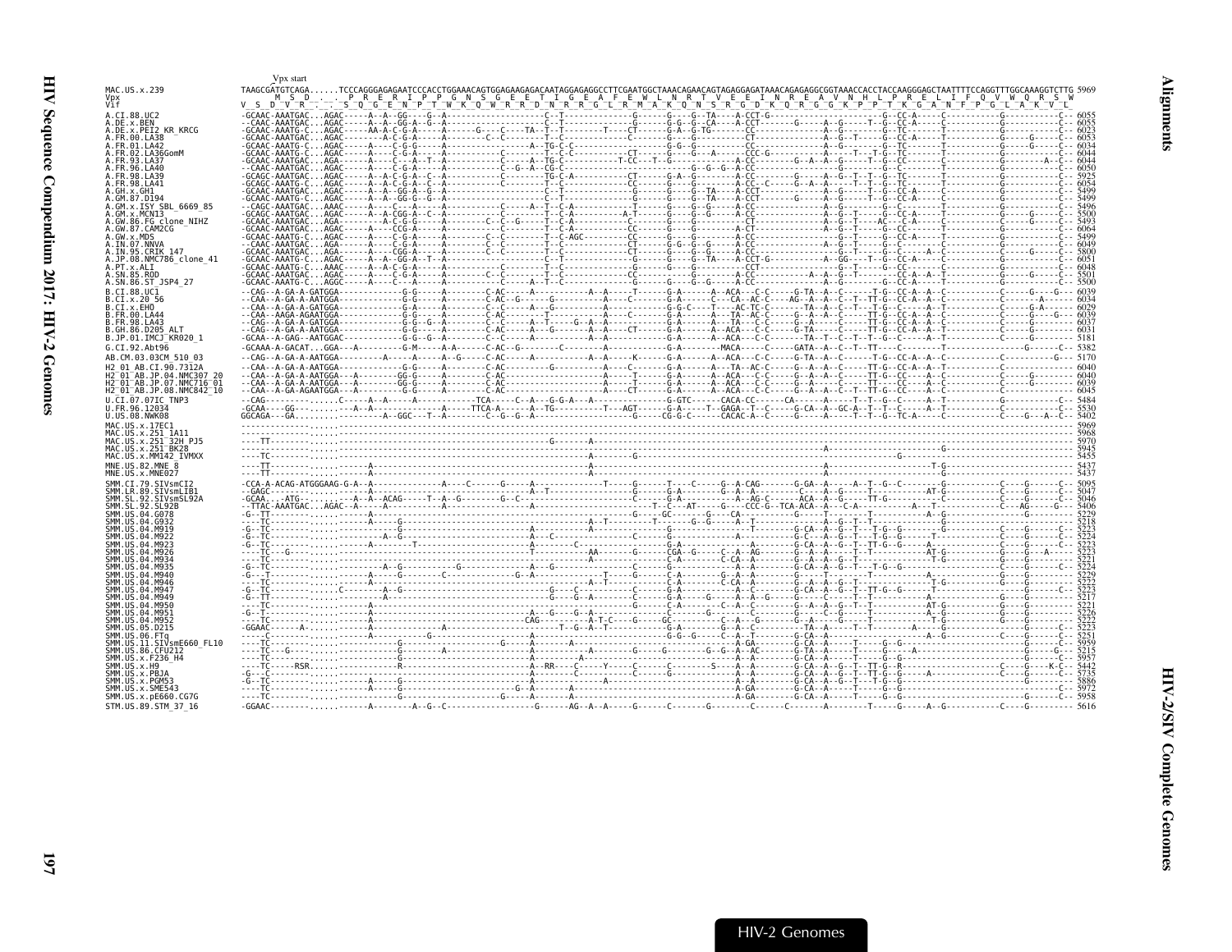```
                Vpx start
MAC.US.x.239    TAAGCGATGTCAGA......TCCCAGGGAGAGAATCCCACCTGGAAACAGTGGAGAAGAGACAATAGGAGAGGCCTTCGAATGGCTAAACAGAACAGTAGAGGAGATAAACAGAGAGGCGGTAAACCACCTACCAAGGGAGCTAATTTTCCAGGTTTGGCAAAGGTCTTG 5969
Vpx                   M  S  D  .  .  P  R  E  R  I  P  P  G  N  S  G  E  E  T  I  G  E  A  F  E  W  L  N  R  T  V  E  E  I  N  R  E  A  V  N  H  L  P  R  E  L  I  F  Q  V  W  Q  R  S  W
Vif             V  S  D  V  R  .  .  S  Q  G  E  N  P  T  W  K  Q  W  R  R  D  N  R  R  G  L  R  M  A  K  Q  N  S  R  G  D  K  Q  R  G  G  K  P  P  T  K  G  A  N  F  P  G  L  A  K  V  L
A.CI.88.UC2                   -GCAAC-AAATGAC...AGAC------A--A--GG---G--A----------------C--T-----------------G-------G----G--TA----A-CCT-G----------------------------G--CC-A-----C-----------G------------C-- 6055
A.DE.x.BEN                    --CAAC-AAATGAC...AGAC------A--A--GG-A--G--A---------------C--T-----------------G-------G-G--G--CA----A-CCT-------G-------A--G-----T--G--CC-A-----C-----------G------------C-- 6055
A.DE.x.PEI2_KR_KRCG           -GCAAC-AAATG-C...AGAC------AA-A-C-G-A-----A-------G----C----TA--T--T--------T-----CT-------G-A--G-TG--------CC----------A--G--------G--TC-----T-----------G------------C-- 6023
A.FR.00.LA38                  -GCAAC-AAATGAC...AGAC------A--A-C-G-A-----A---------C--C-------T--C---------------------G----G--------------CC----------A--G-----T--G--CC-A---C-----------G-------G----C-- 6053
A.FR.01.LA42                  -GCAAC-AAATG-C...AGAC------A----C-G-G-----A---------------A--TG-C----------------------G-G--G-----------CC----------A--G--------G--TC-----T-----------G------G-----C-- 6034
A.FR.02.LA36GomM              -GCAAC-AAATG-C...AGAC------A----C-G-A-----A--------C--------T--C-C--------CT-------G----G---A-------CCC-G----------A--G-----T--T-G--TC-----T-----------G------------C-- 6044
A.FR.93.LA37                  -GCAAC-AAATGAC...AGA-------A----C--A--T--A--------C-----A--TG-C--------T-CC---T--G-------G--------C----G--A--A--G-----T--G--CC-A--C-----------G------------A----- 6044
A.FR.96.LA40                  --CAAC-AAATGAC...AGAC------A----C-G-A-----A----------C--G--A--CG-C------------------G--G--G--A-CC---------------------G--C-----C-----------G------------C-- 6050
A.FR.98.LA39                  -GCAGC-AAATGAC...AGAC------A--A-C-G-A--C--A--------C--------TG-C-A--------CT-------G-A--G--------A-CC----------A--G--A--G--T--T--TC-----T-----------G------------C-- 5925
A.FR.98.LA41                  -GCAAC-AAATG-C...AGAC------A--A-C-G-A--G--A--------C--------T--C--------------CC-------G----G----------A-CC--C-------G--A--A--G--T--T-G--CC-A-----C-----------G------------C-- 6054
A.GH.x.GH1                    -GCAAC-AAATGAC...AGAC------A--A--GG-A--G--A---------------C--T-----------------G-------G----G--TA----A-CCT-------------A--G-----T--G--CC-A-----C-----------G------------C-- 5499
A.GM.87.D194                  -GCAAC-AAATG-C...AGAC------A--A--GG-G--G--A---------------C--T-----------------G-------G----G--TA----A-CCT-------G-----A--G-----T--G--CC-A-----C-----------G------------C-- 5499
A.GM.x.ISY_SBL_6669_85        --CAAC-AAATGAC...AAAC------A----C---A-----A---------------A--T--C-A------------T-------G----G--------A-CC----------A--G-----T--G--CC-A-----C-----------G------------C-- 5496
A.GM.x.MCN13                  -GCAGC-AAATGAC...AGAC------A--A-CGG-A--C--A---------------T--C-A----------A-T-------G----G--G----A-CC----------A--G--T-----G--CC-A-----C-----------G-------G-----C-- 5500
A.GW.86.FG_clone_NIHZ         -GCAAC-AAATGAC...AGA-------A-C-G-G-----A--------C--C--G-----T--C-A--------C-------G----G--------CT----------A--G--T----AC---C-A-----C-----------G-------G-----C-- 5493
A.GW.87.CAM2CG                -GCAAC-AAATGAC...AGAC------A----CGG-A-----A---------------T--C-A----------CC-------G--G--G------A-CT----------A--G--T----G--CC-----------C-----------G------------C-- 6064
A.GW.x.MDS                    -GCAAC-AAATG-C...AGAC------A----C-G-A-----A--------C--------T--C-AGC--------CC-------G----G--------A-CC----------A--G--T--G--CC-A-----T-----------G------------C-- 5499
A.IN.07.NNVA                  --CAAC-AAATGAC...AGA-------A----C-G-A-----A--------C--C-----T--C-----------CT-------G-G--G--G------A-CC----------A--G--T-----G--C--------C-----------G------------C-- 6049
A.IN.95.CRIK_147              -GCAAC-AAATGAC...AGA-------A----CGG-A-----A--------C--C-----T--C-A--------CT-------G----G--------A-CC----------A--G--T-----G--CC---A--C-----------G-------G-----C-- 5800
A.JP.08.NMC786_clone_41       -GCAAC-AAATG-C...AGAC------A--A--GG-A--T--A---------------C--T-----------------G-------G----G--TA----A-CCT-G----------A--GG----T--G--CC-A-----C-----------G------------C-- 6051
A.PT.x.ALI                    -GCAAC-AAATG-C...AAAC------A--A-C-G-A-----A--------C--------T--C-----------------G-------G----G--------CCT------------G--T-----G--CC-----------C-----------G------------C-- 6048
A.SN.85.ROD                   -GCAAC-AAATGAC...AGAC------A----C-G-A-----A--------C--------T--C-A--------CC-------G----G--------A-CT----------A--G--T--G--CC-A--A--T-----------G-------G-----C-- 5501
A.SN.86.ST_JSP4_27            -GCAAC-AAATG-C...AGAC------A----C--A-----A--------C-----A--T--C-----------------G-------G--G-----A-CC----------A--G--T--G--CC-A-----C-----------G------------C-- 5500
B.CI.88.UC1                   --CAG--A-GA-A-GATGGA-------------G-G-----A--------C-AC-----A-----------A--A-----T-------G-A------A--ACA---C-C------G-TA--A--C-------T-G--CC-A--A--C-----------C------G--G-- 6039
B.CI.x.20_56                  --CAA--A-GA-A-AATGGA-------------G-G-----A--------C-AC--G------G-----------A-----C-------G-A------C--CA-AC-C----AG--A--A--C--T--TT-G--CC-A--A--C-----------C-------A----- 6034
B.CI.x.EHO                    --CAA--A-GA-A-GATGGA-------------G-A-----A--------C--C-----A--G-----------A-------------G-G-C----T---AC-TC-C------TA--A--C--T--T--G--C-----A--T-----------C-----G-A----- 6029
B.FR.00.LA44                  --CAA--AAGA-AGAATGGA-------------G-G-----A--------C-AC-----T---------------A-----C-------G-A------A---TA-AC-C------G--A--A--C--T--TT-G--CC-A--A--C-----------C------G--G-- 6039
B.FR.98.LA43                  --CAG--A-GA-A-GATGGA-------------G-G--G--A--------C--C-----A--T------G--A--A-----------G-A------A---TA--C-C------G--A-----C-T--TT-G--CC-A--A--C-----------C------G----- 6037
B.GH.86.D205_ALT              --CAG--A-GA-A-AATGGA-------------G-G-----A--------C-AC-----A--G------A--A--CT-------G-A------A---TA-AC-C------G--A--A--C--T--TT-G--CC-A--A--T-----------C------G----- 6031
B.JP.01.IMCJ_KR020_1          -GCAA--A-GAG--AATGGAC------------G-G-G-A-----A--------C--C-----A--------------A--A-----------G-A------A--ACA---C-C------TA--T--C--T--T--G--C-----A--T-----------C------G----- 5181
G.CI.92.Abt96                 -GCAAA-A-GACAT...GGA---A---------G-M-----A-A------C-AC--G--------C-----------A-----------G-A--------MACA----C-----GATA--A--C--T--TT----C--------T-----------G-----C-- 5382
AB.CM.03.03CM_510_03          --CAG--A-GA-A-AATGGA---------A------A---A--G----C-AC-----A-----------A--A-----K-------G-A------A--ACA---C-C------G-TA--A--C-------T-G--CC-A--A--C-----------C----------G-- 5170
H2_01_AB.CI.90.7312A          --CAA--A-GA-A-AATGGA-------------G-G-----A--------C-AC--------G--------A-----C-------G-A------A---TA-AC-C------G--A--A--C-------TT-G--CC-A--A--T-----------C------------ 6040
H2_01_AB.JP.04.NMC307_20      --CAA--A-GA-A-AATGGA---A---------GG-G-----A--------C-AC-----------------A-----T-------G-A------A--ACA---C-C------G--A--A--C-------TT-G--CC-A--A--T-----------C------G----- 6040
H2_01_AB.JP.07.NMC716_01      --CAA--A-GA-A-AATGGA---A---------GG-G-----A--------C-AC-----------------A-----T-------G-A------A--ACA---C-C------G--A--A--C-------TT----CC-A--A--C-----------C------G----- 6039
H2_01_AB.JP.08.NMC842_10      --CAA--A-GA-A-AGAATGGA--A--------G-G-----A--------C-AC-----------------A-----CT-------G-A------A--ACA---C-C------G--A--A--C--T--TT-G--CC-A--A--T-----------C------------ 6045
U.CI.07.07IC_TNP3             --CAG--------------C-----A--A-----A-----------TCA-----C--A---G-G-A--A--------------G-GTC-----CACA-CC------CA-----A-----T--T--G--C-----A--T-----------G-----C-- 5484
U.FR.96.12034                 -GCAA----GG--------.---A--A-----------A------TTCA-A------A--TG-----------T---AGT------G-A-----T--GAGA--T--C-----G-CA--A--GC-A--T--T--C-----A--T-----------C------------ 5530
U.US.08.NWK08                 GGCAGA---GA..........---A--GGC---T--A-------C--G--G--A------------------G-----CG-G-C------CACAC-A--C-----G-----A-----T--T--G--TC-A-----C-----------G-----A--C-- 5402
MAC.US.x.17EC1                ------------------...------------------------------------------------------------------------------------------------------------------------------------------------------- 5969
MAC.US.x.251_1A11             ------------------...------------------------------------------------------------------------------------------------------------------------------------------------------- 5968
MAC.US.x.251_32H_PJ5          ----TT------------...------------------------------------------G-------A-------------------------------------------------------------------------------------------------- 5970
MAC.US.x.251_BK28             ------------------...-----------------------------------------------------------------------------------A-----------------------G--------------------------------------- 5945
MAC.US.x.MM142_IVMXX          ----TC------------...--------------------------------------------A-------------------------------------------G---------------------------------------------------------- 5455
MNE.US.82.MNE_8               ----TT------------...---A-----------------------------------------A-----------------------------------A--------------------------T-G---------------------------------- 5437
MNE.US.x.MNE027               ----TT------------...---A-----------------------------------------A-----------------------------------A--------------------------G--------------------------------- 5437
SMM.CI.79.SIVsmCI2            -CCA-A-ACAG-ATGGGAAG-G-A---A--------------A----C------G------A-------------T-------G-------T----C-----G--A-CAG--------G-GA--A-----A--T--G--C--------G-----------C-----G------C-- 5095
SMM.LR.89.SIVsmLIB1           --GAGC-------------...---A-----------------------A--T-------------C------G-A---------G---A--A-------C-----A--G-----T------------AT-G-----------C-----G------C-- 5047
SMM.SL.92.SIVsmSL92A          -GCAA...-ATG-------...---A--A--ACAG-----T--A--G-----G--C------------------C------G-A---------A--AG-C------ACA--A--G-----TT-G------------C------------C-----G------C-- 5046
SMM.SL.92.SL92B               --TTAC-AAATGAC...AGAC--A-----A--------------A-----------------------T--C---AT------G----CCC-G--TCA-ACA--A---C-A-------A--T-----------C-----AG-----G-- 5406
SMM.US.04.G078                -G--TT-------------...-------A-------------------------------------------GC--------G--C-A-----------G------T-----T-----------A--G--------------------G------------ 5229
SMM.US.04.G932                ----TC-------------...-------A----G--------------------------A--T--------T-------G--G-----A--T-----------A--G--T--T-----------G-------------------------------C-- 5218
SMM.US.04.M919                -G--TC-------------...-------------G------------------------A-----------------------G-----------T-----G-CA--A--G--T---T-G--G--------G-----------C-----G------C-- 5223
SMM.US.04.M922                -G--TC-------------...-------A--G--------------------A--C-------------C-------G-----------C-----G-C--A--G--T--TT-G--G---A-----------C-----G------C-- 5224
SMM.US.04.M923                -G--TC-------------...----------------T------------------A--------C-----------G-A-----------A-----G-CA--A--G--T--TT-G--G-----A------------C-----G------C-- 5223
SMM.US.04.M926                ----TC---G---------...----------------------------T-----------AA--------CGA--G-----C--A--AG------G--A--A--G--T--T----------AT-G-----------G-----A----- 5223
SMM.US.04.M934                ----TC-------------...----------------------------------------A--------C-A---------C-CA--A-----------G--A--G--T-----------T-G-----------G-----G------ 5221
SMM.US.04.M935                -G--TC-------------...------A--G------------G------------------------C-----G-------------G-CA--A--G--T--T-G--G--------------------C-----G------C-- 5224
SMM.US.04.M940                -G---T-------------...------A----G-----------C---------G--A---------T------G--------C-A--------G--A--A-----------------A-----------G-----G------ 5229
SMM.US.04.M946                ----TC-------------...------A------------------------------A--T-------------C-A--------C-CA--A--G--A--G--T-----------T-G-----------G----------- 5222
SMM.US.04.M947                -G--TC-------------...C--------A--G---------------------G-----C--------G-A-----------A--C-----G-CA--A--G--T--TT-G--G-----------------C-----G------C-- 5223
SMM.US.04.M949                -G--TT-------------...------A-----------------------------G-----A--------G-A--------G--A--A--G-----G-----C--T--T-----------A-----------G------------ 5217
SMM.US.04.M950                ----TC-------------...------A-----------------------------------------G-----C-A-----C--A--C-----G--A--A--G--T--T-----------AT-G-----------G-----G----- 5221
SMM.US.04.M951                -G--T--------------...------A-------------------------A---G---G--A--------C-------G-----------G-----C--G-----T-----------A--G-----------G-----G------ 5226
SMM.US.04.M952                ----TC-------------...------A-----------------------CAG-------A-T-C-----G--GC-------C--A--G---------G--A--G--G--T-----------T-G-----------G-----G------ 5222
SMM.US.05.D215                -GGAAC------A------...------A---------------------A---------T--G--A--T-----------G-------G--A--C---------TA--A-----T--T-----------A------------C-----G------C-- 5223
SMM.US.06.FTq                 ----C--------------...------A-----------G------------A-----------------------------G-G-G------C--A--T-----------G-CA--A-------------------------A--G-----------C-----G------C-- 5251
SMM.US.11.SIVsmE660_FL10      ----TC-------------...-------------G------------G------A--A--------------------------A-GA-----------G-CA--A-----T--G--G-----------------------C-----G------C-- 5959
SMM.US.86.CFU212              ----TC---G---------...-------------G--------A-----------A--------G---------G--G--A--AC-------G-TA--A-----T----G--A--------------------C--------G-- 5215
SMM.US.x.F236_H4              ----TC-------------...-------------G--------------------------A--------------------A--A-------G-CA--A-----T---G--G----------------------------G------ 5957
SMM.US.x.H9                   ----TC-----RSR-----...-----------R-----------------------A--RR----C-----Y----C------C---------S----A--A------G-CA--A--G--T--TT-G--R-------------------C----K-C-- 5442
SMM.US.x.PBJA                 -G--C--------------...-------------G-----------------------A---------C-----C--------G---------------------G-CA--A--G--T--TT-G--G------A-----------C-----G------C-- 5735
SMM.US.x.PGM53                -G--TC-------------...------A----G--------------------A-----------A-------------------------A--A------G-CA--A--G--T--T-G--G---------------------------G------- 5886
SMM.US.x.SME543               ----TC-------------...------A--------------------G--A-----A--------------------------------------A-GA-----------G-CA--A-----T--G--G-----------------------C-----G------C-- 5972
SMM.US.x.pE660.CG7G           ----TC-------------...------A----------------------G-----A----A---------------------------------A-GA-----------G-CA--A-----T--G--G-----------------------C-----G------C-- 5958
STM.US.89.STM_37_16           -GGAAC-------------...------A-------A--G--C--------------------G-----AG--A--A-----G-----C-------G----------C------C-------A-------T------G-----A--G-----------C-----G------- 5616
```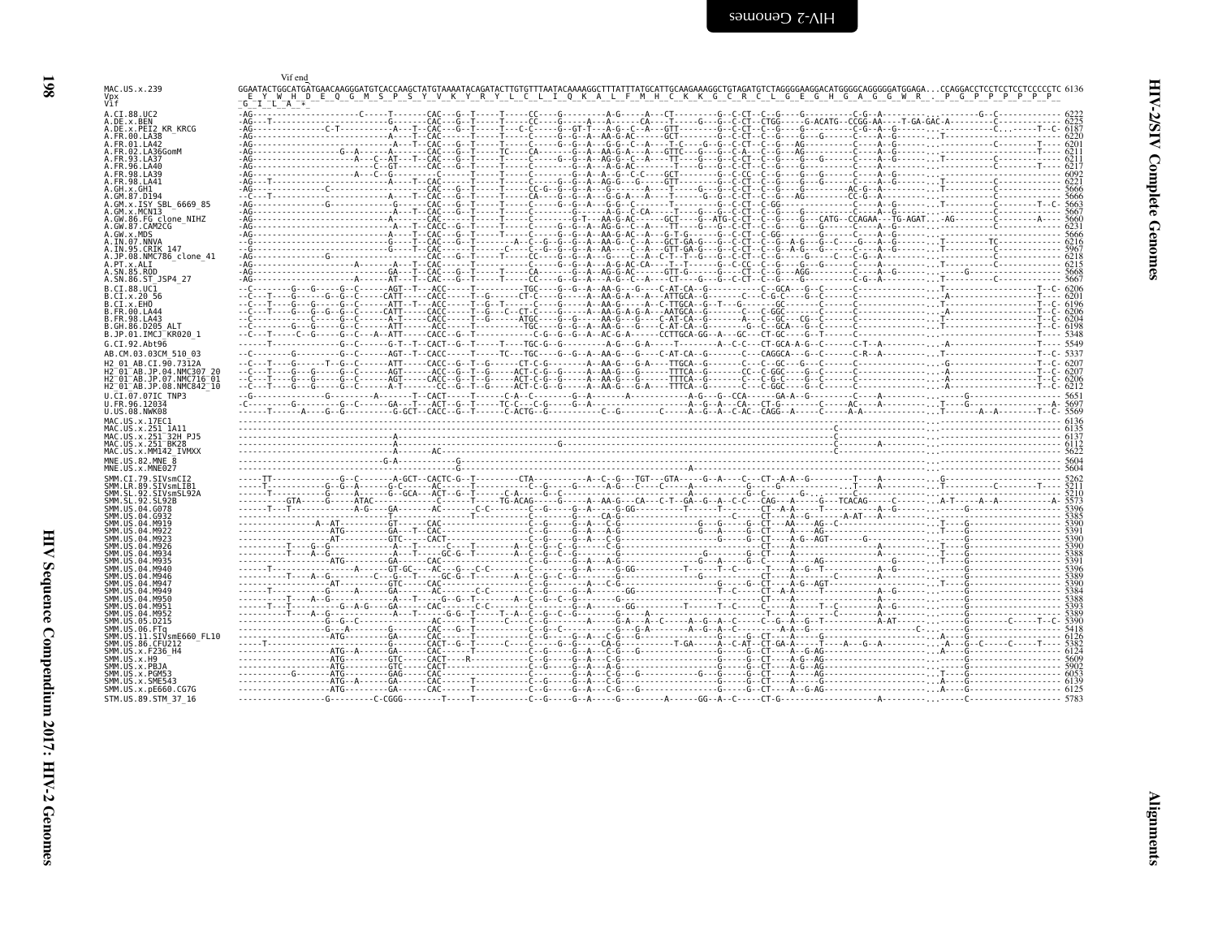```
                    Vif end
MAC.US.x.239        GGAATACTGGCATGATGAACAAGGGATGTCACCAAGCTATGTAAAATACAGATACTTGTGTTTAATACAAAAGGCTTTATTTATGCATTGCAAGAAAGGCTGTAGATGTCTAGGGGAAGGACATGGGGCAGGGGGATGGAGA...CCAGGACCTCCTCCTCCCCCTC 6136
Vpx                  E  Y  W  H  D  E  Q  G  M  S  P  S  Y  V  K  Y  R  Y  L  C  L  I  Q  K  A  L  F  M  H  C  K  K  G  C  R  C  L  G  E  G  H  G  A  G  G  W  R  .  P  G  P  P  P  P  P
Vif                 G  I  L  A  *

A.CI.88.UC2                                                                                                                                                        6222
A.DE.x.BEN                                                                                                                                                         6225
A.DE.x.PEI2_KR_KRCG                                                                                                                                                6187
A.FR.00.LA38                                                                                                                                                       6220
A.FR.01.LA42                                                                                                                                                       6201
A.FR.02.LA36GomM                                                                                                                                                   6211
A.FR.93.LA37                                                                                                                                                       6221
A.FR.96.LA40                                                                                                                                                       6217
A.FR.98.LA39                                                                                                                                                       6092
A.FR.98.LA41                                                                                                                                                       6221
A.GH.x.GH1                                                                                                                                                         5666
A.GM.87.D194                                                                                                                                                       5666
A.GM.x.ISY_SBL_6669_85                                                                                                                                             5663
A.GM.x.MCN13                                                                                                                                                       5667
A.GW.86.FG_clone_NIHZ                                                                                                                                              5660
A.GW.87.CAM2CG                                                                                                                                                     6231
A.GW.x.MDS                                                                                                                                                         5666
A.IN.07.NNVA                                                                                                                                                       6216
A.IN.95.CRIK_147                                                                                                                                                   5967
A.JP.08.NMC786_clone_41                                                                                                                                            6218
A.PT.x.ALI                                                                                                                                                         6215
A.SN.85.ROD                                                                                                                                                        5668
A.SN.86.ST_JSP4_27                                                                                                                                                 5667
B.CI.88.UC1                                                                                                                                                        6206
B.CI.x.20_56                                                                                                                                                       6201
B.CI.x.EHO                                                                                                                                                         6196
B.FR.00.LA44                                                                                                                                                       6206
B.FR.98.LA43                                                                                                                                                       6204
B.GH.86.D205_ALT                                                                                                                                                   6198
B.JP.01.IMCJ_KR020_1                                                                                                                                               5348
G.CI.92.Abt96                                                                                                                                                      5549
AB.CM.03.03CM_510_03                                                                                                                                               5337
H2_01_AB.CI.90.7312A                                                                                                                                               6207
H2_01_AB.JP.04.NMC307_20                                                                                                                                           6207
H2_01_AB.JP.07.NMC716_01                                                                                                                                           6206
H2_01_AB.JP.08.NMC842_10                                                                                                                                           6212
U.CI.07.07IC_TNP3                                                                                                                                                  5651
U.FR.96.12034                                                                                                                                                      5697
U.US.08.NWK08                                                                                                                                                      5569
MAC.US.x.17EC1                                                                                                                                                     6136
MAC.US.x.251_1A11                                                                                                                                                  6135
MAC.US.x.251_32H_PJ5                                                                                                                                               6137
MAC.US.x.251_BK28                                                                                                                                                  6112
MAC.US.x.MM142_IVMXX                                                                                                                                               5622
MNE.US.82.MNE_8                                                                                                                                                    5604
MNE.US.x.MNE027                                                                                                                                                    5604
SMM.CI.79.SIVsmCI2                                                                                                                                                 5262
SMM.LR.89.SIVsmLIB1                                                                                                                                                5211
SMM.SL.92.SIVsmSL92A                                                                                                                                               5210
SMM.SL.92.SL92B                                                                                                                                                    5573
SMM.US.04.G078                                                                                                                                                     5396
SMM.US.04.G932                                                                                                                                                     5385
SMM.US.04.M919                                                                                                                                                     5390
SMM.US.04.M922                                                                                                                                                     5391
SMM.US.04.M923                                                                                                                                                     5390
SMM.US.04.M926                                                                                                                                                     5390
SMM.US.04.M934                                                                                                                                                     5388
SMM.US.04.M935                                                                                                                                                     5391
SMM.US.04.M940                                                                                                                                                     5396
SMM.US.04.M946                                                                                                                                                     5389
SMM.US.04.M947                                                                                                                                                     5390
SMM.US.04.M949                                                                                                                                                     5384
SMM.US.04.M950                                                                                                                                                     5388
SMM.US.04.M951                                                                                                                                                     5393
SMM.US.04.M952                                                                                                                                                     5389
SMM.US.05.D215                                                                                                                                                     5390
SMM.US.06.FTq                                                                                                                                                      5418
SMM.US.11.SIVsmE660_FL10                                                                                                                                           6126
SMM.US.86.CFU212                                                                                                                                                   5382
SMM.US.x.F236_H4                                                                                                                                                   6124
SMM.US.x.H9                                                                                                                                                        5609
SMM.US.x.PBJA                                                                                                                                                      5902
SMM.US.x.PGM53                                                                                                                                                     6053
SMM.US.x.SME543                                                                                                                                                    6139
SMM.US.x.pE660.CG7G                                                                                                                                                6125
STM.US.89.STM_37_16                                                                                                                                                5783
```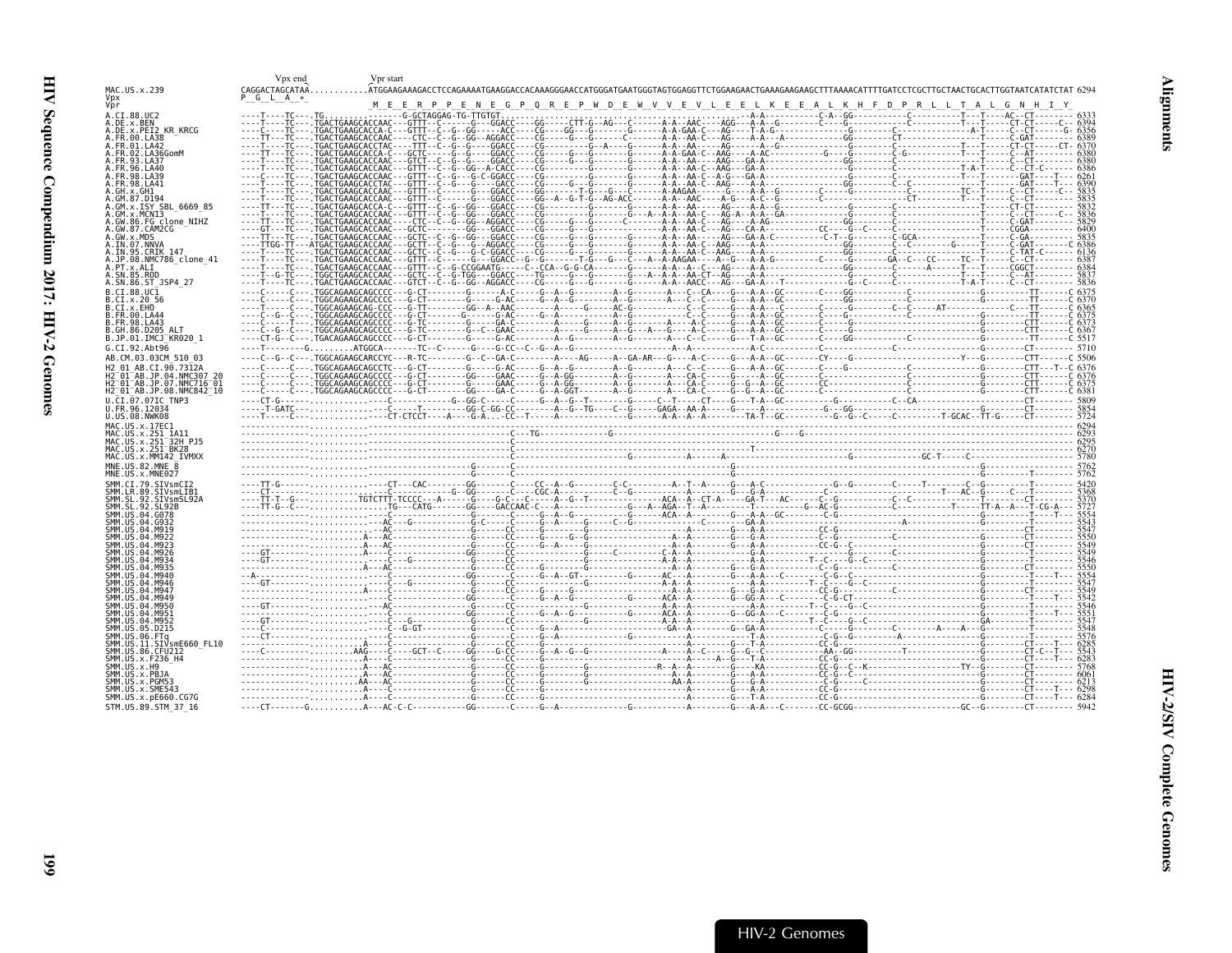```
                 Vpx end          Vpr start
MAC.US.x.239     CAGGACTAGCATAA............ATGGAAGAAAGACCTCCAGAAAATGAAGGACCACAAAGGGAACCATGGGATGAATGGGTAGTGGAGGTTCTGGAAGAACTGAAAGAAGAAGCTTTAAAACATTTTGATCCTCGCTTGCTAACTGCACTTGGTAATCATATCTAT 6294
Vpx              P  G  L  A  *
Vpr                                         M  E  E  R  P  P  E  N  E  G  P  Q  R  E  P  W  D  E  W  V  V  E  V  L  E  E  L  K  E  E  A  L  K  H  F  D  P  R  L  L  T  A  L  G  N  H  I  Y

A.CI.88.UC2                  ----T----TC----TG...............-G-GCTAGGAG-TG-TTGTGT......................................-A-A-----------C-A--GG----------C----------T---T-----AC--CT-------- 6333
A.DE.x.BEN                   ----T----TC----.TGACTGAAGCACCAAC---GTTT--C------G---GGACC----CGG----CTT-G--AG---C------A-A--AAC-----AGG---A-A--G------C----G---------C-----------T---T-----CT-CT-------C- 6394
A.DE.x.PEI2_KR_KRCG          ----C----TC----.TGACTGAAGCACCA-C---GTTT--C--G--GG-----ACC----CG-----GG---G------G------A-A-GAA-C---AG-----T-A-G------------G-----------C-------------A-T-------C--CT-------G- 6356
A.FR.00.LA38                 ----TT---TC----.TGACTGAAGCACCAAC-----CTC--C--G--GG--AGGACC----CG-----G---G------G------A-A--AA-C---AG-----A-A---A-----------CT-------------------------C-GAT------- 6389
A.FR.01.LA42                 ----T----TC----.TGACTGAAGCACCTAC----TTT--C--G--G----GGACC----CG-------G--A-----G------A-A--AA-----AG-----A-A---G-------------G-----------C-----------T---T-----CT-CT-----CT- 6370
A.FR.02.LA36GomM             ----TT---TC----.TGACTGAAGCACCA-C---GCTC------G--G----GGACC----CG-----G---G------G------A-A-GAA-C--AAG-----A-AC----------G----G--------C-G-----------T---T-----C--AT------- 6380
A.FR.93.LA37                 ----T----TC----.TGACTGAAGCACCAAC---GTCT--C--G--G----GGACC----CG-----G---G------G------A-A--AA-C--AAG-----GA-A---------------GG-----------C-------------------C--CT------- 6380
A.FR.96.LA40                 ----T----TC----.TGACTGAAGCACCAAC---GTTT--C--G--GG--A-CACC----CG-----G---G------G------A-A--AA-C--AAG-----GA-A----------------G-----------C-----------T-A-T-----C--CT-C----- 6386
A.FR.98.LA39                 ----C----TC----.TGACTGAAGCACCAAC---GTTT--C--G---G-C-GGACC----CG-----------------G------A-A--AA-C--A-G---GA-A----------------G-----------C-----------T---T--------GAT----T-- 6261
A.FR.98.LA41                 ----T----TC----.TGACTGAAGCACCTAC---GTTT--C--G---G----GACC----CG-----------------G------A-A--AA-C--AAG-----GA-A---------------GG-----------C-------------T--------GAT----T-- 6390
A.GH.x.GH1                   ----T----TC----.TGACTGAAGCACCAAC---GTTT--C------G---GGACC----GG-------T-G---G---C------A-AAGAA------G-----A-A--G--------C-----G---------C-----------TC--T-----C--CT------C- 5835
A.GM.87.D194                 ----T----TC----.TGACTGAAGCACCAAC---GTTT--C------G---GGACC----GG--A--G-T-G--AG-ACC------A-A--AAC-----A-G---A-C--G------------C-------------CT---------T---T-----C--CT------- 5835
A.GM.x.ISY_SBL_6669_85       ----TT---TC----.TGACTGAAGCACCA-C---GTTT--C--G--GG---GGACC----CG-----------------G------A-A--AA-C---AG-----G-----------------------------C-----------T--------CT-CT------- 5832
A.GM.x.MCN13                 ----T----TC----.TGACTGAAGCACCAAC---GTTT--C--G--GG---GGACC----CG-----------G-----G--A--A-A--AA-C--AG-A--A-A--GA-------------------------C-----------T--------C--CT-----C-- 5836
A.GW.86.FG_clone_NIHZ        ----TT---TC----.TGACTGAAGCACCAAC-----CTC--C--G--GG--AGGACC----CG-----G---G------C------A-A--AA-C---AG-----A-AG---------------GG-----------C-------------T-----C-GAT------- 5829
A.GW.87.CAM2CG               ----GT---TC----.TGACTGAAGCACCAAC---GCTC------G--G----GGACC----CG-----G---G------G------A-A--AA-C---AG---CA-A----------CC----G--C----C-----------------T-----CGGA-------- 6400
A.GW.x.MDS                   ----TT---TC----.TGACTGAAGCACCAAC---GCTC--C--G--GG---GGACC----CG-----G---G------G------A-A--AA-----AG---GA-A-C---------C-T--G--------C-GCA--------------T-----C-GA-------- 5835
A.IN.07.NNVA                 ----TTGG-TT---ATGACTGAAGCACCAAC---GCTT--C--G---G--AGGACC----CG-----G---G------G------A-A--AA-C--AAG-----A-A---------------GG-----------C--C---------G-----T-----C-GAT------C 6386
A.IN.95.CRIK_147             ----T----TC----.TGACTGAAGCACCAAC---GCTC--C--G--G-C-GGACC----CG-----G-----------G------A-A--AA-C--AAG-----A-A----------------G----------C-----------------T-----C-TAT-C----- 6136
A.JP.08.NMC786_clone_41      ----T----TC----.TGACTGAAGCACCAAC---GTTT--C-------G---GGACC--G--G-------T--G---G---C---A--A-AAGAA----A--G----A-A-G---------C-----G---------GA---C---CC-----TC--T-----C--CT------- 6387
A.PT.x.ALI                   ----T----TC----.TGACTGAAGCACCAAC---GTTT--C--G-CCGGAATG-----C---CCA--G-G-CA-------G------A-A--AA-C---AG-----A-A---------------GG-----------C-----A-----T---T-----CGGCT------- 6384
A.SN.85.ROD                  ----T-G-TC----.TGGCTGAAGCACCAAC---GTTT--C--G--GG---GGACC----TG-----G------A--A--A-A--AA-CT--AG-----G-A--G--------------G-----------C-----------T---T-----C--CT------- 5837
A.SN.86.ST_JSP4_27           ----T----TC----.TGACTGAAGCACCAAC---GTCT--C--G--GG--AGGACC----CG-----G---G------G------A-A--AAAACC---AG---GA-A---T-------------G--C-----C-----------T-A-T-----C--CT------- 5836

B.CI.88.UC1                  ----C-----C----.TGGCAGAAGCAGCCCC---G-CT--------G-------A-C------G--A--G--------A--G-------A----C--CA----G---A-A--GC-------C----GG--------------C-----------------G---------TT-------C 6375
B.CI.x.20_56                 ----C-----C----.TGGCAGAAGCAGCCCC---G-CT--------G-------G-AC------G--A--G--------A--G-------A----C--C-----G---A-A--GC---------GG--------------C-----------------G---------TT-------C 6370
B.CI.x.EHO                   ----C-----C----.TGGCAGAAGCAG-CCC---G-TT--------GG--A--AAC------------G-----AC-G-------A----C--C---------A-A--C------C-----G-----C---C------AT------------C----TT-------C 6365
B.FR.00.LA44                 ----C--G--C----.TGGCAGAAGCAGCCCC---G-CT--------G------G-AC-----G--A-----------A--G---------C--C-----G---A-A--GC-------C----G---------------C------------------G---------TT-------C 6375
B.FR.98.LA43                 ----C-----T----.TGGCAGAAGCAGCCCC---G-TC--------G-------GA-C-------A------G-----A--G---A----A--C-----G---A-A--GC-------C----G-----------------------------------G--------CTT-------C 6373
B.GH.86.D205_ALT             ----C--G--C----.TGGCAGAAGCAGCCCC---G-TC--------G--C--GAAC-------A----G---G--A--G--A---A----C--C-----G---A-A--GC-------C----G-----------------------------------G--------CTT-------C 6367
B.JP.01.IMCJ_KR020_1         ----CT-G--C----.TGACAGAAGCAGCCCC---G-CT--------G------G-AC-------A--G-----------A--G-------A----C--C-----G---T-A--GC-------C----GG--------------C-----------------G---------TT-------C 5517

G.CI.92.Abt96                ----T--------G.........ATGGCA-------TC--C------G---G-CC--C--G--A--G----------------------A--A-----------A-C-------------C-----------------------------------G---------CT-------- 5710

AB.CM.03.03CM_510_03         ----C--G--C----.TGGCAGAAGCARCCYC---R-TC--------G--C--GA-C---------A----AG-----A--GA-AR---G----A-C-----G--A-A--GC-------CY----G-----------------------------Y----G--------CTT------C 5506

H2_01_AB.CI.90.7312A         ----C-----C----.TGGCAGAAGCAGCCTC---G-CT--------G------G-AC------G--A--G--------A--G-------A----C--C-----G---A-A--GC-------C----G-----------------------C-----------------G--------CTT---T--C 6376
H2_01_AB.JP.04.NMC307_20     ----C-----C----.TGGCAGAAGCAGCCCC---G-CT--------GG------GAAC------G--A-GG--------A--G-------A----CA-C-----G---A-A--GC-------C----------------------------C-----------------G--------CTT-------C 6376
H2_01_AB.JP.07.NMC716_01     ----C-----C----.TGGCAGAAGCAGCCCC---G-CT--------G-------GAAC------G--A-GG--------A--G-------A----CA-C-----G--G--A-A-GC-------CC----------------------------C-----------------G--------CTT-------C 6375
H2_01_AB.JP.08.NMC842_10     ----C-----C----.TGGCAGAAGCAGCCCC---G-CT--------GG------GA-C----A-GGT--------A--G-------A----CA-C-----G--G--A-A-GC-------C-----------------------------C-----------------G--------CTT-------C 6381

U.CI.07.07IC_TNP3            ----CT-G-----------------------C--------------G--GG-C-----C-----G--A--G--T-------G-----C--T----CT----G---T-A--GC-----------G----------C---CA-------------------------------CT-------- 5809
U.FR.96.12034                ----.T-GATC--------------.---C-----T---------GG-C-GG-CC------A--G--TG----C--G-----GAGA---AA-A------G----A----------G---GG-----------------------------G---------CT-------- 5854
U.US.08.NWK08                ----T-----C----------.------CT-CTCCT----A----G-A....CC--T-----A-------------------G------A-A--A--A--------TA-T--GC-------G--G--C-----C---------T-GCAC--TT-G-----CT-------- 5724

MAC.US.x.17EC1               ------------------------------------------------------------------------------------------------------------------------------------------------------------------------ 6294
MAC.US.x.251_1A11            ------------------------------------------C---TG-----------------------------------------G-----G-----------------------------------------------------------------------------. 6293
MAC.US.x.251_32H_PJ5         ------------------------------------------C--------------------------------------------------------------------------------------------------------------------------------- 6295
MAC.US.x.251_BK28            ------------------------------------------C---------------------------------------T----------------------------------------------------------------------------------------- 6270
MAC.US.x.MM142_IVMXX         ------------------------------------------C---------------G------A------A---------------------------------G-------------GC-T-----C------------------------------------------- 5780

MNE.US.82.MNE_8              ------------------------------------G------C---------------------------------G------------------------------------------------------------------------G---------------------- 5762
MNE.US.x.MNE027              ------------------------------------G------C---------------------------------G------------------------------------------------------------------------G---------T------------ 5762

SMM.CI.79.SIVsmCI2           ----TT-G-----------------CT----CAC-------GG-------C----CC--A--G-------C-C-------A--T--A-----G---A-C-------------G--G---------C------T-------C--G---------T-------- 5420
SMM.LR.89.SIVsmLIB1          ----CT-------------------C-----------G--GG-----C----CGC-A-------C-G-------C---------G--G-A---------------C-------------T---AC--G-----C--T------- 5368
SMM.SL.92.SIVsmSL92A         ----TT-T--G..........TGTCTTT-TCCCC---A-----G----G-C---C----A--G--T-----------ACA--A--CT-A----GA-T---AC-----C--G----------C--C----------T-------CT-------- 5370
SMM.SL.92.SL92B              ----TT-G--C--------------.TG----CATG------GG----GACCAAC-C---A--------------G---A--AGA--T--A----------T-------G--AC-G----------C-------T----TT-A--A---T-CG-A--- 5727
SMM.US.04.G078               ------------------------C-------------G------C------G--A--G------------ACA--A--A----G--A-A---GC-------C-G--------------------------G---------T-----T--- 5554
SMM.US.04.G932               -----------------------AC---G--------G-C------C----G--A------G----C-G--------------C--------GA-A--------------------------A-----------G---------T-------- 5543
SMM.US.04.M919               -----------------------AC------------G------CC-----G-----------------------------------G--A-A-------------------------------------------------CT-------- 5547
SMM.US.04.M922               -----------------------A--AC---------G------CC-----G------G--G-------------A--A----------G---A-A---------CC-G------------------------------G---------T-------- 5550
SMM.US.04.M923               -----------------------A---AC--------G------CC-----G--A---G------------------A--A--------G---A-A---------CC-G--C---------------------------G---------T-------- 5549
SMM.US.04.M926               ----GT-----------------A----C-------GG------CC-------------G------------C-A--A-----------G-A-----------------------------------------------G---------T-------- 5549
SMM.US.04.M934               ----GT-----------------------C--G----G------CC-----------------G--------A-A--A-----------G---A-A---------T--C--G--C-------------------------G---------T-------- 5546
SMM.US.04.M935               -----------------------A---AC--------G------C------G------------------------A--A--------G--G-A---------C-G--C----------------------------G---------T-------- 5550
SMM.US.04.M940               --A--------------------C-----------GG------C----G--A--GT--------G------AC---A--------G---A-A---C--------C-G--C---------------------------G---------T---T---- 5554
SMM.US.04.M946               ----GT-----------------C----C--G----G------CC----------------G----------A-A--A-----------G---A-A---------T--C--G--C-------------------------G---------T-------- 5547
SMM.US.04.M947               -----------------------A---C---------G------CC-----------------------------A--A--------G--G-A---------CC-G-------------------------------G---------CT-------- 5549
SMM.US.04.M949               -----------------------AC------------GG------C-----G--A--G--------------ACA--A-----------G--G-A---------C--G-CT----------------------------G---------T-------- 5542
SMM.US.04.M950               ----GT-----------------AC------------G------CC-----------------G--------A-A--A-----------G--GG-A---C------C-G-C--------------------------G---------T-------- 5546
SMM.US.04.M951               -----------------------AC-----------GG------C------G--A--G----------G---ACA--A-----------G--GG-A---C------C-G--------------------------G---------T---T---- 5551
SMM.US.04.M952               ----GT-----------------C-----------G------CC-----------------G----------A-A--A-----------G---A-A---------T--C--G--C-----------------------GA--------T-------- 5547
SMM.US.05.D215               ----C------------------C-------G-GT--------G------C------G--A------------------GA--A-----------G--GA-A---------C-----G-------C-------A-----A--G---------T-------- 5548
SMM.US.06.FTq                ----CT-----------------C---------------G------C------G--A-----------G-----------------A-----------T-A-----------C-G--G-------A----------------G---------T-------- 5576
SMM.US.11.SIVsmE660_FL10     -----------------------A----C--------G------C-------G------------------------A-----------T-A-----------CC-G----------------------------------G---------CT---T---- 6285
SMM.US.86.CFU212             ----C---------------AAG----C----GCT--C----GG----G-C-----G--A--G--G-----------A----A-C-----G--G--C---------AA--GG--------T-------------------G--------CT-C--T--- 5543
SMM.US.x.F236_H4             -----------------------A----C--------G------CC-----------------------------A----A--G--T-A-----------CC-G-------------------------------G---------CT---T---- 6283
SMM.US.x.H9                  -----------------------A---AC--------G------CC-----G--------G-------------R--A--A--------G---KA--------CC-G--C--K-------------TY--G---------CT-------- 5768
SMM.US.x.PBJA                -----------------------A----C--------G------CC-----G--------------------------A-----------G---A-A---------CC-G--C--------------------------G---------CT-------- 6061
SMM.US.x.PGM53               ---------------------AA---AC---------G------CC-----G--------G-------------AA-A-----------G---G-A---------C-G-----C-----------------------G---------CT-------- 6213
SMM.US.x.SME543              -----------------------A----C--------G------CC-----G-------------------------A-----------G---A-A---------CC-G-------------------------------G---------CT---T---- 6298
SMM.US.x.pE660.CG7G          -----------------------A----C--------G------CC-----G-------------------------A-----------G---T-A---------CC-G-------------------------------G---------CT---T---- 6284

STM.US.89.STM_37_16          ----CT-------G...........A---AC-C-C-----------GG------C-----G--A--------------A-------G---A-A---C--------CC-GCGG----------------------GC--G--------CT-------- 5942
```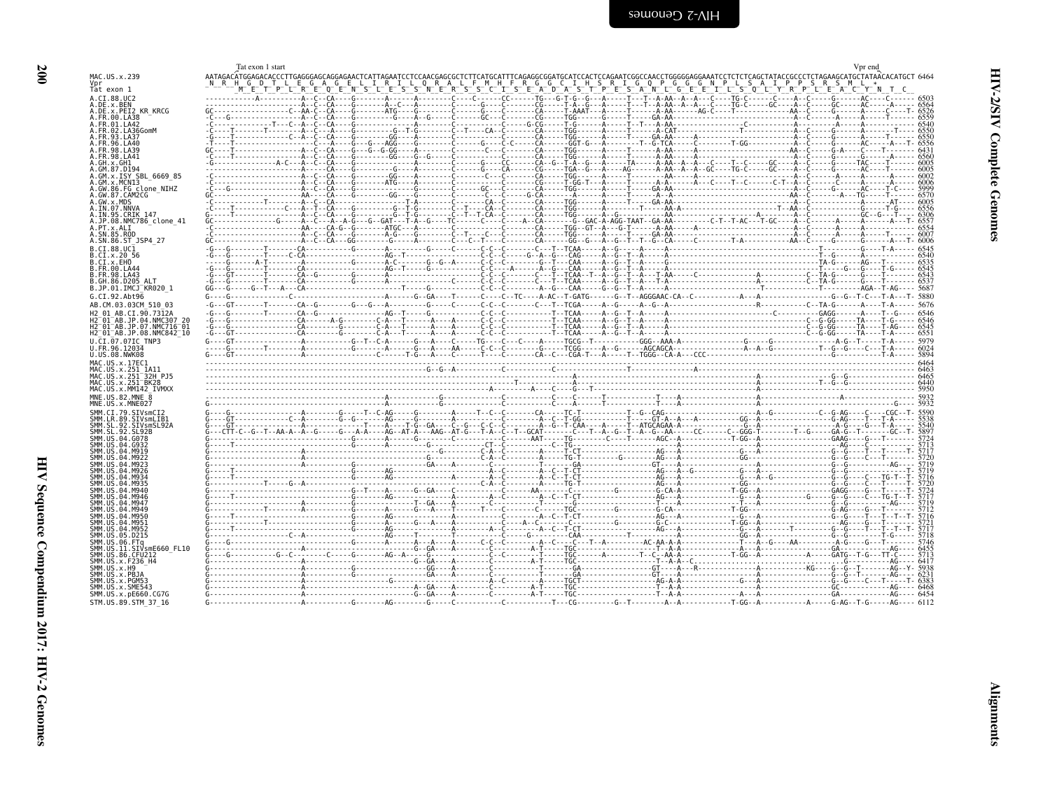```
                     Tat exon 1 start                                                                                                                                           Vpr end
MAC.US.x.239         AATAGACATGGAGACACCCTTGAGGGAGCAGGAGAACTCATTAGAATCCTCCAACGAGCGCTCTTCATGCATTTCAGAGGCGGATGCATCCACTCCAGAATCGGCCAACCTGGGGGAGGAAATCCTCTCTCAGCTATACCGCCCTCTAGAAGCATGCTATAACACATGCT 6464
Vpr                   N  R  H  G  D  T  L  E  G  A  G  E  L  I  R  I  L  Q  R  A  L  F  M  H  F  R  G  G  C  I  H  S  R  I  G  Q  P  G  G  G  N  P  L  S  A  I  P  P  S  R  S  M  L  *
Tat exon 1                   M  E  T  P  L  R  E  Q  E  N  S  L  E  S  S  N  E  R  S  S  C  I  S  E  A  D  A  S  T  P  E  S  A  N  L  G  E  E  I  L  S  Q  L  Y  R  P  L  E  A  C  Y  N  T  C
```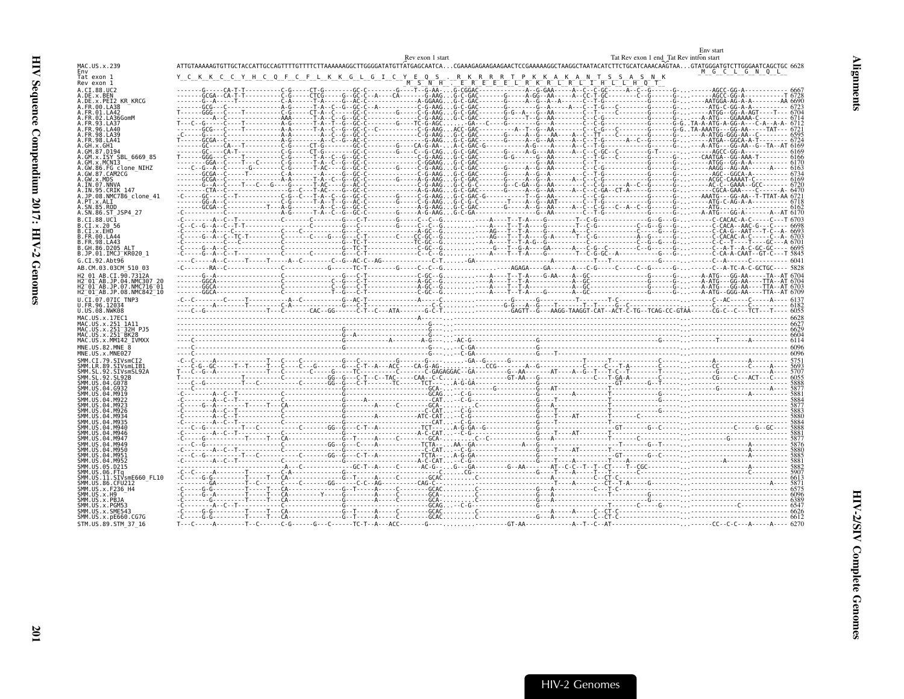```
                                                                                  Rev exon 1 start                                    Tat Rev exon 1 end_Tat Rev intron start          Env start
MAC.US.x.239            ATTGTAAAAAGTGTTGCTACCATTGCCAGTTTTGTTTTCTTAAAAAAAGGCTTGGGGATATGTTATGAGCAATCA...CGAAAGAGAAGAAGAACTCCGAAAAAGGCTAAGGCTAATACATCTTCTGCATCAAACAAGTAA...GTATGGGATGTCTTGGGAATCAGCTGC 6628
Env                                                                                                                                                                      _M__G__C__L__G__N__Q__L_
Tat exon 1              Y__C__K__K__C__C__Y__H__C__Q__F__C__F__L__K__K__G__L__G__I__C__Y__E__Q__S__.__R__K__R__R__R__T__P__K__K__A__K__A__N__T__S__S__A__S__N__K
Rev exon 1                                                                             _M__S__N__H__.__E__R__E__E__E__L__R__K__R__L__R__L__I__H__L__L__H__Q__T_
```

| Sequence | Position |
|---|---|
| A.CI.88.UC2 | 6667 |
| A.DE.x.BEN | 6728 |
| A.DE.x.PEI2_KR_KRCG | 6690 |
| A.FR.00.LA38 | 6723 |
| A.FR.01.LA42 | 6704 |
| A.FR.02.LA36GomM | 6714 |
| A.FR.93.LA37 | 6712 |
| A.FR.96.LA40 | 6721 |
| A.FR.98.LA39 | 6595 |
| A.FR.98.LA41 | 6724 |
| A.GH.x.GH1 | 6169 |
| A.GM.87.D194 | 6169 |
| A.GM.x.ISY_SBL_6669_85 | 6166 |
| A.GM.x.MCN13 | 6170 |
| A.GW.86.FG_clone_NIHZ | 6163 |
| A.GW.87.CAM2CG | 6734 |
| A.GW.x.MDS | 6169 |
| A.IN.07.NNVA | 6720 |
| A.IN.95.CRIK_147 | 6470 |
| A.JP.08.NMC786_clone_41 | 6721 |
| A.PT.x.ALI | 6718 |
| A.SN.85.ROD | 6162 |
| A.SN.86.ST_JSP4_27 | 6170 |
| B.CI.88.UC1 | 6703 |
| B.CI.x.20_56 | 6698 |
| B.CI.x.EHO | 6693 |
| B.FR.00.LA44 | 6703 |
| B.FR.98.LA43 | 6701 |
| B.GH.86.D205_ALT | 6695 |
| B.JP.01.IMCJ_KR020_1 | 5845 |
| G.CI.92.Abt96 | 6041 |
| AB.CM.03.03CM_510_03 | 5828 |
| H2_01_AB.CI.90.7312A | 6704 |
| H2_01_AB.JP.04.NMC307_20 | 6704 |
| H2_01_AB.JP.07.NMC716_01 | 6703 |
| H2_01_AB.JP.08.NMC842_10 | 6709 |
| U.CI.07.07IC_TNP3 | 6137 |
| U.FR.96.12034 | 6182 |
| U.US.08.NWK08 | 6055 |
| MAC.US.x.17EC1 | 6628 |
| MAC.US.x.251_1A11 | 6627 |
| MAC.US.x.251_32H_PJ5 | 6629 |
| MAC.US.x.251_BK28 | 6604 |
| MAC.US.x.MM142_IVMXX | 6114 |
| MNE.US.82.MNE_8 | 6096 |
| MNE.US.x.MNE027 | 6096 |
| SMM.CI.79.SIVsmCI2 | 5751 |
| SMM.LR.89.SIVsmLIB1 | 5693 |
| SMM.SL.92.SIVsmSL92A | 5707 |
| SMM.SL.92.SL92B | 6055 |
| SMM.US.04.G078 | 5888 |
| SMM.US.04.G932 | 5877 |
| SMM.US.04.M919 | 5881 |
| SMM.US.04.M922 | 5884 |
| SMM.US.04.M923 | 5877 |
| SMM.US.04.M926 | 5883 |
| SMM.US.04.M934 | 5880 |
| SMM.US.04.M935 | 5884 |
| SMM.US.04.M940 | 5888 |
| SMM.US.04.M946 | 5881 |
| SMM.US.04.M947 | 5877 |
| SMM.US.04.M949 | 5876 |
| SMM.US.04.M950 | 5880 |
| SMM.US.04.M951 | 5885 |
| SMM.US.04.M952 | 5881 |
| SMM.US.05.D215 | 5882 |
| SMM.US.06.FTq | 5907 |
| SMM.US.11.SIVsmE660_FL10 | 6613 |
| SMM.US.86.CFU212 | 5871 |
| SMM.US.x.F236_H4 | 6575 |
| SMM.US.x.H9 | 6096 |
| SMM.US.x.PBJA | 6389 |
| SMM.US.x.PGM53 | 6547 |
| SMM.US.x.SME543 | 6626 |
| SMM.US.x.pE660.CG7G | 6612 |
| STM.US.89.STM_37_16 | 6270 |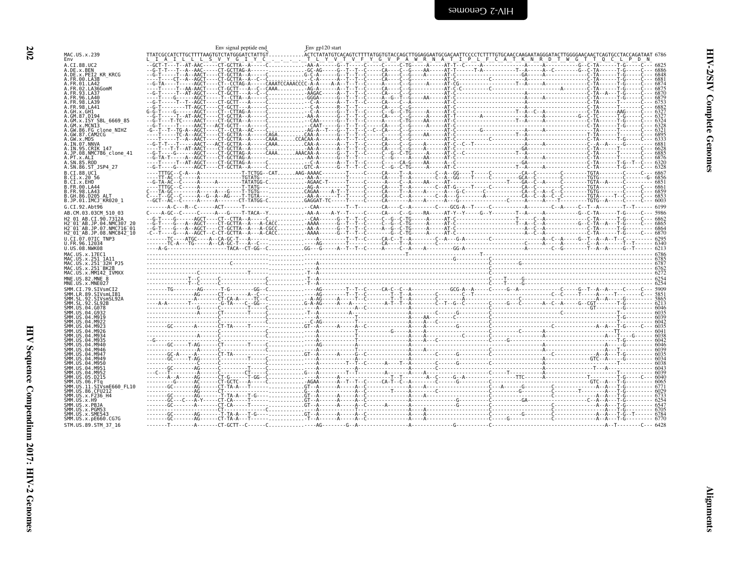Env signal peptide end    Env gp120 start

```
MAC.US.x.239                TTATCGCCATCTTGCTTTTAAGTGTCTATGGGATCTATTGT...........ACTCTATATGTCACAGTCTTTTATGGTGTACCAGCTTGGAGGAATGCGACAATTCCCCTCTTTTGTGCAACCAAGAATAGGGATACTTGGGGAACAACTCAGTGCCTACCAGATAAT 6786
Env                         L  I  A  I  L  L  L  S  V  Y  G  I  Y  C   .  .  .  .  T  L  Y  V  T  V  F  Y  G  V  P  A  W  R  N  A  T  I  P  L  F  C  A  T  K  N  R  D  T  W  G  T  T  Q  C  L  P  D  N
A.CI.88.UC2                                                                                                                                                                              6825
A.DE.x.BEN                                                                                                                                                                               6886
A.DE.x.PEI2_KR_KRCG                                                                                                                                                                      6848
A.FR.00.LA38                                                                                                                                                                             6881
A.FR.01.LA42                                                                                                                                                                             6874
A.FR.02.LA36GomM                                                                                                                                                                         6875
A.FR.93.LA37                                                                                                                                                                             6870
A.FR.96.LA40                                                                                                                                                                             6879
A.FR.98.LA39                                                                                                                                                                             6753
A.FR.98.LA41                                                                                                                                                                             6882
A.GH.x.GH1                                                                                                                                                                               6327
A.GM.87.D194                                                                                                                                                                             6327
A.GM.x.ISY_SBL_6669_85                                                                                                                                                                   6324
A.GM.x.MCN13                                                                                                                                                                             6328
A.GW.86.FG_clone_NIHZ                                                                                                                                                                    6321
A.GW.87.CAM2CG                                                                                                                                                                           6895
A.GW.x.MDS                                                                                                                                                                               6333
A.IN.07.NNVA                                                                                                                                                                             6881
A.IN.95.CRIK_147                                                                                                                                                                         6628
A.JP.08.NMC786_clone_41                                                                                                                                                                  6885
A.PT.x.ALI                                                                                                                                                                               6876
A.SN.85.ROD                                                                                                                                                                              6320
A.SN.86.ST_JSP4_27                                                                                                                                                                       6328
B.CI.88.UC1                                                                                                                                                                              6867
B.CI.x.20_56                                                                                                                                                                             6856
B.CI.x.EHO                                                                                                                                                                               6851
B.FR.00.LA44                                                                                                                                                                             6861
B.FR.98.LA43                                                                                                                                                                             6859
B.GH.86.D205_ALT                                                                                                                                                                         6853
B.JP.01.IMCJ_KR020_1                                                                                                                                                                     6003
G.CI.92.Abt96                                                                                                                                                                            6199
AB.CM.03.03CM_510_03                                                                                                                                                                     5986
H2_01_AB.CI.90.7312A                                                                                                                                                                     6862
H2_01_AB.JP.04.NMC307_20                                                                                                                                                                 6865
H2_01_AB.JP.07.NMC716_01                                                                                                                                                                 6864
H2_01_AB.JP.08.NMC842_10                                                                                                                                                                 6870
U.CI.07.07IC_TNP3                                                                                                                                                                        6295
U.FR.96.12034                                                                                                                                                                            6340
U.US.08.NWK08                                                                                                                                                                            6213
MAC.US.x.17EC1                                                                                                                                                                           6786
MAC.US.x.251_1A11                                                                                                                                                                        6785
MAC.US.x.251_32H_PJ5                                                                                                                                                                     6787
MAC.US.x.251_BK28                                                                                                                                                                        6762
MAC.US.x.MM142_IVMXX                                                                                                                                                                     6272
MNE.US.82.MNE_8                                                                                                                                                                          6254
MNE.US.x.MNE027                                                                                                                                                                          6254
SMM.CI.79.SIVsmCI2                                                                                                                                                                       5909
SMM.LR.89.SIVsmLIB1                                                                                                                                                                      5851
SMM.SL.92.SIVsmSL92A                                                                                                                                                                     5865
SMM.SL.92.SL92B                                                                                                                                                                          6213
SMM.US.04.G078                                                                                                                                                                           6046
SMM.US.04.G932                                                                                                                                                                           6035
SMM.US.04.M919                                                                                                                                                                           6039
SMM.US.04.M922                                                                                                                                                                           6042
SMM.US.04.M923                                                                                                                                                                           6035
SMM.US.04.M926                                                                                                                                                                           6041
SMM.US.04.M934                                                                                                                                                                           6038
SMM.US.04.M935                                                                                                                                                                           6042
SMM.US.04.M940                                                                                                                                                                           6046
SMM.US.04.M946                                                                                                                                                                           6039
SMM.US.04.M947                                                                                                                                                                           6035
SMM.US.04.M949                                                                                                                                                                           6034
SMM.US.04.M950                                                                                                                                                                           6038
SMM.US.04.M951                                                                                                                                                                           6043
SMM.US.04.M952                                                                                                                                                                           6039
SMM.US.05.D215                                                                                                                                                                           6040
SMM.US.06.FTq                                                                                                                                                                            6065
SMM.US.11.SIVsmE660_FL10                                                                                                                                                                 6771
SMM.US.86.CFU212                                                                                                                                                                         6029
SMM.US.x.F236_H4                                                                                                                                                                         6733
SMM.US.x.H9                                                                                                                                                                              6254
SMM.US.x.PBJA                                                                                                                                                                            6547
SMM.US.x.PGM53                                                                                                                                                                           6705
SMM.US.x.SME543                                                                                                                                                                          6784
SMM.US.x.pE660.CG7G                                                                                                                                                                      6770
STM.US.89.STM_37_16                                                                                                                                                                      6428
```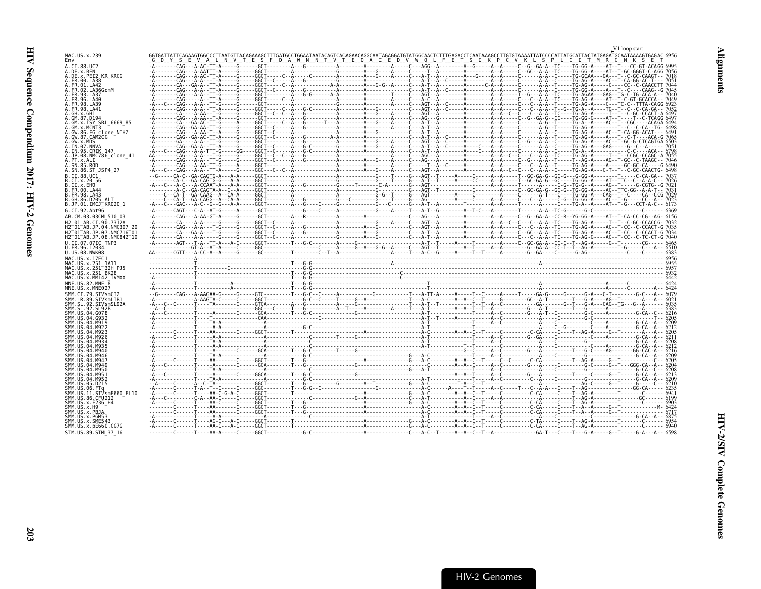```
                                                                                                                                                              V1 loop start
MAC.US.x.239              GGTGATTATTCAGAAGTGGCCCTTAATGTTACAGAAAGCTTTGATGCCTGGAATAATACAGTCACAGAACAGGCAATAGAGGATGTATGGCAACTCTTTGAGACCTCAATAAAGCCTTGTGTAAAATTATCCCCATTATGCATTACTATGAGATGCAATAAAAGTGAGAC 6956
Env                        G  D  Y  S  E  V  A  L  N  V  T  E  S  F  D  A  W  N  N  T  V  T  E  Q  A  I  E  D  V  W  Q  L  F  E  T  S  I  K  P  C  V  K  L  S  P  L  C  I  T  M  R  C  N  K  S  E  T
A.CI.88.UC2               -A-------CAG---A-AC-TT-A-----G------GCT--------A--G----------A---------A---------A-----C---AGG--A--------A-G-----A--A-----C--G--GA-A--TC----TG-GG-A----AT--T---CC-GT-ACAGG 6995
A.DE.x.BEN                -A-------CAG---A-AATTT-A-----G------GGCT-------A-------------A---------A---G----A-----C--------A---------A-----------A--A-----C--GC--A-A--TC----TG-GG-A----AT--T-GC-GGGT-C-AGG 7056
A.DE.x.PEI2_KR_KRCG       -A-------CAG---A-AC-TT-A-----G------GGCT----C--A-----C-------A---------A---G----A-----C--A-T--A--------A---G-----A--A-----C------A-A--C----TG-GCAA---GA---T--C-GC-CAAGT-- 7018
A.FR.00.LA38              -A-------CAG---A-A----T-A-----G------GGCT--C----A---G---------G---------A---------A-----C--A-T--A--------A-----------A--A-----C------A-A--C----TG-AG-A----AC--T-CA-GG-AC-T--- 7051
A.FR.01.LA42              -A-------CA---GA-A--TT-A-----G------GGCT-----C--A-------------A-A---------A--G-G--A-----C--A-T--A--------A--------C-A--A-----C------A-A--T----TG-AG-A-----C----CC--C-CAACCTT 7044
A.FR.02.LA36GomM          -A-------CAG---A-A--TT-A-----G------GGCT--C-----A-------------A---------A---------A-----C--A-T--A--C-----A-----------A--A-----C------A-A--C----TG-GG-A----A---T--C---CAAG--G 7045
A.FR.93.LA37              -A-------CAG---A-A--TT-G-----G------GGCT--------A--G-G-----A-A---------A---------T-----C--AGT--A--------A-----------A--A-----T--G---A-A--TC----TG-AGAA---GAG--TG-C-TG-ACA-A-- 7040
A.FR.96.LA40              -A-------CAG---A-A--TT-A-----G------GGCT------C-A-------------A---------A---------A-----C--A-T--A--------A-----------A--A-----C--C---A-A--TC----TG-AG-A----AT--T-C-GT-GCACCA-- 7049
A.FR.98.LA39              -A---C---CAG---A-A--TT-G-----G------GCT---------A-------------G---------A---------A-----C--AGT--A--------A-----------A--A-----C--C---A-A--T----TG-AG-A-----C----TC-C--TTTA-CAGG 6923
A.FR.98.LA41              -A-------CAG---A-A--TT-A-----G------GGCT-----C--A--G-C--------A---------A--G------A-----C--AGT--A--C-----A-----------A--A-----C--C---A-A--T--G--TG-A--A----TG--T--C--C-CA-GA-- 7052
A.GH.x.GH1                -A-------CAG---A-AA--T-A-----G------GGCT--C--C--A--G----------A---------A---------A-----C--AGT--A--------A-----------A--A--C--C------A-A--TC----TG-AG-A----T---T--C-GC-CCACT-A 6497
A.GM.87.D194              -A-------CAG---A-AA--T-A-----G------GCT---------A-------------A---------A---------A-----C--AG---G--------A-----------A--A-----C--G-GA-G--CC----TG-GG-G----AT--T-----T--C-TCAGG 6497
A.GM.x.ISY_SBL_6669_85    -A-------CA---GA-AC-TT-G-----A------GGCT------C--A-G-------T--A---------A---G-----A-----C--A-T--A--------A-----------A--A-----C------A-G--T----TG-A--A----AC--T--CGC----ACAGA 6494
A.GM.x.MCN13              -A-------CAG--GA-AA-TT-A-----G------GGCT--C-----A---G---------A---------A---------A-----C--A-T--A--------A-----------A--A-----C------A-G--T----TG-AG-A-----------C--C-CA--TG-AGG 6498
A.GW.86.FG_clone_NIHZ     -A-------CAG---A-AA-TT-A-----G------GGCT--C-----A-------------A---------A---G-----A-----C--A-T--A--------A-----------A--A-----C------A-A--C----TG-AG-A----AC--T-CA-GG-ACAT---- 6491
A.GW.87.CAM2CG            -A-------CAG--GA-AC-TT-A-----G------GGCT--C-----A---G-------A-A---------A---------A-----C--A-T--A--C-----A-----------A--A-----C------A-A--T----TG-AG-A----A---T--C-T----ACA-G 7065
A.GW.x.MDS                -A-------GA----A-A--TT-G-----G------GGCT--C-----A---G---------A---------A---G-----A-----C--AGT--A--C-----A-----------A--A--C--G--A-A--C----TG-AG-A----AC--T-GC-G-CTCAGTGA 6503
A.IN.07.NNVA              -A-------CAG--GA-A--TT-A-----G------GGCT--C-----A---G-C-------A---------A---G-----A-----C--A-T--A--C-----A-----C-----A--A-----C------A-A--C----TG-AG-A----GAG-----G--C--A----- 7051
A.IN.95.CRIK_147          -A---C---CAG---A-ATTT-G-----GG------GGCT--C-----A---G-C-------A---------A---------A-----C--A-T--A--------A-----C-----A--A-----C------A-A--C----TG-A--A--------------C-C----ACA-- 6798
A.JP.08.NMC786_clone_41   AA-------CAG---A-A--TT-G-----G------GGCT--C--C--A-------------A---------A---------A-----C--AGC--A--------A-----------A--A--C--C--C---A-A--TC----TG-AG-A----T---T--CCGC-CCAGC-A 7055
A.PT.x.ALI                -A-------CAG---A-A--TT-G-----G------GGCT--C-----A-------------A---------A---G-----A-----C--AG---A--------A-----------A--A-----C--G---A-A--T----T--AG-A----AG--T-GC--C-TAAGC-- 7046
A.SN.85.ROD               -A-------CAG---A-AA-TT-G-----A------GGCT--------A-------------A---------A---------A-----C-----T--A--C-----A-----------A--A-----C------A-A--T----TG-AG-A----A-----GC-GC-CA----G 6490
A.SN.86.ST_JSP4_27        -A---C---CAG---A-A--TT-G-----G------GGCT--C--C--A-------------A---------A---G-----A-----C--AGT--A--------A-----------A--A-----C--C---A-A--C----TG-AG-A----C-T--T--C-GC-CAACG- 6498
B.CI.88.UC1               --G------CA-C--GA-CAGTG-A----A-A-----GGCT--------A-------------A-----------G---T-----G--AGT--T------A-----C------A-----T--GC-GA-G--GC-G---G-GG-A---------T-----C--CA-GA-- 7037
B.CI.x.20_56              --------CA-C--GA-CAGTG-G----A-A-----GGCT-------------------------------------G-----T-----G--A-T--T------CC----A-A-----T--GC-GA-G--GC----TG-GG-A-----AT--TTC--C--A-A-C-- 7026
B.CI.x.EHO                -A---C---A-C---A-CCAAT-A----A-A-----GGCT--------A--G---------G------T-------C-A------G--AGT--------------------A-A-----T-----A-----C-G--TG-G--A----AG--T------G-CGTG--G 7021
B.FR.00.LA44              -------A-C---GA-CAGTA-A--C--A-A-----GGCT--------A-------------A----------G--------G-----G--AGT--T------------C------A-----C--GC-GA-G--GC-G--TG-GG-A----AC--TTC-GG--A-A-T-- 7031
B.FR.98.LA43              -----C-CA-T--GA-CAAG--A--CA-A-----GGCT--------A---------------------G-G-T------G--AGT--------A-----C-------A-----------A-T---C-----TG-GG-A----CAG--T--C-----CA--CCG 7029
B.GH.86.D205_ALT          -----C-CA-T--GA-CAGG--A--CA-A-----GGCT--------A---G---------G--C-----T------G--AG--------A-----C-------A-----------C--C--A-----C-G--TG-GG-A----AC--T-G-----CC--A-- 7023
B.JP.01.IMCJ_KR020_1      -A--C---GAC--A-C--G-G---A-A-----GGCT--------A---G---C--------G-----C-------G-----C--AG---A--------A-----T-----A-----T------A-A--C----TG-A--A----AT--T-G----CCT-A-C-- 6173
G.CI.92.Abt96             -A-------CAGT---C-A--AT-G-----A------GCT-------------G---C-----A----------G---A-----T--A-T--G--------A--T-C--A------------A-A--TC-G-------G-C-----------------C----- 6369
AB.CM.03.03CM_510_03      -A-------CAG---A-AA-GT-A-----G------GGCT--------A--R---------A------------A-------------C--AG---A--------A-----------A--C--G--GA-A--CC-R--YG-GG-A----AT--T-CA-CC-CG--AG- 6156
H2_01_AB.CI.90.7312A      -A-------CA---A-A-----G-----G------GGCT--C-----A-------------A----------G---A-----C--AGT--A--------A-----------A--A--C--C---A-A--TC----TG-AG-A-----T--T-C-GC-CCACCG- 7032
H2_01_AB.JP.04.NMC307_20  -A-------CAG---A-A---T-A-----G------GGCT--C-----A--G----------A---------A---G-----A-----C--AGT--A--------A-----------A--A--C--C---A-A--TC----TG-AG-A----AC--T-CC--C-CCACT-G 7033
H2_01_AB.JP.07.NMC716_01  -A-------CA---GA-A---T-G-----G------GGCT--C-----A---G---------A---------A---G-----A-----C--A-T--A--------A-----------A--A--C--GC-A-A--TC----TG-AG-A----AC--T-CC--C-CCACT-G 7034
H2_01_AB.JP.08.NMC842_10  -A-------CA---A-A-----G-----G------GGCT--C-----A-------------A---------A---G-----A-----C--A-T--A--------A-----------A--A--C--C---A-A--TC----TG-AG-G----AC--T-CC--C-TC-CT-G 7040
U.CI.07.07IC_TNP3         -A------AGT---T-A--TT-A---A-C-----GGCT--------T---G-C--------A------G----------A-T------A-----T--------A-----C--GC-GA-A--CC-C--T--AG-A-----G--T--------CG----- 6465
U.FR.96.12034             ---------GT-A--AT-A-----C-----GGCT--------T--------C------A-----G--A--G-G--A-----C--AGT--T--------A--A------G--GA-A--CC-T--T--AG-A-----A--T------A---C--A-- 6510
U.US.08.NWK08             AA------CGTT---A-CC-A--A-----G------GC--------T-------C--T--A------------------A-----T--A-C--G-----A-----T-T-----A---------G--GA----C-----G-AG-----------C----C----- 6383
MAC.US.x.17EC1            ---------------A--------------------------------------------------------------------------------------------------------------------------------------------------------------- 6956
MAC.US.x.251_1A11         ---------------T----------------------------T---G-G-------------------------A-----------------------------------------------A---------------------------------------------- 6955
MAC.US.x.251_32H_PJ5      ---------------T----------------------------------G-G-------------------------------------------------------------------------------------------------------------------------- 6957
MAC.US.x.251_BK28         ---------------T----------------------------T---G-G---------------------------------C---------------------------------------------------------------------------------------- 6932
MAC.US.x.MM142_IVMXX      -A-------------T----------------------------T---G-G------------------------C------------------------------------------------------------------------------------------------------ 6442
MNE.US.82.MNE_8           -A-------------T-----------A----------------T---G-G------------------------------T-------------------------------------------------------A-------C---------- 6424
MNE.US.x.MNE027           -A-------------T-----------A----------------T---G-G------------------------------T-------------------------------------------------------A-------C-------A-- 6424
SMM.CI.79.SIVsmCI2        --G------CAG---A-AAGAA-G-----G------GTC---------T---G-C--C-----A-----------G-----------T---A-TT-A-----A-----T--C-----A-----T-----GA-G-----G------G-A---C-T-------G-C---A-- 6079
SMM.LR.89.SIVsmLIB1       -A------------A-AAGTA-C-----C------GGCT---------G-C--C-----T-----G--A------------T---A-C-------A--A--C--T-------G-------GC--A-T-------T---G-A----AG--T-------A---A-- 6021
SMM.SL.92.SIVsmSL92A      -A---C--C------T----TA-------C------GTCA--------A---G-------T----G------------T---A-T--T--------T--T--A--C-------GA-------G--T---G-A---CAG--TG---G--A-----C-- 6035
SMM.SL.92.SL92B           --A--C---------T--------------------GGC---C-----T---G-------A-T-----A--------A-----T---A-------A--A-T--T--A--------G---A-T-------T---G-----A---C----C---A-- 6383
SMM.US.04.G078            -A---C---------T-------A------C------GCA---------T---G-C-------------G-------------A-T--------------A--C-----------G---A-T--C-------G-C----A--------G-CA-C-- 6216
SMM.US.04.G932            -A-------------T----T---------------CAA-------------------C--------------------------A-T--T--------A--A-----A-------A-----C-------C---------T--------C----- 6205
SMM.US.04.M919            -A-------------T----TA-A---------------A-----------------------------------------A-T--------------T--A--C-----------A-----C-------C---A---------G-CA--A-- 6209
SMM.US.04.M922            -A-------------T----A-A-------------A------------G-C------------------------------A-T--------------T--A--C-----------A-----C---G------C---A---------G-CA--A-- 6212
SMM.US.04.M923            -A-------------T----AA--------C-----GGCT--------------------A-------------------A-C--------A--A--C--T--------------C-CA------C---T--AG-A----G--T-------A---A-- 6205
SMM.US.04.M926            -A------C------T----A-A------------------A-----------C--------T----G------------A-T--------------T--A--C-------G--GA----C-----------C----A---------G-CA--A-- 6211
SMM.US.04.M934            -A-------------T----TA-A------------------A-----------C-----------------------A-T--------------T--A--C-----------A-----C-------G------------------G-CA--A-- 6208
SMM.US.04.M935            -A-------------T----A-A-------------------A---------C-----------------------A-T-----------T--T--A--C-----------A-----C-------C---A---------G-CA--A-- 6212
SMM.US.04.M940            -A-------------T----A-----C------GCA-------T---G-C------T----G-----------------G-C-----A--C--------G-----A-----------T---G-C----AG-------GG-CAC-A-- 6216
SMM.US.04.M946            -A-------------T----TA-A------------------A---------G-C--------------------G--A-C-------T--A-C------------A---------C-------C-------------G-CA--A-- 6209
SMM.US.04.M947            -A------C------T----AA--------C-----GGCT--------T---G----------------------A-C--------A--A--C--T---C--C--C--C-CA------C---T--AG-A----G--T-------------C-- 6205
SMM.US.04.M949            -A---C---------T----A-----C------GCA-------T---G-----------A------------------C--------A--A--C--C--------G---A-----C-------G-C----G--T---GGG-CA--A-- 6204
SMM.US.04.M950            -A-------------T----TA-A------------------A---------C-------------------------G--A-T--------------T--A--C-----------A-----C-------C---------------G-CA--C-- 6208
SMM.US.04.M951            -A---C---------T----A-----C------GGCA------T---G-C----------G-------------------A-T-------A--A-T-----A--C------G--A--A-----------T---C---G--T--------G-CA--A-- 6213
SMM.US.04.M952            -A-------------T----TA-A----------------A---------G-C---------------------------A-T--------------T--A--C-----------A-----C-------C---------------G-CA--A-- 6209
SMM.US.05.D215            --A---C---A-C-TA-----------GGCT-----------T---G--------A-T--------G---A-C-----T-A-C-T--A--C------------A-----------AG-C-----G--T------G---C-- 6210
SMM.US.06.FTq             -A------C------T-A--T---C-----C------GGC--------T---G-G-C----------G-------------A-C-----A----T--T--A--C-----T--C--A-A----C----T--AG-------------GG-CA---- 6235
SMM.US.11.SIVsmE660_FL10  -A------C------T----AA-C-G-A-C-----GGCT--------T----------------------------A-C--------A--A--C--T-----------C-CA------C---T--AG-A----------T---------C----- 6941
SMM.US.86.CFU212          -A---C---------C-A--AA-C-------C------GGCT----------------G-A-------------------A-T--------A--C--A-----A---------A------T--AG-A-----------------GC----- 6199
SMM.US.x.F236_H4          -A-------------T----AA-C-------C------GGCT--------T---G------------------------G--A-C--------A--A--C--T--------------C-CA------C---T--AG-A-----------T----C------ 6903
SMM.US.x.H9               --------C------T----AA--------C------GGCT--------T---G------------------------A-C--------A--A--C--T-----C-------C-CA------C---T--A--A----G--T-----------M- 6424
SMM.US.x.PBJA             --------C------T----AA--------C------GGCT--------T---G------------------------A-C--------A--A--C--T-----C-------C-CA------C---T--A--A----G--T-----------6717
SMM.US.x.PGM53            -A-------------T----A-A---------------A------------C-----------------------A-T--------------T--A--C-----------A-----C-------------------G-CA--A-- 6875
SMM.US.x.SME543           -A------C------T----AG-C--A-C------GGCT--------T-----------------------G---A-C--------A--A--C--T-----C-------C-TA------C---T--AG-A-----------T----C------ 6954
SMM.US.x.pE660.CG7G       -A------C------T----AA-C--A-C------GGCT--------T-----------------------G---A-C--------A--A--C--T-----C-------C-CA------C---T--AG-A-----------T----C------ 6940
STM.US.89.STM_37_16       --------C------T----AA-A-----C------GGCT-----------G-C------------------A------C---A-C--T-----A--A--C--T--A-----------GA-T---C-----T---G-A-----G--T-----G-A---A-- 6598
```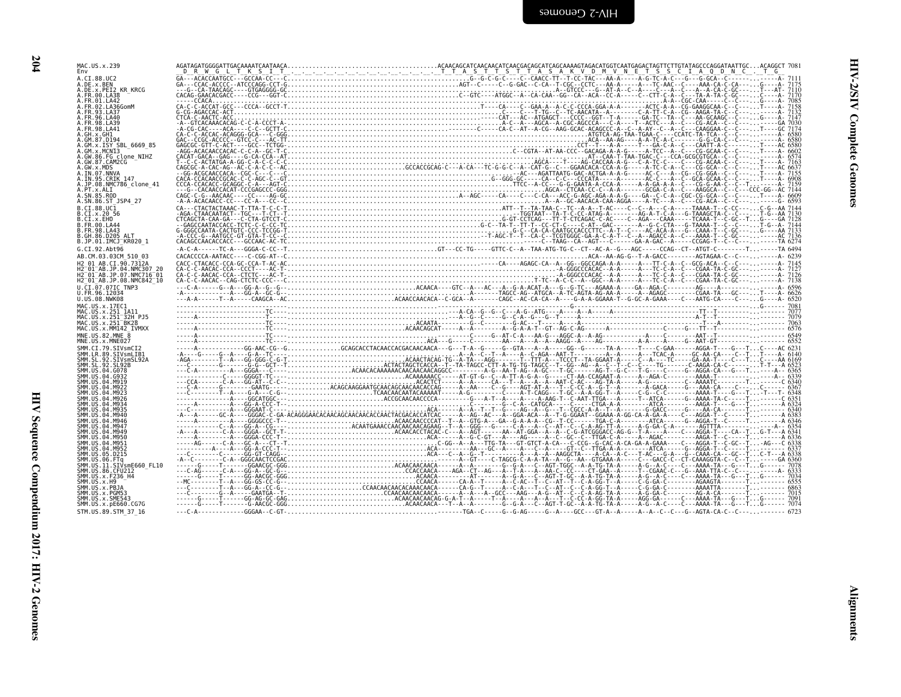```
MAC.US.x.239               AGATAGATGGGGATTGACAAAATCAATAACA.........................................ACAACAGCATCAACAACATCAACGACAGCATCAGCAAAAGTAGACATGGTCAATGAGACTAGTTCTTGTATAGCCCAGGATAATTGC...ACAGCCT 7081
Env                         D  R  W  G  L  T  K  S  I  T                                             T  T  A  S  T  T  S  T  T  A  S  A  K  V  D  M  V  N  E  T  S  S  C  I  A  Q  D  N  C     T  G
A.CI.88.UC2
A.DE.x.BEN
A.DE.x.PEI2_KR_KRCG
A.FR.00.LA38
A.FR.01.LA42
A.FR.02.LA36GomM
A.FR.93.LA37
A.FR.96.LA40
A.FR.98.LA39
A.FR.98.LA41
A.GH.x.GH1
A.GM.87.D194
A.GM.x.ISY_SBL_6669_85
A.GM.x.MCN13
A.GW.86.FG_clone_NIHZ
A.GW.87.CAM2CG
A.GW.x.MDS
A.IN.07.NNVA
A.IN.95.CRIK_147
A.JP.08.NMC786_clone_41
A.PT.x.ALI
A.SN.85.ROD
A.SN.86.ST_JSP4_27
B.CI.88.UC1
B.CI.x.20_56
B.CI.x.EHO
B.FR.00.LA44
B.FR.98.LA43
B.GH.86.D205_ALT
B.JP.01.IMCJ_KR020_1
G.CI.92.Abt96
AB.CM.03.03CM_510_03
H2_01_AB.CI.90.7312A
H2_01_AB.JP.04.NMC307_20
H2_01_AB.JP.07.NMC716_01
H2_01_AB.JP.08.NMC842_10
U.CI.07.07IC_TNP3
U.FR.96.12034
U.US.08.NWK08
MAC.US.x.17EC1
MAC.US.x.251_1A11
MAC.US.x.251_32H_PJ5
MAC.US.x.251_BK28
MAC.US.x.MM142_IVMXX
MNE.US.82.MNE_8
MNE.US.x.MNE027
SMM.CI.79.SIVsmCI2
SMM.LR.89.SIVsmLIB1
SMM.SL.92.SIVsmSL92A
SMM.SL.92.SL92B
SMM.US.04.G078
SMM.US.04.G932
SMM.US.04.M919
SMM.US.04.M922
SMM.US.04.M923
SMM.US.04.M926
SMM.US.04.M934
SMM.US.04.M935
SMM.US.04.M940
SMM.US.04.M946
SMM.US.04.M947
SMM.US.04.M949
SMM.US.04.M950
SMM.US.04.M951
SMM.US.04.M952
SMM.US.05.D215
SMM.US.06.FTq
SMM.US.11.SIVsmE660_FL10
SMM.US.86.CFU212
SMM.US.x.F236_H4
SMM.US.x.H9
SMM.US.x.PBJA
SMM.US.x.PGM53
SMM.US.x.SME543
SMM.US.x.pE660.CG7G
STM.US.89.STM_37_16
```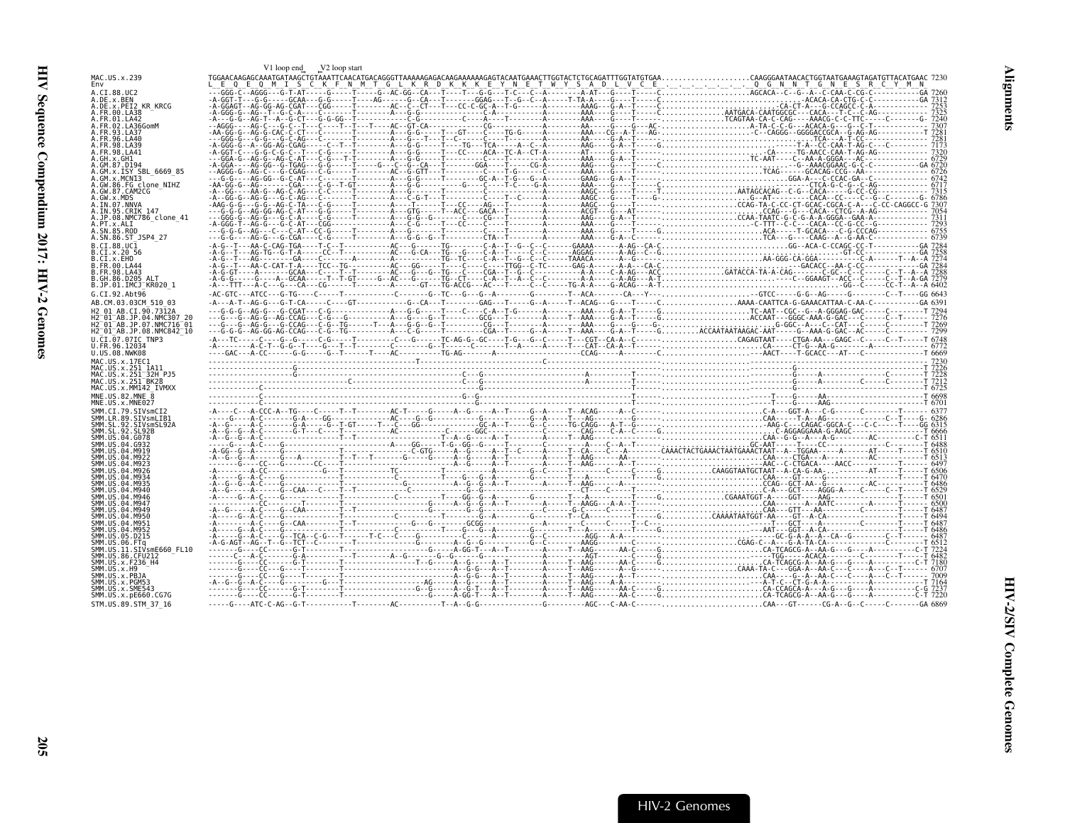```
                    V1 loop end    V2 loop start
MAC.US.x.239                TGGAACAAGAGCAAATGATAAGCTGTAAATTCAACATGACAGGGTTAAAAAGAGACAAGAAAAAAGAGTACAATGAAACTTGGTACTCTGCAGATTTGGTATGTGAA.....................CAAGGGAATAACACTGGTAATGAAAGTAGATGTTACATGAAC 7230
Env                         L  E  Q  E  Q  M  I  S  C  K  F  N  M  T  G  L  K  R  D  K  K  K  E  Y  N  E  T  W  Y  S  A  D  L  V  C  E  .  .  .  .  .  .  .  Q  G  N  N  T  G  N  E  S  R  C  Y  M  N
A.CI.88.UC2                 ---GGG-C--AGGG---G-T-AT-----G-----T-----G--AC-GG--CA---T----T---G-G---T-C---C--A--------A-AT---G----T-----C...................AGCACA--C--G--A--C-CAA-C-CG-C-----------GA 7260
A.DE.x.BEN                  -A-GGT-T---G-G----GCAA---G-G-----T----AG------G--CA---T-------GGAG---T--G--C--A-----T-TA-A----G----T-----C..........................ACACA-CA-CTG-C-C-----------GA 7312
A.DE.x.PEI2_KR_KRCG         -A-GGAGT--AG-GG-AG-CGAT---CGG-----T-------AC--C--CT---T----CC-C-GC-A--T-G-------A-------AAAG---G-A--T-----C..........................-CA-CT-A---G-CCAGCC-C-A------------ 7253
A.FR.00.LA38                -A-GGG-G--AG--T--G-C-A-----C------T-------A----G-G-----------------C-A------------A-------AAA----G----T-----C..............AATGACA-CAATGGCGC---CACA---T-C--C-AG------------ 7325
A.FR.01.LA42                -A----G--AG-T--A--G-CT---G-G-GG--T-------C-G-----------C-----A----T---------A-------AAA----G----T-----C..............TCAGTAA-CA-C-CAG----AAACG-C-C-TTC------C------G- 7240
A.FR.02.LA36GomM            -AGGG----AG-C---G-C-T---C----T--T---T-----AC--GT-CA------------CG------------A-------AAA----G----G---AC-......................A-TA-C-C-G---ACACA-G---G-C-T------------- 7307
A.FR.93.LA37                -AA-GG-G--AG-G-CAC-C-CT---C------T-------A----G-G-----T---GT----C----TG-G-------A-------AAA----CG--A-T----AG-.....................-C--CAGGG--GGGGACCGCA--G-AG-AG-----------T 7281
A.FR.96.LA40                ---GGG----G-G---G-C-AG---C-------T-------A----G----T---C----CC---T----------A-------AAA----G-A--T-----......................................TCA----A-T-CC------------ 7281
A.FR.98.LA39                -A-GGG-G--A--GG-AG-CGAG-----C--T--T-------A----G-G-----T----TG---TCA-----A--C--A-------AAAG---G-A--T-----G.......................T-A--CC-CAA-T-AG-C---C--------- 7173
A.FR.98.LA41                -A-GGT-C---G-G-C-G-C--T---C-G----T-------A----G-G-----T---CC----ACA--TC-A--CT-A--------AT-----G----T-----C......................-CA-----TG-AACC-CAA-T-AG-AG------------ 7320
A.GH.x.GH1                  ---GGA-G--AG-G---AG-C-AT---C-G---T-T-------A----G-G-----T----C---T----------A-------AAA----G-A--T-----......................TC-AAT-----C--AA-A-GGGA---AC-------------- 6729
A.GM.87.D194                -A-GGA----AG-GG--G-TGAG---G-G----T-----G---C--G--CA--T--------GGA----T----CG-A-------AAG----G----T-----C.............................-G--AAACGGAAC-G-C-C-----------GA 6720
A.GM.x.ISY_SBL_6669_85      --AGGG-G--AG-C---G-CGAG---C-G----T-------AC--G-GTT---T----------C----T-G--------C-------AAA----G----T-----.......................TCAG------GCACAG-CCG--AA------------------ 6726
A.GM.x.MCN13                ---G-G----AG-GG--G-C-AT---C-G----T-------A----G-G----------------GC-A--T-G------A-------GAAG---G-A--T-----.............................GGA-A----C-CCAC-GA-C---------------- 6742
A.GW.86.FG_clone_NIHZ       -AA-GG-G--AG------CGA----C-G--T-GT-------A----G-G-----------G----C----T-C----G-A-------AAA----G----T-----......................................CTCA-G-C-G--C-AG------------ 6717
A.GW.87.CAM2CG              --A-GG----AA-G--AG-C-AG---C-C----T-------A----G-------T-----------C-----------A-------AAGC---G----T-----T..................AATAGCACAG--C-G--CACA-----G-CC-CG------------ 7315
A.GW.x.MDS                  -A--GG-G--AG-G---G-C-AG---C------T-------A----C-G-T---T-----------C----T-----C-A-------AAGC---G----T----G-..........................G--AT--------CACA--CC---C--G--C-----G- 6786
A.IN.07.NNVA                -AAG-G-G---G-G--AG-C-TA---C-G----T-------A----T-----T----CC----AG--T-------A-------AAGC---G----T-----..........CCAG-TA-C-CC-CT-GCAC-CGCA-C-A---C-CC-CAGGCC-G 7307
A.IN.95.CRIK_147            ---G-G-G--AG-GG-AG-C-AT---G-G----T-------A----GTG-----T--ACC---GACA--T---------A-------ACGT---G--AT------.......................CCAG---G---CACA--CTCG--A-AG-------------- 7054
A.JP.08.NMC786_clone_41     ---GGG-G--AG-G---G-C-A----C-G----T-------A----G-G-G---T---C----CG---T---------A-------AAG----G-A--T-----.....................CCAA-TAATC-G-C-G-A-A-GGGA--GAA-A------------- 7311
A.PT.x.ALI                  -A-GGG-T--AG-G---G-C-AT---CGG----T-------A----C-G-----T---CC----C---T---------A-------AAA----G----T-----.....................-C-TTT--C-C---CACA--CC-G-CC--G------------- 7293
A.SN.85.ROD                 ---G-G-G--AG----C---C-AT--CC-G---T-------A----G-G-----T-----------C---T---------A-------AAA----G----T-----G.......................ACA-----T-GCACA---C-G-CCCAG------------- 6755
A.SN.86.ST_JSP4_27          ---G-G----AG-G---G-C-AG---C------T-------A----G-G--T-----------CTA--T-----------A-------AAA----G-A--C-----......................TCA-----G-----CAAG--A--G-AA-C----------- 6739
B.CI.88.UC1                 -A-G--T---AA-C-CAG-TGA----T-C--T---------AC--G-------TG--------C-A--T--G--C--C------GAAAA------A-AG--CA-C........................GG--ACA-C-CCAGC-CC-T-----------GA 7284
B.CI.x.20_56                -A-G--T---AG-TG--G-T-A----CC--T----------AC--G-CA---TG---G-----C-A--T--C--A--------AGGAG------A-AG--C--G.............................................GT-CC-----------GA 7258
B.CI.x.EHO                  -A-G--T---AG---------GA-----C--------A--------A----------TG--TC----C-A--T--C--C-------TAAACA-----A--G-----.....................AA-GGG-CA-GGA--------------C-A-----T--A--A 7274
B.FR.00.LA44                -A-G--T---AA-C-CAT-T-A----TCC--TG--------AC--GG-----T---------C---C-------TTGG--C-TC-----GAG-A------A-A---CA-C..........................-GACACC--AA-C-CC-----------GA 7284
B.FR.98.LA43                -A-G-GT----A------GCAA---C----T--T-------AC--G---G-TG--C-----CGA--T--G--C--------A-A----C-A-AG---ACC..............GATACCA-TA-A-CAG-------C-GC--C--C-----C-T--A--A 7288
B.GH.86.D205_ALT            -A-G-G----G-----A--GCAA----T--T-GT-------G--AC--G-----TG--CT----C-A--T--A--C---------A-A----G-A-AG---A-T...............................C--GGAAGT--ACC-C-----C-T--A-GA 7279
B.JP.01.IMCJ_KR020_1        -A---TTT--A-C---G-CA---CG----T-------A----G----GT--TG-ACCG---AC---T--C--C-----TG-A--------G-AG---A-T.............................GG--C-----CC-T--A--A 6402
G.CI.92.Abt96               -AC-GTC---ATCC---G-TG----C-----T-------------C------G-TC---G---G--A--------G--------T--ACA-------CA---Y--.....................-GTCC------G-G--AG-----G--------C--T----GG 6643
AB.CM.03.03CM_510_03        -A---A-T--AG-G---G-T-CA----C----GT-----------G--CA---T-------GAG---T-----G--A-----T--ACAG---G----T-----C.................AAAA-CAATTCA-G-GAAACATTAA-C-AA-C-----------GA 6391
H2_01_AB.CI.90.7312A        ---G-G-G--AG-G---G-CGAT---C-G----------------A----G-G-----T----C----C-A--T-G---------A-------AAA----G-A--T-----G.......................TC-AAT--CGC--G--A-GGGAG-GAC-----C-----T 7294
H2_01_AB.JP.04.NMC307_20    ---G---G--AG-G---AG-CCAG---C-G--G---------A----G-G-----T----C----C-A--T-G--------A-------AAA----G-A--T-----G.......................ACCAAT---GGGC-AAA-G-GAC---C-----T 7276
H2_01_AB.JP.07.NMC716_01    ---G-G----AG-G---G-CCAG---C-G--TG------T---A---G-G-G---T-----------CG---T---------A-------AAA----G----G--G-----.............................G-GGC--A---C--CAT----C-----T 7269
H2_01_AB.JP.08.NMC842_10    ---G-G-G--AG-GG-AG-CCAG---C-G--TG---------A----C-G-----T-----------CGA--T-----G--A-----T--AAA----G-A--T-----G.........ACCAATAATAAGAC-AAT------G--AAA-G-GAC--AC-----C-----T 7299
U.CI.07.07IC_TNP3           -A---TC----C----G--G-----C-G----T-----------C--G------TC-AG-G--GC----T-G---G--C-----T---CGT--CA-A--C-----.......................CAGAGTAAT----CTGA-AA---GAGC--C-----C-T-----T 6748
U.FR.96.12034               -A-------A-C-T--G-G--T-----G----T-----T---------C------G--T-----C-----T---A-----A-----T---CAT--CA-A--T-----..................................CA------CT-G--AA-G-----A-------- 6772
U.US.08.NWK08               ----GAC---A-CC-------G-G----G-T------T----AC-----------TG-AG---------C-----------CCAG----A-------C.........................AACT-----T-GCACC---AT---C-----------T 6669
MAC.US.x.17EC1              ----------------------------------------------------T------------------------------C---------------............................................................ 7230
MAC.US.x.251_1A11           --------------------G------------------------------------------------------------------------------............................G---------------------------------T 7226
MAC.US.x.251_32H_PJ5        ----------------------------------------------------C--G-------------------A--------T--------------............................G---------A-----------C--------T 7228
MAC.US.x.251_BK28           -----------------------------------------------------C--G-------------------A--------T--------------............................G-----A--------C-----C---------T 7212
MAC.US.x.MM142_IVMXX        ----------C----------------------------------------C--G--------------------------------------------............................G---------------------------------T 6725
MNE.US.82.MNE_8             --------------------C-------------------------------------G--G--------------------------------------..........................T----G------AA--------------------T 6698
MNE.US.x.MNE027             ----------C-------------------------------------------------G--------------------------------------...........................T----G------AAG-----------------T 6701
SMM.CI.79.SIVsmCI2          -A----C---A-CCC-A--TG----C-----T--T---------AC-T-----G------A--G-----A--T------G--A-----T--ACAG-----A--C-------.......................C-A---GGT-A---C-G------C--------T------ 6377
SMM.LR.89.SIVsmLIB1         ---G-----A-C-------G-A----GG------------AC----G--G---------------G----------G--A-----T---AG-------C-----........................CAA-------T-A--AG----------C--T----G- 6286
SMM.SL.92.SIVsmSL92A        -A--G-----A-C-------G-G----G-T--GT----T---C---GG---------------GC-A--T-----G--C-----TG-CAGG---A-T--G------.......................AAG-C---CAGAC-GGCA-C--C-C-----T--GG 6315
SMM.SL.92.SL92B             -A--G--G--A-C-------G-T----C----T-----------AC-------------C-----GGC----------C-------CAG----C-A--C-----G.................C-AGGAGGAAA-G-AAGC-----------------T 6666
SMM.US.04.G078              -A-G---G--A-C-------G--------T-------------------T--A--G----A--T-----A-------T--AAG-----------.................CAA--G-G--A---A-G-------AC--------C-T 6511
SMM.US.04.G932              ---G------A-C-------G-------------------------A-----GG--G--G--GG--G--A-----------A---C--A--C-----.........................GC-AAT-------T---CC------------C--------T 6488
SMM.US.04.M919              -A-GG--G--A-C------G---------T-------------C-GTG------A--G-----A--T--C-----A-----T--CA----C---A--------CAAACTACTGAAACTAATGAAACTAAT--A--TGGAA-----A------AT-----T-----T 6510
SMM.US.04.M922              -A--G--G--A-----G---A------T--T--T-------G-----G------A--G-----A-------A---------T--AAG-----AA-------.......................CAA---CTGA---A-------AC--------C-----T 6513
SMM.US.04.M923              ---------G----C---G-------CC-----T-------------------------A--G-----A--T------A-----T--AAG-----A--T-------.......................AAC--C-CTGACA----AACC-------------T 6497
SMM.US.04.M926              -A--------A-CC----------G---T----------TC---------T-----------------A------G--C-----T-------C-----C-----G..........CAAGGTAATGCTAAT--A-CA-G-AA--.-------AT------T-----T 6506
SMM.US.04.M934              -A----G--A-C----G-----------T----------------C-------T--------G--A-----A--------T--------C-----G............................CAA----GT----G------------C--------T 6470
SMM.US.04.M935              -A--G--G--A-C----G-------------T----------------G--------A--G-G--A-----T------A-----T--AAG------A--------..........................CCAG--GCT-AA--G---------AC------C-----T 6486
SMM.US.04.M940              -A--G-----A-C----G-CAA---C-----T-------------------------G-G---------------------CT----C-----C----------...........................C-A---GCT-----AGGG-A-----C-----C-T-----T 6529
SMM.US.04.M946              -A-----G--A-C----G-----------T-----------------C---------T----GG--G--A-----G--------T--------C-----G.............CGAAATGGT-A----GGT-----AAG--------------T-----T 6501
SMM.US.04.M947              --------C----T--------T-----------------------G-----A--G-G--A--T------A-----T--AAGG--A-A--T----........................CAA--------AATC---------A------T-----T 6500
SMM.US.04.M949              -A--G-----A-C----G-CAA-------T--T---------------------G-G-----------------C-------G-C-----C-----T------............................CAA---GTT---AA---------C-------T-----T 6487
SMM.US.04.M950              -A-----G--A-C----G-----------T-------------C----------G-----A-------T--CA-----C-----T-----G..........CAAAATAATGGT-AA----GT--A-CA----------C--------T 6494
SMM.US.04.M951              -A-----G--A-C----G-CAA-------T--T-----------G----G---GCGG--------A-------------C-----T--C--......................T---GCT---A---------C--------T 6487
SMM.US.04.M952              -A-----G--A-C----G-----------T-------------C---------T----G--G--A------G---------T---A---------C---------...................AAT---GGT--A-CA-------------------T 6486
SMM.US.05.D215              -A-----G--A-C----G-TCA--C-G--T------T-C---C----G---------C-------A-----G-C-----AGG---A-A--C----.....................-GC-G-A-A--A--CA--G------C--T---T 6487
SMM.US.06.FTq               -A-G-AGT--AG--T--G--TCT--C-------T-----------------A--G--G-------G-C-----AAGG------C-------C.................CGAG-C--A---G-A-TA-CA-----------C------T 6512
SMM.US.11.SIVsmE660_FL10    ------G----CC-------G-T--------T------------------G-----A-GG-T--A--T-------A------T--AAG------AA-C-----G.......................CA-TCAGCG-A--AA-G---G----A-----------C-T 7224
SMM.US.86.CFU212            ------C--A-C-------G-A--------T-----------A--G-----G--G-----A--T-------A-------AGT-------C---G.......................TGG------ACACA------C------T--------T 6482
SMM.US.x.F236_H4            ------G----CC-------G-T--------T----------------T--G----A--G-----A--T-------A------T--AAG------AA-C-----G.......................CA-TCAGCG-A--AA-G---G----A-----------C-T 7180
SMM.US.x.H9                 ------G----CC----G----T--------T------------------A--G-G---A--T-------A------T--AAG------A--G-------.....CAAA-TA-C---GGA-A--AA-C---C-----A---C--T------ 6707
SMM.US.x.PBJA               ------G----CC-----G----T--------T-------------------A--G-G---A--T-------A------T--AAG-----A--C------........................CAA---G--A--AA-C---C-----A---C--T------ 7009
SMM.US.x.PGM53              -A--G--G--A-C----G---------G----T-----------AG------A--G-----A--T-------A------T--AAG---A-A--------......................A-T-C--CT-G-A-A--------A------T-----T 7164
SMM.US.x.SME543             ------G----CC-------G-T--------T-------------G-G-----A--G-T--A--T-------A------T--AAG------AA-C-----......................CA-CCAGCA-A---A-G---G----A-----------C-G 7237
SMM.US.x.pE660.CG7G         ------G----CC-------G-T--------T-------------------A-GG-T--A--T-------A------T--AAG------AA-C-----......................CA-TCAGCG-A--AA-G---G----A-----------C-T 7220
STM.US.89.STM_37_16         -----G----ATC-C-AG--G-T----------T--------AC----------T--A--G-G-------------G---------AGC---C-AA-C-------..........................CAA---GT------CG-A--G--C-----C-------GA 6869
```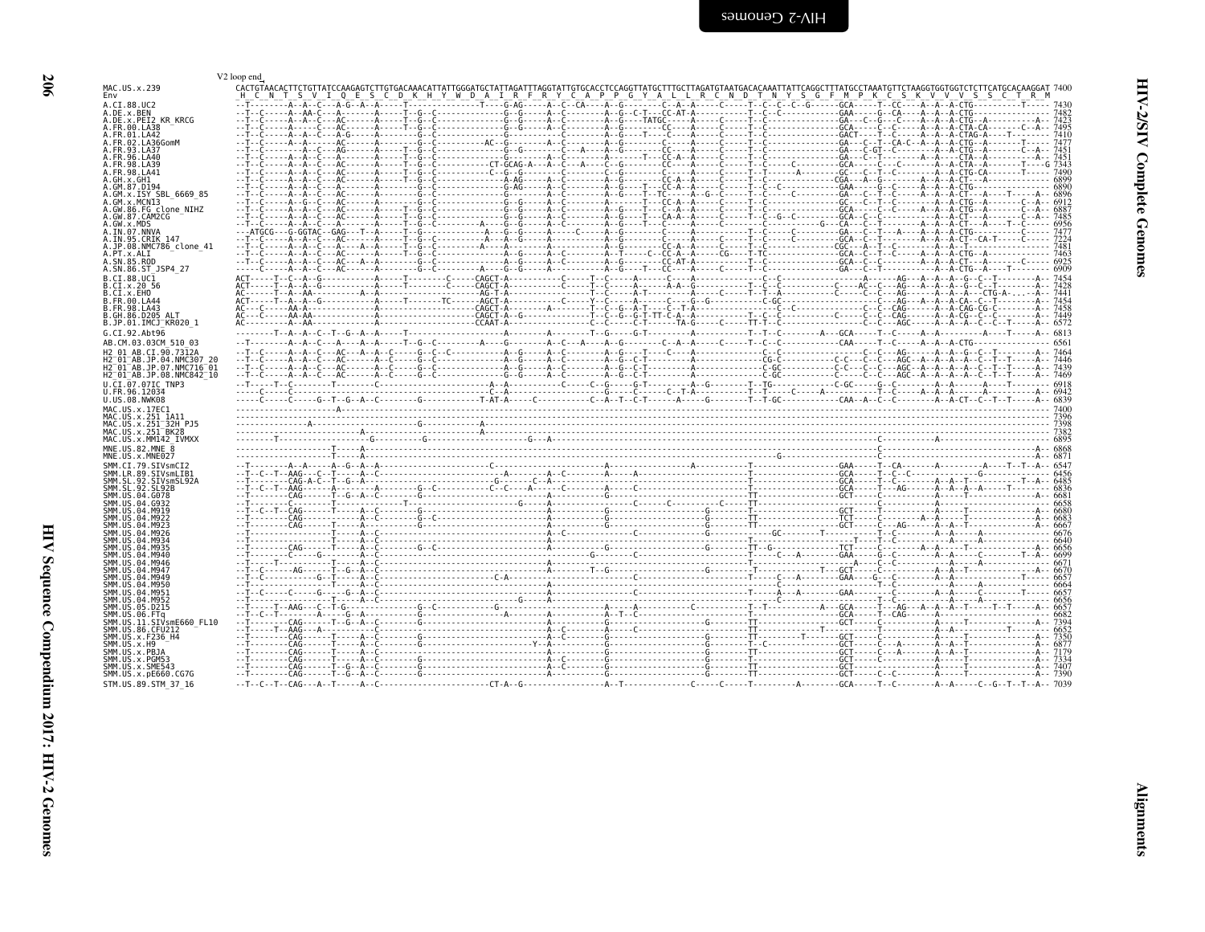V2 loop end

```
MAC.US.x.239                CACTGTAACACTTCTGTTATCCAAGAGTCTTGTGACAAACATTATTGGGATGCTATTAGATTTAGGTATTGTGCACCTCCAGGTTATGCTTTGCTTAGATGTAATGACACAAATTATTCAGGCTTTATGCCTAAATGTTCTAAGGTGGTGGTCTCTTCATGCACAAGGAT 7400
Env                         _H__C__N__T__S__V__I__Q__E__S__C__D__K__H__Y__W__D__A__I__R__F__R__Y__C__A__P__P__G__Y__A__L__L__R__C__N__D__T__N__Y__S__G__F__M__P__K__C__S__K__V__V__V__S__S__C__T__R__M
A.CI.88.UC2                 7430
A.DE.x.BEN                  7482
A.DE.x.PEI2_KR_KRCG         7423
A.FR.00.LA38                7495
A.FR.01.LA42                7410
A.FR.02.LA36GomM            7477
A.FR.93.LA37                7451
A.FR.96.LA40                7451
A.FR.98.LA39                7343
A.FR.98.LA41                7490
A.GH.x.GH1                  6899
A.GM.87.D194                6890
A.GM.x.ISY_SBL_6669_85      6896
A.GM.x.MCN13                6912
A.GW.86.FG_clone_NIHZ       6887
A.GW.87.CAM2CG              7485
A.GW.x.MDS                  6956
A.IN.07.NNVA                7477
A.IN.95.CRIK_147            7224
A.JP.08.NMC786_clone_41     7481
A.PT.x.ALI                  7463
A.SN.85.ROD                 6925
A.SN.86.ST_JSP4_27          6909
B.CI.88.UC1                 7454
B.CI.x.20_56                7428
B.CI.x.EHO                  7441
B.FR.00.LA44                7454
B.FR.98.LA43                7458
B.GH.86.D205_ALT            7449
B.JP.01.IMCJ_KR020_1        6572
G.CI.92.Abt96               6813
AB.CM.03.03CM_510_03        6561
H2_01_AB.CI.90.7312A        7464
H2_01_AB.JP.04.NMC307_20    7446
H2_01_AB.JP.07.NMC716_01    7439
H2_01_AB.JP.08.NMC842_10    7469
U.CI.07.07IC_TNP3           6918
U.FR.96.12034               6942
U.US.08.NWK08               6839
MAC.US.x.17EC1              7400
MAC.US.x.251_1A11           7396
MAC.US.x.251_32H_PJ5        7398
MAC.US.x.251_BK28           7382
MAC.US.x.MM142_IVMXX        6895
MNE.US.82.MNE_8             6868
MNE.US.x.MNE027             6871
SMM.CI.79.SIVsmCI2          6547
SMM.LR.89.SIVsmLIB1         6456
SMM.SL.92.SIVsmSL92A        6485
SMM.SL.92.SL92B             6836
SMM.US.04.G078              6681
SMM.US.04.G932              6658
SMM.US.04.M919              6680
SMM.US.04.M922              6683
SMM.US.04.M923              6667
SMM.US.04.M926              6676
SMM.US.04.M934              6640
SMM.US.04.M935              6656
SMM.US.04.M940              6699
SMM.US.04.M946              6671
SMM.US.04.M947              6670
SMM.US.04.M949              6657
SMM.US.04.M950              6664
SMM.US.04.M951              6657
SMM.US.04.M952              6656
SMM.US.05.D215              6657
SMM.US.06.FTq               6682
SMM.US.11.SIVsmE660_FL10    7394
SMM.US.86.CFU212            6652
SMM.US.x.F236_H4            7350
SMM.US.x.H9                 6877
SMM.US.x.PBJA               7179
SMM.US.x.PGM53              7334
SMM.US.x.SME543             7407
SMM.US.x.pE660.CG7G         7390
STM.US.89.STM_37_16         7039
```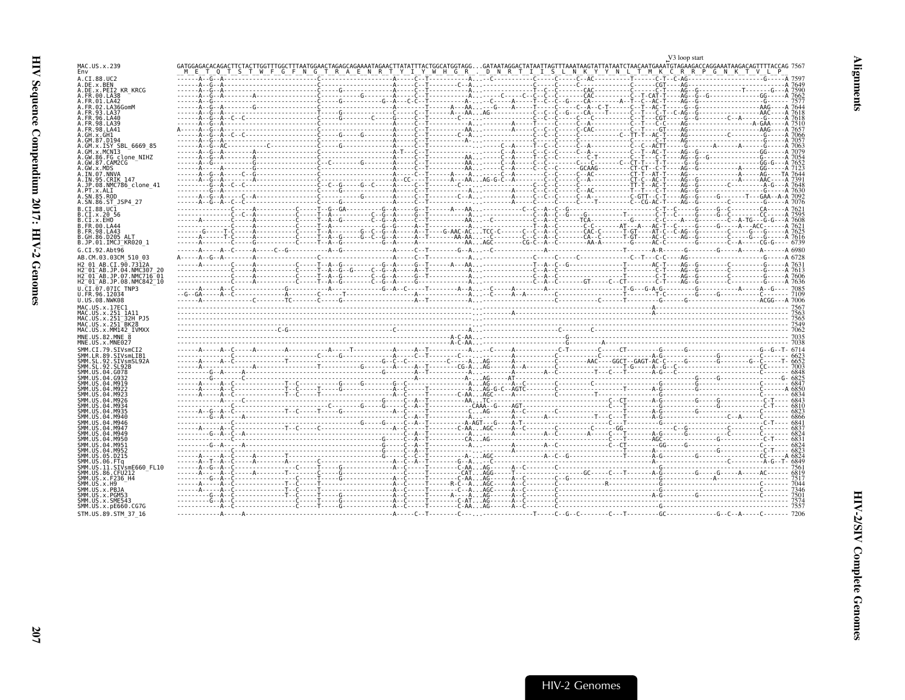V3 loop start

```
MAC.US.x.239                GATGGAGACACAGACTTCTACTTGGTTTGGCTTTAATGGAACTAGAGCAGAAAATAGAACTTATATTTACTGGCATGGTAGG...GATAATAGGACTATAATTAGTTTAAATAAGTATTATAATCTAACAATGAAATGTAGAAGACCAGGAAATAAGACAGTTTTACCAG 7567
Env                          M  E  T  Q  T  S  T  W  F  G  F  N  G  T  R  A  E  N  R  T  Y  I  Y  W  H  G  R  .  D  N  R  T  I  I  S  L  N  K  Y  Y  N  L  T  M  K  C  R  R  P  G  N  K  T  V  L  P
```

Sequence alignment rows (A.CI.88.UC2 through STM.US.89.STM_37_16) with end positions:

| Sequence | Position |
|---|---|
| A.CI.88.UC2 | 7597 |
| A.DE.x.BEN | 7649 |
| A.DE.x.PEI2_KR_KRCG | 7590 |
| A.FR.00.LA38 | 7662 |
| A.FR.01.LA42 | 7577 |
| A.FR.02.LA36GomM | 7644 |
| A.FR.93.LA37 | 7618 |
| A.FR.96.LA40 | 7618 |
| A.FR.98.LA39 | 7510 |
| A.FR.98.LA41 | 7657 |
| A.GH.x.GH1 | 7066 |
| A.GM.87.D194 | 7057 |
| A.GM.x.ISY_SBL_6669_85 | 7063 |
| A.GM.x.MCN13 | 7079 |
| A.GW.86.FG_clone_NIHZ | 7054 |
| A.GW.87.CAM2CG | 7652 |
| A.GW.x.MDS | 7123 |
| A.IN.07.NNVA | 7644 |
| A.IN.95.CRIK_147 | 7391 |
| A.JP.08.NMC786_clone_41 | 7648 |
| A.PT.x.ALI | 7630 |
| A.SN.85.ROD | 7092 |
| A.SN.86.ST_JSP4_27 | 7076 |
| B.CI.88.UC1 | 7621 |
| B.CI.x.20_56 | 7595 |
| B.CI.x.EHO | 7608 |
| B.FR.00.LA44 | 7621 |
| B.FR.98.LA43 | 7625 |
| B.GH.86.D205_ALT | 7616 |
| B.JP.01.IMCJ_KR020_1 | 6739 |
| G.CI.92.Abt96 | 6980 |
| AB.CM.03.03CM_510_03 | 6728 |
| H2_01_AB.CI.90.7312A | 7631 |
| H2_01_AB.JP.04.NMC307_20 | 7613 |
| H2_01_AB.JP.07.NMC716_01 | 7606 |
| H2_01_AB.JP.08.NMC842_10 | 7636 |
| U.CI.07.07IC_TNP3 | 7085 |
| U.FR.96.12034 | 7109 |
| U.US.08.NWK08 | 7006 |
| MAC.US.x.17EC1 | 7567 |
| MAC.US.x.251_1A11 | 7563 |
| MAC.US.x.251_32H_PJ5 | 7565 |
| MAC.US.x.251_BK28 | 7549 |
| MAC.US.x.MM142_IVMXX | 7062 |
| MNE.US.82.MNE_8 | 7035 |
| MNE.US.x.MNE027 | 7038 |
| SMM.CI.79.SIVsmCI2 | 6714 |
| SMM.LR.89.SIVsmLIB1 | 6623 |
| SMM.SL.92.SIVsmSL92A | 6652 |
| SMM.SL.92.SL92B | 7003 |
| SMM.US.04.G078 | 6848 |
| SMM.US.04.G932 | 6825 |
| SMM.US.04.M919 | 6847 |
| SMM.US.04.M922 | 6850 |
| SMM.US.04.M923 | 6834 |
| SMM.US.04.M926 | 6843 |
| SMM.US.04.M934 | 6810 |
| SMM.US.04.M935 | 6823 |
| SMM.US.04.M940 | 6866 |
| SMM.US.04.M946 | 6841 |
| SMM.US.04.M947 | 6837 |
| SMM.US.04.M949 | 6824 |
| SMM.US.04.M950 | 6831 |
| SMM.US.04.M951 | 6824 |
| SMM.US.04.M952 | 6823 |
| SMM.US.05.D215 | 6824 |
| SMM.US.06.FTq | 6849 |
| SMM.US.11.SIVsmE660_FL10 | 7561 |
| SMM.US.86.CFU212 | 6819 |
| SMM.US.x.F236_H4 | 7517 |
| SMM.US.x.H9 | 7044 |
| SMM.US.x.PBJA | 7346 |
| SMM.US.x.PGM53 | 7501 |
| SMM.US.x.SME543 | 7574 |
| SMM.US.x.pE660.CG7G | 7557 |
| STM.US.89.STM_37_16 | 7206 |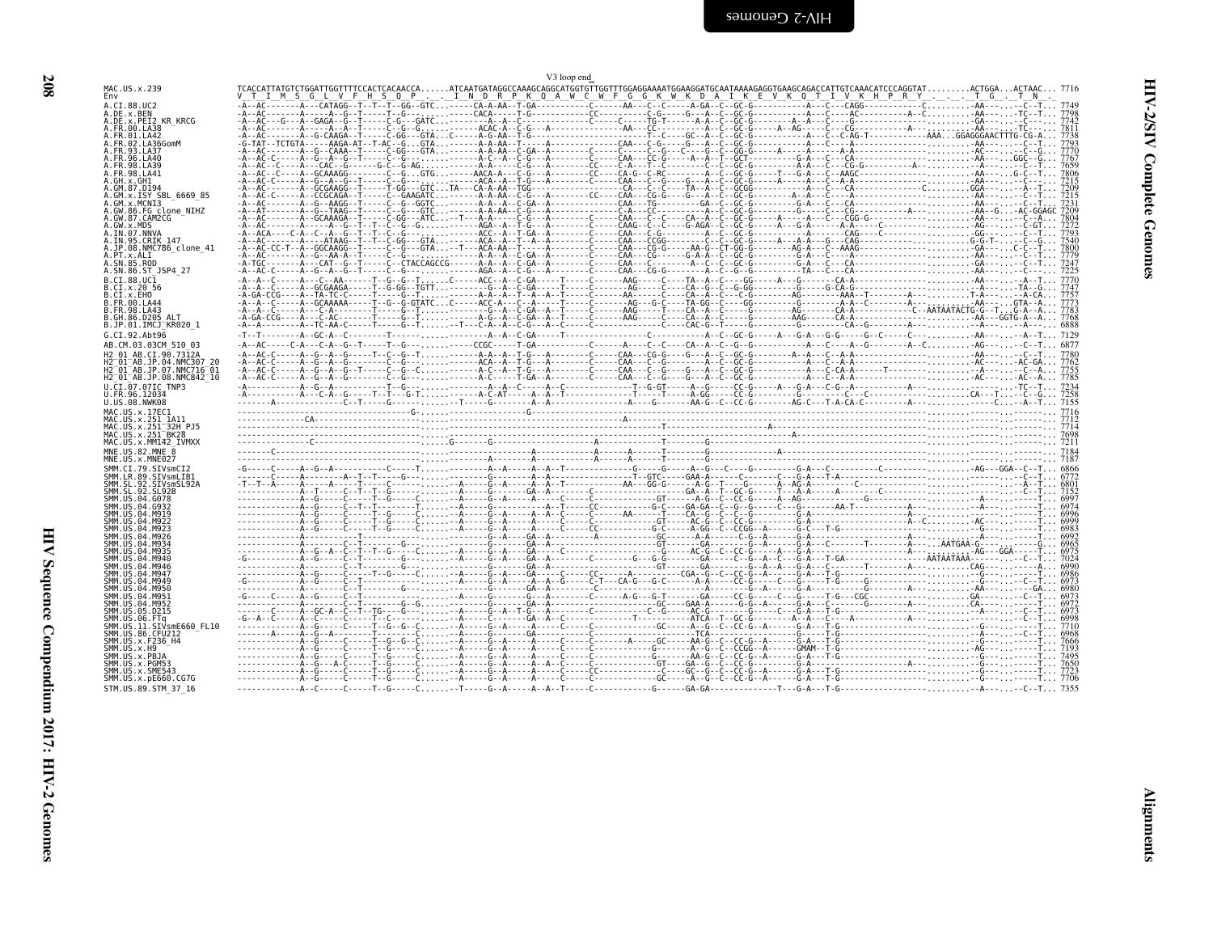V3 loop end

```
MAC.US.x.239                TCACCATTATGTCTGGATTGGTTTTCCACTCACAACCA.....ATCAATGATAGGCCAAAGCAGGCATGGTGTTGGTTTGGAGGAAAATGGAAGGATGCAATAAAAGAGGTGAAGCAGACCATTGTCAAACATCCCAGGTAT.........ACTGGA...ACTAAC... 7716
Env                         V  T  I  M  S  G  L  V  F  H  S  Q  P  .  .  I  N  D  R  P  K  Q  A  W  C  W  F  G  G  K  W  K  D  A  I  K  E  V  K  Q  T  I  V  K  H  P  R  Y  .  .  .  T  G  .  T  N  .
A.CI.88.UC2                 -A--AC-------A---CATAGG--T--T--T--GG--GTC...-----CA-A-AA--T-GA-----------C------AA---C--C-----A-GA--C--GC-G----------A---C---CAGG------------C.........-AA---...-C--T... 7749
A.DE.x.BEN                  -A--AC-------A-----A--G--T-----T--G--.....-----CACA------T-G--------------CC----------C-G-----G---A--C--GC-G----------A---C----AC-----------A--C.........-AA---...-TC--T... 7798
A.DE.x.PEI2_KR_KRCG         -A--AC---G---A---GAGA--G--T-----C-G---GATC...-------A--A--C-------------C-------C-----TG-T------A-A--C--GC-G----------A-A---C---G--------------------.........-GA----...-C----... 7742
A.FR.00.LA38                -A--AC-------A-----A--A--T-----C--G--G.....-----ACAC-A--C-G---A-----------AA------CC-----------A---C--GC-G-------A--AG-----C---CG--------------A----.........-AA----...-TC----... 7811
A.FR.01.LA42                -A--AC-------A--G-CAAGA--T-----C-GG---GTA...C-----A-G-AA--T-G--------------------T--C----GC--A--C--GC-G---------A---C---C-AG-T-----------------AAA...GGAGGGAACTTTG-CG-A... 7738
A.FR.02.LA36GomM            -G-TAT--TCTGTA-----AAGA-AT--T-AC--G...GTA...-----A-A-AA--T----A-----------CAA----C-G-----G---A--C--GC-G----------A---C-------------------------------.........-AA----...-C--T... 7793
A.FR.93.LA37                -A--AC-------A--G---CAAA--T-----C-GG---GTA...-------A-A-AA--C-GA--A-------C-----C------C--G---C---G--GG-G-------A----A---A-A---------------------------.........-AC----...-C--G... 7770
A.FR.96.LA40                -A--AC-C-----A--G--A--G--T-----C--G--.....-------A--C--A--C-G---A---------CAA----CC-G-----A--A---T--GCT--------------G-A---C---CA-------------------.........-AA----...GGC-G... 7767
A.FR.98.LA39                -A--AC--C----A----CAC--G-----G-C--G-AG.....-------A-A----A--C-G---A--------CC----C-A---T--C-----C--C--GC-G---------A-A---C---CG-G---------A---------.........-A----...-C--T... 7659
A.FR.98.LA41                -A--AC--C----A--GCAAAGG-------C--G...GTG...-----AACA-A---C-G---A----------CC----CA-G--C-RC---------A--C--GC-G------T---G-A---C---AAGC----------------.........-AA----...G-C--T... 7806
A.GH.x.GH1                  -A--AC-C-----A--G--A--G--T-----C--G--.....-------ACA--A--T-G---A----------CAA----C--G-----G---A--C--GC-G----------A-A---C---CA-------------------------.........-AA----...-C--T... 7215
A.GM.87.D194                -A--AC-------A--GCGAAGG--T-----T-GG---GTC...TA---CA-A-AA--TGG--------------CA----C--C-----TA--A--C--GCGG----------A---C---CA------------------C------.........GGA----...-A--T... 7209
A.GM.x.ISY_SBL_6669_85      -A--AC-C-----A--CCGCAGA--T-----C--GAAGATC...-----A-A-AA--C-G---A----------CC----CAA---CG-G-----G---A--C--GC-G----------A--A---C---CA--------------------.........-AA----...-C--T... 7215
A.GM.x.MCN13                -A--AC-------A--G--AAGG--T-----C--G--GGTC...------A-A--A--C-GA--A-----------CAA----TG-------G---A--C--GC-G----------G-A---C---CA----------------------.........-AA----...-C--T... 7231
A.GW.86.FG_clone_NIHZ       -A--AT-------A--G--TAAG--T-----C--G---GTC...-----A-A-AA--C-G---A------------CA----CC----------A--C--GC-G---------G-----C---CG---------A-------------.........-AA--G...-AC-GGAGC 7209
A.GW.87.CAM2CG              -A--AC-------A--GCAAAGA--T-----C-GG---ATC...-T---A-A-----C-G---A-----------CAA----C--C-----CA--A--C--GC-G------A-----A---C---CGG-G--------------------.........-AA----...-C--A... 7804
A.GW.x.MDS                  -A--AC-------A-----A--G--T--T--C--G--G.....-----AGA--A--T-G---A----------CAAG----C--C-----G-AGA--C--GC-G------A---G-A----A-A-----C--------------------.........-AG----...-C-GT... 7272
A.IN.07.NNVA                -A-ACA----C-A--C--A--G--T--T--C--G--.....-------ACC--A--T-GA--A-----------CAA----C-G----------A--C--GC-G---------------CAG----C--------------------------.........-GG----...-C--T... 7793
A.IN.95.CRIK_147            -A--AC-------A-----ATAAG--T--T--C-GG---GTA...-----ACA--A--T--A--A--------CAA----CCGG----------C--C--GC-G------A---A-A---G---CAG---------------------.........G-G-T-...-C--G... 7540
A.JP.08.NMC786_clone_41     -A--AC-CC-T--A--GGCAAGG--T-----C--G---GTA...--T---ACA-AA--T-------------C------CAA----CG-G-----AA-G--CT-GG-G--------AG-A---C--AAAG---------------------.........-GA----...C-C--T... 7800
A.PT.x.ALI                  -A--AC-------A--G--AA-A--T-----C--G--.....-------A-A---A--C-GA--A-----------CAA----CG-----G-A-A--C--GC-G----------G-A---C--CA-----------------------.........-AA----...-C--T... 7779
A.SN.85.ROD                 -A-TGC-------A----CAT--G--T-----C--CTACCAGCCG-----A-A--A--C-GA--A-----------CAA----C---------A-C--C--GC-G----------G-A---C---CA-------------------------.........-GA----...-C--T... 7247
A.SN.86.ST_JSP4_27          -A--AC-C-----A--G--A--G--T-----C--G--.....-----AGA--A--T-G---A-----------CAA----CG-G----------A--C--GC-G---------TA---C---CA--------------------------.........-AG----...-C--T... 7225
B.CI.88.UC1                 -A--A--C-----A---C--AA------T--G--G--T.....C-----ACC--A--C-GA--A---T--------AAG-----C----TA--A--C-----GG-----A---G-------CA-A--------------------------.........-AA----...-A--T... 7770
B.CI.x.20_56                -A--A--C-----A--GCGAAGA--T--G-GG--TGTT.....---------G--A--C-GA-----T---------AG------C----CA--G--C--G-GG----------G-----G-CA-G------------------------.........--A----...-TA--G... 7747
B.CI.x.EHO                  -A-GA-CCG----A---TA-TC-C-----T--G--T.....---------A--A--T--A--A---T--------AA-------C-----CA--G--C---C-G---------AG-------AAA--T-------A---------------.........T-A----...-A-CA... 7757
B.FR.00.LA44                -A--A--C-----A--GCAAAAA--T--G--G-GTATC...C-----ACC-A---C-G--A---T---------AG---G-C----TA-GG--C-----GG-------G---A-A--C-----A------A--------------------.........-AA----...GTA--A... 7773
B.FR.98.LA43                -A--A--C-----A----C-A-------T-----G--T.....--------G--A--C-GA--A---T--------AAG-----T----CA--A--C--G------AG-----CA-A-----------C--AATAATACTG-G--T...G-A--A... 7783
B.GH.86.D205_ALT            -A-GA-CCG----A---C-AC-------T-----G--T.....---------A-G--A--C-GA--A---T------AAG-----C----CA--A--C--G--------AAG-------CA-A---------------------------.........-AA----GGTG-A--A... 7768
B.JP.01.IMCJ_KR020_1        -A--A--C-----A--TC-AA-C------T--G--T.....--T---C-A-A--A--C-GA--A-C---------C-----C----CAC-G--T-----G---------G-------CA-G-------------------------------.........--A----...-A--T... 6868
G.CI.92.Abt96               -T--T--------A--GC-A--C--------T--------.....---------A--A--C-GA-----T-----------------C----------A--C--GC-G------A---G-A---G-G-----G--C-----C------------.........-AA----...-A--T... 7129
AB.CM.03.03CM_510_03        -A--AC-----C-A---C--A--G--T-----T--G--.....-----CCGC-----T-GA-----------C-------A---C--C----CA--A--C--GC-G---------A---C----A--G-------A--C------------.........-AG----...-C--T... 6877
H2_01_AB.CI.90.7312A        -A--AC-C-----A--G--A--G-----T--C--G--T.....--------A-A--A--T-G---A-----------CAA----CG-G----G---A--C--GC-G---------A--A---C--A-A--------------------------.........-AA----...-C--T... 7780
H2_01_AB.JP.04.NMC307_20    -A--AC-C-----A--G--A--G--------C--G--.....--------ACA--A--T-G---A------------CAA----C--G-----G---A--C--GC-G----------A---C-A-A-----------------------------.........-AC----...AC-GA... 7762
H2_01_AB.JP.07.NMC716_01    -A--AC-C-----A--G--A--G--T-----C--G--C.....-------A--C--A--T-G---A-----------CAA----C--G-----G---A--C--GC-G----------A---C-CA-A-------T------------------.........--C-A----...-C--A... 7755
H2_01_AB.JP.08.NMC842_10    -A--AC-C-----A--G--A--G--------C--G--.....--------A-C-----T-GA--A------------CAA----C--G-----G---A--C--GC-G----------A---C--A-A---------------------------.........-AC----...-AC--A... 7785
U.CI.07.07IC_TNP3           -A-----------A--G--A-------T--G--.....--------A--A--C-----A--C----------------T--G-GT-----A--G-----CC-G-----A---G-A---C-G--A---------A--------------------.........-----TC--T... 7234
U.FR.96.12034               -A-----------A---C-A--G-----T---T---G-T.....-------A-C-AT-----A--T-----------T---A-GG-----CC-G-------C---------C---C--C-----------------------------CA---T...-C--G... 7258
U.US.08.NWK08               -------A-----------C--T-----G---------.....--T------G---------A----------------A---G----------AA-G--C--CC-G--------AG-C---T-A-CA-C------------A-------------C.....-A--T... 7155
MAC.US.x.17EC1              --------------------------------------------G-----.....-----------G-----------------------------------------------------------------------------------------.........-------...-------... 7716
MAC.US.x.251_1A11           ---------------CA---------------------------.....----------------------------------A-----------------------------------------------------------------.........-------...-------... 7712
MAC.US.x.251_32H_PJ5        ---------------------------------------------.....------------------------------------T-------------A-----------------------------------------------.........-------...-------... 7714
MAC.US.x.251_BK28           ---------------------------------------------.....----------------------------------------------------------------A-----------------------------------.........-------...-------... 7698
MAC.US.x.MM142_IVMXX        ---------------C-------------------------....G--------G------------A------------T--------G-------------------------------------------------------------.........-------...-------... 7211
MNE.US.82.MNE_8             -------C-------------------------------.....------------A-----------------A-------T--------G-------------A--------------------------------------------.........-------...-------... 7184
MNE.US.x.MNE027             ----------------------------------------.....------------A-----------------A-------T--------G-------------------------------------------------------------.........-------...-------... 7187
SMM.CI.79.SIVsmCI2          -G-----C-----A--G--A------------C-----T.....-------A--A-----A--A--T------------G-----G-----A--G---C----G---------G-A---C----------C------------------.........-AG---GGA--C--T... 6866
SMM.LR.89.SIVsmLIB1         --------C-----A------A--T--T-----G-----.....---------G----------A--A------------T-GTC-----GAA-A-----C-------C---G-A---T-A-------------------------------.........-------...-C--T... 6772
SMM.SL.92.SIVsmSL92A        -T--T--A-----A----A-----T-----C--G-----.....-A------G--A-----A--A--T----------AA--GG-G------A-G--T---G-------A-AG-A-------C-----------------------------.........-------...-C----... 6801
SMM.SL.92.SL92B             -------------A--T-------C--T--T--G-------.....-A-------G------GA--A------------------GA--A--T--GC-G------T---A-A-------A-------C------------------------.........-------...-C--T... 7152
SMM.US.04.G078              -------------A--G------C-----T--G--------.....-A-------G--A-----A--C----------C------A-G--C--CC-G---A--AG-----------G-------------------------------------.........--A----...-----T... 6997
SMM.US.04.G932              -------------A--G------C--T--T-----------T.....--A------G-------A--T---------CC----G-C----GA-GA--C--G--G------C---G--------AA-T----------A----------------.........-------...-----T... 6974
SMM.US.04.M919              -------------A--G------C-----T--G--------C.....-A-------G--A-----A--C-----C------AA------T----CA-G--C--C--G--------G-A------------------------A-------------.........-------...-----T... 6996
SMM.US.04.M922              -------------A--G------C-----T--G--------C.....-A-------G--A-----A--C-----C------------GT-----AC-G--C--CC-G--------G-A------------------------A--C---------.........-AC----...-----T... 6999
SMM.US.04.M923              -------------A--G------C-----T--G--------C.....-A-------G--A-----A--C-----C------------G-C-----A-G--C--CCGG--A-------G-C--T-G-------------------------------.........--G----...-----T... 6983
SMM.US.04.M926              ------------------T--------------------.....-A-------G--A---GA--A----------A------------GC-----A-A-----C-G--A------G-A--------------------------------------.........--A----...-----T... 6992
SMM.US.04.M934              -------------A--------C--T--------G-----C.....-A-------G-------GA--A----------------------GT-----GA-----C--G--A------G-A--C-------T-------A------AATGAA-G-------...--G--T... 6965
SMM.US.04.M935              -------------A--G--A--C-----T--G--------C.....-A-------G--A-----A--C-----C-------------G-----AC-G--C--CC-G--A-------G-A---------------------A--------------.........-AG---GGA----...-----T... 6975
SMM.US.04.M940              -G-----------A--G------C-----T-------G-----.....-A-------G--A---GA--A----------C------G--G-G-------GA-----C--G--A--C--G-A---T-GA----------------AATAATAAA--------...-C--T... 7024
SMM.US.04.M946              -------------A--G------C--T--------G-----C.....-A-------G-------GA--A---------------------GT-----GA-----------G--A--A--G-A--C----------T-------A----------.........CAG----...-----A... 6990
SMM.US.04.M947              -------------A--G------C--T--T-G-----C.....-A-------G--A-----GA--C-------CC------A----------CGA--G--C--CC-G--A-------G-A--T-G-------------------------------.........--G----...-----T... 6986
SMM.US.04.M949              -G-----------A--G------C--T-------C.....-A-------G--A-----A--A--G------C-T---CA-G--G-C-------A-A-----CC-G--------G-A---T-G------G----------------------------.........--G----...-C--T... 6973
SMM.US.04.M950              -------------A--G------C--T-------------.....----------G--------GA-A-----------C--------------------A--G--A--------G-A-------------G------------A----------------.........-AA----...-----GA... 6980
SMM.US.04.M951              -G-----C-----A--G------C--T-----------------.....-A-------G--A-----------A-----------C------A-G--G-T-------GA------CC-G-----C---G-----T-G---CGC-------------------.........GA-----...-C--T... 6973
SMM.US.04.M952              -------------A--G------C--T--------G--G.....-A-------G------GA--A-------------------------GC-----GAA-A-------G-G--A-----G-A---C----G--------A-----------------.........CA-----...-----T... 6972
SMM.US.05.D215              -------------A--GC-A--C--T--TG-----G-------.....--A-------G--A--T-G--A--C--------------------------C--G-----AC-G-------C--G--A-C--T-G------------------------------.........--A----...-----T... 6973
SMM.US.06.FTq               -G--A--C-----A--C------C--T--------C-----.....--------GA--A--C------------T-------------ATCA--T--GC-G--------A--A-----C-------A-------------------------------.........--G----...-C--T... 6998
SMM.US.11.SIVsmE660_FL10    -------------A--G------C-----T--G--G--C.....-A-------G--A-----A--C-----C------------GC-----A--G--C--CC-G--A-------G-A---T-G-------------------------------------.........--G----...-----T... 7710
SMM.US.86.CFU212            --------A-----A--G--A------T-----------C.....-A-------G------GA------------C---------------TCA--------------------G-----T-G-------------------------------------.........--A----...-C--T... 6968
SMM.US.x.F236_H4            -------------A--G------C-----T--G--G--C.....-A-------G--A-----A--C-----C-------A------GC-----AA-G--C--CC-G--A-------G-A---T-G-------------------------------------.........--G----...-----T... 7666
SMM.US.x.H9                 -------------A--G------C-----T--G-----C.....-A-------G--A-----A--C-----C------------G-----A--G--C--CCGG--A-------GMAM--T-G-------------------------------------.........-AG----...-----T... 7193
SMM.US.x.PBJA               -------------A--G------C-----T--G-----C.....-A-------G--A-----A--C-----C------------G-----AA-G--C--CC-G--A-------G-A---T-G-------------------------------------.........--G----...-----T... 7495
SMM.US.x.PGM53              -------------A--G---A-C------T--G--G--C.....-A-------G--A-----A--A--C-----C------------GT-----GA-G--A--CC-G--------G-A------------------------A-----------------.........--G----...-----T... 7650
SMM.US.x.SME543             -------------A--G------C-----T--G-----C.....-A-------G--A-----A--C-----CC-------------C----GC--G--C--CC-G--A-------G-A---T-G-------------------------------------.........--G----...-----T... 7723
SMM.US.x.pE660.CG7G         -------------A--G------C-----T--G-----C.....-A-------G--A-----A--C-----C------------GC-----A--G--C--CC-G--A-------G-A---T-G-------------------------------------.........--G----...-----T... 7706
STM.US.89.STM_37_16         -------------A--C-----C-----T--G-----C.....--T-----G--A-----A--A--T-----C-------------G-----GA-GA-------------T----G-A---T-G-------------------------------------.........--A----...-C--T... 7355
```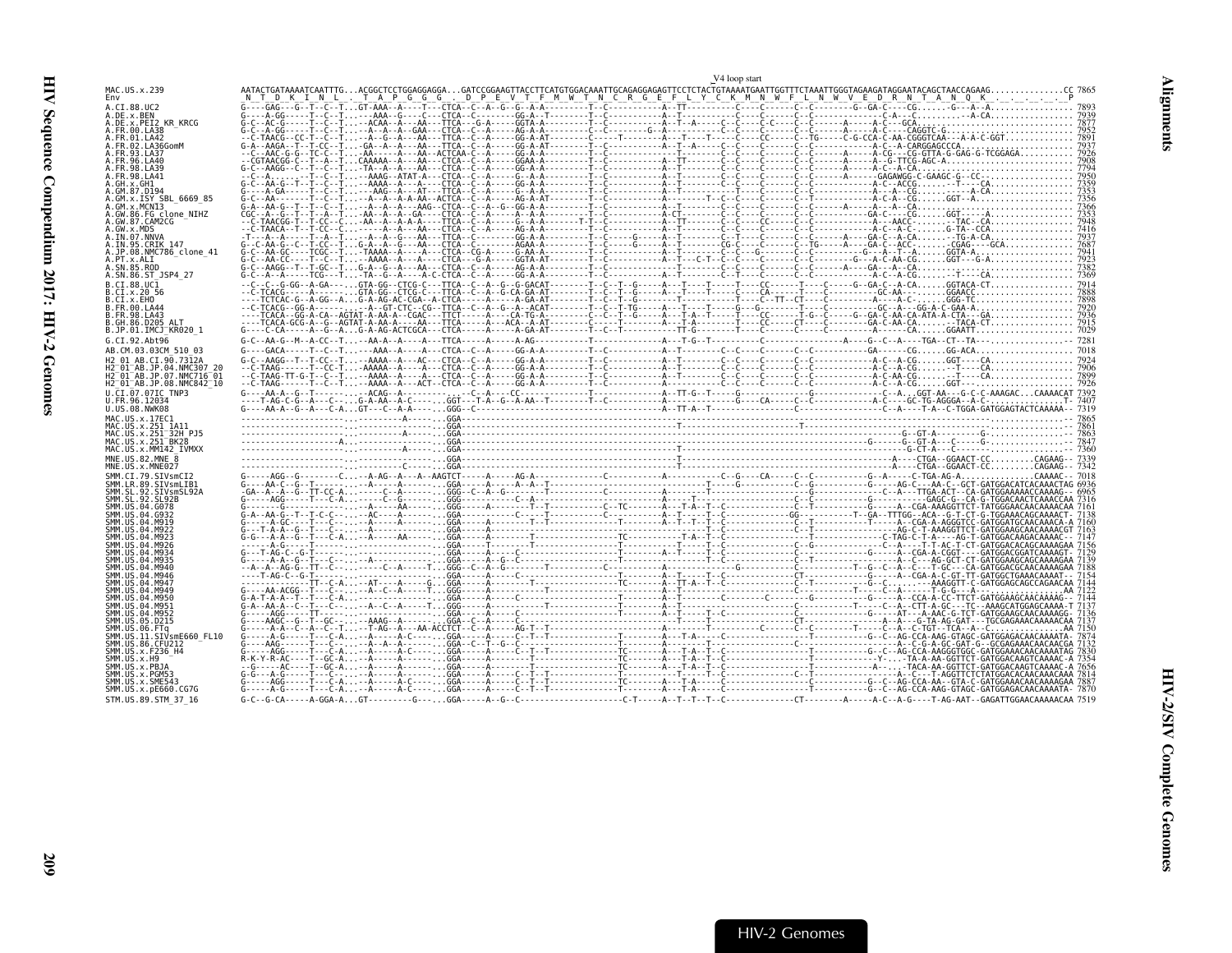V4 loop start

```
MAC.US.x.239              AATACTGATAAAATCAATTTG...ACGGCTCCTGGAGGAGGA...GATCCGGAAGTTACCTTCATGTGGACAAATTGCAGAGGAGAGTTCCTCTACTGTAAAATGAATTGGTTTCTAAATTGGGTAGAAGATAGGAATACAGCTAACCAGAAG..............CC 7865
Env                        N  T  D  K  I  N  L    T  A  P  G  G  G    D  P  E  V  T  F  M  W  T  N  C  R  G  E  F  L  Y  C  K  M  N  W  F  L  N  W  V  E  D  R  N  T  A  N  Q  K                 P
```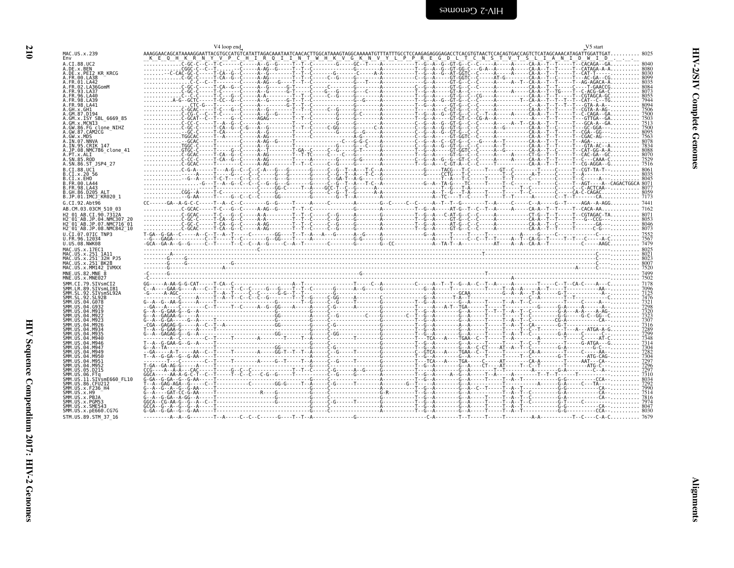## HIV-2/SIV Complete Genomes — Alignments

```
                              V4 loop end                                                                                                   V5 start
MAC.US.x.239                  AAAGGAACAGCATAAAAGGAATTACGTGCCATGTCATATTAGACAAATAATCAACACTTGGCATAAAGTAGGCAAAAATGTTTATTTGCCTCCAAGAGAGGGAGACCTCACGTGTAACTCCACAGTGACCAGTCTCATAGCAAACATAGATTGGATTGAT..........  8025
Env                            K  E  Q  H  K  R  N  Y  V  P  C  H  I  R  Q  I  I  N  T  W  H  K  V  G  K  N  V  Y  L  P  P  R  E  G  D  L  T  C  N  S  T  V  T  S  L  I  A  N  I  D  W  I  D

A.CI.88.UC2                   8040
A.DE.x.BEN                    8080
A.DE.x.PEI2_KR_KRCG           8030
A.FR.00.LA38                  8099
A.FR.01.LA42                  8035
A.FR.02.LA36GomM              8084
A.FR.93.LA37                  8073
A.FR.96.LA40                  8055
A.FR.98.LA39                  7944
A.FR.98.LA41                  8094
A.GH.x.GH1                    7506
A.GM.87.D194                  7500
A.GM.x.ISY_SBL_6669_85        7503
A.GM.x.MCN13                  7513
A.GW.86.FG_clone_NIHZ         7500
A.GW.87.CAM2CG                8095
A.GW.x.MDS                    7563
A.IN.07.NNVA                  8078
A.IN.95.CRIK_147              7834
A.JP.08.NMC786_clone_41       8088
A.PT.x.ALI                    8070
A.SN.85.ROD                   7529
A.SN.86.ST_JSP4_27            7516
B.CI.88.UC1                   8061
B.CI.x.20_56                  8035
B.CI.x.EHO                    8045
B.FR.00.LA44                  8071
B.FR.98.LA43                  8077
B.GH.86.D205_ALT              8059
B.JP.01.IMCJ_KR020_1          7173
G.CI.92.Abt96                 7441
AB.CM.03.03CM_510_03          7162
H2_01_AB.CI.90.7312A          8071
H2_01_AB.JP.04.NMC307_20      8053
H2_01_AB.JP.07.NMC716_01      8046
H2_01_AB.JP.08.NMC842_10      8073
U.CI.07.07IC_TNP3             7552
U.FR.96.12034                 7567
U.US.08.NWK08                 7479
MAC.US.x.17EC1                8025
MAC.US.x.251_1A11             8021
MAC.US.x.251_32H_PJ5          8023
MAC.US.x.251_BK28             8007
MAC.US.x.MM142_IVMXX          7520
MNE.US.82.MNE_8               7499
MNE.US.x.MNE027               7502
SMM.CI.79.SIVsmCI2            7178
SMM.LR.89.SIVsmLIB1           7096
SMM.SL.92.SIVsmSL92A          7125
SMM.SL.92.SL92B               7476
SMM.US.04.G078                7321
SMM.US.04.G932                7298
SMM.US.04.M919                7320
SMM.US.04.M922                7323
SMM.US.04.M923                7307
SMM.US.04.M926                7316
SMM.US.04.M934                7289
SMM.US.04.M935                7299
SMM.US.04.M940                7348
SMM.US.04.M946                7314
SMM.US.04.M947                7304
SMM.US.04.M949                7282
SMM.US.04.M950                7304
SMM.US.04.M951                7297
SMM.US.04.M952                7296
SMM.US.05.D215                7297
SMM.US.06.FTq                 7310
SMM.US.11.SIVsmE660_FL10      8034
SMM.US.86.CFU212              7292
SMM.US.x.F236_H4              7990
SMM.US.x.H9                   7514
SMM.US.x.PBJA                 7816
SMM.US.x.PGM53                7974
SMM.US.x.SME543               8047
SMM.US.x.pE660.CG7G           8030
STM.US.89.STM_37_16           7679
```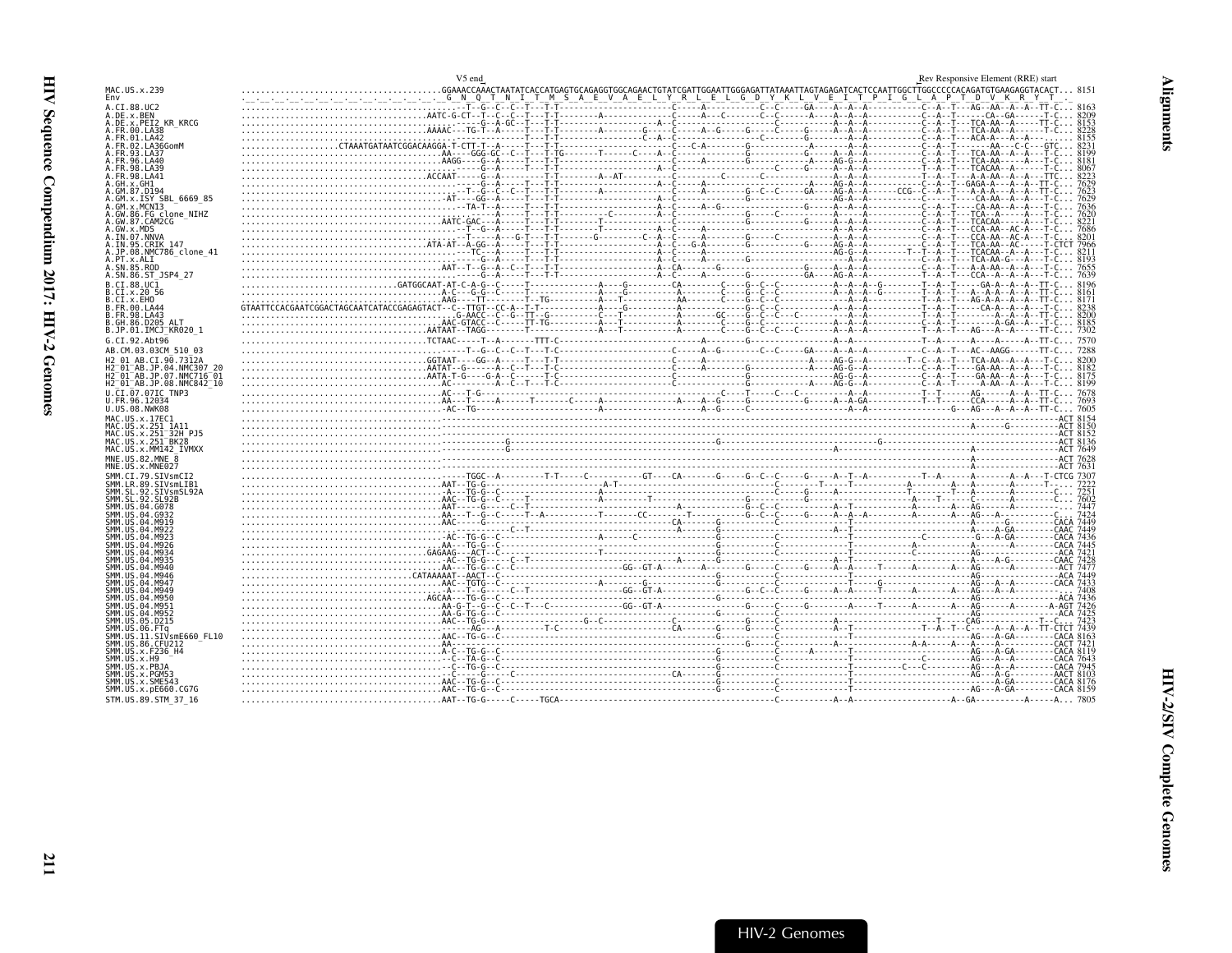```
                                                                    V5 end                                                                                                   Rev Responsive Element (RRE) start
MAC.US.x.239                  ........................................GGAAACCAAACTAATATCACCATGAGTGCAGAGGTGGCAGAACTGTATCGATTGGAATTGGGAGATTATAAATTAGTAGAGATCACTCCAATTGGCTTGGCCCCCACAGATGTGAAGAGGTACACT... 8151
Env                           . _ . _ . _ . _ . _ . _ . _ . _ . _ . _ . _ G _ N _ Q _ T _ N _ I _ T _ M _ S _ A _ E _ V _ A _ E _ L _ Y _ R _ L _ E _ L _ G _ D _ Y _ K _ L _ V _ E _ I _ T _ P _ I _ G _ L _ A _ P _ T _ D _ V _ K _ R _ Y _ T _ .
A.CI.88.UC2                                                                                                                                                                                            8163
A.DE.x.BEN                                                                                                                                                                                             8209
A.DE.x.PEI2_KR_KRCG                                                                                                                                                                                    8153
A.FR.00.LA38                                                                                                                                                                                           8228
A.FR.01.LA42                                                                                                                                                                                           8155
A.FR.02.LA36GomM                                                                                                                                                                                       8231
A.FR.93.LA37                                                                                                                                                                                           8199
A.FR.96.LA40                                                                                                                                                                                           8181
A.FR.98.LA39                                                                                                                                                                                           8067
A.FR.98.LA41                                                                                                                                                                                           8223
A.GH.x.GH1                                                                                                                                                                                             7629
A.GM.87.D194                                                                                                                                                                                           7623
A.GM.x.ISY_SBL_6669_85                                                                                                                                                                                 7629
A.GM.x.MCN13                                                                                                                                                                                           7636
A.GW.86.FG_clone_NIHZ                                                                                                                                                                                  7620
A.GW.87.CAM2CG                                                                                                                                                                                         8221
A.GW.x.MDS                                                                                                                                                                                             7686
A.IN.07.NNVA                                                                                                                                                                                           8201
A.IN.95.CRIK_147                                                                                                                                                                                       7966
A.JP.08.NMC786_clone_41                                                                                                                                                                                8211
A.PT.x.ALI                                                                                                                                                                                             8193
A.SN.85.ROD                                                                                                                                                                                            7655
A.SN.86.ST_JSP4_27                                                                                                                                                                                     7639
B.CI.88.UC1                                                                                                                                                                                            8196
B.CI.x.20_56                                                                                                                                                                                           8161
B.CI.x.EHO                                                                                                                                                                                             8171
B.FR.00.LA44                                                                                                                                                                                           8238
B.FR.98.LA43                                                                                                                                                                                           8200
B.GH.86.D205_ALT                                                                                                                                                                                       8185
B.JP.01.IMCJ_KR020_1                                                                                                                                                                                   7302
G.CI.92.Abt96                                                                                                                                                                                          7570
AB.CM.03.03CM_510_03                                                                                                                                                                                   7288
H2_01_AB.CI.90.7312A                                                                                                                                                                                   8200
H2_01_AB.JP.04.NMC307_20                                                                                                                                                                               8182
H2_01_AB.JP.07.NMC716_01                                                                                                                                                                               8175
H2_01_AB.JP.08.NMC842_10                                                                                                                                                                               8199
U.CI.07.07IC_TNP3                                                                                                                                                                                      7678
U.FR.96.12034                                                                                                                                                                                          7693
U.US.08.NWK08                                                                                                                                                                                          7605
MAC.US.x.17EC1                                                                                                                                                                                         8154
MAC.US.x.251_1A11                                                                                                                                                                                      8150
MAC.US.x.251_32H_PJ5                                                                                                                                                                                   8152
MAC.US.x.251_BK28                                                                                                                                                                                      8136
MAC.US.x.MM142_IVMXX                                                                                                                                                                                   7649
MNE.US.82.MNE_8                                                                                                                                                                                        7628
MNE.US.x.MNE027                                                                                                                                                                                        7631
SMM.CI.79.SIVsmCI2                                                                                                                                                                                     7307
SMM.LR.89.SIVsmLIB1                                                                                                                                                                                    7222
SMM.SL.92.SIVsmSL92A                                                                                                                                                                                   7251
SMM.SL.92.SL92B                                                                                                                                                                                        7602
SMM.US.04.G078                                                                                                                                                                                         7447
SMM.US.04.G932                                                                                                                                                                                         7424
SMM.US.04.M919                                                                                                                                                                                         7449
SMM.US.04.M922                                                                                                                                                                                         7449
SMM.US.04.M923                                                                                                                                                                                         7436
SMM.US.04.M926                                                                                                                                                                                         7445
SMM.US.04.M934                                                                                                                                                                                         7421
SMM.US.04.M935                                                                                                                                                                                         7428
SMM.US.04.M940                                                                                                                                                                                         7477
SMM.US.04.M946                                                                                                                                                                                         7449
SMM.US.04.M947                                                                                                                                                                                         7433
SMM.US.04.M949                                                                                                                                                                                         7408
SMM.US.04.M950                                                                                                                                                                                         7436
SMM.US.04.M951                                                                                                                                                                                         7426
SMM.US.04.M952                                                                                                                                                                                         7425
SMM.US.05.D215                                                                                                                                                                                         7423
SMM.US.06.FTq                                                                                                                                                                                          7439
SMM.US.11.SIVsmE660_FL10                                                                                                                                                                               8163
SMM.US.86.CFU212                                                                                                                                                                                       7421
SMM.US.x.F236_H4                                                                                                                                                                                       8119
SMM.US.x.H9                                                                                                                                                                                            7643
SMM.US.x.PBJA                                                                                                                                                                                          7945
SMM.US.x.PGM53                                                                                                                                                                                         8103
SMM.US.x.SME543                                                                                                                                                                                        8176
SMM.US.x.pE660.CG7G                                                                                                                                                                                    8159
STM.US.89.STM_37_16                                                                                                                                                                                    7805
```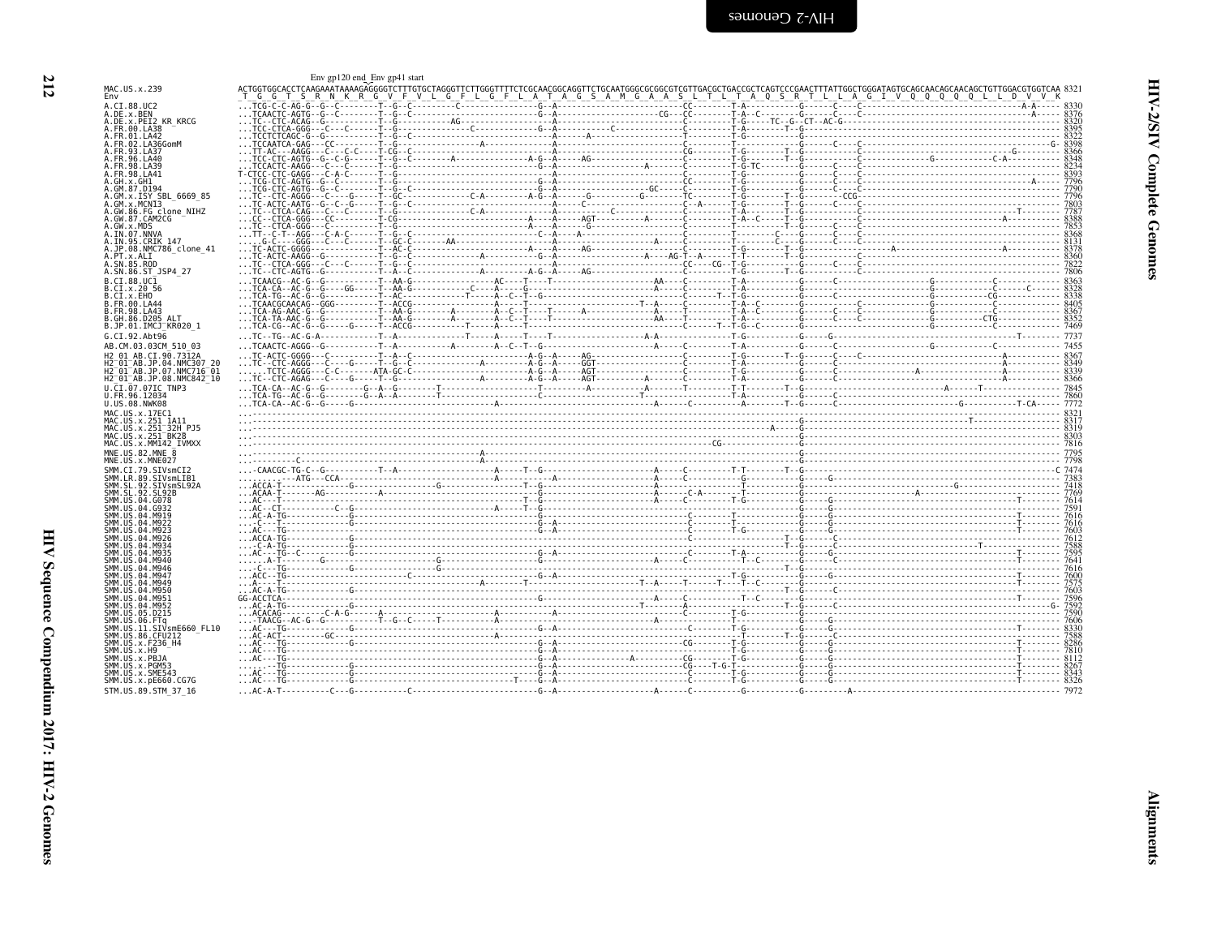Env gp120 end_Env gp41 start

```
MAC.US.x.239              ACTGGTGGCACCTCAAGAAATAAAAGAGGGGTCTTTGTGCTAGGGTTCTTGGGTTTTCTCGCAACGGCAGGTTCTGCAATGGGCGCGGCGTCGTTGACGCTGACCGCTCAGTCCCGAACTTTATTGGCTGGGATAGTGCAGCAACAGCAACAGCTGTTGGACGTGGTCAA 8321
Env                        T  G  G  T  S  R  N  K  R  G  V  F  V  L  G  F  L  G  F  L  A  T  A  G  S  A  M  G  A  A  S  L  T  L  T  A  Q  S  R  T  L  L  A  G  I  V  Q  Q  Q  Q  Q  L  L  D  V  V  K
A.CI.88.UC2               ...TCG-C-C-AG-G--G--C--------T--G--C---------C----------------G--A--------------------------CC--------T-A-----------G------C----C--------------------------------------A-A----- 8330
A.DE.x.BEN                ...TCAACTC-AGTG--G--C--------T--G--C-----------------------------G--A--------------------CG---CC--------T-A--C--------G------C----C---------------------------------------A----- 8376
A.DE.x.PEI2_KR_KRCG       ...TC--CTC-ACAG--G--C--------T--G---------------AG-----------------A-------------------------C----------T-G-----TC--G--CT--AC-G------------------------------------------------- 8320
A.FR.00.LA38              ...TCC-CTCA-GGG--C---C-------T--G-----------------------C---------G--A------------C-----------C--------T-A---------T--G--------------------------------------------------------- 8395
A.FR.01.LA42              ...TCCTCTCAGC-G--G--C--------T--G--C-----------------------------G--A-------A------------------T---------T-G----------G------C----C---------------------------------------------- 8322
A.FR.02.LA36GomM          ...TCCAATCA-GAG---CC---------T--G---------------A--------------------A--------------------------C----------T------------G------C----C------------------------------------------G- 8398
A.FR.93.LA37              ...TT-AC---AAGG---C---C-C----T-CG--C---------------------------A--------------------------CG--------T-G--------T--G------C----C-----------------------------------G--------- 8366
A.FR.96.LA40              ...TCC-CTC-AGTG--G--C-G------T--G--C----------A---------------A-G--A-----AG----------------C---------T-G--------T--G------C----C---------------------G---------------C-A---------- 8348
A.FR.98.LA39              ...TCACTC-AAGG---C---C-------T--G-----------------------------A----------------------A-------C----------T-G-TC--------G------C----C---------------------------------------------- 8234
A.FR.98.LA41              T-CTCC-CTC-GAGG---C-A-C------T--G----------------------------A---------------------------C---------T-G----------G------C----C--------------------------------------------- 8393
A.GH.x.GH1                ...TCG-CTC-AGTG--G--C--------T--G--------------------------------G--A-----------------------------CC--------T-G---------------G------C----C------------------------------------A------ 7796
A.GM.87.D194              ...TCG-CTC-AGTG--G--C--------T--G--C-----------------------------G--A------------------GC------C--------T-A-----------G------C----C---------------------------------------------- 7790
A.GM.x.ISY_SBL_6669_85    ...TC--CTC-AGGG---C---G------T--GC--------------C-A----------A-G--A------G----------G-------TC---------T-G--------T--G--------CCG---------------------------------------------- 7796
A.GM.x.MCN13              ...TC-ACTC-AATG--G--C--G-----T--G--C--------------------------A--------C------------------C--A--------T-G--------T--G------C----C---------------------------------------------- 7803
A.GW.86.FG_clone_NIHZ     ...TC--CTCA-CAG---C---C------T--G---------------C-A------------A----------C--------------C---------T-A--------T--G------C----C---------------------------------------T------- 7787
A.GW.87.CAM2CG            ...CC--CTCA-GGG---CC---------T-CG---------------------------A----A-----AGT--------A-------C---------T-A--C-----T--G------C----C----------------------------------A----------- 8388
A.GW.x.MDS                ...TC--CTCA-GGG---C----------T--G--------------------------------A---A-----G------------------C---------T-G--------T--G------C----C---------------------------------------------- 7853
A.IN.07.NNVA              ...TT--C-T--AGG---C-A-C------T--G--C----------------------------C--A-----A-----------------C----------T---------C--G------C----C---------------------------------------------- 8368
A.IN.95.CRIK_147          ....G-C----GGG---C---C-------T--GC--C-------AA-----------------------------------A--------C----------T------------C--G------C----C---------------------------------------------- 8131
A.JP.08.NMC786_clone_41   ...TC-ACTC-GGGG---C----------T--AC--C--------------------------A----A-----AG--------------C---------T-G--------T--G------C------------------------A---------------A---------- 8378
A.PT.x.ALI                ...TC-ACTC-AAGG--G-----------T--G--C----------A-----------------G--A------------A----AG-T--A------C----T-----------T--G--------------------------------------------------------- 8360
A.SN.85.ROD               ...TC--CTCA-GGG---C---C------T--G--C-----------------------------A-------------------------CC----CG--T-G----------G------C----C---------------------------------------------- 7822
A.SN.86.ST_JSP4_27        ...TC--CTC-AGTG--G--C--------T--G--C----------A----------A-G--A-----AG-----------------C---------T-G--------T--G------C----C---------------------------------------------- 7806
B.CI.88.UC1               ...TCAACG--AC-G--G-----------T--AA-G---------------AC----T--T-------------------AA----C----------T-A-----------G------C-----------------------G-----------C---------- 8363
B.CI.x.20_56              ...TCA-CA--AC-G--G----GG-----T--AA-G-----------C----A----G------------------------A------C----------T-A-----------G----------------------------G------------C------C------ 8328
B.CI.x.EHO                ...TCA-TG--AC-G--G-----------T--AC-----------------T----A--C--T--G-------------------------C-----T--T-G-----------G------C----C--------------G-----------CG--------------- 8338
B.FR.00.LA44              ...TCAACGCAACAG--GGG---------T--ACCG---------------A-----T----------------T--A--------C-------T-A--C--------G------C----C--------------G-----------C------------------- 8405
B.FR.98.LA43              ...TCA-AG-AAC-G--G-----------T--AA-G---------A------A--C--T----T-------A-----------A-----T----------T-A--C--------G------C----C--------------G-----------C------------------- 8367
B.GH.86.D205_ALT          ...TCA-TA-AAC-G--G-----------T--AA-G---------A------A--C--T----T-------------------AA-----T----------T-A--C--------G------C----C--------------G-----------CTG--------------- 8352
B.JP.01.IMCJ_KR020_1      ...TCA-CG--AC-G--G-----G-----T--ACCG-------------T----A-----T----------------------A-----C--------T--T-G--C--------G------C----C--------------G-----------C------------------- 7469
G.CI.92.Abt96             ...TC--TG--AC-G-A------------T--A----------------T-----A----T----T------------------A-A---------------T-G----------G------G-------------------------------------------T------- 7737
AB.CM.03.03CM_510_03      ...TCAACTC-AGGG--G-----------T--A-----------A--------A--C--T--G-------------------A--------C----------T-A----------G------C----C-------------------G-----------C------------- 7455
H2_01_AB.CI.90.7312A      ...TC-ACTC-GGGG--C-----------T--A--C---------------------------A-G--A-----AG----------------C---------T-G--------T--G------C----C-------------------------------A------------ 8367
H2_01_AB.JP.04.NMC307_20  ...TC--CTC-AGGG--C---G-------T--G--C------------------A--------A-G--A-----GGT----------------C---------T-A-------------G------C----------------------------------------A------------ 8349
H2_01_AB.JP.07.NMC716_01  ......TCTC-AGGG--C-C------ATA-GC-C---------------------------A-G--A-----AGT----------------C---------T-G-------------G------C--------------A----------------------A------------ 8339
H2_01_AB.JP.08.NMC842_10  ...TC--CTC-AGAG--C---G-------T--G-----------------A----------A-G--A-----AGT---------A--------C---------T-A-------------G------C--------------------------------------A------------ 8366
U.CI.07.07IC_TNP3         ...TCA-CA--AC-G--G-------G--A--G---------T------------------T-------A--------A-------T--------T-T--------T--G----------------------------------A-------T------------- 7845
U.FR.96.12034             ...TCA-TG--AC-G--G-------G--A--A-------T---------------------C------------------T--------C---------T-A---------------G-------------------------------------------------- 7860
U.US.08.NWK08             ...TCA-CA--AC-G--G-----G-------------------------A--------------------------A------C--------A--------T--G------C-------------------------G-------------T-CA----- 7772
MAC.US.x.17EC1            ...------------------------------------------------------------------------------------------------------------------------------------------------------------------------- 8321
MAC.US.x.251_1A11         ...-----------------------------------------------------------------------------------------------G----------------------------------T-------------------------- 8317
MAC.US.x.251_32H_PJ5      ...-------------------------------------------------------------------------------------A----G--------------------------------------------------------------------- 8319
MAC.US.x.251_BK28         ...-----------------------------------------------------------------------------------------------G------------------------------------------------------------------ 8303
MAC.US.x.MM142_IVMXX      ...-------------------------------------------------------------------------CG-------------G------------------------------------------------------------------ 7816
MNE.US.82.MNE_8           ...----------------------------------------A----------------------------------------------------------G------------------------------------------------------------------ 7795
MNE.US.x.MNE027           ...----------C----------------------------A----------------------------------------------------------G------------------------------------------------------------------ 7798
SMM.CI.79.SIVsmCI2        ...-CAACGC-TG-C--G-----------T--A-------------------A-----T--G-------------------A------C----------T-T-----------T--G----------------------------------------------------------C 7474
SMM.LR.89.SIVsmLIB1       .........ATG---CCA---------------------------A--------A--------------------A------C----------G------------G----G-------------------------------------------------------- 7383
SMM.SL.92.SIVsmSL92A      ...ACCA-T--------G--------------------------G--------T--G--------------------A----------------T----------G----------------------------G------------------------------- 7418
SMM.SL.92.SL92B           ...ACAA-T-------AG------------A------------------------T--G--------------------A------C-A------T----------G------------------A--------------------------------------------- 7769
SMM.US.04.G078            ...AC---T--------------------------------------------T--G--------------------A-------C-------T-G----------G----G--------------------------------T------------- 7614
SMM.US.04.G932            ...AC--CT----------C--G------------------------------A----T--G-------------------------------------G----G-------------------------------------------------------- 7591
SMM.US.04.M919            ...AC-A-TG------------G----------------------------------------------------C---------T--------G----G--------------------------------T------------- 7616
SMM.US.04.M922            ...C---T---------------------------------------------------G--A---------------------C---------T--------G----G--------------------------------T------------- 7616
SMM.US.04.M923            ...AC--TG------------G------------------------------------G--------------------C---------T-G--------G----G--------------------------------T------------- 7603
SMM.US.04.M926            ...ACCA-TG------------G-----------------------------------------------------C--------------T--G----G--------------------------------T------------- 7612
SMM.US.04.M934            ...C-A-TG------------G----------------------------------------------------C--------------T--G----G------------------------T-------------------------- 7588
SMM.US.04.M935            ...AC--TG-C----------G-----------------------------------G--A---------------------C---------T-A--------G----G--------------------------------T------------- 7595
SMM.US.04.M940            .....A-T---------G-----------------G--------------------G------------------------A--------C--------T--C-------G----C--------------------------------T------------- 7641
SMM.US.04.M946            ...C---TG-----------G------------G------------------------------------------------------------T--G----------------------------------------------------------- 7616
SMM.US.04.M947            ...ACC--TG-------------------C-----------------------G--A---------------------------------T-G----------G----G--------------------------------T------------- 7600
SMM.US.04.M949            ...A---T-----------------------------------A-----------T--------------------T--A-----T-----T--T--C-------G----------------------------------T------------- 7575
SMM.US.04.M950            ...AC-A-TG------------------------------------------------------------------------------------T--G------------------------------------------------------------ 7603
SMM.US.04.M951            GG-ACCTCA----------------------------------------G----------------------------A------C--------T--C-------G-----C-------------------------------T------------- 7596
SMM.US.04.M952            ...AC-A-TG------------G--------------------------------------------T--------A---------------T--G----C-------------------------------------------------------G- 7592
SMM.US.05.D215            ...ACACAG----C-A-G-------------------A---------------A------------------------C---------T-G--------G------------------------------------------------------ 7590
SMM.US.06.FTq             ...-TAACG--AC-G--G-----------T--G--C-----T--------------A-----------------------A----------C--------T--C--------G----G---------------------------------------------------- 7606
SMM.US.11.SIVsmE660_FL10  ...AC---TG------------G---------------------------------G--A---------------------C---------T-G----------G----G--------------------------------T------------- 8330
SMM.US.86.CFU212          ...AC-ACT---------GC--------------------------A--------------------------------------T----------T--G----C--------------------------------------------------- 7588
SMM.US.x.F236_H4          ...AC---TG------------G---------------------------------G--A------------------CG--------T-G----------G----G--------------------------------T------------- 8286
SMM.US.x.H9               ...AC---TG------------------------------------------------G--A------------------------------T-G----------G----G--------------------------------T------------- 7810
SMM.US.x.PBJA             ...AC---TG--------------------------------------------------G--A------------A--------CG--------T-G----------G----G--------------------------------T------------- 8112
SMM.US.x.PGM53            ....-TG------------G-----------------------------------G--A------------------CG----T-G-T----------G----G--------------------------------T------------- 8267
SMM.US.x.SME543           ...AC---TG------------G---------------------------------G--A---------------------C---------T-G----------G----G--------------------------------T------------- 8343
SMM.US.x.pE660.CG7G       ...AC---TG------------G-------------------------------T---G--A---------------------C---------T-G----------G----G--------------------------------T------------- 8326
STM.US.89.STM_37_16       ...AC-A-T----------C---G----------C--------------------G--A------------------A------C----------G----------G---------A-------------------------------------------- 7972
```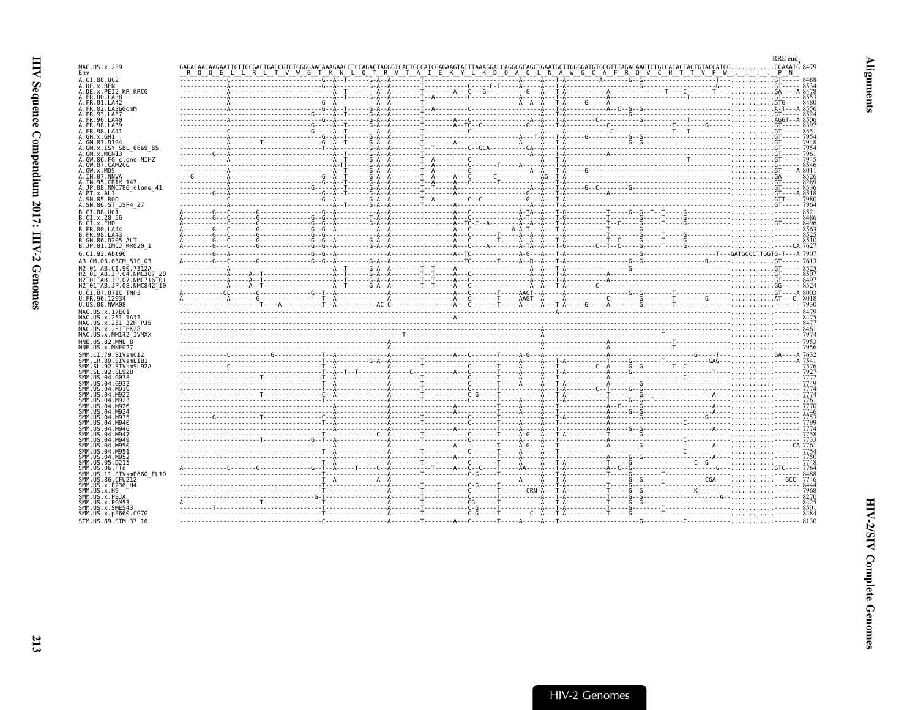```
                                                                                                                                                                                RRE end
MAC.US.x.239         GAGACAACAAGAATTGTTGCGACTGACCGTCTGGGGAACAAAGAACCTCCAGACTAGGGTCACTGCCATCGAGAAGTACTTAAAGGACCAGGCGCAGCTGAATGCTTGGGGATGTGCGTTTAGACAAGTCTGCCACACTACTGTACCATGG...........CCAAATG 8479
Env                   R  Q  Q  E  L  L  R  L  T  V  W  G  T  K  N  L  Q  T  R  V  T  A  I  E  K  Y  L  K  D  Q  A  Q  L  N  A  W  G  C  A  F  R  Q  V  C  H  T  T  V  P  W  .  .  .  .  P  N
A.CI.88.UC2                                                                                                                                                                      8488
A.DE.x.BEN                                                                                                                                                                       8534
A.DE.x.PEI2_KR_KRCG                                                                                                                                                              8478
A.FR.00.LA38                                                                                                                                                                     8553
A.FR.01.LA42                                                                                                                                                                     8480
A.FR.02.LA36GomM                                                                                                                                                                 8556
A.FR.93.LA37                                                                                                                                                                     8524
A.FR.96.LA40                                                                                                                                                                     8506
A.FR.98.LA39                                                                                                                                                                     8392
A.FR.98.LA41                                                                                                                                                                     8551
A.GH.x.GH1                                                                                                                                                                       7954
A.GM.87.D194                                                                                                                                                                     7948
A.GM.x.ISY_SBL_6669_85                                                                                                                                                           7954
A.GM.x.MCN13                                                                                                                                                                     7961
A.GW.86.FG_clone_NIHZ                                                                                                                                                            7945
A.GW.87.CAM2CG                                                                                                                                                                   8546
A.GW.x.MDS                                                                                                                                                                       8011
A.IN.07.NNVA                                                                                                                                                                     8526
A.IN.95.CRIK_147                                                                                                                                                                 8289
A.JP.08.NMC786_clone_41                                                                                                                                                          8536
A.PT.x.ALI                                                                                                                                                                       8518
A.SN.85.ROD                                                                                                                                                                      7980
A.SN.86.ST_JSP4_27                                                                                                                                                               7964
B.CI.88.UC1                                                                                                                                                                      8521
B.CI.x.20_56                                                                                                                                                                     8486
B.CI.x.EHO                                                                                                                                                                       8496
B.FR.00.LA44                                                                                                                                                                     8563
B.FR.98.LA43                                                                                                                                                                     8525
B.GH.86.D205_ALT                                                                                                                                                                 8510
B.JP.01.IMCJ_KR020_1                                                                                                                                                             7627
G.CI.92.Abt96                                                                                                                                    --GATGCCCTTGGTG-T---A 7907
AB.CM.03.03CM_510_03                                                                                                                                                             7613
H2_01_AB.CI.90.7312A                                                                                                                                                             8525
H2_01_AB.JP.04.NMC307_20                                                                                                                                                         8507
H2_01_AB.JP.07.NMC716_01                                                                                                                                                         8497
H2_01_AB.JP.08.NMC842_10                                                                                                                                                         8524
U.CI.07.07IC_TNP3                                                                                                                                                                8003
U.FR.96.12034                                                                                                                                                                    8018
U.US.08.NWK08                                                                                                                                                                    7930
MAC.US.x.17EC1                                                                                                                                                                   8479
MAC.US.x.251_1A11                                                                                                                                                                8475
MAC.US.x.251_32H_PJ5                                                                                                                                                             8477
MAC.US.x.251_BK28                                                                                                                                                                8461
MAC.US.x.MM142_IVMXX                                                                                                                                                             7974
MNE.US.82.MNE_8                                                                                                                                                                  7953
MNE.US.x.MNE027                                                                                                                                                                  7956
SMM.CI.79.SIVsmCI2                                                                                                                                                               7632
SMM.LR.89.SIVsmLIB1                                                                                                                                                              7541
SMM.SL.92.SIVsmSL92A                                                                                                                                                             7576
SMM.SL.92.SL92B                                                                                                                                                                  7927
SMM.US.04.G078                                                                                                                                                                   7772
SMM.US.04.G932                                                                                                                                                                   7749
SMM.US.04.M919                                                                                                                                                                   7774
SMM.US.04.M922                                                                                                                                                                   7774
SMM.US.04.M923                                                                                                                                                                   7761
SMM.US.04.M926                                                                                                                                                                   7770
SMM.US.04.M934                                                                                                                                                                   7746
SMM.US.04.M935                                                                                                                                                                   7753
SMM.US.04.M940                                                                                                                                                                   7799
SMM.US.04.M946                                                                                                                                                                   7774
SMM.US.04.M947                                                                                                                                                                   7758
SMM.US.04.M949                                                                                                                                                                   7733
SMM.US.04.M950                                                                                                                                                                   7761
SMM.US.04.M951                                                                                                                                                                   7754
SMM.US.04.M952                                                                                                                                                                   7750
SMM.US.05.D215                                                                                                                                                                   7748
SMM.US.06.FTq                                                                                                                                                                    7764
SMM.US.11.SIVsmE660_FL10                                                                                                                                                         8488
SMM.US.86.CFU212                                                                                                                                                                 7746
SMM.US.x.F236_H4                                                                                                                                                                 8444
SMM.US.x.H9                                                                                                                                                                      7968
SMM.US.x.PBJA                                                                                                                                                                    8270
SMM.US.x.PGM53                                                                                                                                                                   8425
SMM.US.x.SME543                                                                                                                                                                  8501
SMM.US.x.pE660.CG7G                                                                                                                                                              8484
STM.US.89.STM_37_16                                                                                                                                                              8130
```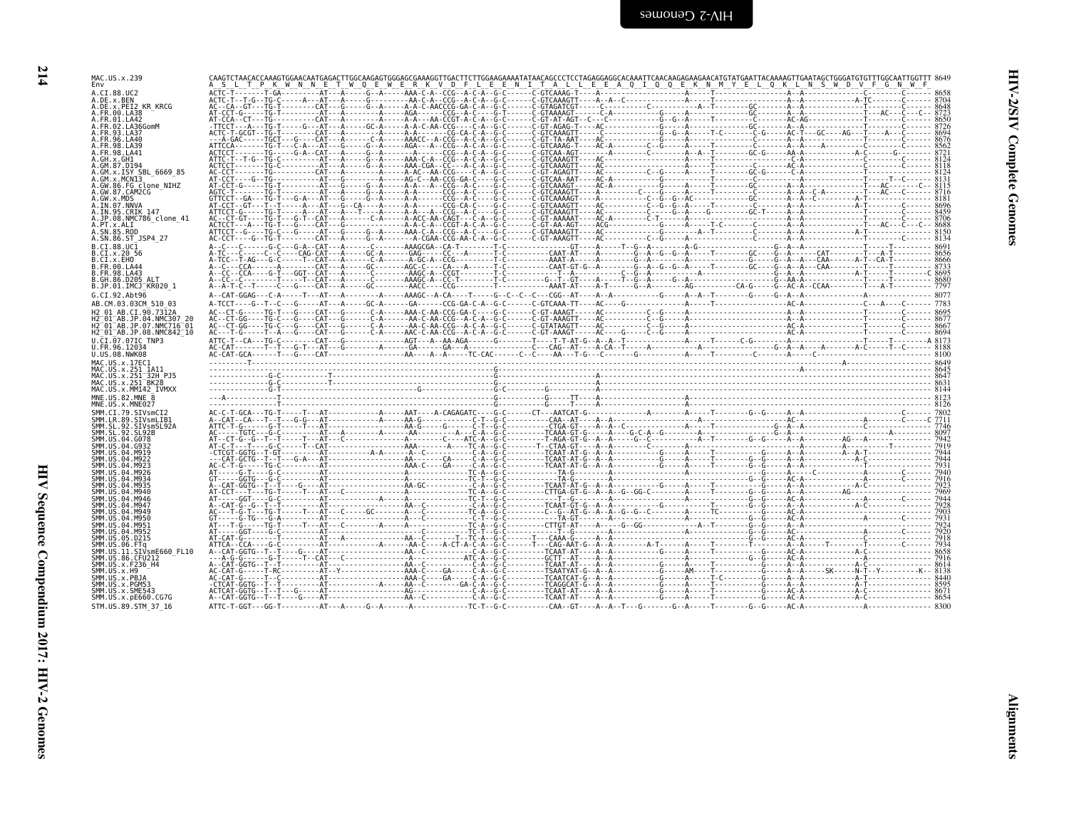```
MAC.US.x.239          CAAGTCTAACACCAAAGTGGAACAATGAGACTTGGCAAGAGTGGGAGCGAAAGGTTGACTTCTTGGAAGAAAATATAACAGCCCTCCTAGAGGAGGCACAAATTCAACAAGAGAAGAACATGTATGAATTACAAAAGTTGAATAGCTGGGATGTGTTTGGCAATTGGTTT 8649
Env                   A  S  L  T  P  K  W  N  N  E  T  W  Q  E  W  E  R  K  V  D  F  L  E  E  N  I  T  A  L  L  E  E  A  Q  I  Q  Q  E  K  N  M  Y  E  L  Q  K  L  N  S  W  D  V  F  G  N  W  F

A.CI.88.UC2                 8658
A.DE.x.BEN                  8704
A.DE.x.PEI2_KR_KRCG         8648
A.FR.00.LA38                8723
A.FR.01.LA42                8650
A.FR.02.LA36GomM            8726
A.FR.93.LA37                8694
A.FR.96.LA40                8676
A.FR.98.LA39                8562
A.FR.98.LA41                8721
A.GH.x.GH1                  8124
A.GM.87.D194                8118
A.GM.x.ISY_SBL_6669_85      8124
A.GM.x.MCN13                8131
A.GW.86.FG_clone_NIHZ       8115
A.GW.87.CAM2CG              8716
A.GW.x.MDS                  8181
A.IN.07.NNVA                8696
A.IN.95.CRIK_147            8459
A.JP.08.NMC786_clone_41     8706
A.PT.x.ALI                  8688
A.SN.85.ROD                 8150
A.SN.86.ST_JSP4_27          8134
B.CI.88.UC1                 8691
B.CI.x.20_56                8656
B.CI.x.EHO                  8666
B.FR.00.LA44                8733
B.FR.98.LA43                8695
B.GH.86.D205_ALT            8680
B.JP.01.IMCJ_KR020_1        7797
G.CI.92.Abt96               8077
AB.CM.03.03CM_510_03        7783
H2_01_AB.CI.90.7312A        8695
H2_01_AB.JP.04.NMC307_20    8677
H2_01_AB.JP.07.NMC716_01    8667
H2_01_AB.JP.08.NMC842_10    8694
U.CI.07.07IC_TNP3           8173
U.FR.96.12034               8188
U.US.08.NWK08               8100
MAC.US.x.17EC1              8649
MAC.US.x.251_1A11           8645
MAC.US.x.251_32H_PJ5        8647
MAC.US.x.251_BK28           8631
MAC.US.x.MM142_IVMXX        8144
MNE.US.82.MNE_8             8123
MNE.US.x.MNE027             8126
SMM.CI.79.SIVsmCI2          7802
SMM.LR.89.SIVsmLIB1         7711
SMM.SL.92.SIVsmSL92A        7746
SMM.SL.92.SL92B             8097
SMM.US.04.G078              7942
SMM.US.04.G932              7919
SMM.US.04.M919              7944
SMM.US.04.M922              7944
SMM.US.04.M923              7931
SMM.US.04.M926              7940
SMM.US.04.M934              7916
SMM.US.04.M935              7923
SMM.US.04.M940              7969
SMM.US.04.M946              7944
SMM.US.04.M947              7928
SMM.US.04.M949              7903
SMM.US.04.M950              7931
SMM.US.04.M951              7924
SMM.US.04.M952              7920
SMM.US.05.D215              7918
SMM.US.06.FTq               7934
SMM.US.11.SIVsmE660_FL10    8658
SMM.US.86.CFU212            7916
SMM.US.x.F236_H4            8614
SMM.US.x.H9                 8138
SMM.US.x.PBJA               8440
SMM.US.x.PGM53              8595
SMM.US.x.SME543             8671
SMM.US.x.pE660.CG7G         8654
STM.US.89.STM_37_16         8300
```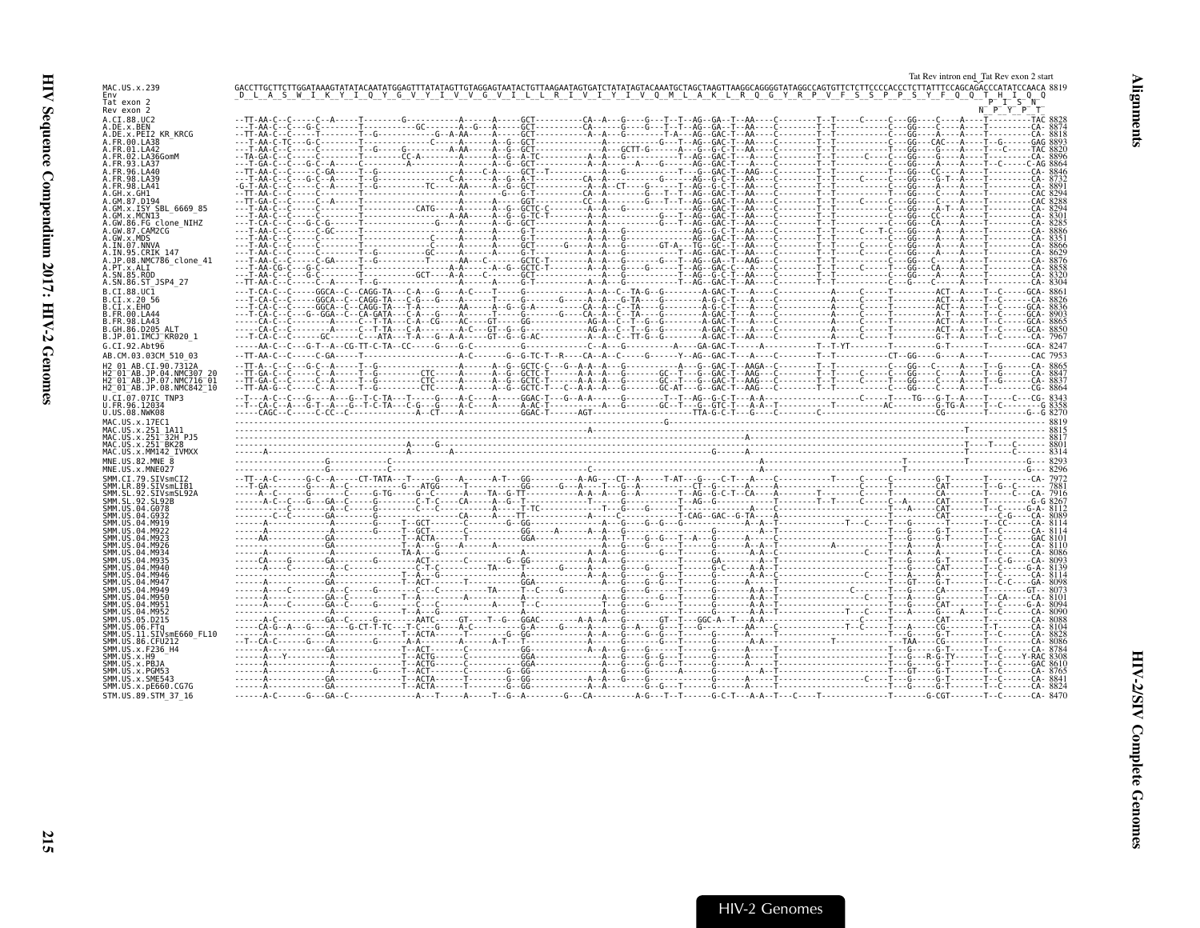Tat Rev intron end  Tat Rev exon 2 start

```
MAC.US.x.239                GACCTTGCTTCTTGGATAAAGTATATACAATATGGAGTTTATATAGTTGTAGGAGTAATACTGTTAAGAATAGTGATCTATATAGTACAAATGCTAGCTAAGTTAAGGCAGGGGTATAGGCCAGTGTTCTCTTCCCCACCCTCTTATTTCCAGCAGACCCATATCCAACA 8819
Env                          D  L  A  S  W  I  K  Y  I  Q  Y  G  V  Y  I  V  V  G  V  I  L  L  R  I  V  I  Y  I  V  Q  M  L  A  K  L  R  Q  G  Y  R  P  V  F  S  S  P  P  S  Y  F  Q  Q  T  H  I  Q  Q
Tat exon 2                                                                                                                                                                          P  I  S  N
Rev exon 2                                                                                                                                                                        N  P  Y  P  T
```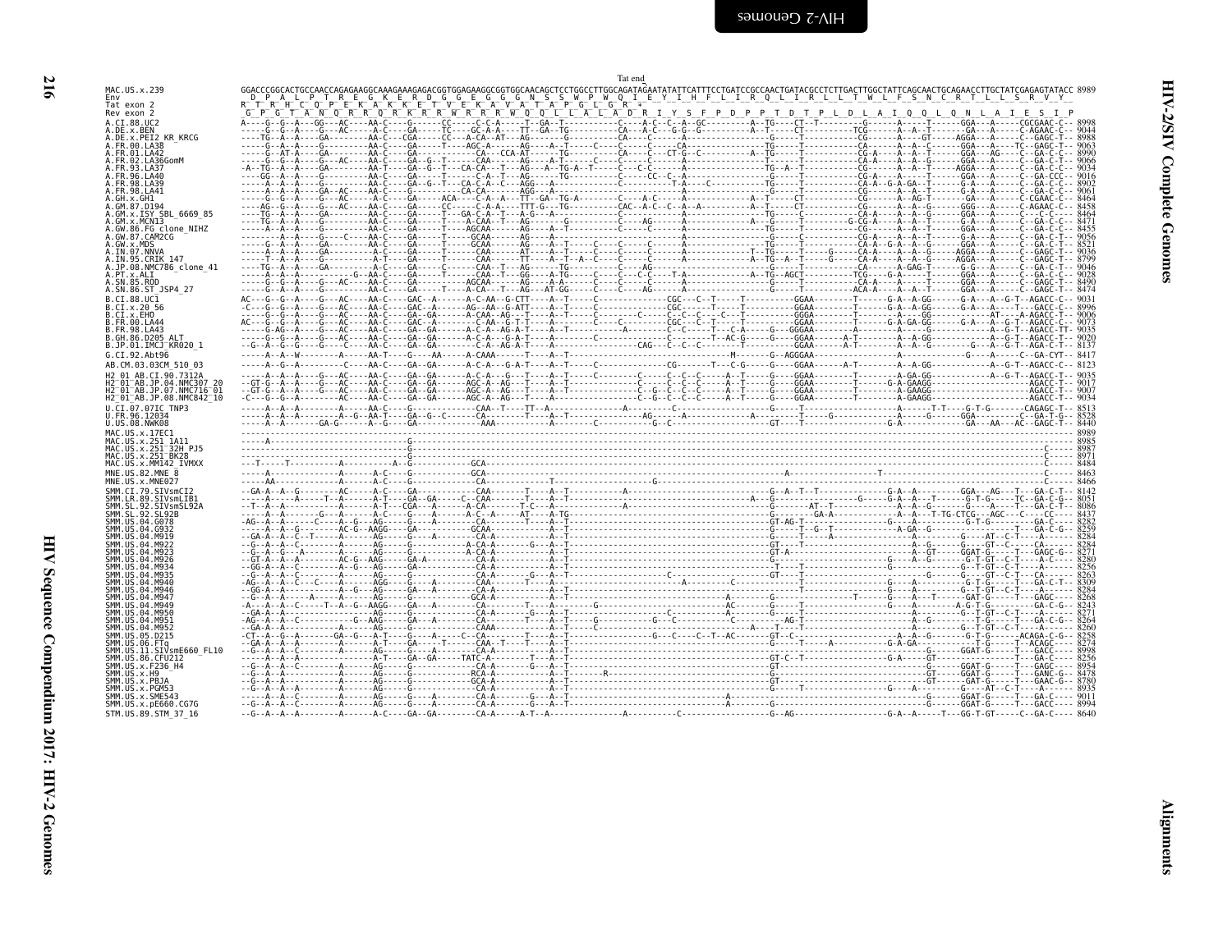```
                                                                 Tat end
MAC.US.x.239              GGACCCGGCACTGCCAACCAGAGAAGGCAAAGAAAGAGACGGTGGAGAAGGCGGTGGCAACAGCTCCTGGCCTTGGCAGATAGAATATATTCATTTCCTGATCCGCCAACTGATACGCCTCTTGACTTGGCTATTCAGCAACTGCAGAACCTTGCTATCGAGAGTATACC 8989
Env                        D  P  A  L  P  T  R  E  G  K  E  R  D  G  G  E  G  G  G  N  S  S  W  P  W  Q  I  E  Y  I  H  F  L  I  R  Q  L  I  R  L  L  T  W  L  F  S  N  C  R  T  L  L  S  R  V  Y
Tat exon 2                R  T  R  H  C  Q  P  E  K  A  K  K  E  T  V  E  K  A  V  A  T  A  P  G  L  G  R  *
Rev exon 2                 G  P  G  T  A  N  Q  R  R  Q  R  K  R  R  W  R  R  R  W  Q  Q  L  L  A  L  A  D  R  I  Y  S  F  P  D  P  P  T  D  T  P  L  D  L  A  I  Q  Q  L  Q  N  L  A  I  E  S  I  P
```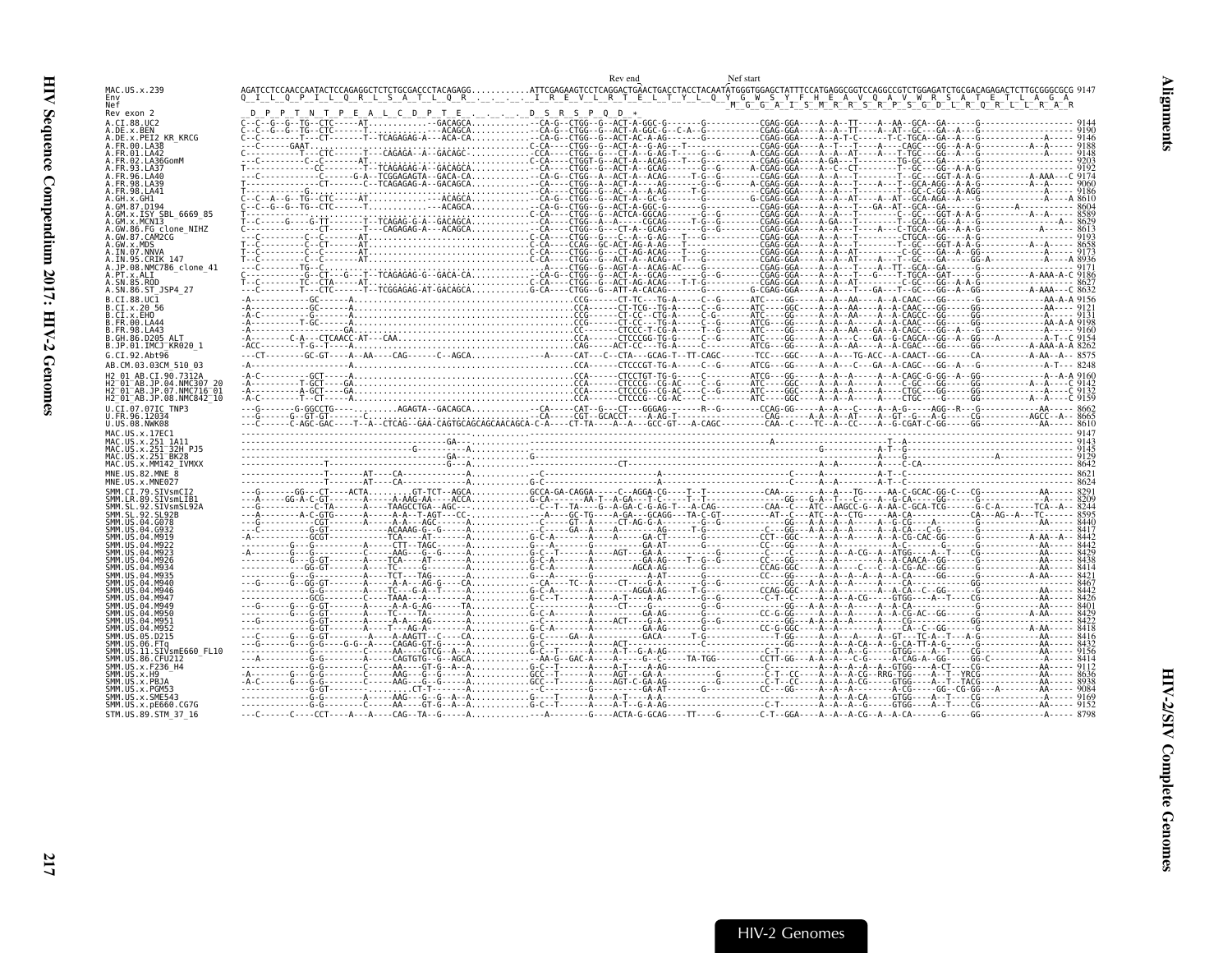```
                                                                                  Rev end                       Nef start
MAC.US.x.239        AGATCCTCCAACCAATACTCCAGAGGCTCTCTGCGACCCTACAGAGG............ATTCGAGAAGTCCTCAGGACTGAACTGACCTACCTACAATATGGGTGGAGCTATTTCCATGAGGCGGTCCAGGCCGTCTGGAGATCTGCGACAGAGACTCTTGCGGGCGCG 9147
Env                 Q_I_L_Q_P_I_L_Q_R_L_S_A_T_L_Q_R_._._._._I_R_E_V_L_R_T_E_L_T_Y_L_Q_Y_G_W_S_Y_F_H_E_A_V_Q_A_V_W_R_S_A_T_E_T_L_A_G_A
Nef                                                                                                    M_G_G_A_I_S_M_R_R_S_R_P_S_G_D_L_R_Q_R_L_L_R_A_R
Rev exon 2          D_P_P_T_N_T_P_E_A_L_C_D_P_T_E_._._._._D_S_R_S_P_Q_D_*
```

| Sequence | End position |
| --- | --- |
| A.CI.88.UC2 | 9144 |
| A.DE.x.BEN | 9190 |
| A.DE.x.PEI2_KR_KRCG | 9146 |
| A.FR.00.LA38 | 9188 |
| A.FR.01.LA42 | 9148 |
| A.FR.02.LA36GomM | 9203 |
| A.FR.93.LA37 | 9192 |
| A.FR.96.LA40 | 9174 |
| A.FR.98.LA39 | 9060 |
| A.FR.98.LA41 | 9186 |
| A.GH.x.GH1 | 8610 |
| A.GM.87.D194 | 8604 |
| A.GM.x.ISY_SBL_6669_85 | 8589 |
| A.GM.x.MCN13 | 8629 |
| A.GW.86.FG_clone_NIHZ | 8613 |
| A.GW.87.CAM2CG | 9193 |
| A.GW.x.MDS | 8658 |
| A.IN.07.NNVA | 9173 |
| A.IN.95.CRIK_147 | 8936 |
| A.JP.08.NMC786_clone_41 | 9171 |
| A.PT.x.ALI | 9186 |
| A.SN.85.ROD | 8627 |
| A.SN.86.ST_JSP4_27 | 8632 |
| B.CI.88.UC1 | 9156 |
| B.CI.x.20_56 | 9121 |
| B.CI.x.EHO | 9131 |
| B.FR.00.LA44 | 9198 |
| B.FR.98.LA43 | 9160 |
| B.GH.86.D205_ALT | 9154 |
| B.JP.01.IMCJ_KR020_1 | 8262 |
| G.CI.92.Abt96 | 8575 |
| AB.CM.03.03CM_510_03 | 8248 |
| H2_01_AB.CI.90.7312A | 9160 |
| H2_01_AB.JP.04.NMC307_20 | 9142 |
| H2_01_AB.JP.07.NMC716_01 | 9132 |
| H2_01_AB.JP.08.NMC842_10 | 9159 |
| U.CI.07.07IC_TNP3 | 8662 |
| U.FR.96.12034 | 8665 |
| U.US.08.NWK08 | 8610 |
| MAC.US.x.17EC1 | 9147 |
| MAC.US.x.251_1A11 | 9143 |
| MAC.US.x.251_32H_PJ5 | 9145 |
| MAC.US.x.251_BK28 | 9129 |
| MAC.US.x.MM142_IVMXX | 8642 |
| MNE.US.82.MNE_8 | 8621 |
| MNE.US.x.MNE027 | 8624 |
| SMM.CI.79.SIVsmCI2 | 8291 |
| SMM.LR.89.SIVsmLIB1 | 8209 |
| SMM.SL.92.SIVsmSL92A | 8244 |
| SMM.SL.92.SL92B | 8595 |
| SMM.US.04.G078 | 8440 |
| SMM.US.04.G932 | 8417 |
| SMM.US.04.M919 | 8442 |
| SMM.US.04.M922 | 8442 |
| SMM.US.04.M923 | 8429 |
| SMM.US.04.M926 | 8438 |
| SMM.US.04.M934 | 8414 |
| SMM.US.04.M935 | 8421 |
| SMM.US.04.M940 | 8467 |
| SMM.US.04.M946 | 8442 |
| SMM.US.04.M947 | 8426 |
| SMM.US.04.M949 | 8401 |
| SMM.US.04.M950 | 8429 |
| SMM.US.04.M951 | 8422 |
| SMM.US.04.M952 | 8418 |
| SMM.US.05.D215 | 8416 |
| SMM.US.06.FTq | 8432 |
| SMM.US.11.SIVsmE660_FL10 | 9156 |
| SMM.US.86.CFU212 | 8414 |
| SMM.US.x.F236_H4 | 9112 |
| SMM.US.x.H9 | 8636 |
| SMM.US.x.PBJA | 8938 |
| SMM.US.x.PGM53 | 9084 |
| SMM.US.x.SME543 | 9169 |
| SMM.US.x.pE660.CG7G | 9152 |
| STM.US.89.STM_37_16 | 8798 |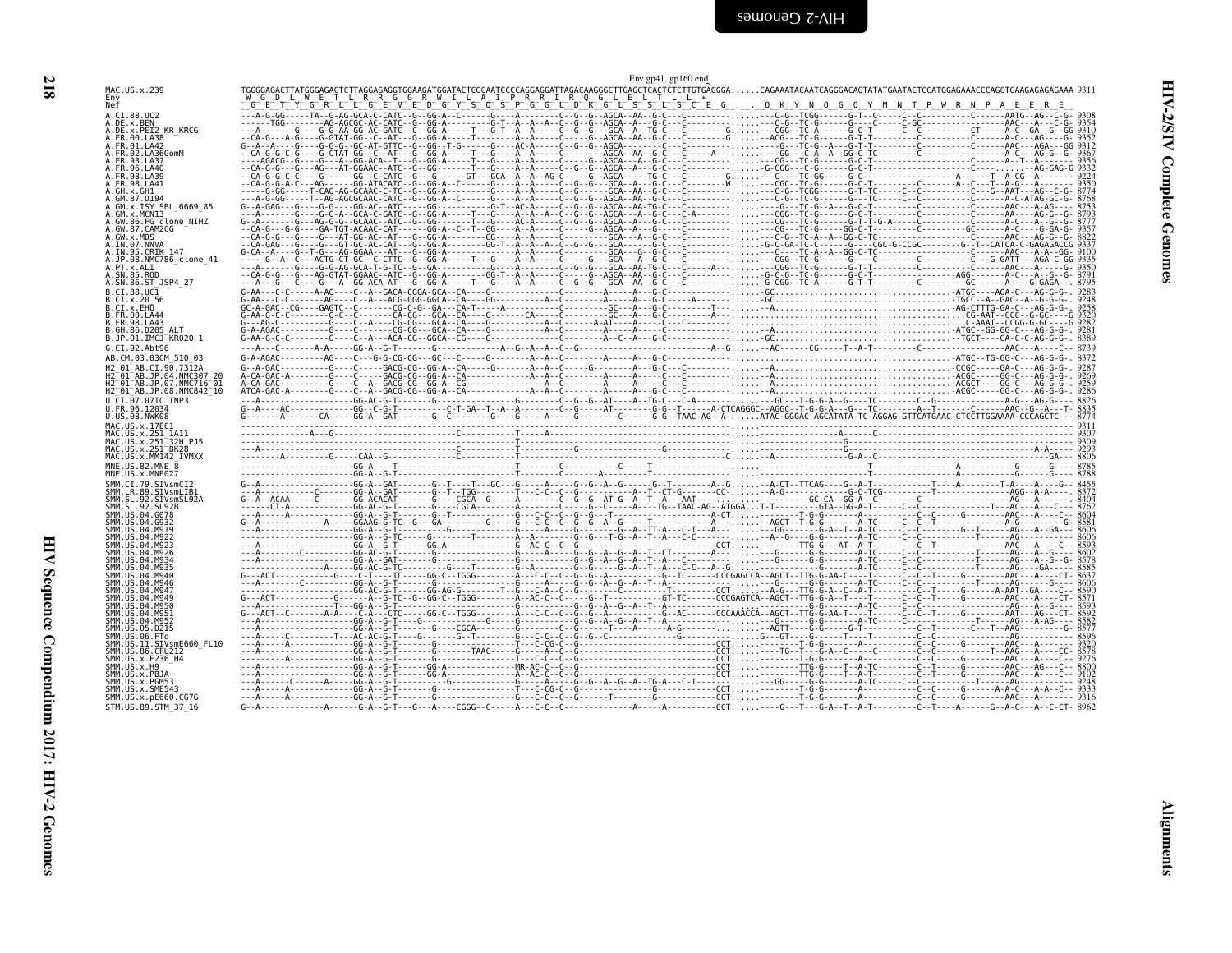Env gp41, gp160 end

```
MAC.US.x.239          TGGGGAGACTTATGGGAGACTCTTAGGAGAGGTGGAAGATGGATACTCGCAATCCCCAGGAGGATTAGACAAGGGCTTGAGCTCACTCTCTTGTGAGGGA......CAGAAATACAATCAGGGACAGTATATGAATACTCCATGGAGAAACCCAGCTGAAGAGAGAGAAA 9311
Env                    W  G  D  L  W  E  T  L  R  R  G  G  R  W  I  L  A  I  P  R  R  I  R  Q  G  L  E  L  T  L  L  *
Nef                    G  E  T  Y  G  R  L  L  G  E  V  E  D  G  Y  S  Q  S  P  G  G  L  D  K  G  L  S  S  L  S  C  E  G  .  .  Q  K  Y  N  Q  G  Q  Y  M  N  T  P  W  R  N  P  A  E  E  R  E
A.CI.88.UC2                                                                                                                                                                    9308
A.DE.x.BEN                                                                                                                                                                     9354
A.DE.x.PEI2_KR_KRCG                                                                                                                                                            9310
A.FR.00.LA38                                                                                                                                                                   9352
A.FR.01.LA42                                                                                                                                                                   9312
A.FR.02.LA36GomM                                                                                                                                                               9367
A.FR.93.LA37                                                                                                                                                                   9356
A.FR.96.LA40                                                                                                                                                                   9332
A.FR.98.LA39                                                                                                                                                                   9224
A.FR.98.LA41                                                                                                                                                                   9350
A.GH.x.GH1                                                                                                                                                                     8774
A.GM.87.D194                                                                                                                                                                   8768
A.GM.x.ISY_SBL_6669_85                                                                                                                                                         8753
A.GM.x.MCN13                                                                                                                                                                   8793
A.GW.86.FG_clone_NIHZ                                                                                                                                                          8777
A.GW.87.CAM2CG                                                                                                                                                                 9357
A.GW.x.MDS                                                                                                                                                                     8822
A.IN.07.NNVA                                                                                                                                                                   9337
A.IN.95.CRIK_147                                                                                                                                                               9100
A.JP.08.NMC786_clone_41                                                                                                                                                        9335
A.PT.x.ALI                                                                                                                                                                     9350
A.SN.85.ROD                                                                                                                                                                    8791
A.SN.86.ST_JSP4_27                                                                                                                                                             8795
B.CI.88.UC1                                                                                                                                                                    9283
B.CI.x.20_56                                                                                                                                                                   9248
B.CI.x.EHO                                                                                                                                                                     9258
B.FR.00.LA44                                                                                                                                                                   9320
B.FR.98.LA43                                                                                                                                                                   9282
B.GH.86.D205_ALT                                                                                                                                                               9281
B.JP.01.IMCJ_KR020_1                                                                                                                                                           8389
G.CI.92.Abt96                                                                                                                                                                  8739
AB.CM.03.03CM_510_03                                                                                                                                                           8372
H2_01_AB.CI.90.7312A                                                                                                                                                           9287
H2_01_AB.JP.04.NMC307_20                                                                                                                                                       9269
H2_01_AB.JP.07.NMC716_01                                                                                                                                                       9259
H2_01_AB.JP.08.NMC842_10                                                                                                                                                       9286
U.CI.07.07IC_TNP3                                                                                                                                                              8826
U.FR.96.12034                                                                                                                                                                  8835
U.US.08.NWK08                                                                                                                                                                  8774
MAC.US.x.17EC1                                                                                                                                                                 9311
MAC.US.x.251_1A11                                                                                                                                                              9307
MAC.US.x.251_32H_PJ5                                                                                                                                                           9309
MAC.US.x.251_BK28                                                                                                                                                              9293
MAC.US.x.MM142_IVMXX                                                                                                                                                           8806
MNE.US.82.MNE_8                                                                                                                                                                8785
MNE.US.x.MNE027                                                                                                                                                                8788
SMM.CI.79.SIVsmCI2                                                                                                                                                             8455
SMM.LR.89.SIVsmLIB1                                                                                                                                                            8372
SMM.SL.92.SIVsmSL92A                                                                                                                                                           8404
SMM.SL.92.SL92B                                                                                                                                                                8762
SMM.US.04.G078                                                                                                                                                                 8604
SMM.US.04.G932                                                                                                                                                                 8581
SMM.US.04.M919                                                                                                                                                                 8606
SMM.US.04.M922                                                                                                                                                                 8606
SMM.US.04.M923                                                                                                                                                                 8593
SMM.US.04.M926                                                                                                                                                                 8602
SMM.US.04.M934                                                                                                                                                                 8578
SMM.US.04.M935                                                                                                                                                                 8585
SMM.US.04.M940                                                                                                                                                                 8637
SMM.US.04.M946                                                                                                                                                                 8606
SMM.US.04.M947                                                                                                                                                                 8590
SMM.US.04.M949                                                                                                                                                                 8571
SMM.US.04.M950                                                                                                                                                                 8593
SMM.US.04.M951                                                                                                                                                                 8592
SMM.US.04.M952                                                                                                                                                                 8582
SMM.US.05.D215                                                                                                                                                                 8577
SMM.US.06.FTq                                                                                                                                                                  8596
SMM.US.11.SIVsmE660_FL10                                                                                                                                                       9320
SMM.US.86.CFU212                                                                                                                                                               8578
SMM.US.x.F236_H4                                                                                                                                                               9276
SMM.US.x.H9                                                                                                                                                                    8800
SMM.US.x.PBJA                                                                                                                                                                  9102
SMM.US.x.PGM53                                                                                                                                                                 9248
SMM.US.x.SME543                                                                                                                                                                9333
SMM.US.x.pE660.CG7G                                                                                                                                                            9316
STM.US.89.STM_37_16                                                                                                                                                            8962
```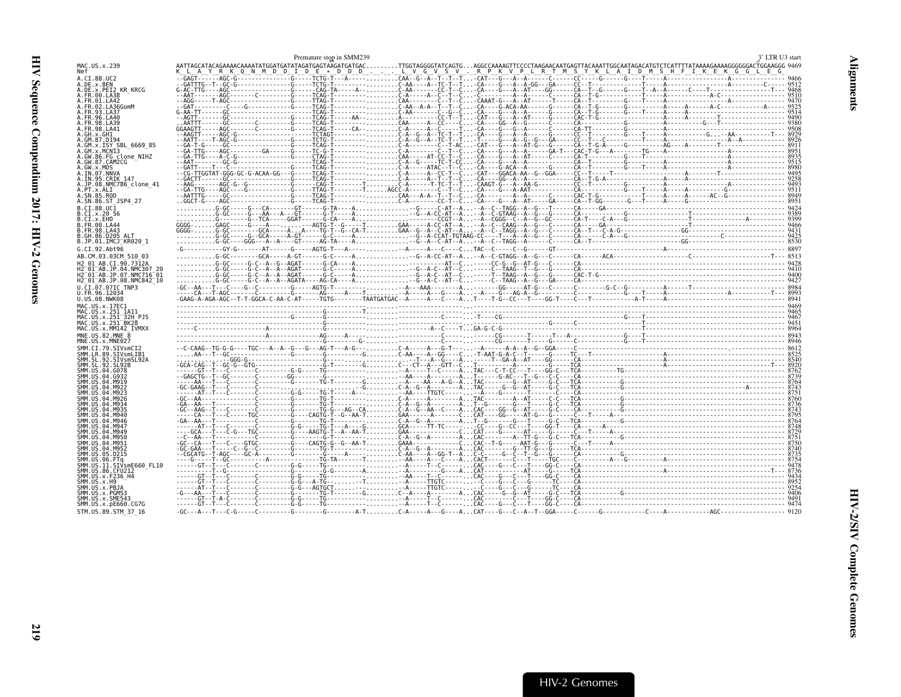```
                                                                 Premature stop in SMM239                                                                                      3' LTR U3 start
MAC.US.x.239               AATTAGCATACAGAAAACAAAATATGGATGATATAGATGAGTAAGATGATGAC.........TTGGTAGGGGTATCAGTG...AGGCCAAAAGTTCCCCTAAGAACAATGAGTTACAAATTGGCAATAGACATGTCTCATTTTATAAAAGAAAAGGGGGGACTGGAAGGG 9469
Nef                        K  L  A  Y  R  K  Q  N  M  D  D  I  D  E  *  D  D  D  .  .  .  L  V  G  V  S  V  .  R  P  K  V  P  L  R  T  M  S  Y  K  L  A  I  D  M  S  H  F  I  K  E  K  G  G  L  E  G
```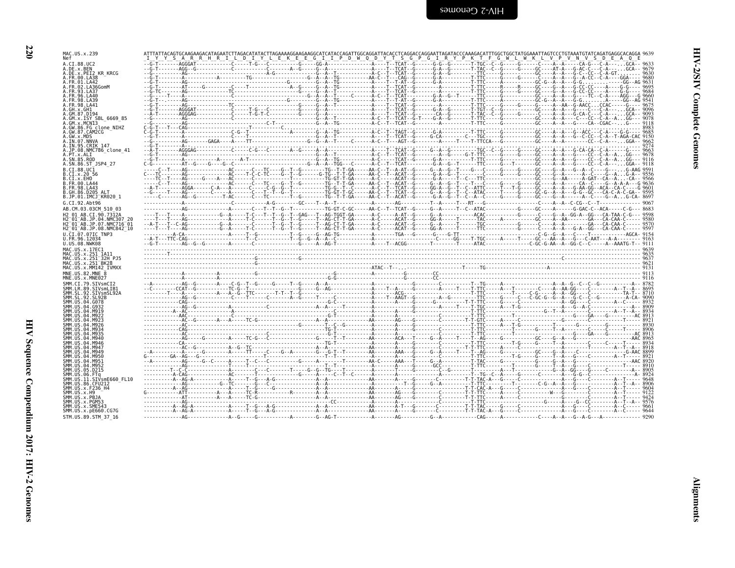```
MAC.US.x.239                ATTTATTACAGTGCAAGAAGACATAGAATCTTAGACATATACTTAGAAAAGGAAGAAGGCATCATACCAGATTGGCAGGATTACACCTCAGGACCAGGAATTAGATACCCAAAGACATTTGGCTGGCTATGGAAATTAGTCCCTGTAAATGTATCAGATGAGGCACAGGA 9639
Nef                         _I__Y__Y__S__A__R__R__H__R__I__L__D__I__Y__L__E__K__E__E__G__I__I__P__D__W__Q__D__Y__T__S__G__P__G__I__R__Y__P__K__T__F__G__W__L__W__K__L__V__P__V__N__V__S__D__E__A__Q__E
A.CI.88.UC2                 --G-T-------AGGGAT-----------C-----T-G---C----------G-----GG-A-----------------A-----T--TCAT--G------G-G--G-------T-TGC--C--G-----G------C-----A--A-----CA-G---C-A-----.GCA-- 9633
A.DE.x.BEN                  --G-T-------AGG--G-----------C-------------C-------A--G-----G--A-------------------A-----T--TCAT--G------G-A--G-------T-TAC--C--G-----G-----GC-----AT-A----G-AC-C----C-A-----.GCA-- 9679
A.DE.x.PEI2_KR_KRCG         --G---------AG------------------------------A-G----------G--A--T-------------A-C--T--TCAT--G------G-A--G-------T-TTC-----G-----------GC-----A--A----G-C--CC--C-A-GT.------ 9630
A.FR.00.LA38                --G-T-------A------------A----------TG-----------------G--A--A--TG---------AA-C--T---CAG--G------G-A-----------T-TTC-----G-----G------C-----A--A----G--A-CC--C-A----GGA---- 9680
A.FR.01.LA42                --G-T-------AG-----------------------------------G-------G--A--A--TG-------------A-----T--T-AT--G------G-A--G--T----T-TTC-----G-----------GC-G--A--A----G-G.........--GG--AG 9631
A.FR.02.LA36GomM            --G-T-------AT-----G---------C----T-----------A--G------G--A--TG-------------A-----T--TCAT--G-----------A-------T-TTC-----R-----R-----GC-----G--A----G-CC-CC-----A----G-G---- 9695
A.FR.93.LA37                --G-TC------AG---------------TC-----------------G-------G--A--T--------------A-----T--TCAT--G------G-A--------T-TTC-----G-----G-----GC-----G--A----G-CC-CC----A----G-G---- 9684
A.FR.96.LA40                --G-----T---A----------------C--------------------G--A--A--T------C------A-C--T--TCAT--G-----A--G--T----T-TTC-----G-----------GC-----A--A----C---TC--C-A----AGG---G 9660
A.FR.98.LA39                --G-T-------AG--------------------------------G------G--A--A--TG-------------A-----T--T-AT--G------G-A-----------T-TTC-----A-----------GC-G--A--A----G-G.......A----GG--AG 9541
A.FR.98.LA41                --G-T-------AG---------------TC--------------------G-----G--A--T--------------A-----T--TCAT--G----------------T-TTC-----G-----G-----G-----A--A--AA--G-AACC...CCAC-----G--- 9675
A.GH.x.GH1                  --G-T-------AGGGAT-----------C-----T-G---C------------G-----A-------------------A-----T--TCAT--G------G-A--G-------T-TGT--C--G-----G-----GC-----A--A----G-----C----C-A-----.GCA-- 9096
A.GM.87.D194                --A-T-------AGGGAG-----------C-----T-G-T-C------------G-----A-------------------A-----T--TCAT--G-------CA--G-------T-TAC--C--G-----G-----GC-----A--A----G-CA-C----C-A-----.GCA-- 9093
A.GM.x.ISY_SBL_6669_85      --G---------AG---------------C-----------------------G--A--T-------------A-C--T--TCAT--G-T----G-A--G-------T-TTC-----G-----------GC-----A--A-----C---CC--C-A--A..GG--- 9078
A.GM.x.MCN13                --G---------AG----------------------C-T----------------G--A--T-------------A-C--T--TCAT--G----------------T-TTC-----G-----------GC-----A--A----G----CA--CGAC-----.G---- 9118
A.GW.86.FG_clone_NIHZ       C-G-T---T---CAG--------------------T---------C--------------------------------------------------------------------------------------------------------------------------- 8983
A.GW.87.CAM2CG              C-G-T-------A------------------C-G--T---------------A--------G--A--TG------------A-C--T--TAGT--G-------G-A-----------T-TTC-----G-----------GC-----A--A----G--ACC---C-A----G-G---- 9685
A.GW.x.MDS                  --G-T-------A---------------------C----T-----------------G--A--T-------------A-----T--TCAT--G------G-CA--------C---TGC-----G-----------GC-----A--A----G--C-CC--C-A--T-AGA-CAC 9150
A.IN.07.NNVA                --G---------A---------GAGA-----A----TT-----------------G--G--A--T-----C------A-C--T---AGT--G--------A-------T---T-TTCCA---G-----------GC-----A--A------------CC--C-A-----.GGA-- 9662
A.IN.95.CRIK_147            --G-T-------A---------------------------------------------------------------------------------------------------------------------------------------------------------- 9274
A.JP.08.NMC786_clone_41     --A-T-------AGGGAG-----------C-----C-G---C--------A--G-------A--A-----------------A-----T--TCAT--G------G--A--G-----------TGC--C--G-----G-----GC-----A--A----G-CA-CA--C-A-----G-- 9663
A.PT.x.ALI                  --G-T-------AG--------------------------------------------G--A--T--------------A-C--T--TCAT--G------------A--G-----G-T-TTC-----G-----------GC-----A--A----G----CC--C-A--A..GG--- 9678
A.SN.85.ROD                 --G-T-------A-----------A---------A-T--------------------G--A--TG------------A-C--T--TCAT--G------G-A-----------T-TTC-----G-----------GC-----A--A----G----CC--C-A--A..GG--- 9116
A.SN.86.ST_JSP4_27          C-G---------AT--G----G---G---C-------------------------G--A--A--TGG---C--------A-C--T--TCAT--G-----G-A-----------T-TTC-----G---T------GC-----A--A----G----CC--C-A-----.GGA-- 9118
B.CI.88.UC1                 ------C--T----AG-----------------AC------C---TC---G--T--G----------TG--T-T-GA-----AA-C--T--A-AT--G-----G--A--G--T-----G---C-----G-----G-----GC-----G--A----G--A--C-----G.AAG 9591
B.CI.x.20_56                C---TC------AG-----------------AC-----T-C-C-TC----G--T--G------G-TG--T-T-GA-----AA-C--T--ACAT--G-----G-A--G--T------------C-----G-----G-----GC-----G--A-------A--C----G--A...G-A-- 9556
B.CI.x.EHO                  ----TC--T---AG----G----A--AC------C-----------------------TG-GT-T-GA-----A-C------ACAT--G-----G-A-----T--C--TTC-----------------GC-----G--AA-----A-GAT--CA--A---CA--- 9566
B.FR.00.LA44                ------C--T----AG-----------------AC------C---TC---G--T--G----------TG--T-T-GA-----AA-C--T--ACAT--G-----G--A--G--T-----G---C-----G-----G-----GC-----A--A-----CA--C------G--A-A---G 9636
B.FR.98.LA43                --A-T-------AGGA-----C-A---A------C-----C-G--G--T----------TG-G--T--C------A-C--T--TCAT--G-----GG-A--G--T--C--ATTC-----T--T-G-----GC-----A--A----G-AA-GG--ACA--CA-C---G 9601
B.GH.86.D205_ALT            --G-----T---AG---------C-----A-------C--T--T--G--T---------TG-GT-T-GC-----AA-C--T--TCAT--G-----G--A--G--T--C--ATAC-----T-----G-----GC-G--A--A----G-G--GC---CA-C-A-C-GA-- 9595
B.JP.01.IMCJ_KR020_1        ------C--T--AG--G------T-AC------C---TC---------T--G------TG--T-T-GA-----AA-C--T--ACAT--G-----G-A--G--T--C--A--C-----G-----G-----GC-----G--A-------A--C-----G--A...G-CA- 8697
G.CI.92.Abt96               -------------A---------------------C------------A-G---------GC----T--A--T---------------A--------AG-----------T--A-----T---RT---G--------------------C-----A--A--C-CG--C--T--------- 9067
AB.CM.03.03CM_510_03        -------------AG----------------A-------C---T--T--G--T-----------TG-GT-C-GC-----AA-C--T--TCAT--G-----G--A-----T--C--ATAC-----------G-----GC-----A-------G-GAC-C--ACA------C-G--- 8683
H2_01_AB.CI.90.7312A        -----T---T---A-------------G--A-------T-C---T--T--G--T--GAG--T--AG-TGGT-GA------A-C-----A-AT--G-----G--A-----------ACAC-----------G-----C-----G--A--GG-A--GG---CA-TAA-C-G--- 9598
H2_01_AB.JP.04.NMC307_20    ----T---T---AG-------------G--A-------T-C---T--T--G--T-----T--AG-CT-T-GA------A-C-----ACAT--G-----GG-A-----T-----TAC-----A-----G-----GC-----A--AA------GA---CA-CAA-C----- 9580
H2_01_AB.JP.07.NMC716_01    --A-T--T--C-AG-------------G--A-------T-C-----T--G--T--G---T--AG-CT-T-GA------A-C-----ACAT--G-----G--A-----T-----TGC-----------G-----C-----A--A-------------GA--CA-CAA-C----- 9570
H2_01_AB.JP.08.NMC842_10    -----T---T---AG-------------G--A-------T-C--------T--G--T-----T--AG-CT-T-GA------A-C-----ACAT--G-----GG-A-----T-----TTC-----------G-----C-----A--A----G-A--GG---CA-CAA-C----- 9597
U.CI.07.07IC_TNP3           ------------A-CA------------A---------T--G-----------T--G---A--AG-TG-----------A--------TGA---G------G---G-TT--------------------------C-G--G---A---C----T-------------AGCA- 9154
U.FR.96.12034               --A-T---TTC-CAG------------A-------T--C--------T--G--G--A--A-----------A----------------------C----GG----T-TGC-------A-----T-----GC-----AA--A--G---C-AAT---A-A--------- 9163
U.US.08.NWK08               --G-T-------AG--G--G---------A-------C-------------------G-----A--AG-T-----------A-----T--ACGG--------T-------T-----ATAC-----------C-GC-G-AA--A--GG-C--C-----A--AAATG-T-- 9111
MAC.US.x.17EC1              ------------------------------------------------------------------------------------------------------------------------------------------------------------------------ 9639
MAC.US.x.251_1A11           ---------T------------------------------------------------------------------------------------------------------------------------------------------------------------ 9635
MAC.US.x.251_32H_PJ5        ----------------------------------G---------------------G--------------------------------------------------------------------------------------------C---------------- 9637
MAC.US.x.251_BK28           ----------------------------------G----------------------------------------------------------------------------------------------------------------------------------- 9621
MAC.US.x.MM142_IVMXX        ------------------------------------------------------------------------ATAC--T--------------------------------T-----TG------------------------A--------------------- 9131
MNE.US.82.MNE_8             -------------A---------------A----------------G--------------------G----------------A-----------G-------CC------------------------------------------------------------- 9113
MNE.US.x.MNE027             -------------A---------------A-----------------------------------G-G----------------A-----------G-------CC------------------------------------------------------------- 9116
SMM.CI.79.SIVsmCI2          --A-----------AG--G---------A----C-G--T--G-----G-----T--G-----A--A--------------------------------G---------C---------T--TG-----A--------------A--A--G--C--C--G------------A-- 8782
SMM.LR.89.SIVsmLIB1         --C---------CCAT--G----------TC-G---T----------------G-----G--AG---------------A-----T--A-----G--------A-----T---T-TTC-----A---T------C-----A--AA-GG-----C------A--T--A-- 8695
SMM.SL.92.SIVsmSL92A        -------T----A----------A----A--G--TTC------T-T--T--G---------------------------A-----ACG----------------------T-TTC-----A-----T------C-G-----A--A--GG---C----------------TA-T- 8710
SMM.SL.92.SL92B             -------------AG--G-----------C---T------C-------A--G-----T-------C--------------A-----T--AAGT--G-----A--G-----------TTC-----G-----C---C-GC-G--G--A--G-C--C--G-----------A-CA- 9090
SMM.US.04.G078              -------------CAG------------------------------------------G-C------------------A---------------------------T-T-TTC-----G-----C-----------A--GG----C-----------A--C----- 8932
SMM.US.04.G932              -------------AG--G-----------------------C-----------------A--A--T-------------A-----------G-----------A-----T--TGC-----A-----T--G----------A--G--A-C-----------A--------- 8909
SMM.US.04.M919              -----------A--AC------------A--------------------------C--------------------A-----------A------G----------------T-TTC-----------------------G--T--A-------C------A--T--A-- 8934
SMM.US.04.M922              -------------AAC-------------C----------------------------G-T-------------------A-----------G-----------C-------T-TTC-----------T-----------------G----GA---G-------AC 8913
SMM.US.04.M923              -------------AC--G-------A----A-----TC-G--------------A--A-------------------AA-----AG---G-----------C-----------T-GTC-----A-----C--------------------G-----C------T----- 8921
SMM.US.04.M926              -------------AC--------------------------------G----------T--C--G-------------A-----------G----------------------T-TTC-----A---T-G-----------T-------G-------G--------- 8930
SMM.US.04.M934              -------------CAG------------------------------------------TG-T------------------A-----------A-----------C------------T-TTC---------------T-----G----T--A--------C-----C-----T----- 8906
SMM.US.04.M935              -------------AC----------------------------------------G-T------------------A-----------G-----------C------------T-TTC------------T--------------G-----GA----G------AC 8913
SMM.US.04.M940              -------------AG-----G---------A-----TC-G---C------------G-----T--T----------AA-----ACA---T-----G--A-----T---T--AG-----G----------GC-----G--A--G-------------------AAC 8965
SMM.US.04.M946              -------------CA------------------------------------------TG-T------------------A-----------A-----------C------------T-TTC-----------T-G-----G------T--A--------C-----C-----T----- 8934
SMM.US.04.M947              -------------AC--G----------A--G--TC--------------------A--A-------------------AA-----A-----G-----------C-----------T-TTC-----A-----C---------------A-----------T---A--T--A-- 8918
SMM.US.04.M949              --A----------A-------G----------A-----TT-----C-----G--A-------G---G-T--T---------AA-----AAA---G-----G--A-----T---T--AG-----G----------GC-----G--A--G---C---------------G-AAC 8899
SMM.US.04.M950              G---------GA--AG----G-----------------T-----------------A---A--------------------A-----A-----G-----------C----------T-TTC-----------T-G-----G------T--A--G-----C---------A--T----- 8921
SMM.US.04.M951              --A----------AG--G--C---A----T--C---C-----------G-----A--A------T----------AA-C-----AAA----T-----G--A-----------T-TAC-----G----------G-----G--A--G----------------------AAC 8920
SMM.US.04.M952              -------------AG--------------T-----T-----------------T--T------------------A-----A-----G-----GCC-----------T-TTC---------T-------G-----T--A--G-----C------------T----- 8910
SMM.US.05.D215              -----------T-C-C----------A-------C--C------T-----G-G--TG--C---------------A-----------T-----------C--G-----A---T-----------T--------------G--A--GG-----G-----C-----A--- 8905
SMM.US.06.FTq               -------------A-CAG------------AC------T-------------G--A--A-----C--T--C------A--------------A-----------------A------T--TG--C--A-----G-----C------A--G--G-C------------A- 8924
SMM.US.11.SIVsmE660_FL10    -----------A--AG-A-----------A-----T--G---A-G-----------A--A-------------------AA-------A-----G---------C---------T-T-TAC-A---G-----C-------------A--G-----C--------A--T----- 9648
SMM.US.86.CFU212            -------------AG----------G--TC--------G---C------------A--A-------------------AA-----A----------T--G-----------T-TTC---------T-----C-G--A--A--G-----C----------A--T--A-- 8906
SMM.US.x.F236_H4            -----------A--AG-----------------A-----T--G----G-----------A--A------------------AA-----A-----G-----------------T-T-CAC-A---G-----C-------------A--G-----C----------A--T----- 9604
SMM.US.x.H9                 G-----------ATT----------A---A-----TC-R-----------R-------A--A-------------------AA-------AG---G-----C----------T-T-TTC-----A-----C----------W---G----------C-----A--T----- 9122
SMM.US.x.PBJA               -------------AT-------------A---A-----TC-G--------------------A--A-------------------AA-----AG---G-----C----------T-T-TTC-----A-----C----------G-----------C--------A--T----- 9424
SMM.US.x.PGM53              -------------AG-------------------------------------------CC------------------A-----------G-----------C-----------T-TTC--------------------G-----A---G--CC------A--T--A-- 9576
SMM.US.x.SME543             -----------A--AG-A-----------A-----T--G---A-G-----------A--A-------------------AA-----A-T---G-----C---------T-T-TAC-----G-----C-------------A--G-----C----------A--C----- 9661
SMM.US.x.pE660.CG7G         -----------A--AG-A-----------A-----T--G---A-G-----------A--A-------------------AA-----A-----G-----------C---------T-T-TAC-A---G-----C-------------A--G-----C----------A--C----- 9644
STM.US.89.STM_37_16         -------------AG----------------A--G-----G-----------A---------G--AG-T-------------A---------AG-----------G--A-----------CAG-----A-----------C-----A--A--G--A-G---A-------------- 9290
```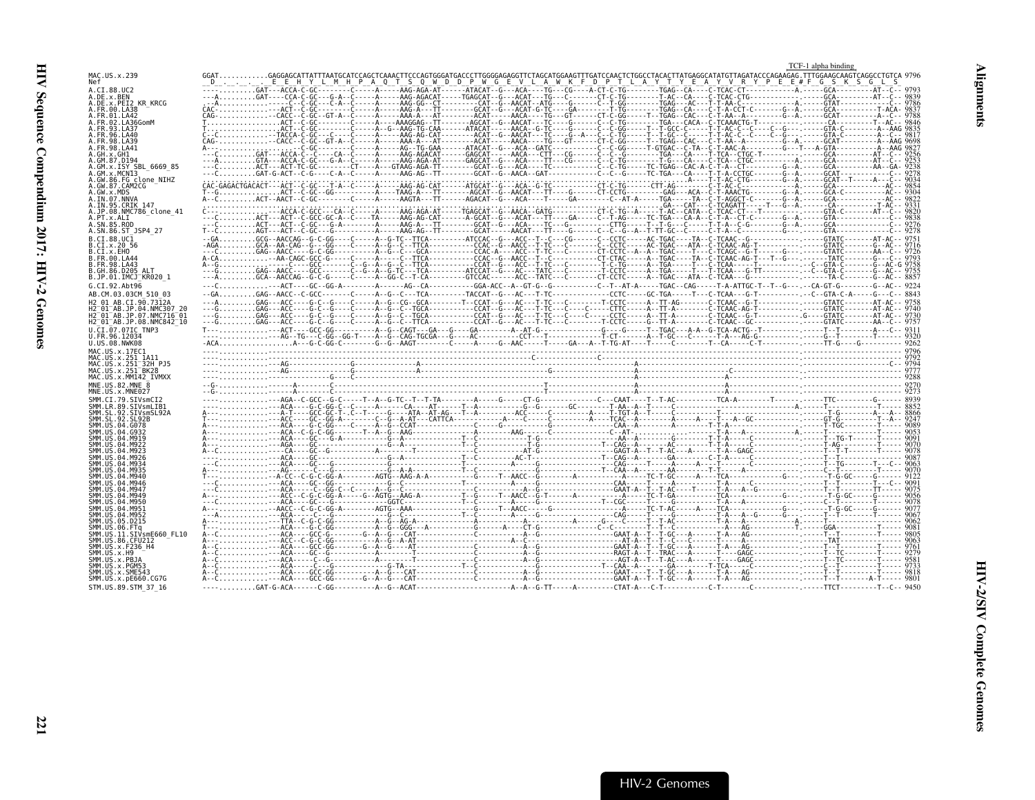TCF-1 alpha binding

```
MAC.US.x.239              GGAT...........GAGGAGCATTATTTAATGCATCCAGCTCAAACTTCCCAGTGGGATGACCCTTGGGGAGAGGTTCTAGCATGGAAGTTTGATCCAACTCTGGCCTACACTTATGAGGCATATGTTAGATACCCAGAAGAG.TTTGGAAGCAAGTCAGGCCTGTCA 9796
Nef                        _D_ _._ _._ _._ _E_ _E_ _H_ _Y_ _L_ _M_ _H_ _P_ _A_ _Q_ _T_ _S_ _Q_ _W_ _D_ _D_ _P_ _W_ _G_ _E_ _V_ _L_ _A_ _W_ _K_ _F_ _D_ _P_ _T_ _L_ _A_ _Y_ _T_ _Y_ _E_ _A_ _Y_ _V_ _R_ _Y_ _P_ _E_ _E#_F_ _G_ _S_ _K_ _S_ _G_ _L_ _S_
A.CI.88.UC2                                                                                                                                                                   9793
A.DE.x.BEN                                                                                                                                                                    9839
A.DE.x.PEI2_KR_KRCG                                                                                                                                                           9786
A.FR.00.LA38                                                                                                                                                                  9837
A.FR.01.LA42                                                                                                                                                                  9788
A.FR.02.LA36GomM                                                                                                                                                              9846
A.FR.93.LA37                                                                                                                                                                  9835
A.FR.96.LA40                                                                                                                                                                  9817
A.FR.98.LA39                                                                                                                                                                  9698
A.FR.98.LA41                                                                                                                                                                  9827
A.GH.x.GH1                                                                                                                                                                    9256
A.GM.87.D194                                                                                                                                                                  9253
A.GM.x.ISY_SBL_6669_85                                                                                                                                                        9238
A.GM.x.MCN13                                                                                                                                                                  9278
A.GW.86.FG_clone_NIHZ                                                                                                                                                         9034
A.GW.87.CAM2CG                                                                                                                                                                9854
A.GW.x.MDS                                                                                                                                                                    9304
A.IN.07.NNVA                                                                                                                                                                  9822
A.IN.95.CRIK_147                                                                                                                                                              9331
A.JP.08.NMC786_clone_41                                                                                                                                                       9820
A.PT.x.ALI                                                                                                                                                                    9838
A.SN.85.ROD                                                                                                                                                                   9276
A.SN.86.ST_JSP4_27                                                                                                                                                            9278
B.CI.88.UC1                                                                                                                                                                   9751
B.CI.x.20_56                                                                                                                                                                  9716
B.CI.x.EHO                                                                                                                                                                    9726
B.FR.00.LA44                                                                                                                                                                  9793
B.FR.98.LA43                                                                                                                                                                  9758
B.GH.86.D205_ALT                                                                                                                                                              9755
B.JP.01.IMCJ_KR020_1                                                                                                                                                          8857
G.CI.92.Abt96                                                                                                                                                                 9224
AB.CM.03.03CM_510_03                                                                                                                                                          8843
H2_01_AB.CI.90.7312A                                                                                                                                                          9758
H2_01_AB.JP.04.NMC307_20                                                                                                                                                      9749
H2_01_AB.JP.07.NMC716_01                                                                                                                                                      9730
H2_01_AB.JP.08.NMC842_10                                                                                                                                                      9757
U.CI.07.07IC_TNP3                                                                                                                                                             9311
U.FR.96.12034                                                                                                                                                                 9320
U.US.08.NWK08                                                                                                                                                                 9262
MAC.US.x.17EC1                                                                                                                                                                9796
MAC.US.x.251_1A11                                                                                                                                                             9792
MAC.US.x.251_32H_PJ5                                                                                                                                                          9794
MAC.US.x.251_BK28                                                                                                                                                             9777
MAC.US.x.MM142_IVMXX                                                                                                                                                          9288
MNE.US.82.MNE_8                                                                                                                                                               9270
MNE.US.x.MNE027                                                                                                                                                               9273
SMM.CI.79.SIVsmCI2                                                                                                                                                            8939
SMM.LR.89.SIVsmLIB1                                                                                                                                                           8852
SMM.SL.92.SIVsmSL92A                                                                                                                                                          8866
SMM.SL.92.SL92B                                                                                                                                                               9247
SMM.US.04.G078                                                                                                                                                                9089
SMM.US.04.G932                                                                                                                                                                9053
SMM.US.04.M919                                                                                                                                                                9091
SMM.US.04.M922                                                                                                                                                                9070
SMM.US.04.M923                                                                                                                                                                9078
SMM.US.04.M926                                                                                                                                                                9087
SMM.US.04.M934                                                                                                                                                                9063
SMM.US.04.M935                                                                                                                                                                9070
SMM.US.04.M940                                                                                                                                                                9122
SMM.US.04.M946                                                                                                                                                                9091
SMM.US.04.M947                                                                                                                                                                9075
SMM.US.04.M949                                                                                                                                                                9056
SMM.US.04.M950                                                                                                                                                                9078
SMM.US.04.M951                                                                                                                                                                9077
SMM.US.04.M952                                                                                                                                                                9067
SMM.US.05.D215                                                                                                                                                                9062
SMM.US.06.FTq                                                                                                                                                                 9081
SMM.US.11.SIVsmE660_FL10                                                                                                                                                      9805
SMM.US.86.CFU212                                                                                                                                                              9063
SMM.US.x.F236_H4                                                                                                                                                              9761
SMM.US.x.H9                                                                                                                                                                   9279
SMM.US.x.PBJA                                                                                                                                                                 9581
SMM.US.x.PGM53                                                                                                                                                                9733
SMM.US.x.SME543                                                                                                                                                               9818
SMM.US.x.pE660.CG7G                                                                                                                                                           9801
STM.US.89.STM_37_16                                                                                                                                                           9450
```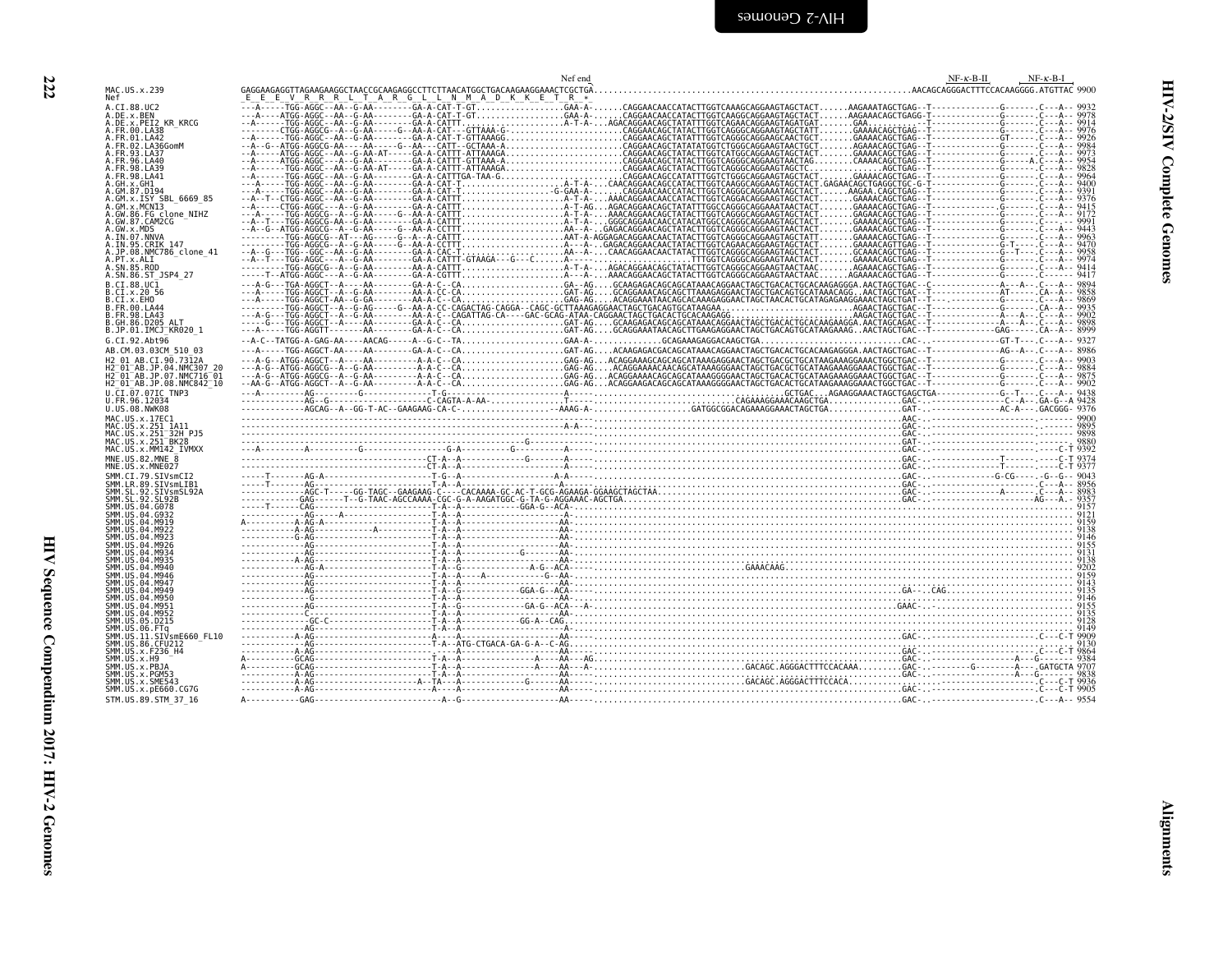```
                                                                                                  Nef end                                                                       NF-κ-B-II      NF-κ-B-I
MAC.US.x.239                GAGGAAGAGGTTAGAAGAAGGCTAACCGCAAGAGGCCTTCTTAACATGGCTGACAAGAAGGAAACTCGCTGA................................................................AACAGCAGGGACTTTCCACAAGGGG.ATGTTAC 9900
Nef                          E  E  E  V  R  R  R  L  T  A  R  G  L  L  N  M  A  D  K  K  E  T  R  *
A.CI.88.UC2                 ---A-----TGG-AGGC--AA--G-AA--------GA-A-CAT-T-GT.................GAA-A-......CAGGAACAACCATACTTGGTCAAAGCAGGAAGTAGCTACT......AAGAAATAGCTGAG--T-------------G-------.C---A-- 9932
A.DE.x.BEN                  ---A----ATGG-AGGC--AA--G-AA--------GA-A-CAT-T-GT.................GAA-A-......CAGGAACAACCATACTTGGTCAAGGCAGGAAGTAGCTACT......AAGAAACAGCTGAGG-T-------------G-------.C---A-- 9978
A.DE.x.PEI2_KR_KRCG         --A------TGG-AGGC--AA--G-AA--------GA-A-CATT.....................A-T-A-...AGACAGGAACAGCTATATTTGGTCAGAACAGGAAGTAGATGAT......GAA.........--T-------------G-------.C---A-- 9914
A.FR.00.LA38                --------CTGG-AGGCG--A--G-AA-------G--AA-A-CAT---GTTAAA-G-.......................CAGGAACAGCTATACTTGGTCAGGGCAGGAAGTAGCTATT......GAAAACAGCTGAG--T-------------G-------.C---A-- 9976
A.FR.01.LA42                --A-----TGG-AGGC--AA--G-AA--------GA-A-CAT-T-GTTAAAGG.......................CAGGAACAGCTATACTTGGTCAGGGCAGGAAGCAGCTACT......GAAAACAGCTGAG--T-------------GT------.C---A-- 9926
A.FR.02.LA36GomM            --A-G--ATGG-AGGCG-AA----AA-----G--AA-A-CATT--GCTAAA-A.......................CAGGAACAGCTATATGGTCTGGGCAGGAAGTAACTGCT......AAAAACAGCTGAG--T-------------G-------.C---A-- 9984
A.FR.93.LA37                --A-----ATGG-AGGC--AA--G-AA-AT-----GA-A-CATT-ATTAAAGA.......................CAGGAACAGCTATACTTGGTCATGGCAGGAAGTAGCTACT......GAAAACAGCTGAG--T-------------G-------.C---A-- 9973
A.FR.96.LA40                --A-G--ATGG-AGGC--A--G-AA--------GA-A-CATTT-GTTAAA-A.......................CAGGAACAGCTATACTTGGTCAGGGCAGGAAGTAACTAG......CAAAACAGCTGAG--T-------------G---A.C---A-- 9954
A.FR.98.LA39                --A-----TGG-AGGC--AA--G-AA-AT-----GA-A-CATT-ATTAAAGA.......................CAGGAACAGCTATACTTGGTCAGGGCAGGAAGTAGCTC.........AGCTGAG--T-------------G-------.C---A-- 9828
A.FR.98.LA41                --A-----TGG-AGGC--AA--G-AA--------GA-A-CATTTGA-TAA-G.......................CAGGAACAGCTATATTTGGTCTGGGCAGGAAGTAGCTACT......GAAAACAGCTGAG--T-------------G-------.C---A-- 9964
A.GH.x.GH1                  --A-----ATGG-AGGC--AA--G-AA--------GA-A-CAT-T.....................A-T-A-...CAACAGGAACAGCCATACTTGGTCAAGGCAGGAAGTAGCTACT.GAGAACAGCTGAGGCTGC-G-T------G-------.C---A-- 9400
A.GM.87.D194                --A-----TGG-AGGC--AA--G-AA--------GA-A-CAT-T..................-G-GAA-A-......CAGGAACAACCATACTTGGTCAGGGCAGGAAATAGCTACT......AAGAA.CAGCTGAG--T-------------G-------.C---A-- 9391
A.GM.x.ISY_SBL_6669_85      --A--T--CTGG-AGGC--AA--G-AA--------GA-A-CATTT....................A-T-A-...AAACAGGAACAACCATACTTGGTCAGGACAGGAAGTAGCTACT......GAAAACAGCTGAG--T-------------G-------.C---A-- 9376
A.GM.x.MCN13                --A----CTGG-AGGC--AA--G-AA--------GA-A-CATTT....................A-T-AG...AACAGGAACAGCTATATTTGGCCAGGGCAGGAAATAACTACT......GAAAACAGCTGAG--T-------------G-------.C---A-- 9415
A.GW.86.FG_clone_NIHZ       --A-----TGG-AGGCG--A--G-AA-----G--AA-A-CATTT....................A-T-A-...AAACAGGAACAGCTATACTTGGTCAGGGCAGGAAGTAGCTACT......GAGAACAGCTGAG--T-------------G-------.C---A-- 9172
A.GW.87.CAM2CG              --A--T---TGG-AGGCG-AA--G-AA--------GA-A-CATTT....................A-T-A-...GGGCAGGAACAGCCATACATGGCCAGGGCAGGAAGTAGCTACT......GAAAACAGCTGAG--T-------------G-------.C------ 9991
A.GW.x.MDS                  --A--G--ATGG-AGGCG--A--G-AA-------G--AA-A-CCTTT....................AA--A-...GAGACAGGAACAGCTATACTTGGTCAGGGCAGGAAGTAACTACT......GAAAACAGCTGAG--T-------------G-------.C---A-- 9443
A.IN.07.NNVA                --------TGG-AGGCG--AT---AG-----G--A--A-CATTT....................AAT-A-AGGAGACAGGAACAACTATACTTGGTCAGGGCAGGAAGTAGCTATT......GAAAACAGCTGAG--T-------------G-------.C---A-- 9963
A.IN.95.CRIK_147            ---------TGG-AGGCG--A--G-AA-----G--AA-A-CCTTT....................A---A-..GAGACAGGAACAGCTATACTTGGTCAGAACAGGAAGTAGCTACT......GAAAACAGTTGAG--T-------------G-T-----.C---A-- 9470
A.JP.08.NMC786_clone_41     --A-G---TGG--GGC--AA--G-AA--------GA-A-CAC-T....................AA--A-...CAACAGGAACAGCTATACTTGGTCAGGGCAGGAAGTAGCTACT......GCAAACAGCTGAG--T-------------G--T----.C---A-- 9958
A.PT.x.ALI                  --A--T---TGG-AGGC--AA--G-AA--------GA-A-CATTT-GTAAGA---G---C.....A-----.........................TTTGGTCAGGGCAGGAAGTAACTACT......GAAAACAGCTGAG--T-------------G-------.C---A-- 9974
A.SN.85.ROD                 --------TGG-AGGCG--A--G-AA--------AA-A-CATTT....................A-T-A-...AGACAGGAACAGCTATACTTGGTCAGGGCAGGAAGTAACTAAC......AGAAACAGCTGAG--T-------------G-------.C---A-- 9414
A.SN.86.ST_JSP4_27          -----T---ATGG-AGGC--A--G-AA--------GA-A-CGTTT....................A---A-...AAACAGGAACAGCTACTTGGTCAGGGCAGGAAGTAACTAAC......GAAAACAGCTGAG--T-------------G-------.C---A-- 9417
B.CI.88.UC1                 ---A-G--TGA-AGGCT--A----AA--------GA-A-C--CA.....................GA--AG...GCAAGAGACAGCAGCATAAACAGGAACTAGCTGACACTGCACAAGAGGGA.AACTAGCTGAC--C-------------A---A--.C---A-- 9894
B.CI.x.20_56                ---A-----TGG-AGGCT--A--G-AA--------AA-A-CC-CA.....................GAT-AG....GCAGGAAACAGCAGCTTAAAGAGGAACTAGCTGACAGTGCATAAACAGG..AACTAGCTGAC--T-------------AT------.CA--A-- 9858
B.CI.x.EHO                  ---A-----TGG-AGGCT-AA--G-GA--------AA-A-C--CA.....................GAG-AG....ACAGGAAATAACAGCACAAAGAGGAACTAGCTAACACTGCATAGAGAAGGAAACTAGCTGAT--T-------------G-------.C---A-- 9869
B.FR.00.LA44                ---A-----TGG-AGGCT--A--G-AG-----G--GA-A-CC-CAGACTAG-CAGGA--CAGC-GCTTAAAGAGGAACTAGCTGACAGTGCATAAGAA.........................AGAACTAGCTGAC--T-------------G-------.CA--A-- 9935
B.FR.98.LA43                --A-G---TGG-AGGCT--A--G-AA--------AA-A-C--CAGATTAG-CA----GAC-GCAG-ATAA-CAGGAACTAGCTGACACTGCACAAGAGG.......................AAGACTAGCTGAC--T-------------A---A--.C---A-- 9902
B.GH.86.D205_ALT            ---G----TGG-AGGCT--A----AA--------GA-A-C--CA.....................GAT-AG....GCAAGAGACAGCAGCATAAACAGGAACTAGCTGACACTGCACAAGAAGGA.AACTAGCAGAC--T-------------A---A--.C---A-- 9898
B.JP.01.IMCJ_KR020_1        ---A-----TGG-AGGTT--A----AA--------GA-A-C--CA.....................GAT-AG....GCAGGAAATAACAGCTTGAAGAGGAACTAGCTGACAGTGCATAAGAAAG..AACTAGCTGAC--T-------------GAG-----.CA--A-- 8999
G.CI.92.Abt96               --A-C--TATGG-A-GAG-AA----AACAG------A--G-C--TA...................GAA-A-..............GCAGAAAGAGGACAAGCTGA..............................CAC--T-------------GT-T----.C---A-- 9327
AB.CM.03.03CM_510_03        ---A-----TGG-AGGCT-AA----AA--------GA-A-C--CA.....................GAT-AG....ACAAGAGACGACAGCATAAACAGGAACTAGCTGACACTGCACAAGAGGGA.AACTAGCTGAC--T-------------AG--A---.C---A-- 8986
H2_01_AB.CI.90.7312A        --A-G--ATGG-AGGCT--A----AA---------A-A-C--CA.....................GAG-AG....ACAGGAAAGCAGCAGCATAAAGAGGAACTAGCTGACGCTGCATAAGAAAGGAAACTGGCTGAC--T-------------G-------.C---A-- 9903
H2_01_AB.JP.04.NMC307_20    --A-G--ATGG-AGGCT--A--G-AA---------A-A-C--CA.....................GAG-AG....ACAGGAAACAACAGCATAAAGGGAACTAGCTGACGCTGCATAAGAAAGGAAACTGGCTGAC--T-------------G-------.C---A-- 9884
H2_01_AB.JP.07.NMC716_01    --A-G--ATGG-AGGCG--A--G-AA---------A-A-C--CA.....................GAG-AG....ACAGGAAAACAGCAGCATAAAGGGGAACTAGCTGACACTGCATAAGAAAGGAAACTGGCTGAC--T-------------G-------.C---A-- 9875
H2_01_AB.JP.08.NMC842_10    --AA-G--ATGG-AGGCT--A--G-AA---------A-A-C--CA.....................GAG-AG....ACAGGAGACAGCAGCATAAAGGGGAACTAGCTGACACTGCATAAGAAAGGAAACTGGCTGAC--T-------------G-------.C---A-- 9902
U.CI.07.07IC_TNP3           ---A---------AG--------G---------------T-G---.....................A-----..........................................GCTGAC...AGAAGGAAACTAGCTGAGCTGA-------------G--T---.C---A-- 9438
U.FR.96.12034               --------------AG--G--------------------C-CAGTA-A-AA-..............T-----...................CAGAAAGGAAACAAGCTGA............GAC--.-------------C--A---.GA-G--A 9428
U.US.08.NWK08               -------------AGCAG--A--GG-T-AC--GAAGAAG-CA-C-......................--AAAG-A-.....................GATGGCGGACAGAAAGGAAACTAGCTGA..............GAT--.-------------AC-A---.GACGGG- 9376
MAC.US.x.17EC1              ---------------------------------------------------------------......................................................................................AAC--.--------------------.------ 9900
MAC.US.x.251_1A11           ---------------------------------------------------------------A-A---..................................................................................GAC--.--------------------.------ 9895
MAC.US.x.251_32H_PJ5        ---------------------------------------------------------------......................................................................................GAC--.--------------------.------ 9898
MAC.US.x.251_BK28           -----------------------------------------------------G---------......................................................................................GAT--.--------------------.------ 9880
MAC.US.x.MM142_IVMXX        ---A----------A-----------G-------------G-A----------G----------A-----.................................................................................GAC--.--------------------.----C-T 9392
MNE.US.82.MNE_8             -------------------------------------CT-A--A------------G-------A-----.................................................................................GAC--.-------------T-----.----C-T 9374
MNE.US.x.MNE027             -------------------------------------CT-A--A--------------------A-----.................................................................................GAC--.-------------T-----.----C-T 9377
SMM.CI.79.SIVsmCI2          -----T-------AG-A-------------------T-G--A---------------------A-A-----.................................................................................GAC--.-------------G-CG-----.-G--G-- 9043
SMM.LR.89.SIVsmLIB1         -----T-------AG-------------------T--A--A---------------------A------.................................................................................GAC--.--------------------.------ 8956
SMM.SL.92.SIVsmSL92A        -------------AGC-T----GG-TAGC--GAAGAAG-C----CACAAAA-GC-AC-T-GCG-AGAAGA-GGAAGCTAGCTAA.....................................................................GAC--.-------------A-----.C---A-- 8983
SMM.SL.92.SL92B             ------------GAG------T--G-TAAC-AGCCAAAA-CGC-G-A-AAGATGGC-G-TA-G-AGGAAAC-AGCTGA..........................................................................GAC--.--------------------AG---A-- 9357
SMM.US.04.G078              -----T-------CAG-------------------T-A--A------------GGA-G--ACA-.......................................................................................... 9157
SMM.US.04.G932              -------------AG-----A--------------T-A--A-----------------------A-....................................................................................... 9121
SMM.US.04.M919              A------------A-AG-A----------------T-A--A-----------------------AA-....................................................................................... 9159
SMM.US.04.M922              -------------A-AG-------------A----T-A--A-----------------------AA-....................................................................................... 9138
SMM.US.04.M923              -------------G-AG------------------T-A--A-----------------------AA-....................................................................................... 9146
SMM.US.04.M926              -------------AG--------------------T-A--A-----------------------AA-....................................................................................... 9155
SMM.US.04.M934              -------------AG--------------------T-A--A-------------G---------AA-....................................................................................... 9131
SMM.US.04.M935              -------------A-AG------------------T-A--A-----------------------AA-....................................................................................... 9138
SMM.US.04.M940              -------------AG-A------------------T-A--G-----------------A-G--ACA-----..........................GAAACAAG.................................................. 9202
SMM.US.04.M946              -------------AG--------------------T-A--A-----A----------G--AA-.......................................................................................... 9159
SMM.US.04.M947              -------------AG--------------------T-A--A-----------------------AA-....................................................................................... 9143
SMM.US.04.M949              -------------AG--------------------T-A--G------------GGA-G--ACA-----......................................................GA----CAG.......................... 9135
SMM.US.04.M950              -------------G---------------------T-A--A-----------------------AA-....................................................................................... 9146
SMM.US.04.M951              -------------AG--------------------T-A--G------------GA-G--ACA---A-.........................................................GAAC.............................. 9155
SMM.US.04.M952              -------------C---------------------T-A--A-----------------------AA-....................................................................................... 9135
SMM.US.05.D215              -------------GC-C------------------T-A--A------------GG-A--CAG-.......................................................................................... 9128
SMM.US.06.FTq               -------------AG--------------------T-A--A-----------------------AA-....................................................................................... 9149
SMM.US.11.SIVsmE660_FL10    -------------A-AG-------------------A----A----------------------AA-----..................................................................................GAC--.--------------------.C---C-T 9909
SMM.US.86.CFU212            -------------AG--------------------T-A--ATG-CTGACA-GA-G-A--C-AG-......................................................................................... 9130
SMM.US.x.F236_H4            -------------A-AG--------------------A--A-----------------------AA-.......................................................................................GAC--.--------------------.----C-T 9864
SMM.US.x.H9                 A------------GCAG------------------T-A--A------------A-----AA---AG-.......................................................................................GAC--.-------------A---G----- 9384
SMM.US.x.PBJA               A------------GCAG------------------T-A--A-------------A----AA---A-.............................GACAGC.AGGGACTTTCCACAAA..........GAC--.-------------G-------A----.GATGCTA 9707
SMM.US.x.PGM53              -------------A-AG------------------T-A--A-----------------------AA-.......................................................................................GAC--.-------------A---G-------- 9838
SMM.US.x.SME543             -------------A-AG-----------------A--TA---A-----------G---------AA-----.............................GACAGC.AGGGACTTTCCACA.................................C---C-T 9936
SMM.US.x.pE660.CG7G         -------------A-AG-------------------A----A----------------------AA-----.................................................................................GAC--.--------------------.----C-T 9905
STM.US.89.STM_37_16         A------------GAG-------------------A--G-------------------------AA-----.................................................................................GAC--.--------------------.C---A-- 9554
```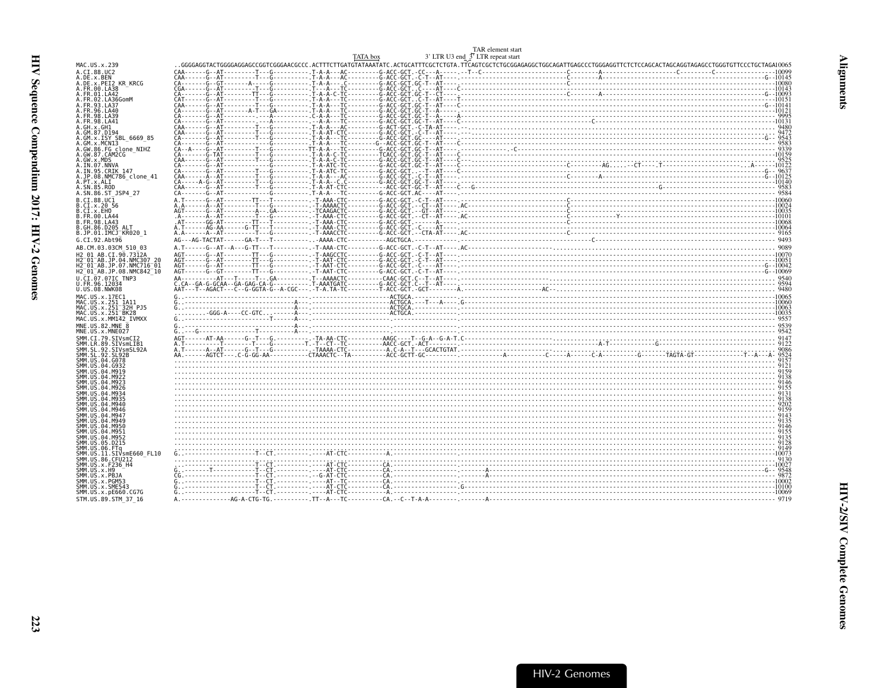```
                                                                                              TAR element start
                                                          TATA box            3' LTR U3 end_5' LTR repeat start
MAC.US.x.239                  ..GGGGAGGTACTGGGGAGGAGCCGGTCGGGAACGCCC.ACTTTCTTGATGTATAAATATC.ACTGCATTTCGCTCTGTA.TTCAGTCGCTCTGCGGAGAGGCTGGCAGATTGAGCCCTGGGAGGTTCTCTCCAGCACTAGCAGGTAGAGCCTGGGTGTTCCCTGCTAGA10065
A.CI.88.UC2                   CAA------G--AT---------T---G----------.T-A-A---AC---------G-ACC-GCT.-CC---A------.--T--C------------------------C---------A----------------------C---------C-----------------10099
A.DE.x.BEN                    CAA------G--AT---------T---G----------.T-A-A---AC---------G-ACC-GCT.-C-T--AT-----.------------------------------------------------------------------------------------------G--10145
A.DE.x.PEI2_KR_KRCG           CA-------G--GT-------A-----G----------.T-A-A---.C---------G-ACC-GCT.GC-T--AT-----.----------------------------------------------------------------------------------------------10080
A.FR.00.LA38                  CGA------G--AT---------T---G----------.T---A---TC---------G-ACC-GCT..C----AT-----C---------------------------------------------------------------------------------------------10143
A.FR.01.LA42                  CA-------G--AT--------TT---G----------.T-A-A-C-TC---------G-ACC-GCT.GC-T--CT-----.------------------------------C---------A-------------------------------------------------G--10093
A.FR.02.LA36GomM              CAT------G--AT---------T---G----------.T-A-A---TC---------G-ACC-GCT..C-T--AT-----T---------------------------------------------------------------------------------------------10151
A.FR.93.LA37                  CAA------G--AT---------T---G----------.T-A-A---TC---------G-ACC-GCT.GC-T--AT-----C---------------------------------------------------------------------------------------------G--10141
A.FR.96.LA40                  CA-------G--AT-------A-T---GA---------.T-A-A---TC---------G-ACC-GCT.GC-T--A-----.---------------------------------------------------------------------------------------------10121
A.FR.98.LA39                  CA-------G--AT---------.---G----------.C-A-A---TC---------G-ACC-GCT.GC-T--A-----A-------------------------------------------------------------------------------------------- 9995
A.FR.98.LA41                  CA-------G--AT---------.---A----------.--A-A---TC---------G-ACC-GCT.GC-T--AT----C-----------------------------C---------------------------------------------------------------10131
A.GH.x.GH1                    CAA------G--AT---------T---G----------.T-A-A---AC---------G-ACT-GCT.-C-TA-AT-----.--------------------------------------------------------------------------------------------- 9480
A.GM.87.D194                  CAA------G--AT---------T---G----------.T-A-AT-CTC---------G-ACC-GCT.-C-T--AT-----.--------------------------------------------------------------------------------------------- 9472
A.GM.x.ISY_SBL_6669_85        CA-------G--AT---------T---G----------.T-A-A---TC---------G-ACC-GCT.GC----AT-----.------------------------------------------------------------------------------------------G-- 9543
A.GM.x.MCN13                  CA-------G--AT---------.---G----------.T-A-A---TC--------G--ACC-GCT.GC-T--AT-----C--------------------------------------------------------------------------------------------- 9583
A.GW.86.FG_clone_NIHZ         CA--A----G--AT---------T---G----------TT-A-A---TC---------G-ACC-GCT.GC-T--AT-----.-------------C------------------------------------------------------------------------------- 9339
A.GW.87.CAM2CG                CA-------G-TAT---------T---G----------.T-A-A-C-TC---------TCACC-GCT.GC-T--AT-----C---------------------------------------------------------------------------------------------10159
A.GW.x.MDS                    CAA------G--AT---------T---G----------.T-A-A-C-TC---------G-ACC-GCT.GC-T--AT-----C--.------------------------------------------------------------------------------------------ 9525
A.IN.07.NNVA                  CA-------G--AT---------.---G----------.T-A-ATC-TC---------G-ACC-GCT.GC-T--AT-----C-----------------------------C---------AG......-CT......T.......................A--------10122
A.IN.95.CRIK_147              CA-------G--AT---------T---G----------.T-A-ATC-TC---------G-ACC-GCT.---T--AT-----C--------------------------------------------------------------------------------------------G-- 9637
A.JP.08.NMC786_clone_41       CAA------A--AT---------T---G----------.T-A-A---AC---------G-ACC-GCT.-C-T--AT-----.------------------------------C---------A-------------------------------------------------G--10125
A.PT.x.ALI                    CA----A-G---AT---------T---G----------.T-A-A--C.C---------G-ACC-GCT.GC-T--AT-----.---------------------------------------------------------------------------------------------10140
A.SN.85.ROD                   CAA------G--AT---------T---G----------.T-A-AT-CTC---------G-ACC-GCT.GC-T--AT-----C---C-G-------------------------------------------------G------------------------------------ 9583
A.SN.86.ST_JSP4_27            CA-------G--AT---------.---G----------.T-A-A---TC---------G-ACC-GCT.AC---AT-----.--------------------------------------------------------------------------------------------- 9584
B.CI.88.UC1                   A.T------G--AT--------TT---T----------.-T-AAA-CTC---------G-ACC-GCT.-C-T--AT-----.------------------------------C---------------------------------------------------------------10060
B.CI.x.20_56                  A.A------A--AT---------T---G----------.-T-AAAACTC---------G-ACC-GCT.--CT--AT-----.AC----------------------------C---------------------------------------------------------------10024
B.CI.x.EHO                    AGT------G--AT---------A---.GA--------.-TCAAGACTC---------G-ACC-GCT.--GT--AT-----.------------------------------C---------------------------------------------------------------10035
B.FR.00.LA44                  .A-------A--AT---------T---G----------.-T-AAA-CTC---------G-ACC-GCT.--CT--AT-----.AC----------------------------C------------Y--------------------------------------------------10101
B.FR.98.LA43                  .AT------GG-AT--------TT---T----------.-T-AAA-CTC---------G-ACC-GCT.---------------.------------------------------C---------------------------------------------------------------10068
B.GH.86.D205_ALT              A.T------AG-AA------G-TT---T----------.-T-AAA-CTC---------G-ACC-GCT.-C----AT-----.---------------------------------------------------------------------------------------------10064
B.JP.01.IMCJ_KR020_1          A.A------A--AT---------T---G----------.-T-AAACCTC---------G-ACC-GCT.--CTA-AT-----.AC----------------------------C---------------------------------------------------------------- 9165
G.CI.92.Abt96                 AG---AG-TACTAT-------GA-T---T---------.-AAAA-CTC-----------AGCTGCA.------------.----------------------C--------------------------------------------------------------------------- 9493
AB.CM.03.03CM_510_03          A.T------G--AT--A---G-TT---T----------.-T-AAA-CTC---------G-ACC-GCT.-C-T--AT-----.AC------------------------------------------------------------------------------------------ 9089
H2_01_AB.CI.90.7312A          AGT------G--AT--------TT---G----------.-T-AAGCCTC---------G-ACC-GCT.-C-T--AT-----.---------------------------------------------------------------------------------------------10070
H2_01_AB.JP.04.NMC307_20      AGT------G--AT--------TT---G----------.-T-AAT-CTC---------G-ACC-GCT.-C-T--AT-----.---------------------------------------------------------------------------------------------10051
H2_01_AB.JP.07.NMC716_01      AGT------G--AT--------TT---G----------.-T-AAT-CTC---------G-ACC-GCT.-C----AT-----.-------------------------------------------------------------------------------------------G--10042
H2_01_AB.JP.08.NMC842_10      AGT------G--GT--------TT---G----------.-T-AAT-CTC---------G-ACC-GCT.-C-T--AT-----.-------------------------------------------------------------------------------------------G--10069
U.CI.07.07IC_TNP3             AA----------AT---T-----T---GA---------.T--AAAACTC----------CAAC-GCT.C--T--AT-----.--------------------------------------------------------------------------------------------- 9540
U.FR.96.12034                 C.CA--GA-G-GCAA--GA-GAG-CA-G----------.T-AAATGATC---------G-ACC-GCT.C--T--AT-----.--------------------------------------------------------------------------------------------- 9594
U.US.08.NWK08                 AAT---T--AGACT---C--G-GGTA-G--A-CGC---.-T-A.TA-TC---------T-ACC-GCT.-GCT--------A.----------------AC------------------------------------------------------------------------- 9480
MAC.US.x.17EC1                G..------------------------------------.-------------------ACTGCA.-------------.---------------------------------------------------------------------------------------------10065
MAC.US.x.251_1A11             G..-------------------------------A---.-------------------ACTGCA.---T---A------.G--------------------------------------------------------------------------------------------10060
MAC.US.x.251_32H_PJ5          G..-------------------------------A---.-------------------ACTGCA.-------------.---------------------------------------------------------------------------------------------10063
MAC.US.x.251_BK28             .........-GGG-A----CC-GTC.........A---.-------------------ACTGCA.-------------.---------------------------------------------------------------------------------------------10035
MAC.US.x.MM142_IVMXX          G..-------------------T------A--------.--------------------------.-------------.---------------------------------------------------------------------------------------------- 9557
MNE.US.82.MNE_8               G..-------------------------------A---.---------------------------.------------.--------------------------------------------------------------------------------------------- 9539
MNE.US.x.MNE027               G..--G----------------T-----------A---.---------------------------.------------.--------------------------------------------------------------------------------------------- 9542
SMM.CI.79.SIVsmCI2            AGT------AT-AA-----G--T---G----------.-TA-AA-CTC----------AAGC----T--G-A--G-A-T.C--------------------.-------------------------------------------------------------------------- 9147
SMM.LR.89.SIVsmLIB1           A.T---------T--------T---G----------T.-T--CT--TC----------AACC-GCT.-ACT--------.----------------------------------------A-T--------------G------------------------------------ 9122
SMM.SL.92.SIVsmSL92A          A.T------A--AT------G--T---G----------.-TAAAA-CTC----------A.C-A--T---GCACTGTAT.----------------------------------------------------------------------------------------------- 9086
SMM.SL.92.SL92B               AA.------AGTCT---.C-G-GG-AA-----------CTAAACTC--TA------------ACC-GCTT-GC---------.---------------A-----------C-----A-------C-A-----------G-------TAGTA-GT-----------T--A--A- 9524
SMM.US.04.G078                .......................................................................................................................................................................... 9157
SMM.US.04.G932                .......................................................................................................................................................................... 9121
SMM.US.04.M919                .......................................................................................................................................................................... 9159
SMM.US.04.M922                .......................................................................................................................................................................... 9138
SMM.US.04.M923                .......................................................................................................................................................................... 9146
SMM.US.04.M926                .......................................................................................................................................................................... 9155
SMM.US.04.M934                .......................................................................................................................................................................... 9131
SMM.US.04.M935                .......................................................................................................................................................................... 9138
SMM.US.04.M940                .......................................................................................................................................................................... 9202
SMM.US.04.M946                .......................................................................................................................................................................... 9159
SMM.US.04.M947                .......................................................................................................................................................................... 9143
SMM.US.04.M949                .......................................................................................................................................................................... 9135
SMM.US.04.M950                .......................................................................................................................................................................... 9146
SMM.US.04.M951                .......................................................................................................................................................................... 9155
SMM.US.04.M952                .......................................................................................................................................................................... 9135
SMM.US.05.D215                .......................................................................................................................................................................... 9128
SMM.US.06.FTq                 .......................................................................................................................................................................... 9149
SMM.US.11.SIVsmE660_FL10      G..-------------------T--CT.----------.----AT-CTC-----------A.-------------------.--------------------------------------------------------------------------------------------10073
SMM.US.86.CFU212              ...................................................................................................................................................................... 9130
SMM.US.x.F236_H4              G..-------------------T--CT.----------.----AT-CTC-----------CA.-------------------.--------------------------------------------------------------------------------------------10027
SMM.US.x.H9                   G..-------T-----------T--CT.----------.----AT-CTC-----------CA.-------------------.------A---------------------------------------------------------------------------------G-- 9548
SMM.US.x.PBJA                 CG.-------------------T--CT.----------.-G-AT-CTC------------CA.-------------------.------A--------------------------------------------------------------------------------------- 9872
SMM.US.x.PGM53                G..-------------------T--CT.----------.----AT--TC-----------CA.-------------------.--------------------------------------------------------------------------------------------10002
SMM.US.x.SME543               G..-------------------T--CT.----------.----AT-CTC-----------CA.-------------------.G-------------------------------------------------------------------------------------------10100
SMM.US.x.pE660.CG7G           G..-------------------T--CT.----------.----AT-CTC-----------A.-------------------.--------------------------------------------------------------------------------------------10069
STM.US.89.STM_37_16           A.---------------AG-A-CTG-TG.---------.TT--A---TC-----------CA.--C--T-A-A--------.------A--------------------------------------------------------------------------------------- 9719
```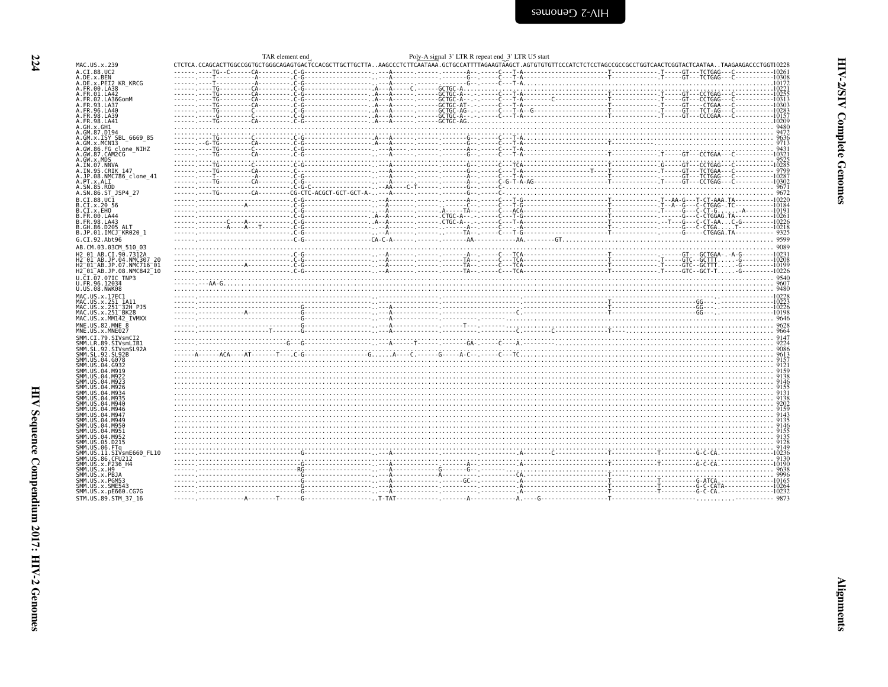TAR element end Poly-A signal 3' LTR R repeat end 3' LTR U5 start

```
MAC.US.x.239                CTCTCA.CCAGCACTTGGCCGGTGCTGGGCAGAGTGACTCCACGCTTGCTTGCTTA..AAGCCCTCTTCAATAAA.GCTGCCATTTTAGAAGTAAGCT.AGTGTGTGTTCCCATCTCTCCTAGCCGCCGCCTGGTCAACTCGGTACTCAATAA..TAAGAAGACCCTGGT10228
A.CI.88.UC2                 ------.-----TG--C-------CA----------.C-G--------------------.---A-------.-------.-------A--.-------C---T-A------------------------T--------------.T-----GT---TCTGAG---C-----------10261
A.DE.x.BEN                  ------.-----T-----------A-----------.C-G--------------------.---A-------.-------.-------G--.-------C---T-A------------------------T--------------.T-----GT---TCTGAG---C-----------10308
A.DE.x.PEI2_KR_KRCG         ------.-----T-----------A-----------.C-G--------------------.---A-------.-------.-------G--.-------C---T-A..........................................................................10172
A.FR.00.LA38                ------.-----TG----------CA----------.C-G--------------------.A--A-------C-------GCTGC-A...................................................................................10221
A.FR.01.LA42                ------.-----TG----------CA----------.C-G--------------------.A--A-------.-------GCTGC-A--.-------C---T-A------------------------T--------------.T-----GT---CCTGAG---C-----------10255
A.FR.02.LA36GomM            ------.-----TG----------CA----------.C-G--------------------.A--A-------.-------GCTGC-A--.-------C---T-A------------C-----------T--------------.T-----GT---CCTGAG---C-----------10313
A.FR.93.LA37                ------.-----TG----------CA----------.C-G--------------------.A--A-------.-------GCTGC-AT-.-------C---T-A------------------------T--------------.T-----GT---CTGAA---C-----------10303
A.FR.96.LA40                ------.-----TG----------C-----------.C-G--------------------.A--A-------.-------GCTGC-AG-.-------C---T-A--G---------------------T--------------.T-----GT---TCT-AG---C-----------10283
A.FR.98.LA39                ------.-----G-----------C-----------.C-G--------------------.A--A-------.-------GCTGC-A--.-------C---T-A------------------------T--------------.T-----GT---CCCGAA---C-----------10157
A.FR.98.LA41                ------.-----TG----------CA----------.C-G--------------------.A--A-------.-------GCTGC-AG..................................................................................10209
A.GH.x.GH1                  ...............................................................................................................................................................  9480
A.GM.87.D194                ...............................................................................................................................................................  9472
A.GM.x.ISY_SBL_6669_85      ------.-----TG----------C-----------.C-G--------------------.A--A-------.-------.-------G--.-------C---T-A.......................................................................  9636
A.GM.x.MCN13                ------.--G-TG----------CA-----------.C-G--------------------.A--A-------.-------.-------G--.-------C---T-A------------------------T.............................................  9713
A.GW.86.FG_clone_NIHZ       ------.-----TG----------C-----------.C-G--------------------.---A-------.-------.-------A--.-------C---T-A.......................................................................  9431
A.GW.87.CAM2CG              ------.-----TG----------CA----------.C-G--------------------.---A-------.-------.-------G--.-------C---T-A------------------------T--------------.T-----GT---CCTGAA---C-----------10321
A.GW.x.MDS                  ...............................................................................................................................................................  9525
A.IN.07.NNVA                ------.-----TG----------C-----------.C-G--------------------.---A-------.-------.-------G--.-------C---TCA------------------------T--------------.G-----GT---CCTGAG---C-----------10285
A.IN.95.CRIK_147            ------.-----TG----------CA----------.C----------------------.---A-------.-------.-------G--.-------C---T-A--------------T---T--------------.T-----GT---TCTGAA---C-----------  9799
A.JP.08.NMC786_clone_41     ------.-----T-----------A-----------.C-G--------------------.---A-------.-------.-------A--.-------C---T-A------------------------T--------------.------GT---TCTGAG---C-----------10287
A.PT.x.ALI                  ------.-----TG----------CA----------.C-G--------------------.---A-------.-------.-------A--.-------C-G-T-A-AG---------------------T--------------.T-----GT---CCTGAG---C-----------10302
A.SN.85.ROD                 ------.-----------------------------.C-G-C---------------.--AA-----C-T------.-------G--.-------C.........................................................................  9671
A.SN.86.ST_JSP4_27          ------.-----TG----------CA----------CG-CTC-ACGCT-GCT-GCT-A-.---A-------.-------.-------G--.-------C..........................................................................  9672
B.CI.88.UC1                 ------.-----------------------------.C-G--------------------.--A-------.-------.-------A--.-------C---T-G------------------------T--------------.T--AA-G---T-CT-AAA.TA-----------10220
B.CI.x.20_56                ------.-------------A---------------.C-G--------------------.--A-------.-------.-------C--.-------C---T-A------------------------T--------------.T--A--G---C-CTGAG-.TC-----------10184
B.CI.x.EHO                  ------.-----------------------------.C-G--------------------.--A-------.-------.A-----TA--.-------C---ACA------------------------T--------------.T-----G---C-CT-G.......A---------10191
B.FR.00.LA44                ------.-----------------------------.C-G--------------------.A--A-------.-------.CTGC-A---.-------C---T-G------------------------T--------------.------G---C-CTGGAG.TA-----------10261
B.FR.98.LA43                ------.---------C-----A-------------.C-G--------------------.A--A-------.-------.CTGC-A---.-------C---T-A------------------------T--------------.--T---G---C-CT-AA...C-G---------10226
B.GH.86.D205_ALT            ------.---------A----A---T----------.C-G--------------------.--A-------.-------.-------A--.-------C---.-A------------------------T-.------------.------G---C-CTGA.....T-----------10218
B.JP.01.IMCJ_KR020_1        ------.-----------------------------.C-G--------------------.--A-------.-------.-------TA-.-------C---T-G------------------------T--------------.------G-----CTGAGA.TA-----------  9325
G.CI.92.Abt96               ------.-----------------------------.C-G------------------CA-C-A-------.-------.-------AA-.-------------AA.--------GT..........................................................  9599
AB.CM.03.03CM_510_03        ...............................................................................................................................................................  9089
H2_01_AB.CI.90.7312A        ------.-----------------------------.C-G--------------------.--A-------.-------.-------A--.-------C---TCA------------------------T--------------.------GT---GCTGAA-.-A-G---------10231
H2_01_AB.JP.04.NMC307_20    ------.-----------------------------.C-G--------------------.--A-------.-------.-------TA-.-------C---TCA------------------------T--------------.T-----GTC--GCTTT.....-G---------10208
H2_01_AB.JP.07.NMC716_01    ------.-------------A---------------.C-G--------------------.--A-------.-------.-------TA-.-------C---TCA------------------------T--------------.T-----GTC--GCTTT.....-G---------10199
H2_01_AB.JP.08.NMC842_10    ------.-----------------------------.C-G--------------------.--A-------.-------.-------TA-.-------C---TCA------------------------T--------------.T-----GTC--GCT-T.....-G---------10226
U.CI.07.07IC_TNP3           ...............................................................................................................................................................  9540
U.FR.96.12034               ------.---AA-G.................................................................................................................................................  9607
U.US.08.NWK08               ...............................................................................................................................................................  9480
MAC.US.x.17EC1              ------.-----------------------------.-----------------------.----------.-------.-------.---.-------.--------------------------------------------------------------------------------10228
MAC.US.x.251_1A11           ------.-----------------------------.-----------------------.----------.-------.-------.---.-------.----------------------------T------------------------GG----.---------------10223
MAC.US.x.251_32H_PJ5        ------.-----------------------------G-----------------------.--A-------.-------.-------.---.-------.----------------------------T------------------------GG----.---------------10226
MAC.US.x.251_BK28           ------.--------------A--------------G-----------------------.--A-------.-------.-------.---.-------C----------------------------T------------------------GG----.---------------10198
MAC.US.x.MM142_IVMXX        ------.-----------------------------G-----------------------.--A-------.-------.-------.---.-------.----------------------------T............................................  9646
MNE.US.82.MNE_8             ------.-----------------------------G-----------------------.--A-------.-------.---T---.---.-------.............................................................................  9628
MNE.US.x.MNE027             ------.-----------------T-----------G-----------------------.--A-------.-------.-------.---.-------C---------C------------------T.............................................  9664
SMM.CI.79.SIVsmCI2          ...............................................................................................................................................................  9147
SMM.LR.89.SIVsmLIB1         ------.-------------------------G---G-----------------------.--A------T-------.-------GA-.-------C---A..........................................................................  9224
SMM.SL.92.SIVsmSL92A        ...............................................................................................................................................................  9086
SMM.SL.92.SL92B             ------A------ACA----AT--------T---C-G-----------------------G-----A----C-------G-----A-C------C---TC...........................................................................  9613
SMM.US.04.G078              ...............................................................................................................................................................  9157
SMM.US.04.G932              ...............................................................................................................................................................  9121
SMM.US.04.M919              ...............................................................................................................................................................  9159
SMM.US.04.M922              ...............................................................................................................................................................  9138
SMM.US.04.M923              ...............................................................................................................................................................  9146
SMM.US.04.M926              ...............................................................................................................................................................  9155
SMM.US.04.M934              ...............................................................................................................................................................  9131
SMM.US.04.M935              ...............................................................................................................................................................  9138
SMM.US.04.M940              ...............................................................................................................................................................  9202
SMM.US.04.M946              ...............................................................................................................................................................  9159
SMM.US.04.M947              ...............................................................................................................................................................  9143
SMM.US.04.M949              ...............................................................................................................................................................  9135
SMM.US.04.M950              ...............................................................................................................................................................  9146
SMM.US.04.M951              ...............................................................................................................................................................  9155
SMM.US.04.M952              ...............................................................................................................................................................  9135
SMM.US.05.D215              ...............................................................................................................................................................  9128
SMM.US.06.FTq               ...............................................................................................................................................................  9149
SMM.US.11.SIVsmE660_FL10    ------.-----------------------------G-----------------------.--A-------.-------.-------.---.-------A--------C------------------T------------T----------G-C-CA.---------------10236
SMM.US.86.CFU212            ...............................................................................................................................................................  9130
SMM.US.x.F236_H4            ------.-----------------------------G-----------------------.--A-------.-------.-------A--.-------A------------------------------T------------T----------G-C-CA.---------------10190
SMM.US.x.H9                 ------.------------------------RG---------------------------.--A-------G-------G--........................................................................................  9638
SMM.US.x.PBJA               ------.-----------------------------G-----------------------.--A-------.-------A-------.---.-------CA.---------------------------T.............................................  9996
SMM.US.x.PGM53              ------.-----------------------------G-----------------------.--A-------.-------.-----GC--.-------A------------------------------T-------------T--------G-ATCA.---------------10165
SMM.US.x.SME543             ------.-----------------------------G-----------------------.--A-------.-------.-------.---.-------A------------------------------T------------T----------G-C-CATA-------------10264
SMM.US.x.pE660.CG7G         ------.-----------------------------G-----------------------.--A-------.-------.-------.---.-------A------------------------------T------------T----------G-C-CA.---------------10232
STM.US.89.STM_37_16         ------.-------------A--------T------G-----------------------.T-TAT-------.-------.-------A--.-------A----G-------------------------T-----------------------------.-----------  9873
```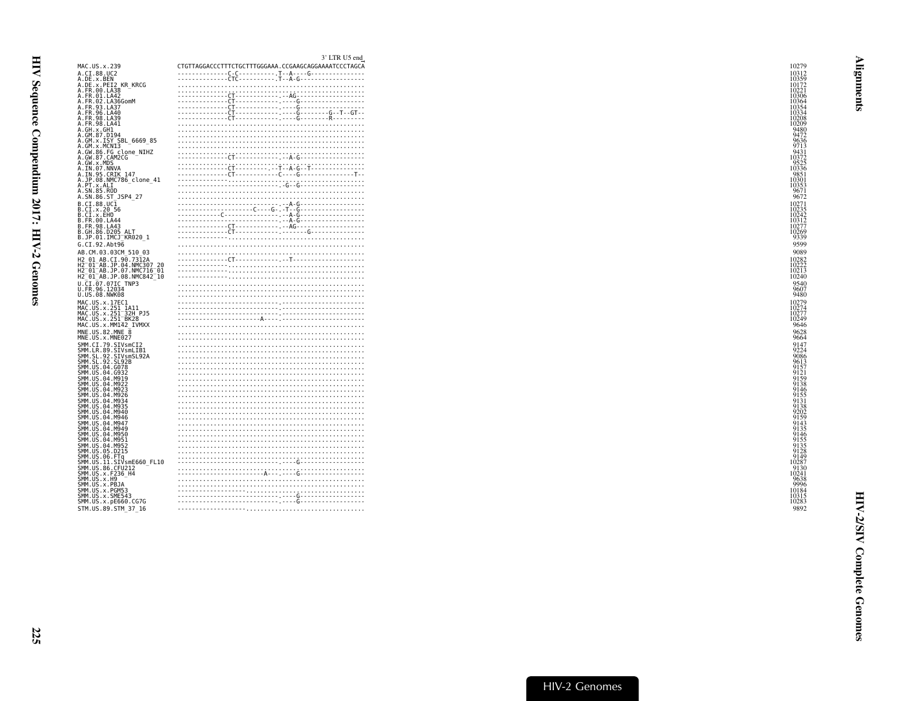3' LTR U5 end

```
MAC.US.x.239                 CTGTTAGGACCCTTTCTGCTTTGGGAAA.CCGAAGCAGGAAAATCCCTAGCA   10279
A.CI.88.UC2                  --------------C-C----------.T--A----G---------------   10312
A.DE.x.BEN                   --------------CTC----------.T--A-G------------------   10359
A.DE.x.PEI2_KR_KRCG          ....................................................   10172
A.FR.00.LA38                 ....................................................   10221
A.FR.01.LA42                 --------------CT-----------.--AG--------------------   10306
A.FR.02.LA36GomM             --------------CT-----------.----G-------------------   10364
A.FR.93.LA37                 --------------CT-----------.----G-------------------   10354
A.FR.96.LA40                 --------------CT-----------.----G--------G--T--GT--   10334
A.FR.98.LA39                 --------------CT-----------.----G--------R---------   10208
A.FR.98.LA41                 ....................................................   10209
A.GH.x.GH1                   ....................................................   9480
A.GM.87.D194                 ....................................................   9472
A.GM.x.ISY_SBL_6669_85       ....................................................   9636
A.GM.x.MCN13                 ....................................................   9713
A.GW.86.FG_clone_NIHZ        ....................................................   9431
A.GW.87.CAM2CG               --------------CT-----------.--A-G-------------------   10372
A.GW.x.MDS                   ....................................................   9525
A.IN.07.NNVA                 --------------CT-----------.T--A-G--T---------------   10336
A.IN.95.CRIK_147             --------------CT-----------C----G--------------T--   9851
A.JP.08.NMC786_clone_41      --------------......................................   10301
A.PT.x.ALI                   ---------------------------.-G--G-------------------   10353
A.SN.85.ROD                  ....................................................   9671
A.SN.86.ST_JSP4_27           ....................................................   9672
B.CI.88.UC1                  ---------------------------.--A-G-------------------   10271
B.CI.x.20_56                 -------------------C----G--.T--G--------------------   10235
B.CI.x.EHO                   ------------C--------------.--A-G-------------------   10242
B.FR.00.LA44                 ---------------------------.--A-G-------------------   10312
B.FR.98.LA43                 --------------CT-----------.--AG--------------------   10277
B.GH.86.D205_ALT             --------------CT-----------.--------G---------------   10269
B.JP.01.IMCJ_KR020_1         --------------......................................   9339
G.CI.92.Abt96                ....................................................   9599
AB.CM.03.03CM_510_03         ....................................................   9089
H2_01_AB.CI.90.7312A         --------------CT-----------.--T---------------------   10282
H2_01_AB.JP.04.NMC307_20     ----------------....................................   10222
H2_01_AB.JP.07.NMC716_01     ----------------....................................   10213
H2_01_AB.JP.08.NMC842_10     ----------------....................................   10240
U.CI.07.07IC_TNP3            ....................................................   9540
U.FR.96.12034                ....................................................   9607
U.US.08.NWK08                ....................................................   9480
MAC.US.x.17EC1               ---------------------------.------------------------   10279
MAC.US.x.251_1A11            ---------------------------.------------------------   10274
MAC.US.x.251_32H_PJ5         ---------------------------.------------------------   10277
MAC.US.x.251_BK28            ----------------------A----.------------------------   10249
MAC.US.x.MM142_IVMXX         ....................................................   9646
MNE.US.82.MNE_8              ....................................................   9628
MNE.US.x.MNE027              ....................................................   9664
SMM.CI.79.SIVsmCI2           ....................................................   9147
SMM.LR.89.SIVsmLIB1          ....................................................   9224
SMM.SL.92.SIVsmSL92A         ....................................................   9086
SMM.SL.92.SL92B              ....................................................   9613
SMM.US.04.G078               ....................................................   9157
SMM.US.04.G932               ....................................................   9121
SMM.US.04.M919               ....................................................   9159
SMM.US.04.M922               ....................................................   9138
SMM.US.04.M923               ....................................................   9146
SMM.US.04.M926               ....................................................   9155
SMM.US.04.M934               ....................................................   9131
SMM.US.04.M935               ....................................................   9138
SMM.US.04.M940               ....................................................   9202
SMM.US.04.M946               ....................................................   9159
SMM.US.04.M947               ....................................................   9143
SMM.US.04.M949               ....................................................   9135
SMM.US.04.M950               ....................................................   9146
SMM.US.04.M951               ....................................................   9155
SMM.US.04.M952               ....................................................   9135
SMM.US.05.D215               ....................................................   9128
SMM.US.06.FTq                ....................................................   9149
SMM.US.11.SIVsmE660_FL10     ---------------------------.----G-------------------   10287
SMM.US.86.CFU212             ....................................................   9130
SMM.US.x.F236_H4             ----------------------A----.----G-------------------   10241
SMM.US.x.H9                  ....................................................   9638
SMM.US.x.PBJA                ....................................................   9996
SMM.US.x.PGM53               ---------------------------.------------------------   10184
SMM.US.x.SME543              ---------------------------.----G-------------------   10315
SMM.US.x.pE660.CG7G          ---------------------------.----G-------------------   10283
STM.US.89.STM_37_16          ---------------------.......................... ......   9892
```